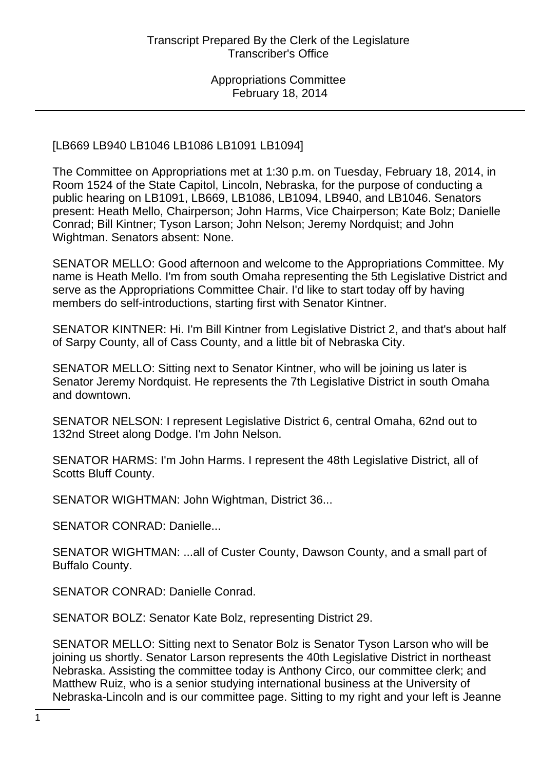[LB669 LB940 LB1046 LB1086 LB1091 LB1094]

The Committee on Appropriations met at 1:30 p.m. on Tuesday, February 18, 2014, in Room 1524 of the State Capitol, Lincoln, Nebraska, for the purpose of conducting a public hearing on LB1091, LB669, LB1086, LB1094, LB940, and LB1046. Senators present: Heath Mello, Chairperson; John Harms, Vice Chairperson; Kate Bolz; Danielle Conrad; Bill Kintner; Tyson Larson; John Nelson; Jeremy Nordquist; and John Wightman. Senators absent: None.

SENATOR MELLO: Good afternoon and welcome to the Appropriations Committee. My name is Heath Mello. I'm from south Omaha representing the 5th Legislative District and serve as the Appropriations Committee Chair. I'd like to start today off by having members do self-introductions, starting first with Senator Kintner.

SENATOR KINTNER: Hi. I'm Bill Kintner from Legislative District 2, and that's about half of Sarpy County, all of Cass County, and a little bit of Nebraska City.

SENATOR MELLO: Sitting next to Senator Kintner, who will be joining us later is Senator Jeremy Nordquist. He represents the 7th Legislative District in south Omaha and downtown.

SENATOR NELSON: I represent Legislative District 6, central Omaha, 62nd out to 132nd Street along Dodge. I'm John Nelson.

SENATOR HARMS: I'm John Harms. I represent the 48th Legislative District, all of Scotts Bluff County.

SENATOR WIGHTMAN: John Wightman, District 36...

SENATOR CONRAD: Danielle...

SENATOR WIGHTMAN: ...all of Custer County, Dawson County, and a small part of Buffalo County.

SENATOR CONRAD: Danielle Conrad.

SENATOR BOLZ: Senator Kate Bolz, representing District 29.

SENATOR MELLO: Sitting next to Senator Bolz is Senator Tyson Larson who will be joining us shortly. Senator Larson represents the 40th Legislative District in northeast Nebraska. Assisting the committee today is Anthony Circo, our committee clerk; and Matthew Ruiz, who is a senior studying international business at the University of Nebraska-Lincoln and is our committee page. Sitting to my right and your left is Jeanne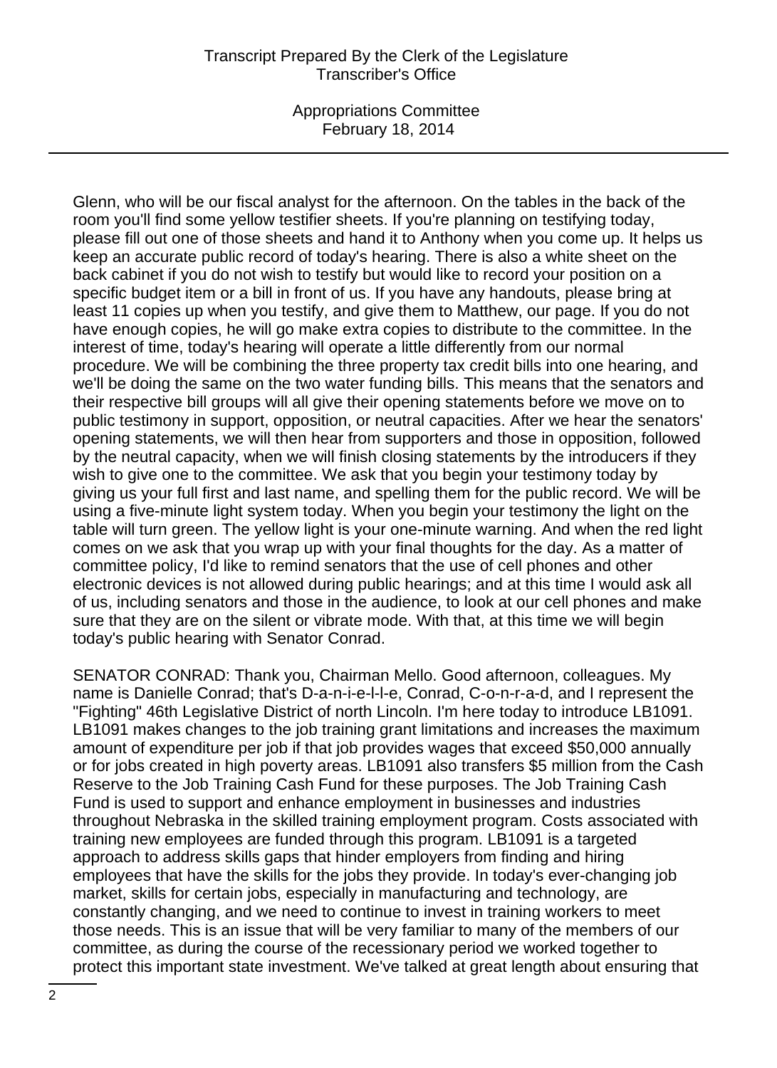Glenn, who will be our fiscal analyst for the afternoon. On the tables in the back of the room you'll find some yellow testifier sheets. If you're planning on testifying today, please fill out one of those sheets and hand it to Anthony when you come up. It helps us keep an accurate public record of today's hearing. There is also a white sheet on the back cabinet if you do not wish to testify but would like to record your position on a specific budget item or a bill in front of us. If you have any handouts, please bring at least 11 copies up when you testify, and give them to Matthew, our page. If you do not have enough copies, he will go make extra copies to distribute to the committee. In the interest of time, today's hearing will operate a little differently from our normal procedure. We will be combining the three property tax credit bills into one hearing, and we'll be doing the same on the two water funding bills. This means that the senators and their respective bill groups will all give their opening statements before we move on to public testimony in support, opposition, or neutral capacities. After we hear the senators' opening statements, we will then hear from supporters and those in opposition, followed by the neutral capacity, when we will finish closing statements by the introducers if they wish to give one to the committee. We ask that you begin your testimony today by giving us your full first and last name, and spelling them for the public record. We will be using a five-minute light system today. When you begin your testimony the light on the table will turn green. The yellow light is your one-minute warning. And when the red light comes on we ask that you wrap up with your final thoughts for the day. As a matter of committee policy, I'd like to remind senators that the use of cell phones and other electronic devices is not allowed during public hearings; and at this time I would ask all of us, including senators and those in the audience, to look at our cell phones and make sure that they are on the silent or vibrate mode. With that, at this time we will begin today's public hearing with Senator Conrad.

SENATOR CONRAD: Thank you, Chairman Mello. Good afternoon, colleagues. My name is Danielle Conrad; that's D-a-n-i-e-l-l-e, Conrad, C-o-n-r-a-d, and I represent the "Fighting" 46th Legislative District of north Lincoln. I'm here today to introduce LB1091. LB1091 makes changes to the job training grant limitations and increases the maximum amount of expenditure per job if that job provides wages that exceed $50,000 annually or for jobs created in high poverty areas. LB1091 also transfers $5 million from the Cash Reserve to the Job Training Cash Fund for these purposes. The Job Training Cash Fund is used to support and enhance employment in businesses and industries throughout Nebraska in the skilled training employment program. Costs associated with training new employees are funded through this program. LB1091 is a targeted approach to address skills gaps that hinder employers from finding and hiring employees that have the skills for the jobs they provide. In today's ever-changing job market, skills for certain jobs, especially in manufacturing and technology, are constantly changing, and we need to continue to invest in training workers to meet those needs. This is an issue that will be very familiar to many of the members of our committee, as during the course of the recessionary period we worked together to protect this important state investment. We've talked at great length about ensuring that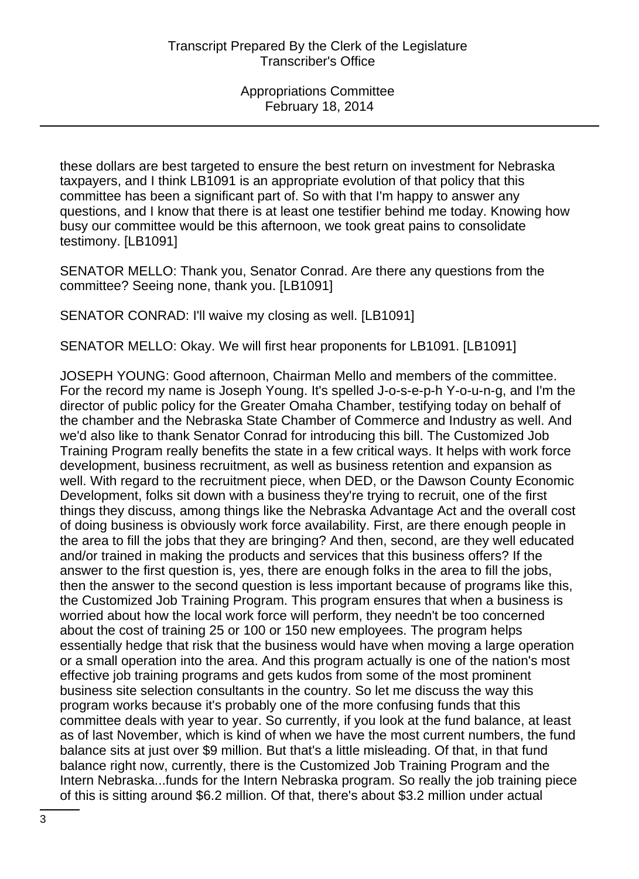these dollars are best targeted to ensure the best return on investment for Nebraska taxpayers, and I think LB1091 is an appropriate evolution of that policy that this committee has been a significant part of. So with that I'm happy to answer any questions, and I know that there is at least one testifier behind me today. Knowing how busy our committee would be this afternoon, we took great pains to consolidate testimony. [LB1091]

SENATOR MELLO: Thank you, Senator Conrad. Are there any questions from the committee? Seeing none, thank you. [LB1091]

SENATOR CONRAD: I'll waive my closing as well. [LB1091]

SENATOR MELLO: Okay. We will first hear proponents for LB1091. [LB1091]

JOSEPH YOUNG: Good afternoon, Chairman Mello and members of the committee. For the record my name is Joseph Young. It's spelled J-o-s-e-p-h Y-o-u-n-g, and I'm the director of public policy for the Greater Omaha Chamber, testifying today on behalf of the chamber and the Nebraska State Chamber of Commerce and Industry as well. And we'd also like to thank Senator Conrad for introducing this bill. The Customized Job Training Program really benefits the state in a few critical ways. It helps with work force development, business recruitment, as well as business retention and expansion as well. With regard to the recruitment piece, when DED, or the Dawson County Economic Development, folks sit down with a business they're trying to recruit, one of the first things they discuss, among things like the Nebraska Advantage Act and the overall cost of doing business is obviously work force availability. First, are there enough people in the area to fill the jobs that they are bringing? And then, second, are they well educated and/or trained in making the products and services that this business offers? If the answer to the first question is, yes, there are enough folks in the area to fill the jobs, then the answer to the second question is less important because of programs like this, the Customized Job Training Program. This program ensures that when a business is worried about how the local work force will perform, they needn't be too concerned about the cost of training 25 or 100 or 150 new employees. The program helps essentially hedge that risk that the business would have when moving a large operation or a small operation into the area. And this program actually is one of the nation's most effective job training programs and gets kudos from some of the most prominent business site selection consultants in the country. So let me discuss the way this program works because it's probably one of the more confusing funds that this committee deals with year to year. So currently, if you look at the fund balance, at least as of last November, which is kind of when we have the most current numbers, the fund balance sits at just over $9 million. But that's a little misleading. Of that, in that fund balance right now, currently, there is the Customized Job Training Program and the Intern Nebraska...funds for the Intern Nebraska program. So really the job training piece of this is sitting around $6.2 million. Of that, there's about $3.2 million under actual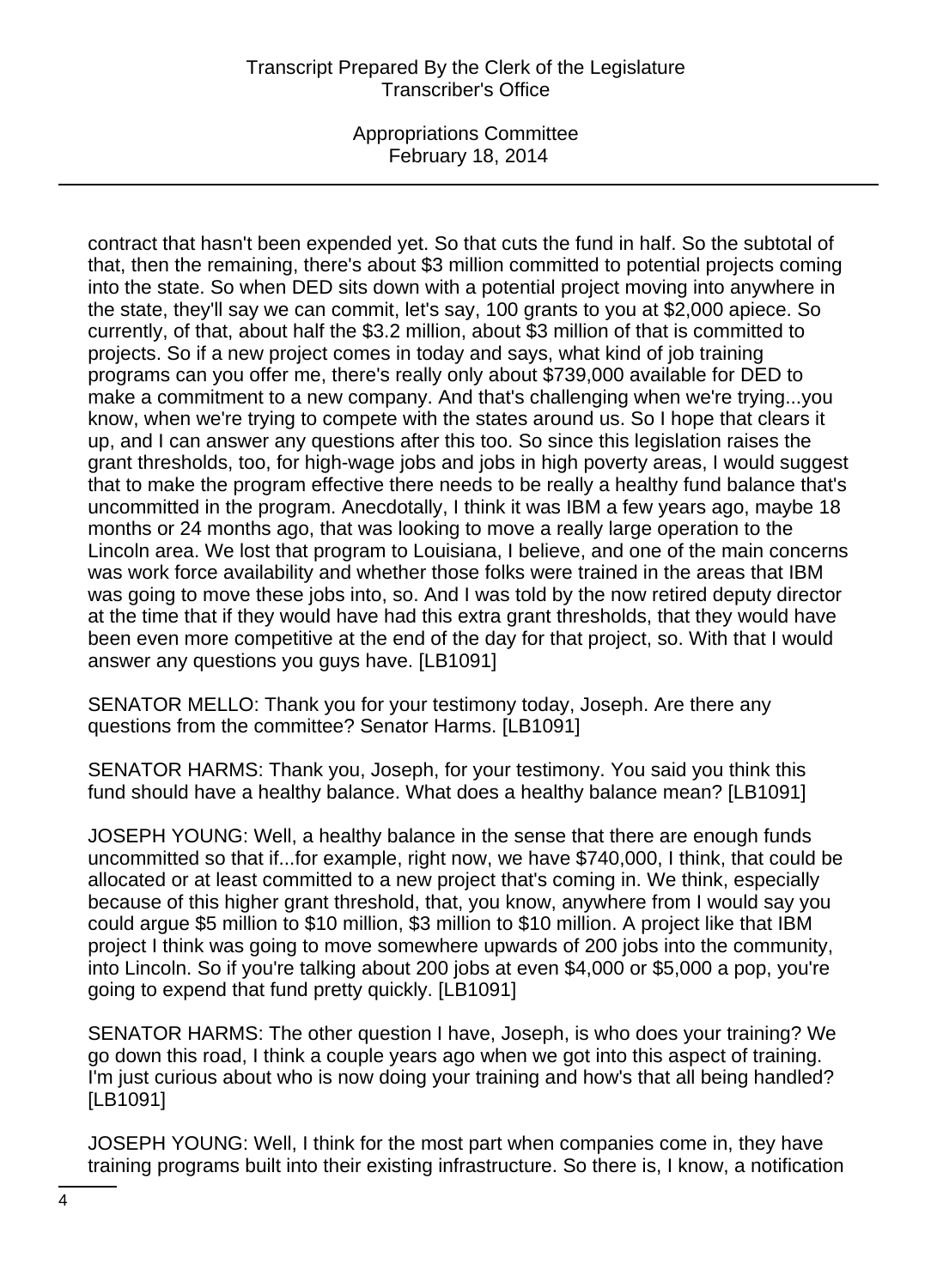contract that hasn't been expended yet. So that cuts the fund in half. So the subtotal of that, then the remaining, there's about $3 million committed to potential projects coming into the state. So when DED sits down with a potential project moving into anywhere in the state, they'll say we can commit, let's say, 100 grants to you at $2,000 apiece. So currently, of that, about half the $3.2 million, about $3 million of that is committed to projects. So if a new project comes in today and says, what kind of job training programs can you offer me, there's really only about $739,000 available for DED to make a commitment to a new company. And that's challenging when we're trying...you know, when we're trying to compete with the states around us. So I hope that clears it up, and I can answer any questions after this too. So since this legislation raises the grant thresholds, too, for high-wage jobs and jobs in high poverty areas, I would suggest that to make the program effective there needs to be really a healthy fund balance that's uncommitted in the program. Anecdotally, I think it was IBM a few years ago, maybe 18 months or 24 months ago, that was looking to move a really large operation to the Lincoln area. We lost that program to Louisiana, I believe, and one of the main concerns was work force availability and whether those folks were trained in the areas that IBM was going to move these jobs into, so. And I was told by the now retired deputy director at the time that if they would have had this extra grant thresholds, that they would have been even more competitive at the end of the day for that project, so. With that I would answer any questions you guys have. [LB1091]

SENATOR MELLO: Thank you for your testimony today, Joseph. Are there any questions from the committee? Senator Harms. [LB1091]

SENATOR HARMS: Thank you, Joseph, for your testimony. You said you think this fund should have a healthy balance. What does a healthy balance mean? [LB1091]

JOSEPH YOUNG: Well, a healthy balance in the sense that there are enough funds uncommitted so that if...for example, right now, we have $740,000, I think, that could be allocated or at least committed to a new project that's coming in. We think, especially because of this higher grant threshold, that, you know, anywhere from I would say you could argue $5 million to $10 million, $3 million to $10 million. A project like that IBM project I think was going to move somewhere upwards of 200 jobs into the community, into Lincoln. So if you're talking about 200 jobs at even $4,000 or $5,000 a pop, you're going to expend that fund pretty quickly. [LB1091]

SENATOR HARMS: The other question I have, Joseph, is who does your training? We go down this road, I think a couple years ago when we got into this aspect of training. I'm just curious about who is now doing your training and how's that all being handled? [LB1091]

JOSEPH YOUNG: Well, I think for the most part when companies come in, they have training programs built into their existing infrastructure. So there is, I know, a notification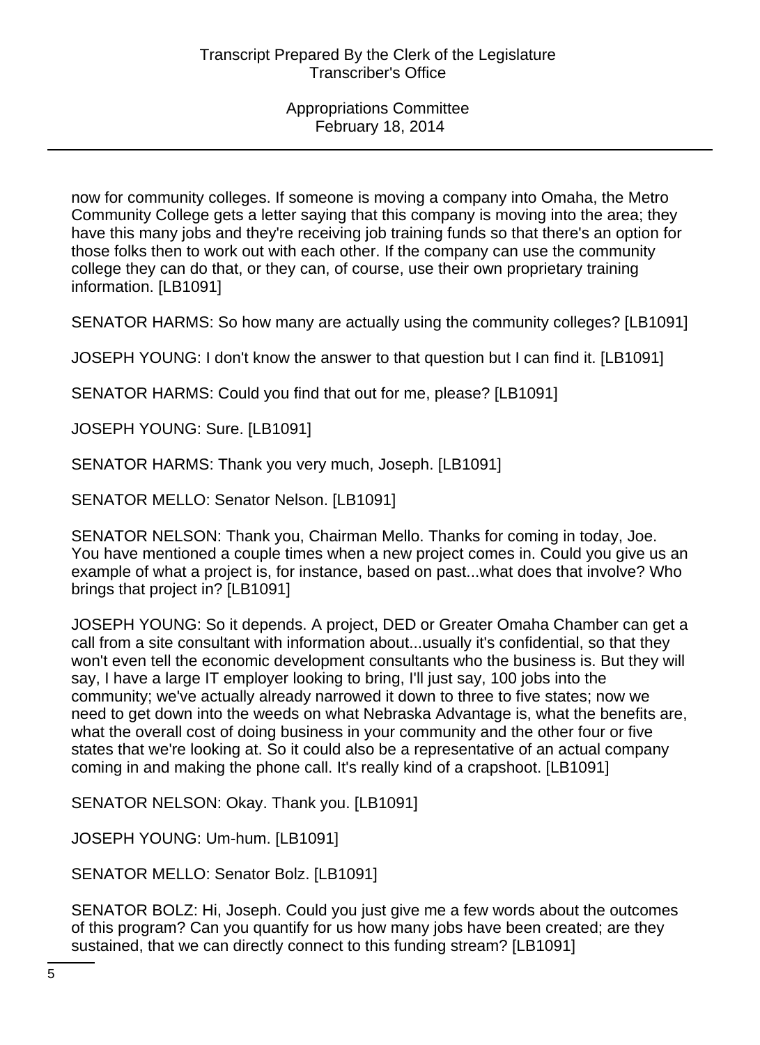now for community colleges. If someone is moving a company into Omaha, the Metro Community College gets a letter saying that this company is moving into the area; they have this many jobs and they're receiving job training funds so that there's an option for those folks then to work out with each other. If the company can use the community college they can do that, or they can, of course, use their own proprietary training information. [LB1091]

SENATOR HARMS: So how many are actually using the community colleges? [LB1091]

JOSEPH YOUNG: I don't know the answer to that question but I can find it. [LB1091]

SENATOR HARMS: Could you find that out for me, please? [LB1091]

JOSEPH YOUNG: Sure. [LB1091]

SENATOR HARMS: Thank you very much, Joseph. [LB1091]

SENATOR MELLO: Senator Nelson. [LB1091]

SENATOR NELSON: Thank you, Chairman Mello. Thanks for coming in today, Joe. You have mentioned a couple times when a new project comes in. Could you give us an example of what a project is, for instance, based on past...what does that involve? Who brings that project in? [LB1091]

JOSEPH YOUNG: So it depends. A project, DED or Greater Omaha Chamber can get a call from a site consultant with information about...usually it's confidential, so that they won't even tell the economic development consultants who the business is. But they will say, I have a large IT employer looking to bring, I'll just say, 100 jobs into the community; we've actually already narrowed it down to three to five states; now we need to get down into the weeds on what Nebraska Advantage is, what the benefits are, what the overall cost of doing business in your community and the other four or five states that we're looking at. So it could also be a representative of an actual company coming in and making the phone call. It's really kind of a crapshoot. [LB1091]

SENATOR NELSON: Okay. Thank you. [LB1091]

JOSEPH YOUNG: Um-hum. [LB1091]

SENATOR MELLO: Senator Bolz. [LB1091]

SENATOR BOLZ: Hi, Joseph. Could you just give me a few words about the outcomes of this program? Can you quantify for us how many jobs have been created; are they sustained, that we can directly connect to this funding stream? [LB1091]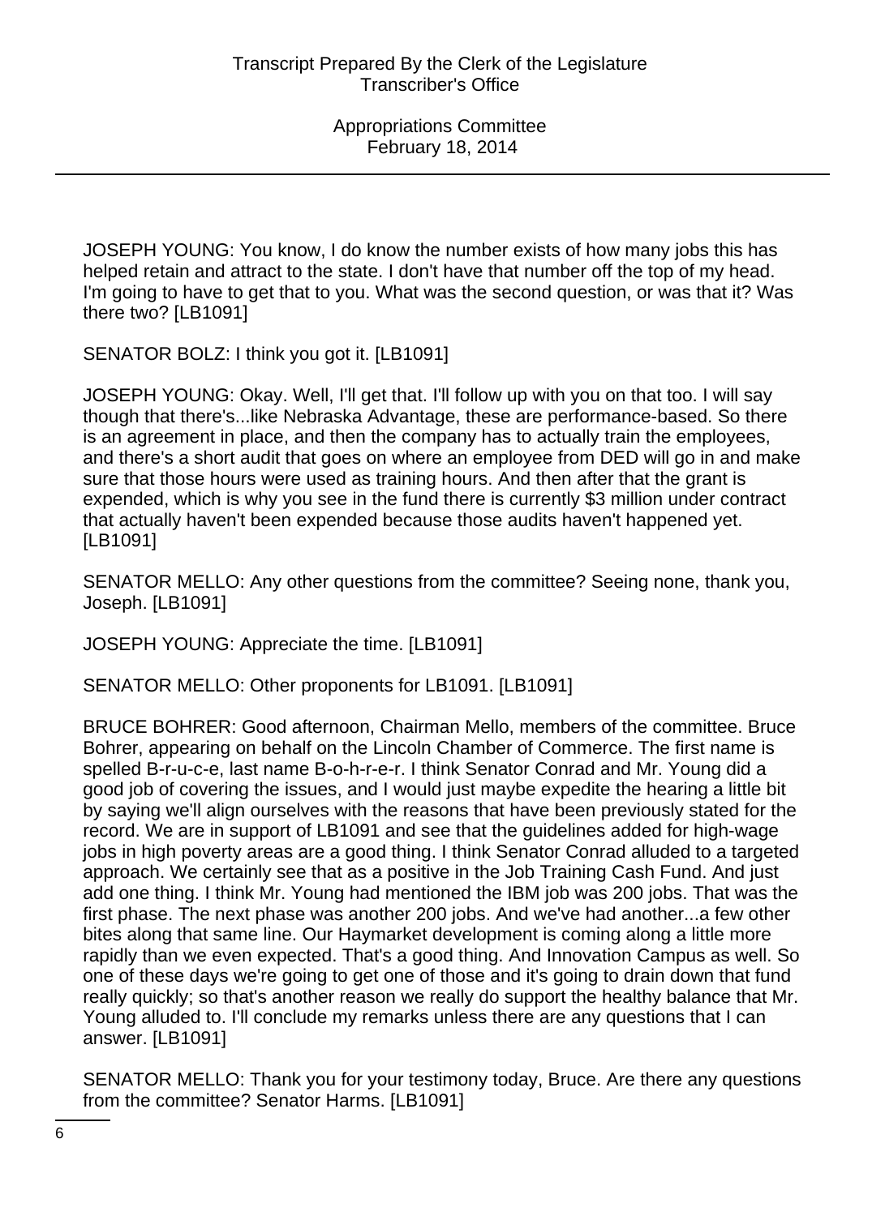JOSEPH YOUNG: You know, I do know the number exists of how many jobs this has helped retain and attract to the state. I don't have that number off the top of my head. I'm going to have to get that to you. What was the second question, or was that it? Was there two? [LB1091]

SENATOR BOLZ: I think you got it. [LB1091]

JOSEPH YOUNG: Okay. Well, I'll get that. I'll follow up with you on that too. I will say though that there's...like Nebraska Advantage, these are performance-based. So there is an agreement in place, and then the company has to actually train the employees, and there's a short audit that goes on where an employee from DED will go in and make sure that those hours were used as training hours. And then after that the grant is expended, which is why you see in the fund there is currently $3 million under contract that actually haven't been expended because those audits haven't happened yet. [LB1091]

SENATOR MELLO: Any other questions from the committee? Seeing none, thank you, Joseph. [LB1091]

JOSEPH YOUNG: Appreciate the time. [LB1091]

SENATOR MELLO: Other proponents for LB1091. [LB1091]

BRUCE BOHRER: Good afternoon, Chairman Mello, members of the committee. Bruce Bohrer, appearing on behalf on the Lincoln Chamber of Commerce. The first name is spelled B-r-u-c-e, last name B-o-h-r-e-r. I think Senator Conrad and Mr. Young did a good job of covering the issues, and I would just maybe expedite the hearing a little bit by saying we'll align ourselves with the reasons that have been previously stated for the record. We are in support of LB1091 and see that the guidelines added for high-wage jobs in high poverty areas are a good thing. I think Senator Conrad alluded to a targeted approach. We certainly see that as a positive in the Job Training Cash Fund. And just add one thing. I think Mr. Young had mentioned the IBM job was 200 jobs. That was the first phase. The next phase was another 200 jobs. And we've had another...a few other bites along that same line. Our Haymarket development is coming along a little more rapidly than we even expected. That's a good thing. And Innovation Campus as well. So one of these days we're going to get one of those and it's going to drain down that fund really quickly; so that's another reason we really do support the healthy balance that Mr. Young alluded to. I'll conclude my remarks unless there are any questions that I can answer. [LB1091]

SENATOR MELLO: Thank you for your testimony today, Bruce. Are there any questions from the committee? Senator Harms. [LB1091]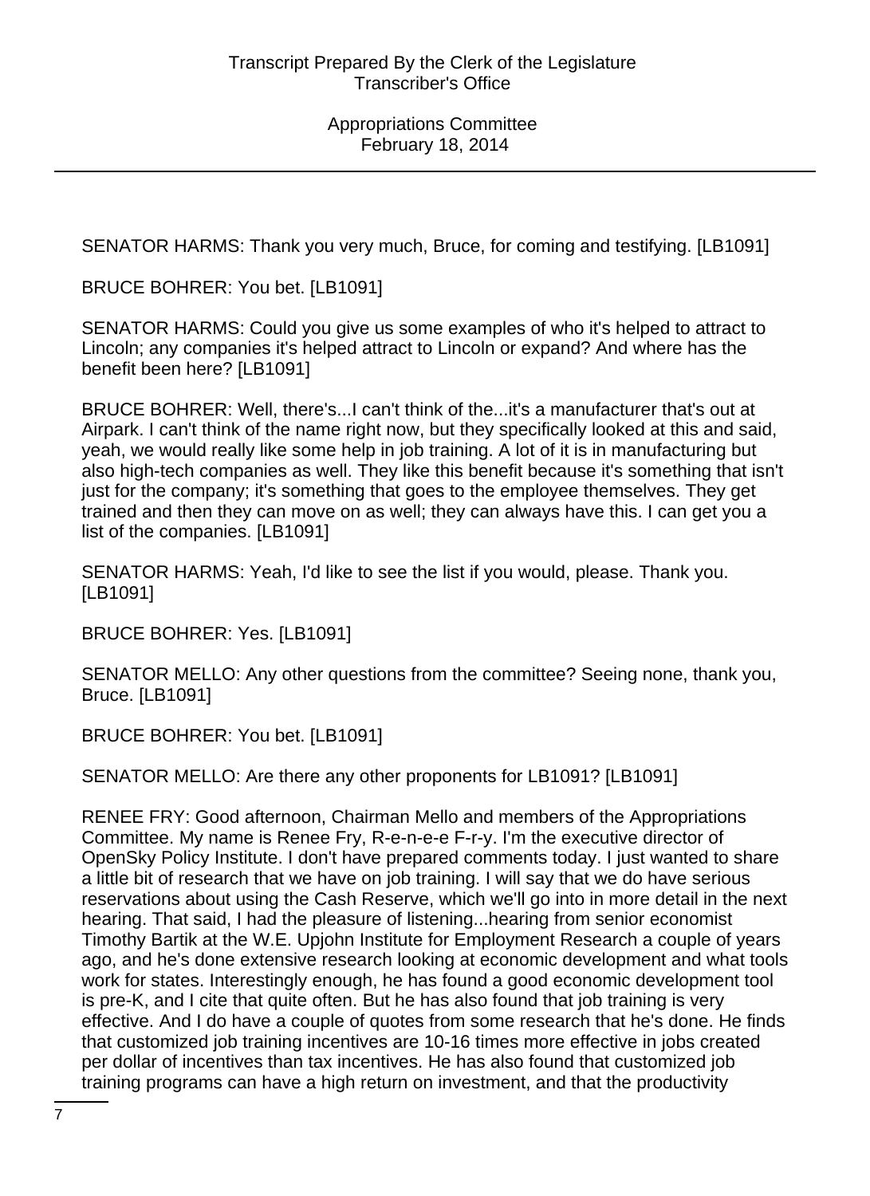SENATOR HARMS: Thank you very much, Bruce, for coming and testifying. [LB1091]

BRUCE BOHRER: You bet. [LB1091]

SENATOR HARMS: Could you give us some examples of who it's helped to attract to Lincoln; any companies it's helped attract to Lincoln or expand? And where has the benefit been here? [LB1091]

BRUCE BOHRER: Well, there's...I can't think of the...it's a manufacturer that's out at Airpark. I can't think of the name right now, but they specifically looked at this and said, yeah, we would really like some help in job training. A lot of it is in manufacturing but also high-tech companies as well. They like this benefit because it's something that isn't just for the company; it's something that goes to the employee themselves. They get trained and then they can move on as well; they can always have this. I can get you a list of the companies. [LB1091]

SENATOR HARMS: Yeah, I'd like to see the list if you would, please. Thank you. [LB1091]

BRUCE BOHRER: Yes. [LB1091]

SENATOR MELLO: Any other questions from the committee? Seeing none, thank you, Bruce. [LB1091]

BRUCE BOHRER: You bet. [LB1091]

SENATOR MELLO: Are there any other proponents for LB1091? [LB1091]

RENEE FRY: Good afternoon, Chairman Mello and members of the Appropriations Committee. My name is Renee Fry, R-e-n-e-e F-r-y. I'm the executive director of OpenSky Policy Institute. I don't have prepared comments today. I just wanted to share a little bit of research that we have on job training. I will say that we do have serious reservations about using the Cash Reserve, which we'll go into in more detail in the next hearing. That said, I had the pleasure of listening...hearing from senior economist Timothy Bartik at the W.E. Upjohn Institute for Employment Research a couple of years ago, and he's done extensive research looking at economic development and what tools work for states. Interestingly enough, he has found a good economic development tool is pre-K, and I cite that quite often. But he has also found that job training is very effective. And I do have a couple of quotes from some research that he's done. He finds that customized job training incentives are 10-16 times more effective in jobs created per dollar of incentives than tax incentives. He has also found that customized job training programs can have a high return on investment, and that the productivity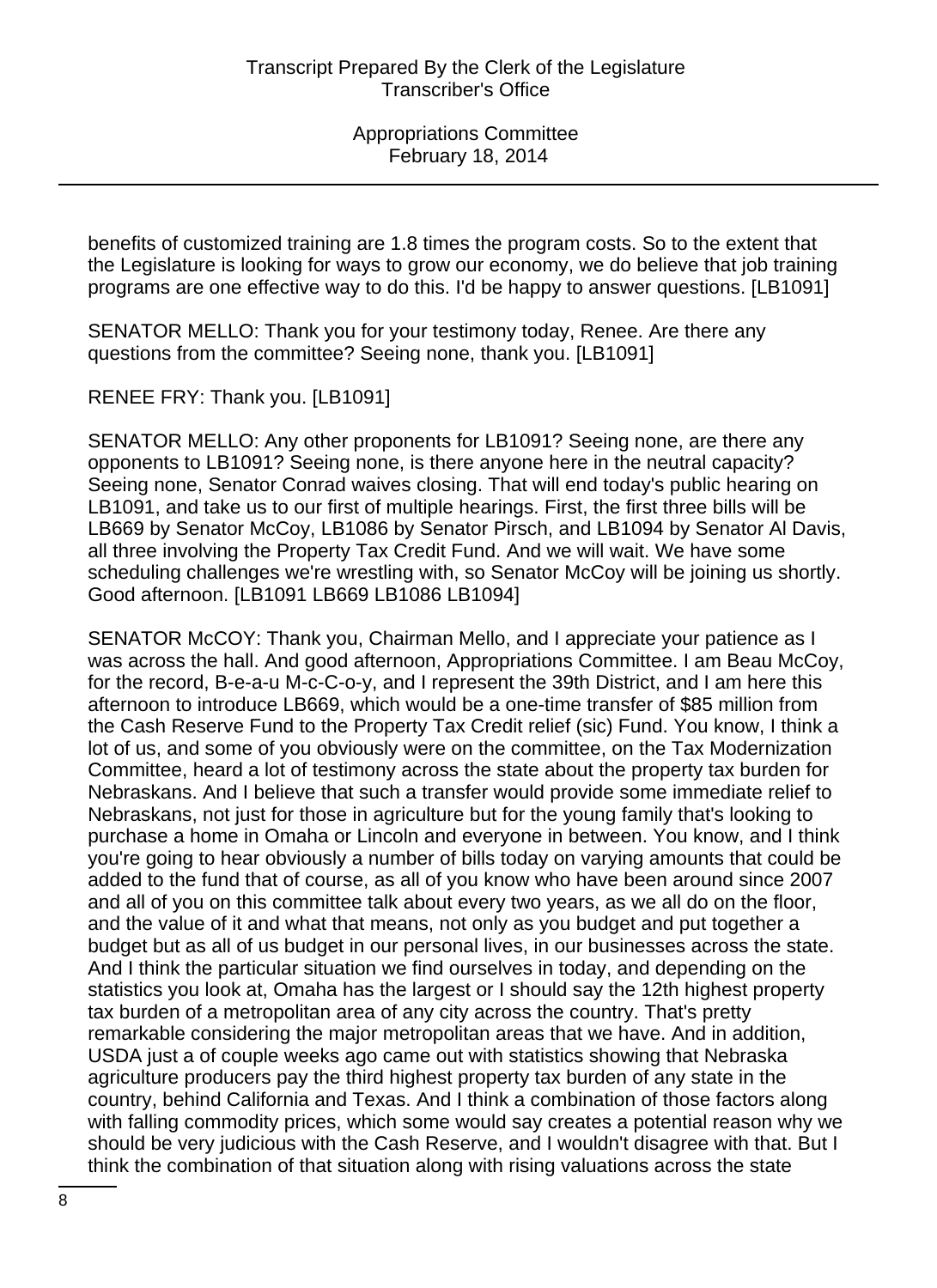benefits of customized training are 1.8 times the program costs. So to the extent that the Legislature is looking for ways to grow our economy, we do believe that job training programs are one effective way to do this. I'd be happy to answer questions. [LB1091]

SENATOR MELLO: Thank you for your testimony today, Renee. Are there any questions from the committee? Seeing none, thank you. [LB1091]

RENEE FRY: Thank you. [LB1091]

SENATOR MELLO: Any other proponents for LB1091? Seeing none, are there any opponents to LB1091? Seeing none, is there anyone here in the neutral capacity? Seeing none, Senator Conrad waives closing. That will end today's public hearing on LB1091, and take us to our first of multiple hearings. First, the first three bills will be LB669 by Senator McCoy, LB1086 by Senator Pirsch, and LB1094 by Senator Al Davis, all three involving the Property Tax Credit Fund. And we will wait. We have some scheduling challenges we're wrestling with, so Senator McCoy will be joining us shortly. Good afternoon. [LB1091 LB669 LB1086 LB1094]

SENATOR McCOY: Thank you, Chairman Mello, and I appreciate your patience as I was across the hall. And good afternoon, Appropriations Committee. I am Beau McCoy, for the record, B-e-a-u M-c-C-o-y, and I represent the 39th District, and I am here this afternoon to introduce LB669, which would be a one-time transfer of $85 million from the Cash Reserve Fund to the Property Tax Credit relief (sic) Fund. You know, I think a lot of us, and some of you obviously were on the committee, on the Tax Modernization Committee, heard a lot of testimony across the state about the property tax burden for Nebraskans. And I believe that such a transfer would provide some immediate relief to Nebraskans, not just for those in agriculture but for the young family that's looking to purchase a home in Omaha or Lincoln and everyone in between. You know, and I think you're going to hear obviously a number of bills today on varying amounts that could be added to the fund that of course, as all of you know who have been around since 2007 and all of you on this committee talk about every two years, as we all do on the floor, and the value of it and what that means, not only as you budget and put together a budget but as all of us budget in our personal lives, in our businesses across the state. And I think the particular situation we find ourselves in today, and depending on the statistics you look at, Omaha has the largest or I should say the 12th highest property tax burden of a metropolitan area of any city across the country. That's pretty remarkable considering the major metropolitan areas that we have. And in addition, USDA just a of couple weeks ago came out with statistics showing that Nebraska agriculture producers pay the third highest property tax burden of any state in the country, behind California and Texas. And I think a combination of those factors along with falling commodity prices, which some would say creates a potential reason why we should be very judicious with the Cash Reserve, and I wouldn't disagree with that. But I think the combination of that situation along with rising valuations across the state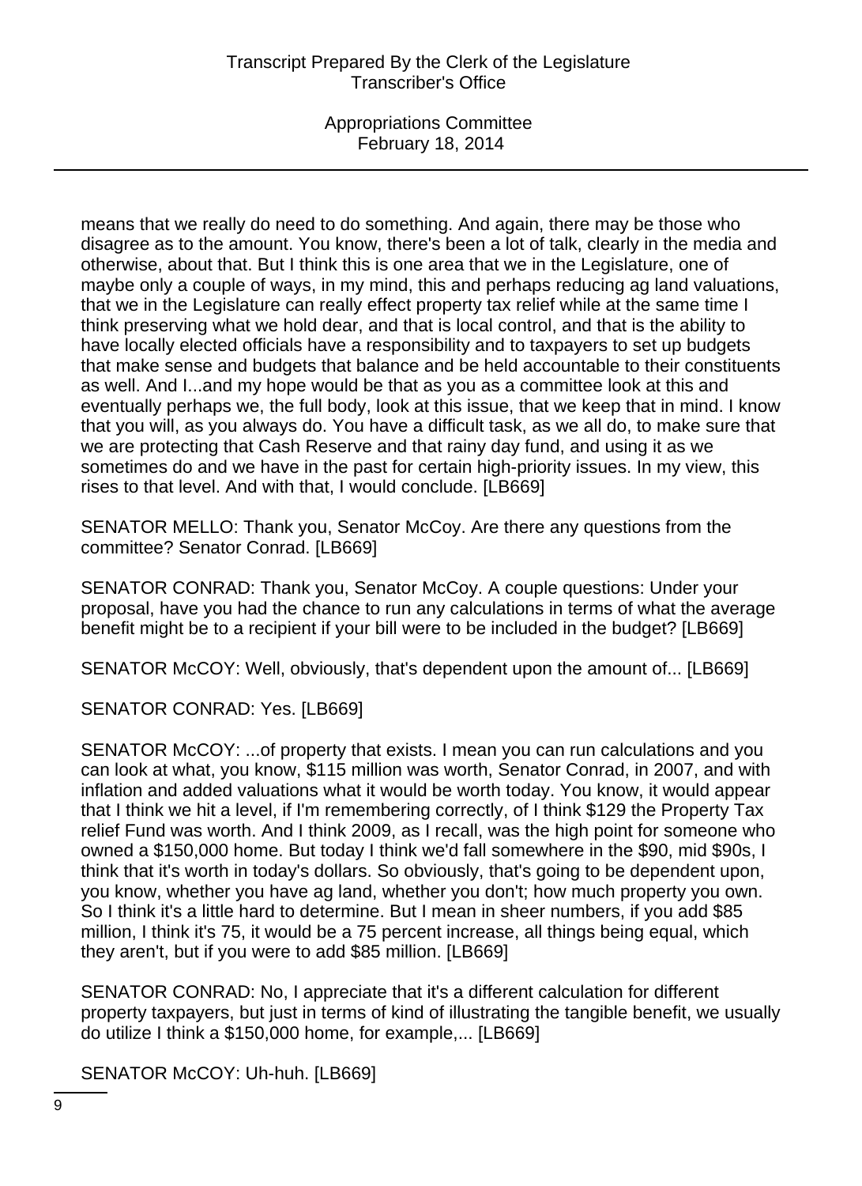means that we really do need to do something. And again, there may be those who disagree as to the amount. You know, there's been a lot of talk, clearly in the media and otherwise, about that. But I think this is one area that we in the Legislature, one of maybe only a couple of ways, in my mind, this and perhaps reducing ag land valuations, that we in the Legislature can really effect property tax relief while at the same time I think preserving what we hold dear, and that is local control, and that is the ability to have locally elected officials have a responsibility and to taxpayers to set up budgets that make sense and budgets that balance and be held accountable to their constituents as well. And I...and my hope would be that as you as a committee look at this and eventually perhaps we, the full body, look at this issue, that we keep that in mind. I know that you will, as you always do. You have a difficult task, as we all do, to make sure that we are protecting that Cash Reserve and that rainy day fund, and using it as we sometimes do and we have in the past for certain high-priority issues. In my view, this rises to that level. And with that, I would conclude. [LB669]

SENATOR MELLO: Thank you, Senator McCoy. Are there any questions from the committee? Senator Conrad. [LB669]

SENATOR CONRAD: Thank you, Senator McCoy. A couple questions: Under your proposal, have you had the chance to run any calculations in terms of what the average benefit might be to a recipient if your bill were to be included in the budget? [LB669]

SENATOR McCOY: Well, obviously, that's dependent upon the amount of... [LB669]

SENATOR CONRAD: Yes. [LB669]

SENATOR McCOY: ...of property that exists. I mean you can run calculations and you can look at what, you know, $115 million was worth, Senator Conrad, in 2007, and with inflation and added valuations what it would be worth today. You know, it would appear that I think we hit a level, if I'm remembering correctly, of I think $129 the Property Tax relief Fund was worth. And I think 2009, as I recall, was the high point for someone who owned a $150,000 home. But today I think we'd fall somewhere in the $90, mid $90s, I think that it's worth in today's dollars. So obviously, that's going to be dependent upon, you know, whether you have ag land, whether you don't; how much property you own. So I think it's a little hard to determine. But I mean in sheer numbers, if you add $85 million, I think it's 75, it would be a 75 percent increase, all things being equal, which they aren't, but if you were to add $85 million. [LB669]

SENATOR CONRAD: No, I appreciate that it's a different calculation for different property taxpayers, but just in terms of kind of illustrating the tangible benefit, we usually do utilize I think a $150,000 home, for example,... [LB669]

SENATOR McCOY: Uh-huh. [LB669]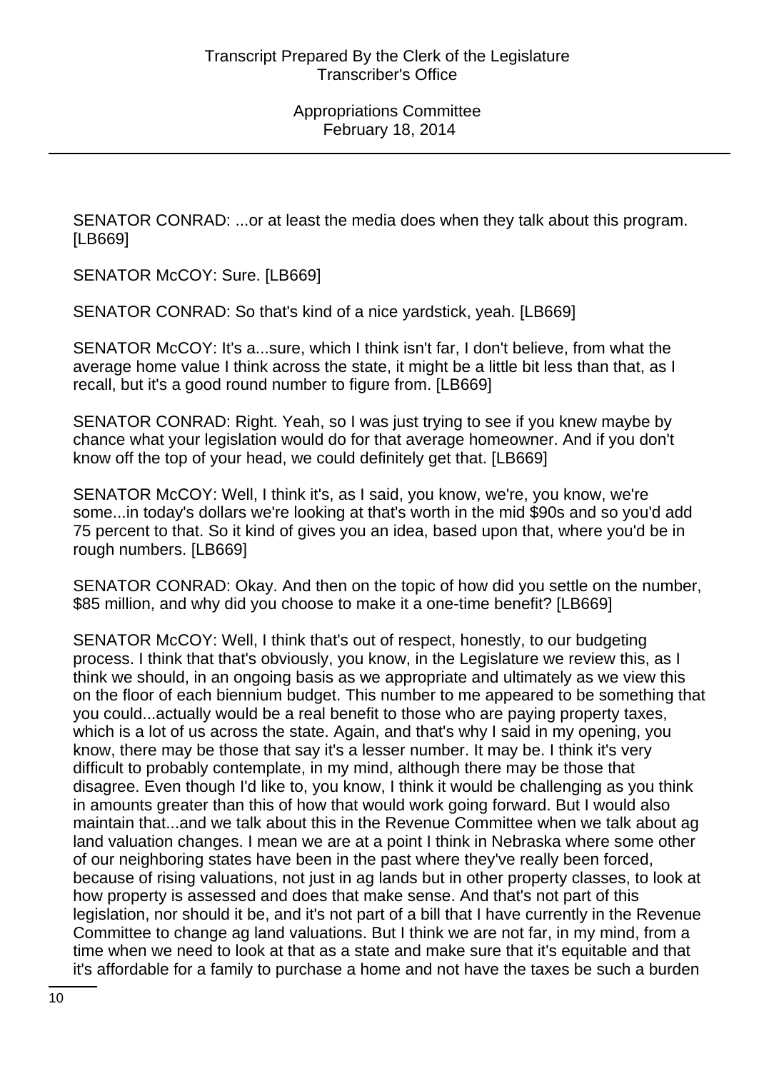SENATOR CONRAD: ...or at least the media does when they talk about this program. [LB669]

SENATOR McCOY: Sure. [LB669]

SENATOR CONRAD: So that's kind of a nice yardstick, yeah. [LB669]

SENATOR McCOY: It's a...sure, which I think isn't far, I don't believe, from what the average home value I think across the state, it might be a little bit less than that, as I recall, but it's a good round number to figure from. [LB669]

SENATOR CONRAD: Right. Yeah, so I was just trying to see if you knew maybe by chance what your legislation would do for that average homeowner. And if you don't know off the top of your head, we could definitely get that. [LB669]

SENATOR McCOY: Well, I think it's, as I said, you know, we're, you know, we're some...in today's dollars we're looking at that's worth in the mid $90s and so you'd add 75 percent to that. So it kind of gives you an idea, based upon that, where you'd be in rough numbers. [LB669]

SENATOR CONRAD: Okay. And then on the topic of how did you settle on the number, $85 million, and why did you choose to make it a one-time benefit? [LB669]

SENATOR McCOY: Well, I think that's out of respect, honestly, to our budgeting process. I think that that's obviously, you know, in the Legislature we review this, as I think we should, in an ongoing basis as we appropriate and ultimately as we view this on the floor of each biennium budget. This number to me appeared to be something that you could...actually would be a real benefit to those who are paying property taxes, which is a lot of us across the state. Again, and that's why I said in my opening, you know, there may be those that say it's a lesser number. It may be. I think it's very difficult to probably contemplate, in my mind, although there may be those that disagree. Even though I'd like to, you know, I think it would be challenging as you think in amounts greater than this of how that would work going forward. But I would also maintain that...and we talk about this in the Revenue Committee when we talk about ag land valuation changes. I mean we are at a point I think in Nebraska where some other of our neighboring states have been in the past where they've really been forced, because of rising valuations, not just in ag lands but in other property classes, to look at how property is assessed and does that make sense. And that's not part of this legislation, nor should it be, and it's not part of a bill that I have currently in the Revenue Committee to change ag land valuations. But I think we are not far, in my mind, from a time when we need to look at that as a state and make sure that it's equitable and that it's affordable for a family to purchase a home and not have the taxes be such a burden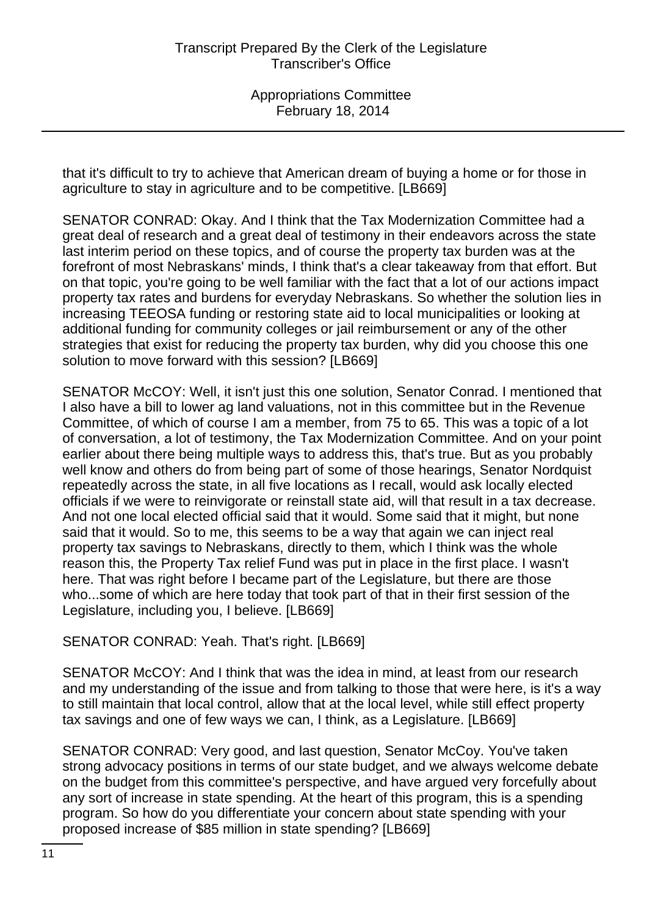that it's difficult to try to achieve that American dream of buying a home or for those in agriculture to stay in agriculture and to be competitive. [LB669]

SENATOR CONRAD: Okay. And I think that the Tax Modernization Committee had a great deal of research and a great deal of testimony in their endeavors across the state last interim period on these topics, and of course the property tax burden was at the forefront of most Nebraskans' minds, I think that's a clear takeaway from that effort. But on that topic, you're going to be well familiar with the fact that a lot of our actions impact property tax rates and burdens for everyday Nebraskans. So whether the solution lies in increasing TEEOSA funding or restoring state aid to local municipalities or looking at additional funding for community colleges or jail reimbursement or any of the other strategies that exist for reducing the property tax burden, why did you choose this one solution to move forward with this session? [LB669]

SENATOR McCOY: Well, it isn't just this one solution, Senator Conrad. I mentioned that I also have a bill to lower ag land valuations, not in this committee but in the Revenue Committee, of which of course I am a member, from 75 to 65. This was a topic of a lot of conversation, a lot of testimony, the Tax Modernization Committee. And on your point earlier about there being multiple ways to address this, that's true. But as you probably well know and others do from being part of some of those hearings, Senator Nordquist repeatedly across the state, in all five locations as I recall, would ask locally elected officials if we were to reinvigorate or reinstall state aid, will that result in a tax decrease. And not one local elected official said that it would. Some said that it might, but none said that it would. So to me, this seems to be a way that again we can inject real property tax savings to Nebraskans, directly to them, which I think was the whole reason this, the Property Tax relief Fund was put in place in the first place. I wasn't here. That was right before I became part of the Legislature, but there are those who...some of which are here today that took part of that in their first session of the Legislature, including you, I believe. [LB669]

SENATOR CONRAD: Yeah. That's right. [LB669]

SENATOR McCOY: And I think that was the idea in mind, at least from our research and my understanding of the issue and from talking to those that were here, is it's a way to still maintain that local control, allow that at the local level, while still effect property tax savings and one of few ways we can, I think, as a Legislature. [LB669]

SENATOR CONRAD: Very good, and last question, Senator McCoy. You've taken strong advocacy positions in terms of our state budget, and we always welcome debate on the budget from this committee's perspective, and have argued very forcefully about any sort of increase in state spending. At the heart of this program, this is a spending program. So how do you differentiate your concern about state spending with your proposed increase of $85 million in state spending? [LB669]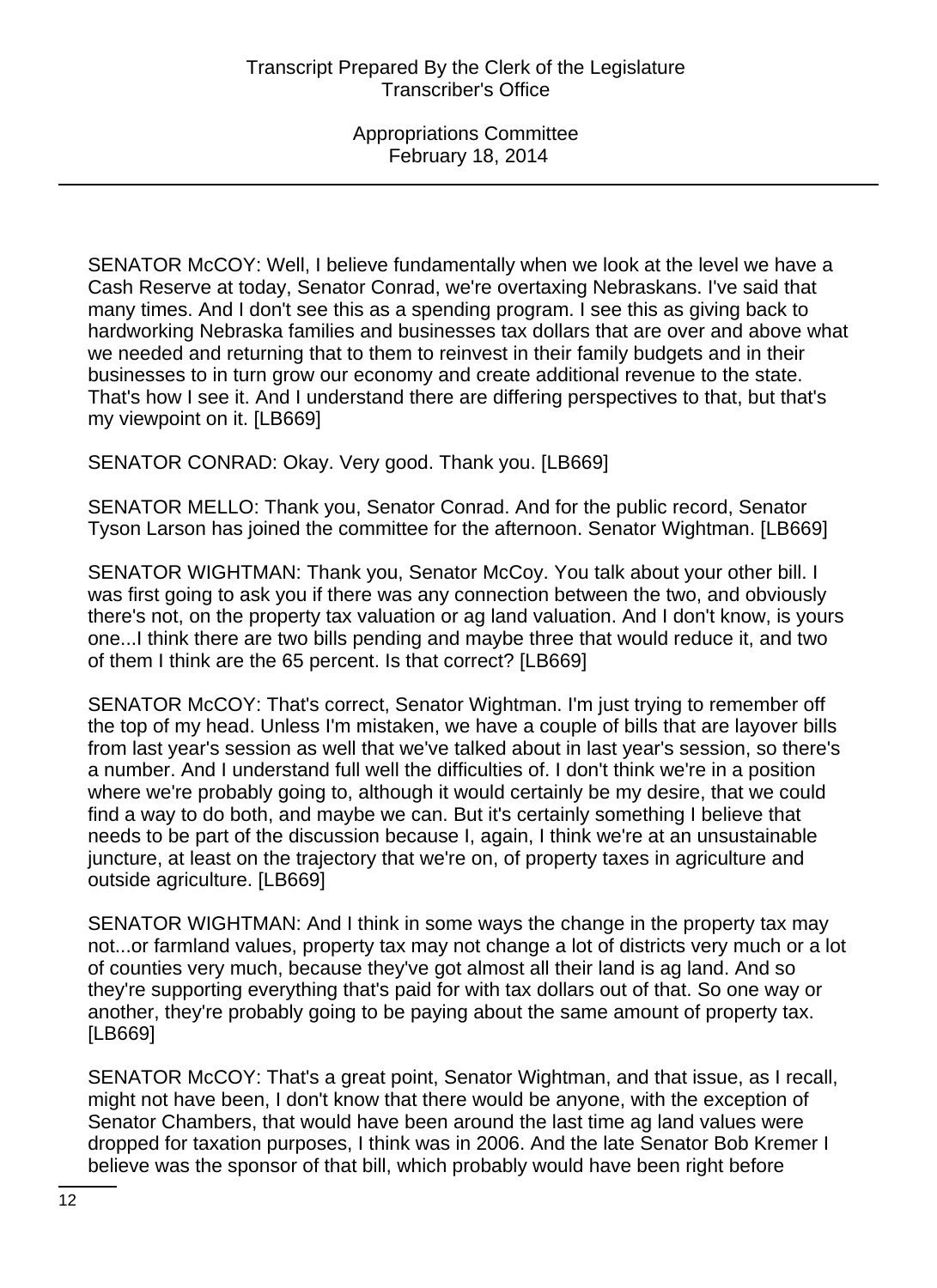SENATOR McCOY: Well, I believe fundamentally when we look at the level we have a Cash Reserve at today, Senator Conrad, we're overtaxing Nebraskans. I've said that many times. And I don't see this as a spending program. I see this as giving back to hardworking Nebraska families and businesses tax dollars that are over and above what we needed and returning that to them to reinvest in their family budgets and in their businesses to in turn grow our economy and create additional revenue to the state. That's how I see it. And I understand there are differing perspectives to that, but that's my viewpoint on it. [LB669]

SENATOR CONRAD: Okay. Very good. Thank you. [LB669]

SENATOR MELLO: Thank you, Senator Conrad. And for the public record, Senator Tyson Larson has joined the committee for the afternoon. Senator Wightman. [LB669]

SENATOR WIGHTMAN: Thank you, Senator McCoy. You talk about your other bill. I was first going to ask you if there was any connection between the two, and obviously there's not, on the property tax valuation or ag land valuation. And I don't know, is yours one...I think there are two bills pending and maybe three that would reduce it, and two of them I think are the 65 percent. Is that correct? [LB669]

SENATOR McCOY: That's correct, Senator Wightman. I'm just trying to remember off the top of my head. Unless I'm mistaken, we have a couple of bills that are layover bills from last year's session as well that we've talked about in last year's session, so there's a number. And I understand full well the difficulties of. I don't think we're in a position where we're probably going to, although it would certainly be my desire, that we could find a way to do both, and maybe we can. But it's certainly something I believe that needs to be part of the discussion because I, again, I think we're at an unsustainable juncture, at least on the trajectory that we're on, of property taxes in agriculture and outside agriculture. [LB669]

SENATOR WIGHTMAN: And I think in some ways the change in the property tax may not...or farmland values, property tax may not change a lot of districts very much or a lot of counties very much, because they've got almost all their land is ag land. And so they're supporting everything that's paid for with tax dollars out of that. So one way or another, they're probably going to be paying about the same amount of property tax. [LB669]

SENATOR McCOY: That's a great point, Senator Wightman, and that issue, as I recall, might not have been, I don't know that there would be anyone, with the exception of Senator Chambers, that would have been around the last time ag land values were dropped for taxation purposes, I think was in 2006. And the late Senator Bob Kremer I believe was the sponsor of that bill, which probably would have been right before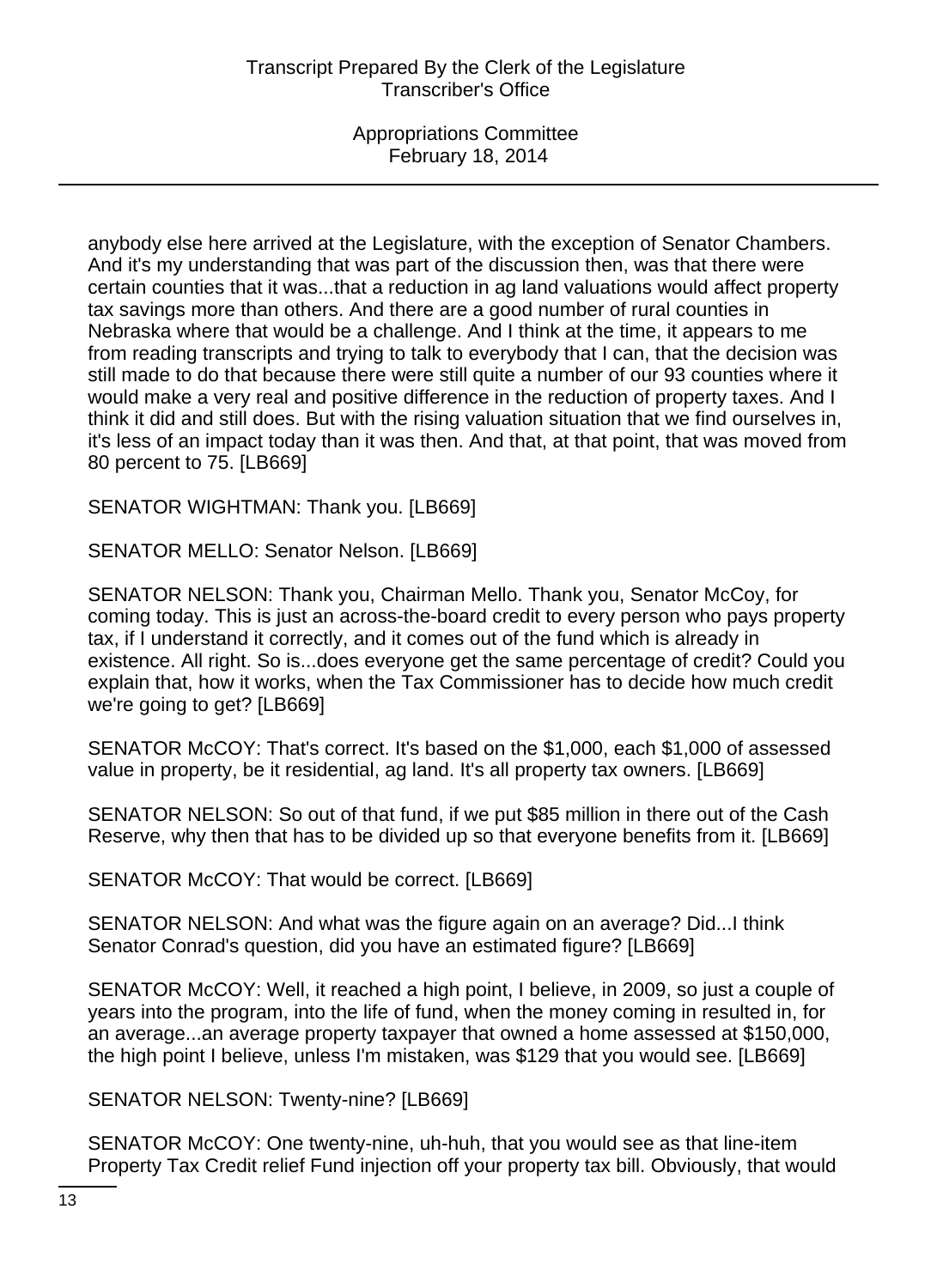anybody else here arrived at the Legislature, with the exception of Senator Chambers. And it's my understanding that was part of the discussion then, was that there were certain counties that it was...that a reduction in ag land valuations would affect property tax savings more than others. And there are a good number of rural counties in Nebraska where that would be a challenge. And I think at the time, it appears to me from reading transcripts and trying to talk to everybody that I can, that the decision was still made to do that because there were still quite a number of our 93 counties where it would make a very real and positive difference in the reduction of property taxes. And I think it did and still does. But with the rising valuation situation that we find ourselves in, it's less of an impact today than it was then. And that, at that point, that was moved from 80 percent to 75. [LB669]

SENATOR WIGHTMAN: Thank you. [LB669]

SENATOR MELLO: Senator Nelson. [LB669]

SENATOR NELSON: Thank you, Chairman Mello. Thank you, Senator McCoy, for coming today. This is just an across-the-board credit to every person who pays property tax, if I understand it correctly, and it comes out of the fund which is already in existence. All right. So is...does everyone get the same percentage of credit? Could you explain that, how it works, when the Tax Commissioner has to decide how much credit we're going to get? [LB669]

SENATOR McCOY: That's correct. It's based on the $1,000, each $1,000 of assessed value in property, be it residential, ag land. It's all property tax owners. [LB669]

SENATOR NELSON: So out of that fund, if we put $85 million in there out of the Cash Reserve, why then that has to be divided up so that everyone benefits from it. [LB669]

SENATOR McCOY: That would be correct. [LB669]

SENATOR NELSON: And what was the figure again on an average? Did...I think Senator Conrad's question, did you have an estimated figure? [LB669]

SENATOR McCOY: Well, it reached a high point, I believe, in 2009, so just a couple of years into the program, into the life of fund, when the money coming in resulted in, for an average...an average property taxpayer that owned a home assessed at $150,000, the high point I believe, unless I'm mistaken, was $129 that you would see. [LB669]

SENATOR NELSON: Twenty-nine? [LB669]

SENATOR McCOY: One twenty-nine, uh-huh, that you would see as that line-item Property Tax Credit relief Fund injection off your property tax bill. Obviously, that would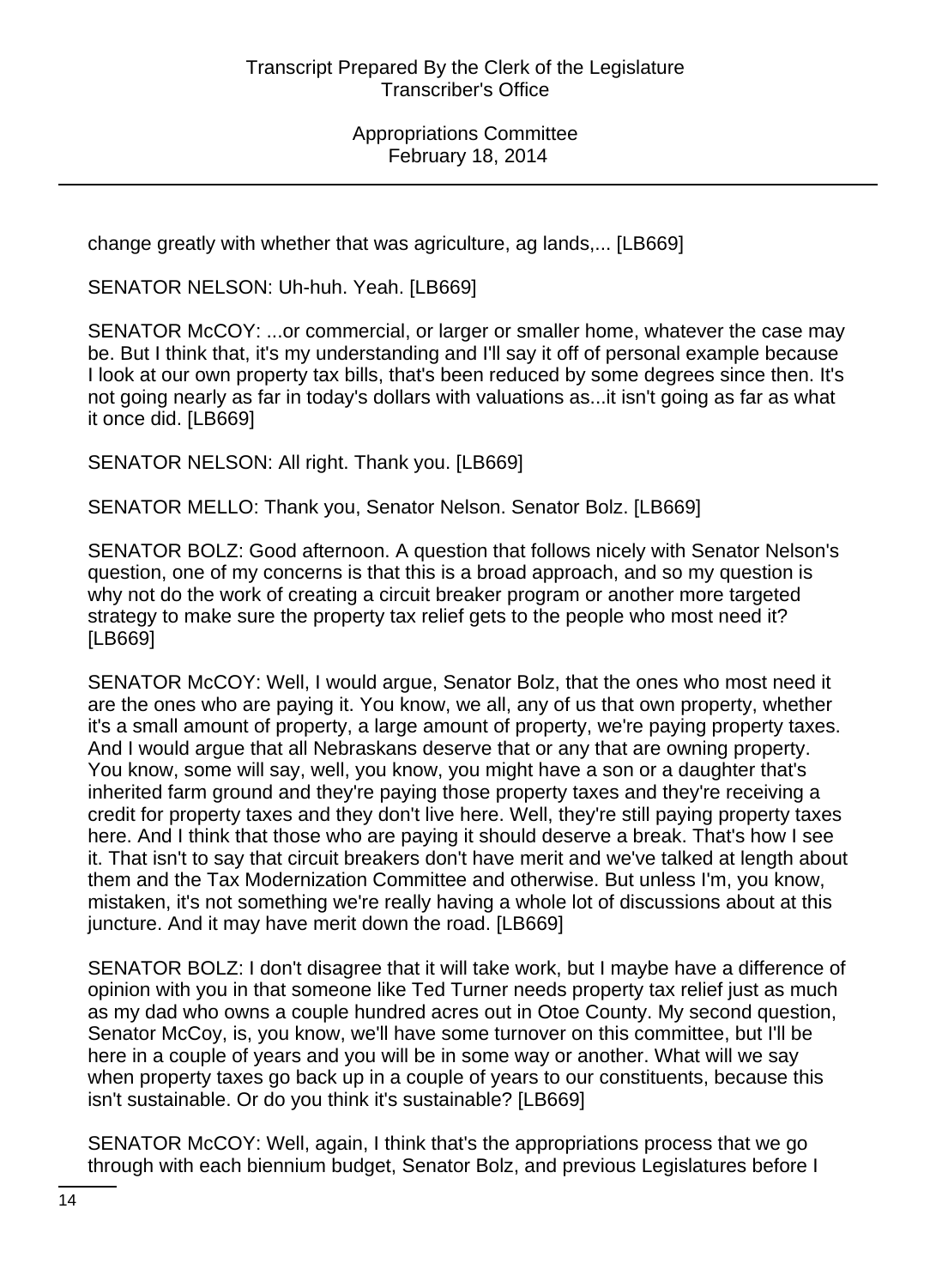change greatly with whether that was agriculture, ag lands,... [LB669]

SENATOR NELSON: Uh-huh. Yeah. [LB669]

SENATOR McCOY: ...or commercial, or larger or smaller home, whatever the case may be. But I think that, it's my understanding and I'll say it off of personal example because I look at our own property tax bills, that's been reduced by some degrees since then. It's not going nearly as far in today's dollars with valuations as...it isn't going as far as what it once did. [LB669]

SENATOR NELSON: All right. Thank you. [LB669]

SENATOR MELLO: Thank you, Senator Nelson. Senator Bolz. [LB669]

SENATOR BOLZ: Good afternoon. A question that follows nicely with Senator Nelson's question, one of my concerns is that this is a broad approach, and so my question is why not do the work of creating a circuit breaker program or another more targeted strategy to make sure the property tax relief gets to the people who most need it? [LB669]

SENATOR McCOY: Well, I would argue, Senator Bolz, that the ones who most need it are the ones who are paying it. You know, we all, any of us that own property, whether it's a small amount of property, a large amount of property, we're paying property taxes. And I would argue that all Nebraskans deserve that or any that are owning property. You know, some will say, well, you know, you might have a son or a daughter that's inherited farm ground and they're paying those property taxes and they're receiving a credit for property taxes and they don't live here. Well, they're still paying property taxes here. And I think that those who are paying it should deserve a break. That's how I see it. That isn't to say that circuit breakers don't have merit and we've talked at length about them and the Tax Modernization Committee and otherwise. But unless I'm, you know, mistaken, it's not something we're really having a whole lot of discussions about at this juncture. And it may have merit down the road. [LB669]

SENATOR BOLZ: I don't disagree that it will take work, but I maybe have a difference of opinion with you in that someone like Ted Turner needs property tax relief just as much as my dad who owns a couple hundred acres out in Otoe County. My second question, Senator McCoy, is, you know, we'll have some turnover on this committee, but I'll be here in a couple of years and you will be in some way or another. What will we say when property taxes go back up in a couple of years to our constituents, because this isn't sustainable. Or do you think it's sustainable? [LB669]

SENATOR McCOY: Well, again, I think that's the appropriations process that we go through with each biennium budget, Senator Bolz, and previous Legislatures before I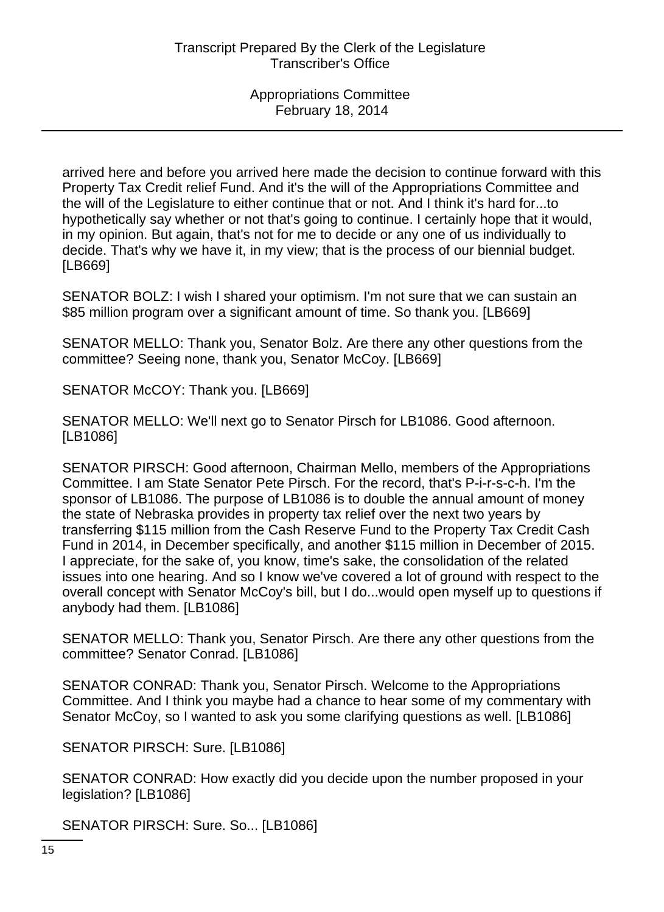arrived here and before you arrived here made the decision to continue forward with this Property Tax Credit relief Fund. And it's the will of the Appropriations Committee and the will of the Legislature to either continue that or not. And I think it's hard for...to hypothetically say whether or not that's going to continue. I certainly hope that it would, in my opinion. But again, that's not for me to decide or any one of us individually to decide. That's why we have it, in my view; that is the process of our biennial budget. [LB669]

SENATOR BOLZ: I wish I shared your optimism. I'm not sure that we can sustain an $85 million program over a significant amount of time. So thank you. [LB669]

SENATOR MELLO: Thank you, Senator Bolz. Are there any other questions from the committee? Seeing none, thank you, Senator McCoy. [LB669]

SENATOR McCOY: Thank you. [LB669]

SENATOR MELLO: We'll next go to Senator Pirsch for LB1086. Good afternoon. [LB1086]

SENATOR PIRSCH: Good afternoon, Chairman Mello, members of the Appropriations Committee. I am State Senator Pete Pirsch. For the record, that's P-i-r-s-c-h. I'm the sponsor of LB1086. The purpose of LB1086 is to double the annual amount of money the state of Nebraska provides in property tax relief over the next two years by transferring $115 million from the Cash Reserve Fund to the Property Tax Credit Cash Fund in 2014, in December specifically, and another $115 million in December of 2015. I appreciate, for the sake of, you know, time's sake, the consolidation of the related issues into one hearing. And so I know we've covered a lot of ground with respect to the overall concept with Senator McCoy's bill, but I do...would open myself up to questions if anybody had them. [LB1086]

SENATOR MELLO: Thank you, Senator Pirsch. Are there any other questions from the committee? Senator Conrad. [LB1086]

SENATOR CONRAD: Thank you, Senator Pirsch. Welcome to the Appropriations Committee. And I think you maybe had a chance to hear some of my commentary with Senator McCoy, so I wanted to ask you some clarifying questions as well. [LB1086]

SENATOR PIRSCH: Sure. [LB1086]

SENATOR CONRAD: How exactly did you decide upon the number proposed in your legislation? [LB1086]

SENATOR PIRSCH: Sure. So... [LB1086]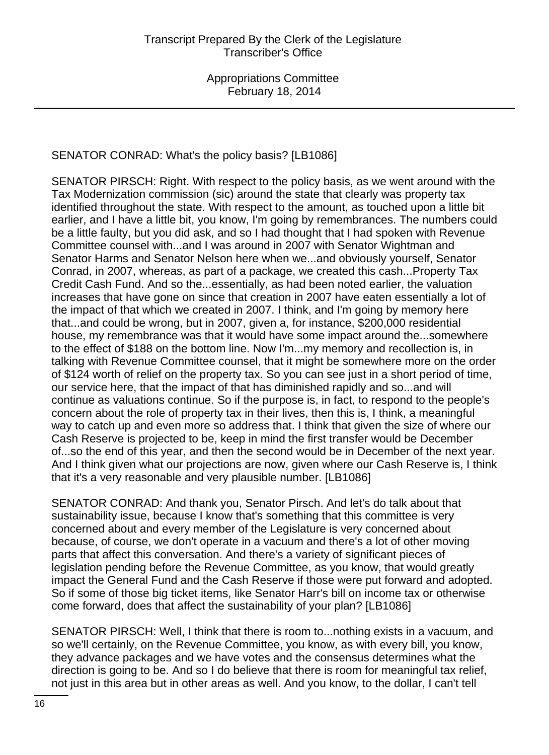SENATOR CONRAD: What's the policy basis? [LB1086]

SENATOR PIRSCH: Right. With respect to the policy basis, as we went around with the Tax Modernization commission (sic) around the state that clearly was property tax identified throughout the state. With respect to the amount, as touched upon a little bit earlier, and I have a little bit, you know, I'm going by remembrances. The numbers could be a little faulty, but you did ask, and so I had thought that I had spoken with Revenue Committee counsel with...and I was around in 2007 with Senator Wightman and Senator Harms and Senator Nelson here when we...and obviously yourself, Senator Conrad, in 2007, whereas, as part of a package, we created this cash...Property Tax Credit Cash Fund. And so the...essentially, as had been noted earlier, the valuation increases that have gone on since that creation in 2007 have eaten essentially a lot of the impact of that which we created in 2007. I think, and I'm going by memory here that...and could be wrong, but in 2007, given a, for instance, $200,000 residential house, my remembrance was that it would have some impact around the...somewhere to the effect of $188 on the bottom line. Now I'm...my memory and recollection is, in talking with Revenue Committee counsel, that it might be somewhere more on the order of $124 worth of relief on the property tax. So you can see just in a short period of time, our service here, that the impact of that has diminished rapidly and so...and will continue as valuations continue. So if the purpose is, in fact, to respond to the people's concern about the role of property tax in their lives, then this is, I think, a meaningful way to catch up and even more so address that. I think that given the size of where our Cash Reserve is projected to be, keep in mind the first transfer would be December of...so the end of this year, and then the second would be in December of the next year. And I think given what our projections are now, given where our Cash Reserve is, I think that it's a very reasonable and very plausible number. [LB1086]

SENATOR CONRAD: And thank you, Senator Pirsch. And let's do talk about that sustainability issue, because I know that's something that this committee is very concerned about and every member of the Legislature is very concerned about because, of course, we don't operate in a vacuum and there's a lot of other moving parts that affect this conversation. And there's a variety of significant pieces of legislation pending before the Revenue Committee, as you know, that would greatly impact the General Fund and the Cash Reserve if those were put forward and adopted. So if some of those big ticket items, like Senator Harr's bill on income tax or otherwise come forward, does that affect the sustainability of your plan? [LB1086]

SENATOR PIRSCH: Well, I think that there is room to...nothing exists in a vacuum, and so we'll certainly, on the Revenue Committee, you know, as with every bill, you know, they advance packages and we have votes and the consensus determines what the direction is going to be. And so I do believe that there is room for meaningful tax relief, not just in this area but in other areas as well. And you know, to the dollar, I can't tell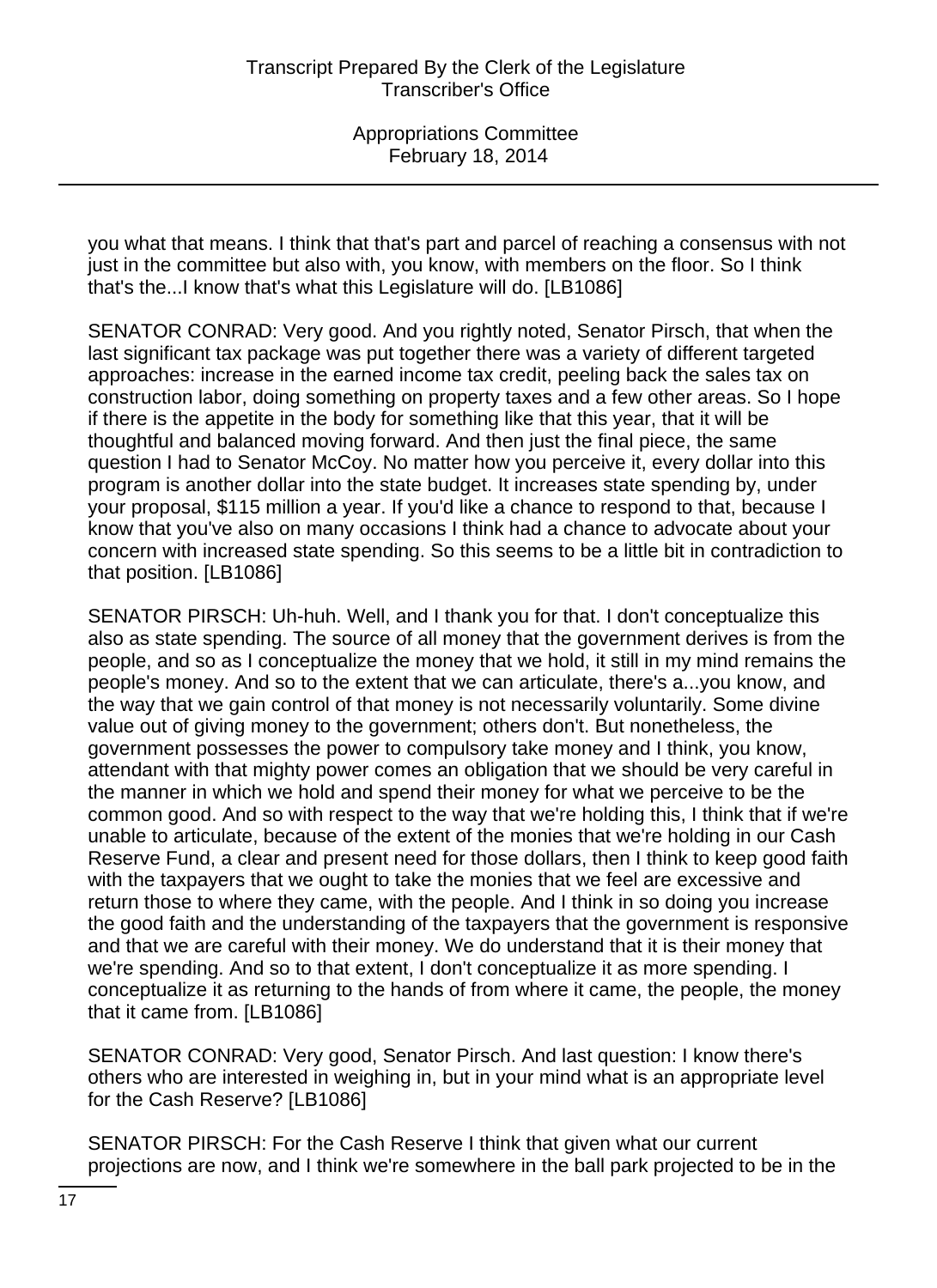you what that means. I think that that's part and parcel of reaching a consensus with not just in the committee but also with, you know, with members on the floor. So I think that's the...I know that's what this Legislature will do. [LB1086]

SENATOR CONRAD: Very good. And you rightly noted, Senator Pirsch, that when the last significant tax package was put together there was a variety of different targeted approaches: increase in the earned income tax credit, peeling back the sales tax on construction labor, doing something on property taxes and a few other areas. So I hope if there is the appetite in the body for something like that this year, that it will be thoughtful and balanced moving forward. And then just the final piece, the same question I had to Senator McCoy. No matter how you perceive it, every dollar into this program is another dollar into the state budget. It increases state spending by, under your proposal, $115 million a year. If you'd like a chance to respond to that, because I know that you've also on many occasions I think had a chance to advocate about your concern with increased state spending. So this seems to be a little bit in contradiction to that position. [LB1086]

SENATOR PIRSCH: Uh-huh. Well, and I thank you for that. I don't conceptualize this also as state spending. The source of all money that the government derives is from the people, and so as I conceptualize the money that we hold, it still in my mind remains the people's money. And so to the extent that we can articulate, there's a...you know, and the way that we gain control of that money is not necessarily voluntarily. Some divine value out of giving money to the government; others don't. But nonetheless, the government possesses the power to compulsory take money and I think, you know, attendant with that mighty power comes an obligation that we should be very careful in the manner in which we hold and spend their money for what we perceive to be the common good. And so with respect to the way that we're holding this, I think that if we're unable to articulate, because of the extent of the monies that we're holding in our Cash Reserve Fund, a clear and present need for those dollars, then I think to keep good faith with the taxpayers that we ought to take the monies that we feel are excessive and return those to where they came, with the people. And I think in so doing you increase the good faith and the understanding of the taxpayers that the government is responsive and that we are careful with their money. We do understand that it is their money that we're spending. And so to that extent, I don't conceptualize it as more spending. I conceptualize it as returning to the hands of from where it came, the people, the money that it came from. [LB1086]

SENATOR CONRAD: Very good, Senator Pirsch. And last question: I know there's others who are interested in weighing in, but in your mind what is an appropriate level for the Cash Reserve? [LB1086]

SENATOR PIRSCH: For the Cash Reserve I think that given what our current projections are now, and I think we're somewhere in the ball park projected to be in the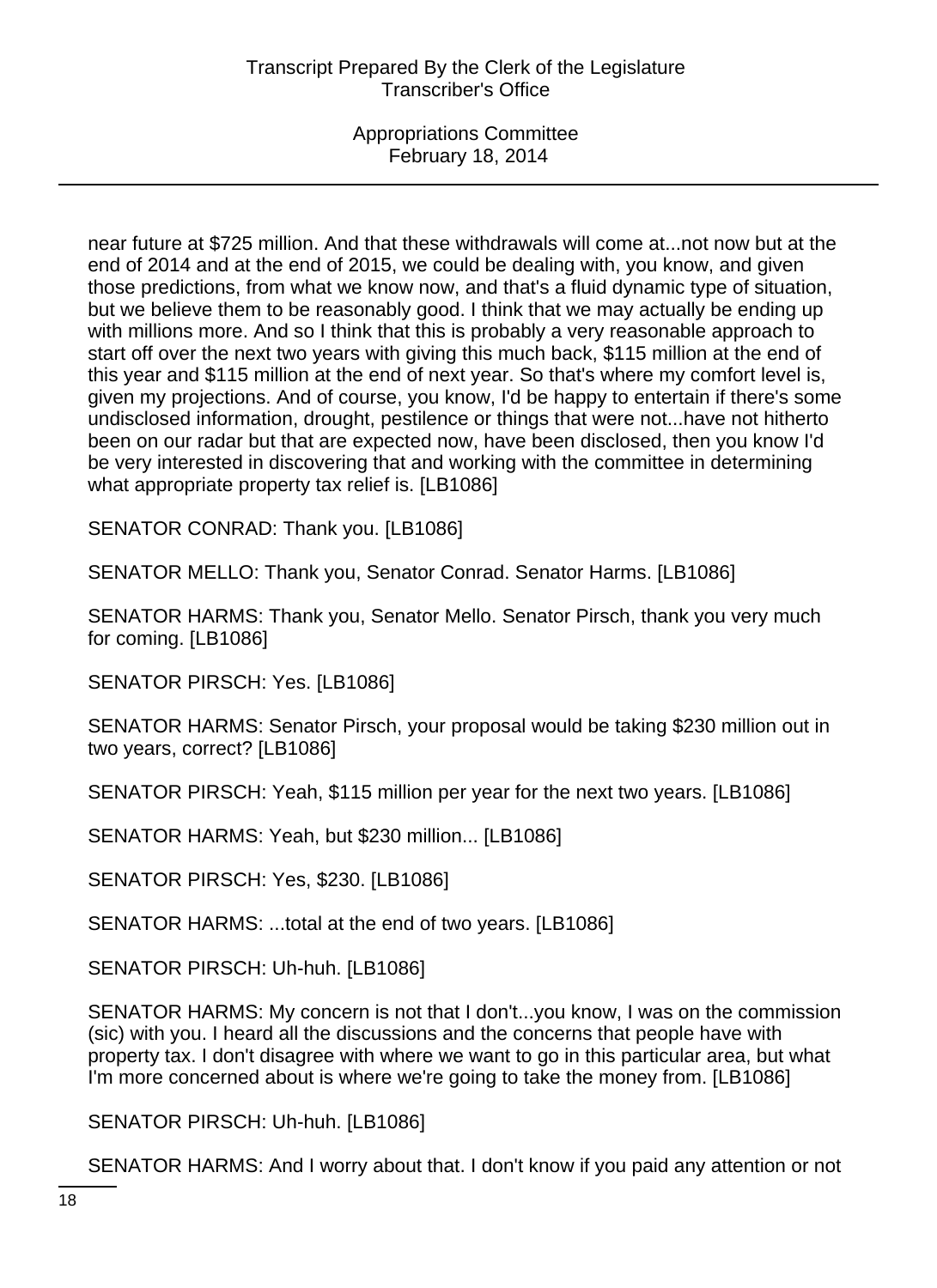near future at $725 million. And that these withdrawals will come at...not now but at the end of 2014 and at the end of 2015, we could be dealing with, you know, and given those predictions, from what we know now, and that's a fluid dynamic type of situation, but we believe them to be reasonably good. I think that we may actually be ending up with millions more. And so I think that this is probably a very reasonable approach to start off over the next two years with giving this much back, $115 million at the end of this year and $115 million at the end of next year. So that's where my comfort level is, given my projections. And of course, you know, I'd be happy to entertain if there's some undisclosed information, drought, pestilence or things that were not...have not hitherto been on our radar but that are expected now, have been disclosed, then you know I'd be very interested in discovering that and working with the committee in determining what appropriate property tax relief is. [LB1086]

SENATOR CONRAD: Thank you. [LB1086]

SENATOR MELLO: Thank you, Senator Conrad. Senator Harms. [LB1086]

SENATOR HARMS: Thank you, Senator Mello. Senator Pirsch, thank you very much for coming. [LB1086]

SENATOR PIRSCH: Yes. [LB1086]

SENATOR HARMS: Senator Pirsch, your proposal would be taking $230 million out in two years, correct? [LB1086]

SENATOR PIRSCH: Yeah, $115 million per year for the next two years. [LB1086]

SENATOR HARMS: Yeah, but $230 million... [LB1086]

SENATOR PIRSCH: Yes, $230. [LB1086]

SENATOR HARMS: ...total at the end of two years. [LB1086]

SENATOR PIRSCH: Uh-huh. [LB1086]

SENATOR HARMS: My concern is not that I don't...you know, I was on the commission (sic) with you. I heard all the discussions and the concerns that people have with property tax. I don't disagree with where we want to go in this particular area, but what I'm more concerned about is where we're going to take the money from. [LB1086]

SENATOR PIRSCH: Uh-huh. [LB1086]

SENATOR HARMS: And I worry about that. I don't know if you paid any attention or not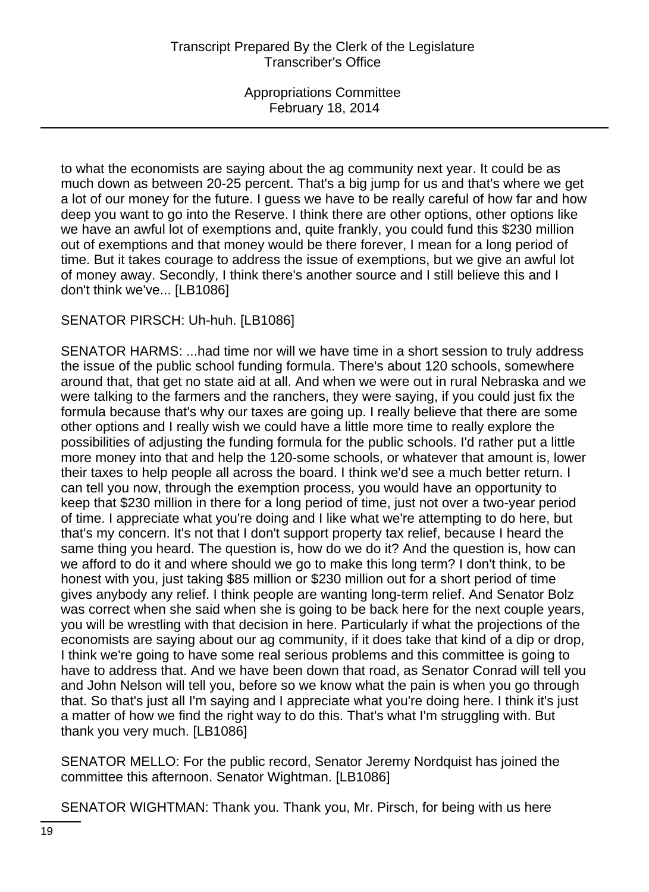to what the economists are saying about the ag community next year. It could be as much down as between 20-25 percent. That's a big jump for us and that's where we get a lot of our money for the future. I guess we have to be really careful of how far and how deep you want to go into the Reserve. I think there are other options, other options like we have an awful lot of exemptions and, quite frankly, you could fund this $230 million out of exemptions and that money would be there forever, I mean for a long period of time. But it takes courage to address the issue of exemptions, but we give an awful lot of money away. Secondly, I think there's another source and I still believe this and I don't think we've... [LB1086]

SENATOR PIRSCH: Uh-huh. [LB1086]

SENATOR HARMS: ...had time nor will we have time in a short session to truly address the issue of the public school funding formula. There's about 120 schools, somewhere around that, that get no state aid at all. And when we were out in rural Nebraska and we were talking to the farmers and the ranchers, they were saying, if you could just fix the formula because that's why our taxes are going up. I really believe that there are some other options and I really wish we could have a little more time to really explore the possibilities of adjusting the funding formula for the public schools. I'd rather put a little more money into that and help the 120-some schools, or whatever that amount is, lower their taxes to help people all across the board. I think we'd see a much better return. I can tell you now, through the exemption process, you would have an opportunity to keep that $230 million in there for a long period of time, just not over a two-year period of time. I appreciate what you're doing and I like what we're attempting to do here, but that's my concern. It's not that I don't support property tax relief, because I heard the same thing you heard. The question is, how do we do it? And the question is, how can we afford to do it and where should we go to make this long term? I don't think, to be honest with you, just taking $85 million or $230 million out for a short period of time gives anybody any relief. I think people are wanting long-term relief. And Senator Bolz was correct when she said when she is going to be back here for the next couple years, you will be wrestling with that decision in here. Particularly if what the projections of the economists are saying about our ag community, if it does take that kind of a dip or drop, I think we're going to have some real serious problems and this committee is going to have to address that. And we have been down that road, as Senator Conrad will tell you and John Nelson will tell you, before so we know what the pain is when you go through that. So that's just all I'm saying and I appreciate what you're doing here. I think it's just a matter of how we find the right way to do this. That's what I'm struggling with. But thank you very much. [LB1086]

SENATOR MELLO: For the public record, Senator Jeremy Nordquist has joined the committee this afternoon. Senator Wightman. [LB1086]

SENATOR WIGHTMAN: Thank you. Thank you, Mr. Pirsch, for being with us here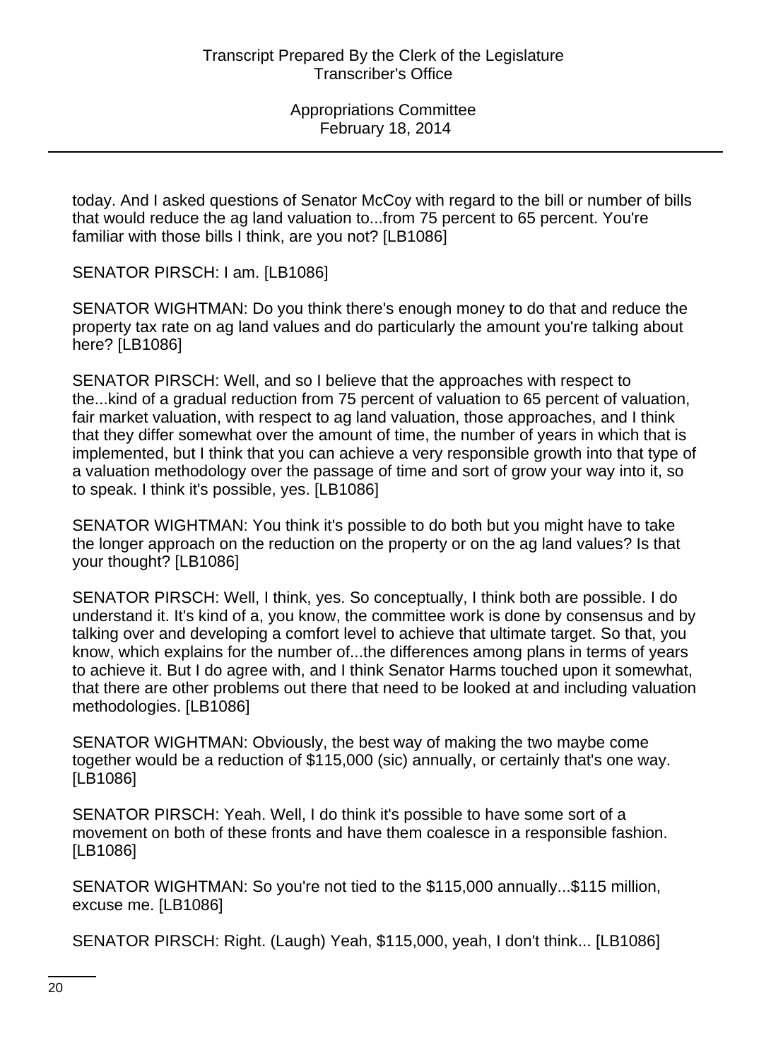today. And I asked questions of Senator McCoy with regard to the bill or number of bills that would reduce the ag land valuation to...from 75 percent to 65 percent. You're familiar with those bills I think, are you not? [LB1086]

SENATOR PIRSCH: I am. [LB1086]

SENATOR WIGHTMAN: Do you think there's enough money to do that and reduce the property tax rate on ag land values and do particularly the amount you're talking about here? [LB1086]

SENATOR PIRSCH: Well, and so I believe that the approaches with respect to the...kind of a gradual reduction from 75 percent of valuation to 65 percent of valuation, fair market valuation, with respect to ag land valuation, those approaches, and I think that they differ somewhat over the amount of time, the number of years in which that is implemented, but I think that you can achieve a very responsible growth into that type of a valuation methodology over the passage of time and sort of grow your way into it, so to speak. I think it's possible, yes. [LB1086]

SENATOR WIGHTMAN: You think it's possible to do both but you might have to take the longer approach on the reduction on the property or on the ag land values? Is that your thought? [LB1086]

SENATOR PIRSCH: Well, I think, yes. So conceptually, I think both are possible. I do understand it. It's kind of a, you know, the committee work is done by consensus and by talking over and developing a comfort level to achieve that ultimate target. So that, you know, which explains for the number of...the differences among plans in terms of years to achieve it. But I do agree with, and I think Senator Harms touched upon it somewhat, that there are other problems out there that need to be looked at and including valuation methodologies. [LB1086]

SENATOR WIGHTMAN: Obviously, the best way of making the two maybe come together would be a reduction of $115,000 (sic) annually, or certainly that's one way. [LB1086]

SENATOR PIRSCH: Yeah. Well, I do think it's possible to have some sort of a movement on both of these fronts and have them coalesce in a responsible fashion. [LB1086]

SENATOR WIGHTMAN: So you're not tied to the $115,000 annually...$115 million, excuse me. [LB1086]

SENATOR PIRSCH: Right. (Laugh) Yeah, $115,000, yeah, I don't think... [LB1086]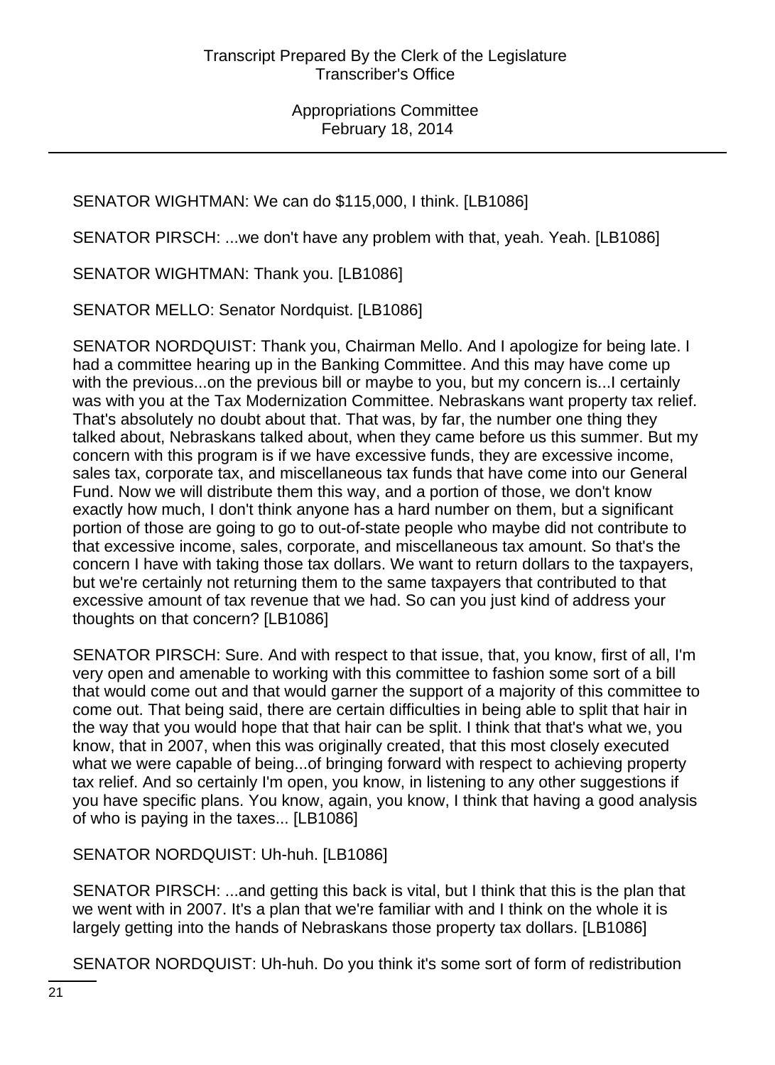SENATOR WIGHTMAN: We can do $115,000, I think. [LB1086]

SENATOR PIRSCH: ...we don't have any problem with that, yeah. Yeah. [LB1086]

SENATOR WIGHTMAN: Thank you. [LB1086]

SENATOR MELLO: Senator Nordquist. [LB1086]

SENATOR NORDQUIST: Thank you, Chairman Mello. And I apologize for being late. I had a committee hearing up in the Banking Committee. And this may have come up with the previous...on the previous bill or maybe to you, but my concern is...I certainly was with you at the Tax Modernization Committee. Nebraskans want property tax relief. That's absolutely no doubt about that. That was, by far, the number one thing they talked about, Nebraskans talked about, when they came before us this summer. But my concern with this program is if we have excessive funds, they are excessive income, sales tax, corporate tax, and miscellaneous tax funds that have come into our General Fund. Now we will distribute them this way, and a portion of those, we don't know exactly how much, I don't think anyone has a hard number on them, but a significant portion of those are going to go to out-of-state people who maybe did not contribute to that excessive income, sales, corporate, and miscellaneous tax amount. So that's the concern I have with taking those tax dollars. We want to return dollars to the taxpayers, but we're certainly not returning them to the same taxpayers that contributed to that excessive amount of tax revenue that we had. So can you just kind of address your thoughts on that concern? [LB1086]

SENATOR PIRSCH: Sure. And with respect to that issue, that, you know, first of all, I'm very open and amenable to working with this committee to fashion some sort of a bill that would come out and that would garner the support of a majority of this committee to come out. That being said, there are certain difficulties in being able to split that hair in the way that you would hope that that hair can be split. I think that that's what we, you know, that in 2007, when this was originally created, that this most closely executed what we were capable of being...of bringing forward with respect to achieving property tax relief. And so certainly I'm open, you know, in listening to any other suggestions if you have specific plans. You know, again, you know, I think that having a good analysis of who is paying in the taxes... [LB1086]

SENATOR NORDQUIST: Uh-huh. [LB1086]

SENATOR PIRSCH: ...and getting this back is vital, but I think that this is the plan that we went with in 2007. It's a plan that we're familiar with and I think on the whole it is largely getting into the hands of Nebraskans those property tax dollars. [LB1086]

SENATOR NORDQUIST: Uh-huh. Do you think it's some sort of form of redistribution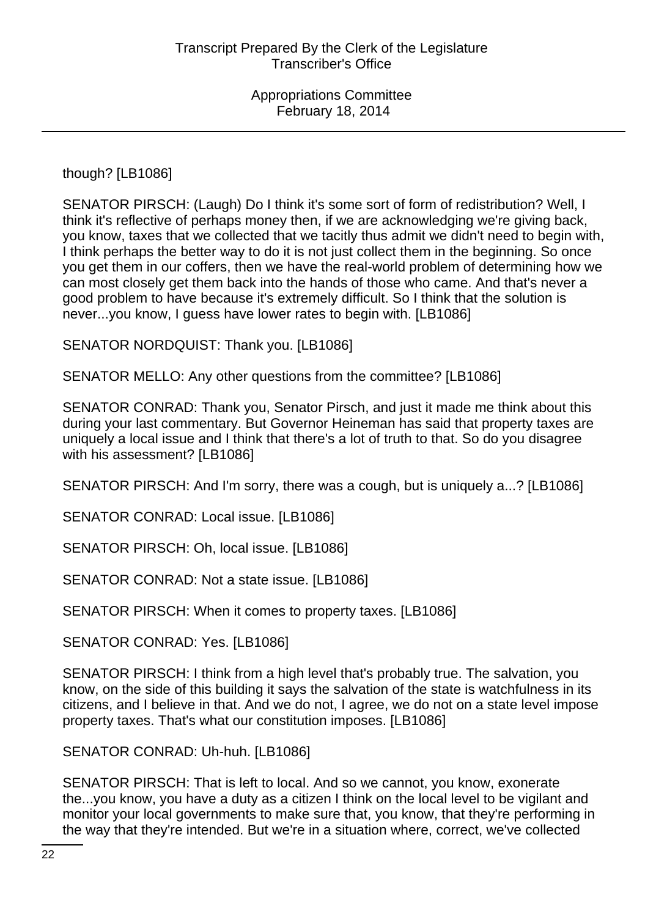though? [LB1086]

SENATOR PIRSCH: (Laugh) Do I think it's some sort of form of redistribution? Well, I think it's reflective of perhaps money then, if we are acknowledging we're giving back, you know, taxes that we collected that we tacitly thus admit we didn't need to begin with, I think perhaps the better way to do it is not just collect them in the beginning. So once you get them in our coffers, then we have the real-world problem of determining how we can most closely get them back into the hands of those who came. And that's never a good problem to have because it's extremely difficult. So I think that the solution is never...you know, I guess have lower rates to begin with. [LB1086]

SENATOR NORDQUIST: Thank you. [LB1086]

SENATOR MELLO: Any other questions from the committee? [LB1086]

SENATOR CONRAD: Thank you, Senator Pirsch, and just it made me think about this during your last commentary. But Governor Heineman has said that property taxes are uniquely a local issue and I think that there's a lot of truth to that. So do you disagree with his assessment? [LB1086]

SENATOR PIRSCH: And I'm sorry, there was a cough, but is uniquely a...? [LB1086]

SENATOR CONRAD: Local issue. [LB1086]

SENATOR PIRSCH: Oh, local issue. [LB1086]

SENATOR CONRAD: Not a state issue. [LB1086]

SENATOR PIRSCH: When it comes to property taxes. [LB1086]

SENATOR CONRAD: Yes. [LB1086]

SENATOR PIRSCH: I think from a high level that's probably true. The salvation, you know, on the side of this building it says the salvation of the state is watchfulness in its citizens, and I believe in that. And we do not, I agree, we do not on a state level impose property taxes. That's what our constitution imposes. [LB1086]

SENATOR CONRAD: Uh-huh. [LB1086]

SENATOR PIRSCH: That is left to local. And so we cannot, you know, exonerate the...you know, you have a duty as a citizen I think on the local level to be vigilant and monitor your local governments to make sure that, you know, that they're performing in the way that they're intended. But we're in a situation where, correct, we've collected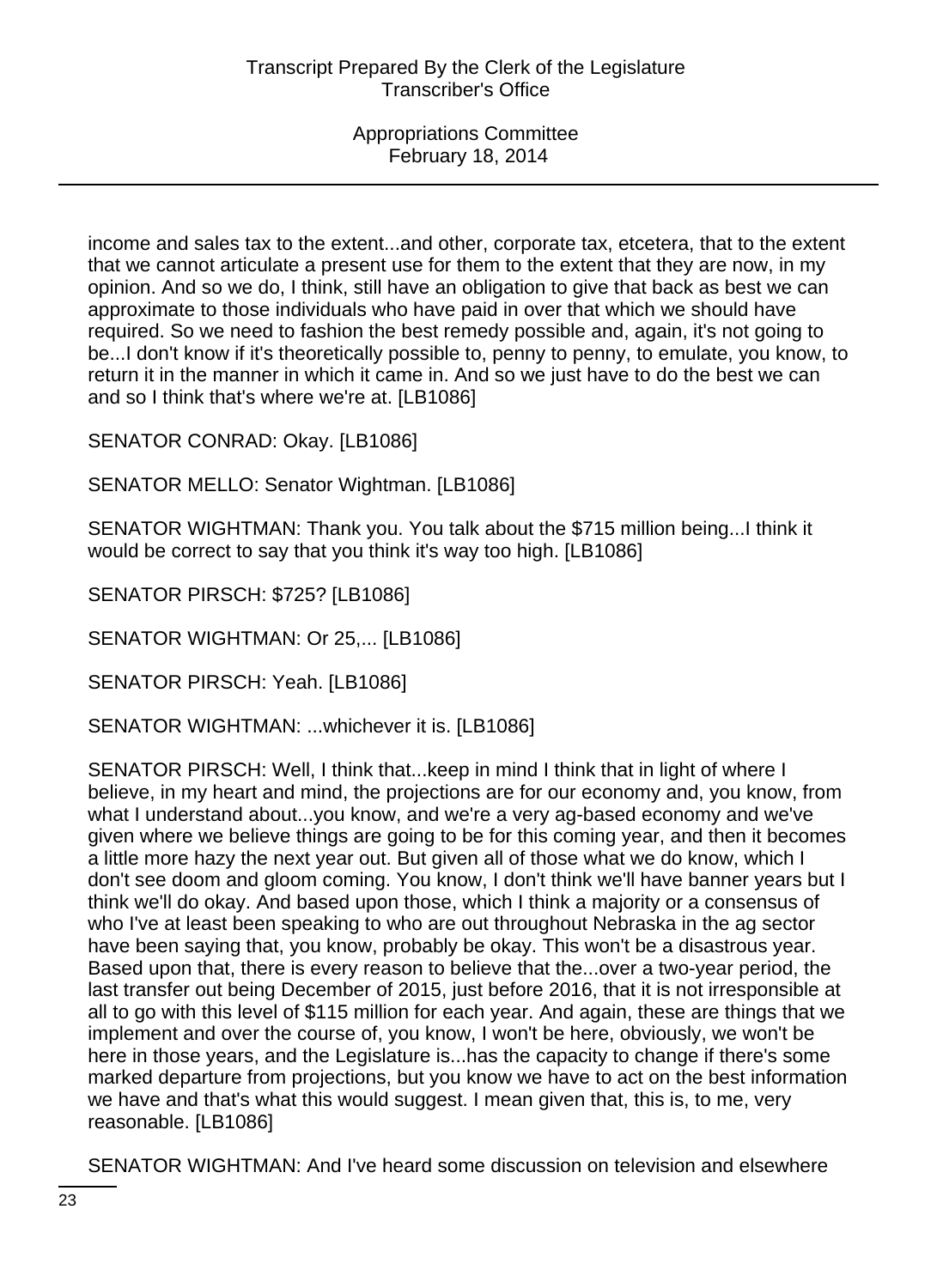income and sales tax to the extent...and other, corporate tax, etcetera, that to the extent that we cannot articulate a present use for them to the extent that they are now, in my opinion. And so we do, I think, still have an obligation to give that back as best we can approximate to those individuals who have paid in over that which we should have required. So we need to fashion the best remedy possible and, again, it's not going to be...I don't know if it's theoretically possible to, penny to penny, to emulate, you know, to return it in the manner in which it came in. And so we just have to do the best we can and so I think that's where we're at. [LB1086]

SENATOR CONRAD: Okay. [LB1086]

SENATOR MELLO: Senator Wightman. [LB1086]

SENATOR WIGHTMAN: Thank you. You talk about the $715 million being...I think it would be correct to say that you think it's way too high. [LB1086]

SENATOR PIRSCH: $725? [LB1086]

SENATOR WIGHTMAN: Or 25,... [LB1086]

SENATOR PIRSCH: Yeah. [LB1086]

SENATOR WIGHTMAN: ...whichever it is. [LB1086]

SENATOR PIRSCH: Well, I think that...keep in mind I think that in light of where I believe, in my heart and mind, the projections are for our economy and, you know, from what I understand about...you know, and we're a very ag-based economy and we've given where we believe things are going to be for this coming year, and then it becomes a little more hazy the next year out. But given all of those what we do know, which I don't see doom and gloom coming. You know, I don't think we'll have banner years but I think we'll do okay. And based upon those, which I think a majority or a consensus of who I've at least been speaking to who are out throughout Nebraska in the ag sector have been saying that, you know, probably be okay. This won't be a disastrous year. Based upon that, there is every reason to believe that the...over a two-year period, the last transfer out being December of 2015, just before 2016, that it is not irresponsible at all to go with this level of $115 million for each year. And again, these are things that we implement and over the course of, you know, I won't be here, obviously, we won't be here in those years, and the Legislature is...has the capacity to change if there's some marked departure from projections, but you know we have to act on the best information we have and that's what this would suggest. I mean given that, this is, to me, very reasonable. [LB1086]

SENATOR WIGHTMAN: And I've heard some discussion on television and elsewhere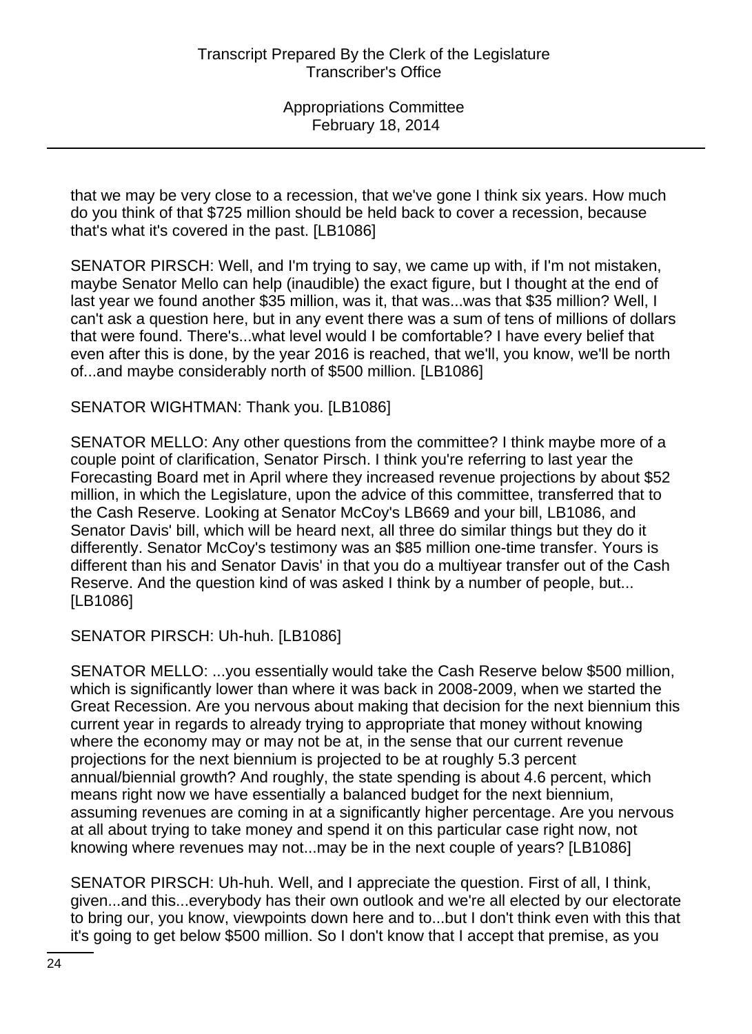that we may be very close to a recession, that we've gone I think six years. How much do you think of that $725 million should be held back to cover a recession, because that's what it's covered in the past. [LB1086]

SENATOR PIRSCH: Well, and I'm trying to say, we came up with, if I'm not mistaken, maybe Senator Mello can help (inaudible) the exact figure, but I thought at the end of last year we found another $35 million, was it, that was...was that $35 million? Well, I can't ask a question here, but in any event there was a sum of tens of millions of dollars that were found. There's...what level would I be comfortable? I have every belief that even after this is done, by the year 2016 is reached, that we'll, you know, we'll be north of...and maybe considerably north of $500 million. [LB1086]

SENATOR WIGHTMAN: Thank you. [LB1086]

SENATOR MELLO: Any other questions from the committee? I think maybe more of a couple point of clarification, Senator Pirsch. I think you're referring to last year the Forecasting Board met in April where they increased revenue projections by about $52 million, in which the Legislature, upon the advice of this committee, transferred that to the Cash Reserve. Looking at Senator McCoy's LB669 and your bill, LB1086, and Senator Davis' bill, which will be heard next, all three do similar things but they do it differently. Senator McCoy's testimony was an $85 million one-time transfer. Yours is different than his and Senator Davis' in that you do a multiyear transfer out of the Cash Reserve. And the question kind of was asked I think by a number of people, but... [LB1086]

SENATOR PIRSCH: Uh-huh. [LB1086]

SENATOR MELLO: ...you essentially would take the Cash Reserve below $500 million, which is significantly lower than where it was back in 2008-2009, when we started the Great Recession. Are you nervous about making that decision for the next biennium this current year in regards to already trying to appropriate that money without knowing where the economy may or may not be at, in the sense that our current revenue projections for the next biennium is projected to be at roughly 5.3 percent annual/biennial growth? And roughly, the state spending is about 4.6 percent, which means right now we have essentially a balanced budget for the next biennium, assuming revenues are coming in at a significantly higher percentage. Are you nervous at all about trying to take money and spend it on this particular case right now, not knowing where revenues may not...may be in the next couple of years? [LB1086]

SENATOR PIRSCH: Uh-huh. Well, and I appreciate the question. First of all, I think, given...and this...everybody has their own outlook and we're all elected by our electorate to bring our, you know, viewpoints down here and to...but I don't think even with this that it's going to get below $500 million. So I don't know that I accept that premise, as you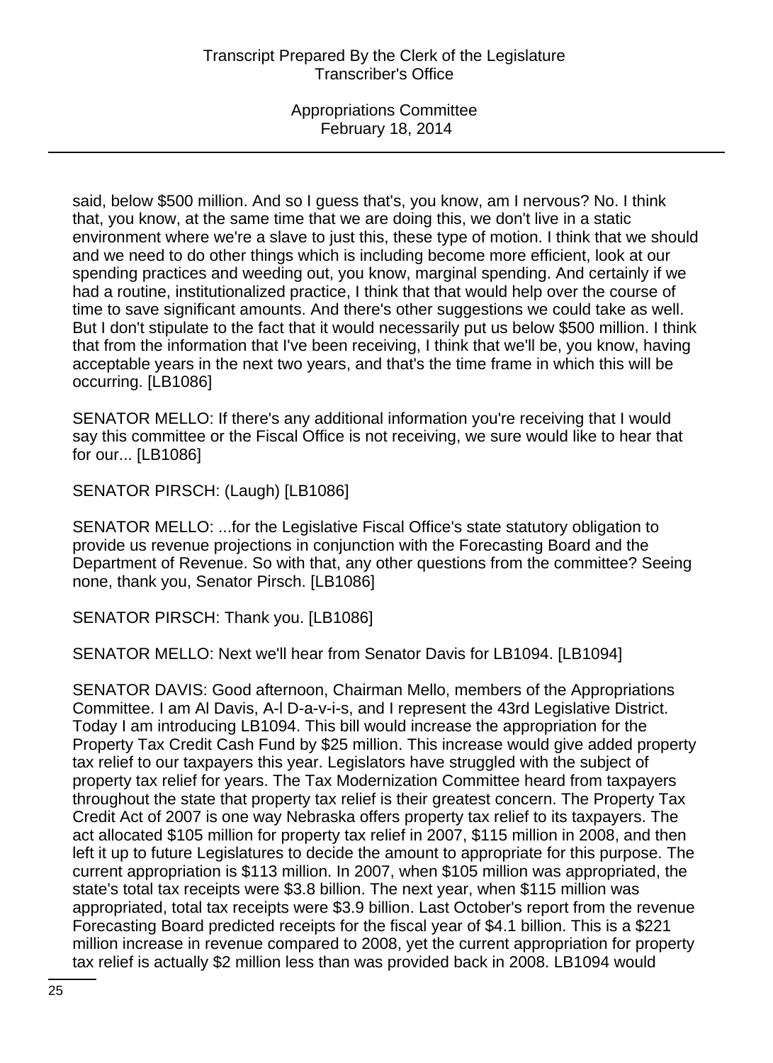said, below $500 million. And so I guess that's, you know, am I nervous? No. I think that, you know, at the same time that we are doing this, we don't live in a static environment where we're a slave to just this, these type of motion. I think that we should and we need to do other things which is including become more efficient, look at our spending practices and weeding out, you know, marginal spending. And certainly if we had a routine, institutionalized practice, I think that that would help over the course of time to save significant amounts. And there's other suggestions we could take as well. But I don't stipulate to the fact that it would necessarily put us below $500 million. I think that from the information that I've been receiving, I think that we'll be, you know, having acceptable years in the next two years, and that's the time frame in which this will be occurring. [LB1086]

SENATOR MELLO: If there's any additional information you're receiving that I would say this committee or the Fiscal Office is not receiving, we sure would like to hear that for our... [LB1086]

SENATOR PIRSCH: (Laugh) [LB1086]

SENATOR MELLO: ...for the Legislative Fiscal Office's state statutory obligation to provide us revenue projections in conjunction with the Forecasting Board and the Department of Revenue. So with that, any other questions from the committee? Seeing none, thank you, Senator Pirsch. [LB1086]

SENATOR PIRSCH: Thank you. [LB1086]

SENATOR MELLO: Next we'll hear from Senator Davis for LB1094. [LB1094]

SENATOR DAVIS: Good afternoon, Chairman Mello, members of the Appropriations Committee. I am Al Davis, A-l D-a-v-i-s, and I represent the 43rd Legislative District. Today I am introducing LB1094. This bill would increase the appropriation for the Property Tax Credit Cash Fund by $25 million. This increase would give added property tax relief to our taxpayers this year. Legislators have struggled with the subject of property tax relief for years. The Tax Modernization Committee heard from taxpayers throughout the state that property tax relief is their greatest concern. The Property Tax Credit Act of 2007 is one way Nebraska offers property tax relief to its taxpayers. The act allocated $105 million for property tax relief in 2007, $115 million in 2008, and then left it up to future Legislatures to decide the amount to appropriate for this purpose. The current appropriation is $113 million. In 2007, when $105 million was appropriated, the state's total tax receipts were $3.8 billion. The next year, when $115 million was appropriated, total tax receipts were $3.9 billion. Last October's report from the revenue Forecasting Board predicted receipts for the fiscal year of $4.1 billion. This is a $221 million increase in revenue compared to 2008, yet the current appropriation for property tax relief is actually $2 million less than was provided back in 2008. LB1094 would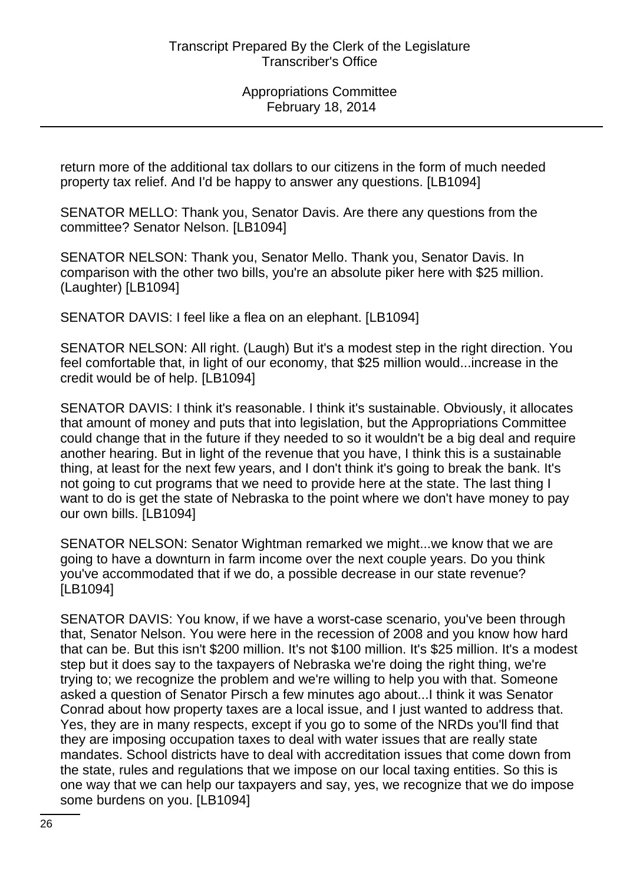return more of the additional tax dollars to our citizens in the form of much needed property tax relief. And I'd be happy to answer any questions. [LB1094]

SENATOR MELLO: Thank you, Senator Davis. Are there any questions from the committee? Senator Nelson. [LB1094]

SENATOR NELSON: Thank you, Senator Mello. Thank you, Senator Davis. In comparison with the other two bills, you're an absolute piker here with $25 million. (Laughter) [LB1094]

SENATOR DAVIS: I feel like a flea on an elephant. [LB1094]

SENATOR NELSON: All right. (Laugh) But it's a modest step in the right direction. You feel comfortable that, in light of our economy, that $25 million would...increase in the credit would be of help. [LB1094]

SENATOR DAVIS: I think it's reasonable. I think it's sustainable. Obviously, it allocates that amount of money and puts that into legislation, but the Appropriations Committee could change that in the future if they needed to so it wouldn't be a big deal and require another hearing. But in light of the revenue that you have, I think this is a sustainable thing, at least for the next few years, and I don't think it's going to break the bank. It's not going to cut programs that we need to provide here at the state. The last thing I want to do is get the state of Nebraska to the point where we don't have money to pay our own bills. [LB1094]

SENATOR NELSON: Senator Wightman remarked we might...we know that we are going to have a downturn in farm income over the next couple years. Do you think you've accommodated that if we do, a possible decrease in our state revenue? [LB1094]

SENATOR DAVIS: You know, if we have a worst-case scenario, you've been through that, Senator Nelson. You were here in the recession of 2008 and you know how hard that can be. But this isn't $200 million. It's not $100 million. It's $25 million. It's a modest step but it does say to the taxpayers of Nebraska we're doing the right thing, we're trying to; we recognize the problem and we're willing to help you with that. Someone asked a question of Senator Pirsch a few minutes ago about...I think it was Senator Conrad about how property taxes are a local issue, and I just wanted to address that. Yes, they are in many respects, except if you go to some of the NRDs you'll find that they are imposing occupation taxes to deal with water issues that are really state mandates. School districts have to deal with accreditation issues that come down from the state, rules and regulations that we impose on our local taxing entities. So this is one way that we can help our taxpayers and say, yes, we recognize that we do impose some burdens on you. [LB1094]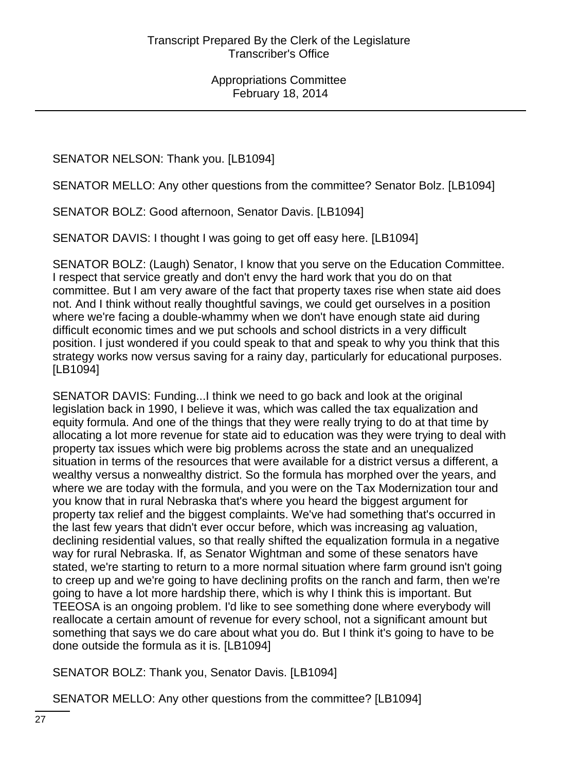SENATOR NELSON: Thank you. [LB1094]

SENATOR MELLO: Any other questions from the committee? Senator Bolz. [LB1094]

SENATOR BOLZ: Good afternoon, Senator Davis. [LB1094]

SENATOR DAVIS: I thought I was going to get off easy here. [LB1094]

SENATOR BOLZ: (Laugh) Senator, I know that you serve on the Education Committee. I respect that service greatly and don't envy the hard work that you do on that committee. But I am very aware of the fact that property taxes rise when state aid does not. And I think without really thoughtful savings, we could get ourselves in a position where we're facing a double-whammy when we don't have enough state aid during difficult economic times and we put schools and school districts in a very difficult position. I just wondered if you could speak to that and speak to why you think that this strategy works now versus saving for a rainy day, particularly for educational purposes. [LB1094]

SENATOR DAVIS: Funding...I think we need to go back and look at the original legislation back in 1990, I believe it was, which was called the tax equalization and equity formula. And one of the things that they were really trying to do at that time by allocating a lot more revenue for state aid to education was they were trying to deal with property tax issues which were big problems across the state and an unequalized situation in terms of the resources that were available for a district versus a different, a wealthy versus a nonwealthy district. So the formula has morphed over the years, and where we are today with the formula, and you were on the Tax Modernization tour and you know that in rural Nebraska that's where you heard the biggest argument for property tax relief and the biggest complaints. We've had something that's occurred in the last few years that didn't ever occur before, which was increasing ag valuation, declining residential values, so that really shifted the equalization formula in a negative way for rural Nebraska. If, as Senator Wightman and some of these senators have stated, we're starting to return to a more normal situation where farm ground isn't going to creep up and we're going to have declining profits on the ranch and farm, then we're going to have a lot more hardship there, which is why I think this is important. But TEEOSA is an ongoing problem. I'd like to see something done where everybody will reallocate a certain amount of revenue for every school, not a significant amount but something that says we do care about what you do. But I think it's going to have to be done outside the formula as it is. [LB1094]

SENATOR BOLZ: Thank you, Senator Davis. [LB1094]

SENATOR MELLO: Any other questions from the committee? [LB1094]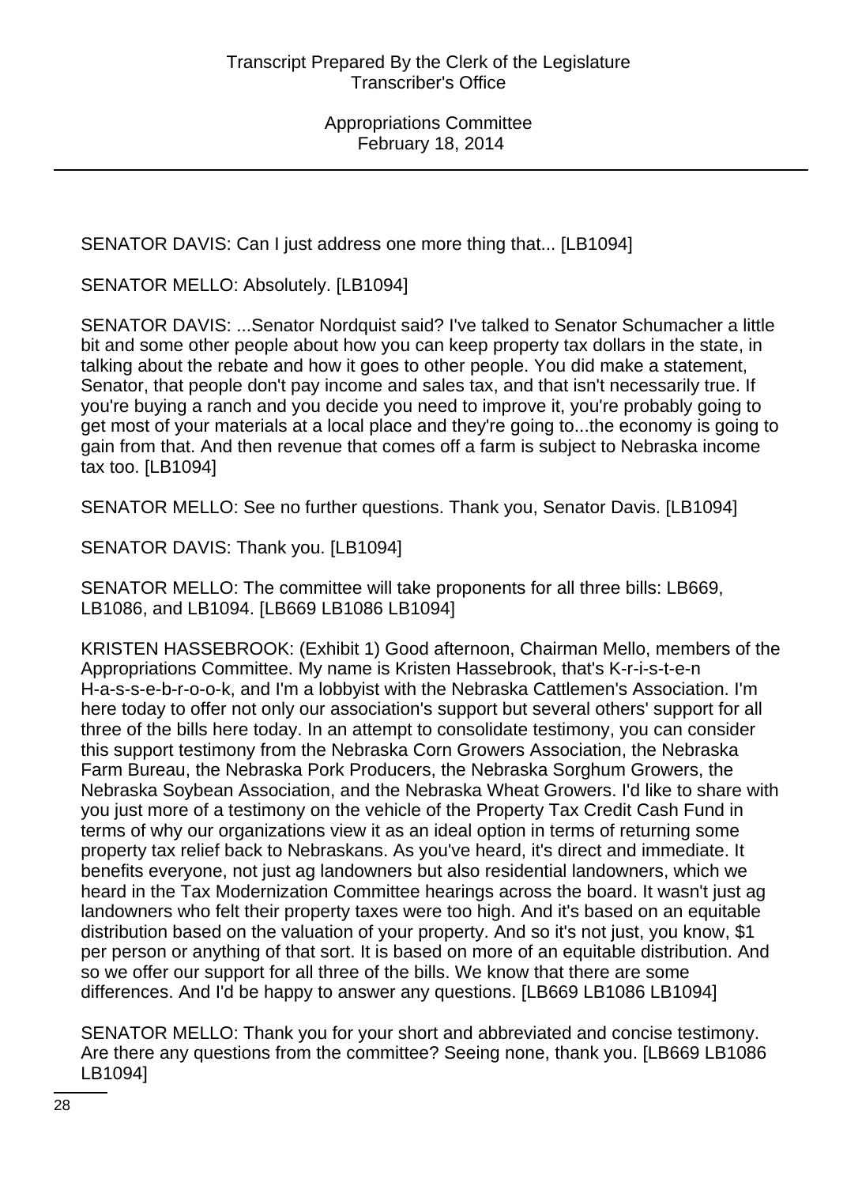SENATOR DAVIS: Can I just address one more thing that... [LB1094]

SENATOR MELLO: Absolutely. [LB1094]

SENATOR DAVIS: ...Senator Nordquist said? I've talked to Senator Schumacher a little bit and some other people about how you can keep property tax dollars in the state, in talking about the rebate and how it goes to other people. You did make a statement, Senator, that people don't pay income and sales tax, and that isn't necessarily true. If you're buying a ranch and you decide you need to improve it, you're probably going to get most of your materials at a local place and they're going to...the economy is going to gain from that. And then revenue that comes off a farm is subject to Nebraska income tax too. [LB1094]

SENATOR MELLO: See no further questions. Thank you, Senator Davis. [LB1094]

SENATOR DAVIS: Thank you. [LB1094]

SENATOR MELLO: The committee will take proponents for all three bills: LB669, LB1086, and LB1094. [LB669 LB1086 LB1094]

KRISTEN HASSEBROOK: (Exhibit 1) Good afternoon, Chairman Mello, members of the Appropriations Committee. My name is Kristen Hassebrook, that's K-r-i-s-t-e-n H-a-s-s-e-b-r-o-o-k, and I'm a lobbyist with the Nebraska Cattlemen's Association. I'm here today to offer not only our association's support but several others' support for all three of the bills here today. In an attempt to consolidate testimony, you can consider this support testimony from the Nebraska Corn Growers Association, the Nebraska Farm Bureau, the Nebraska Pork Producers, the Nebraska Sorghum Growers, the Nebraska Soybean Association, and the Nebraska Wheat Growers. I'd like to share with you just more of a testimony on the vehicle of the Property Tax Credit Cash Fund in terms of why our organizations view it as an ideal option in terms of returning some property tax relief back to Nebraskans. As you've heard, it's direct and immediate. It benefits everyone, not just ag landowners but also residential landowners, which we heard in the Tax Modernization Committee hearings across the board. It wasn't just ag landowners who felt their property taxes were too high. And it's based on an equitable distribution based on the valuation of your property. And so it's not just, you know, $1 per person or anything of that sort. It is based on more of an equitable distribution. And so we offer our support for all three of the bills. We know that there are some differences. And I'd be happy to answer any questions. [LB669 LB1086 LB1094]

SENATOR MELLO: Thank you for your short and abbreviated and concise testimony. Are there any questions from the committee? Seeing none, thank you. [LB669 LB1086 LB1094]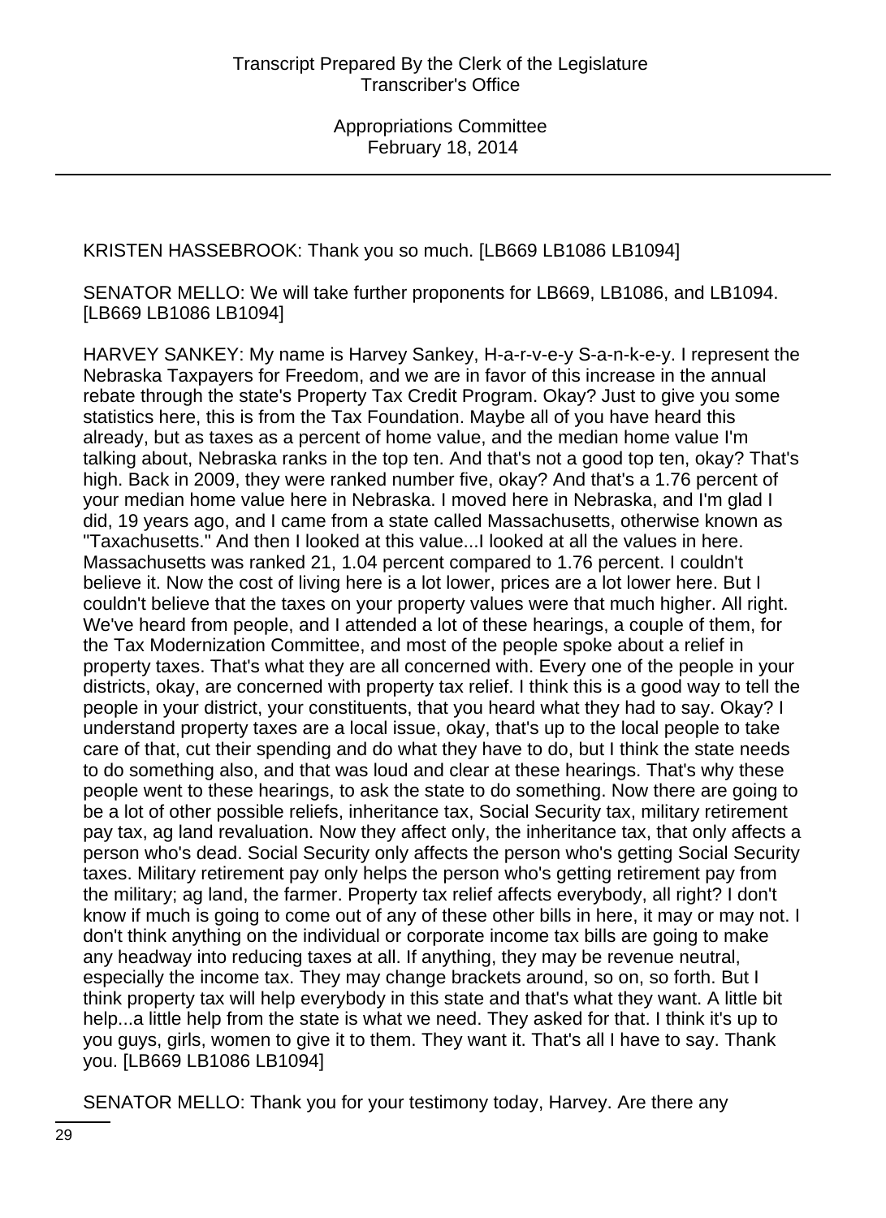KRISTEN HASSEBROOK: Thank you so much. [LB669 LB1086 LB1094]

SENATOR MELLO: We will take further proponents for LB669, LB1086, and LB1094. [LB669 LB1086 LB1094]

HARVEY SANKEY: My name is Harvey Sankey, H-a-r-v-e-y S-a-n-k-e-y. I represent the Nebraska Taxpayers for Freedom, and we are in favor of this increase in the annual rebate through the state's Property Tax Credit Program. Okay? Just to give you some statistics here, this is from the Tax Foundation. Maybe all of you have heard this already, but as taxes as a percent of home value, and the median home value I'm talking about, Nebraska ranks in the top ten. And that's not a good top ten, okay? That's high. Back in 2009, they were ranked number five, okay? And that's a 1.76 percent of your median home value here in Nebraska. I moved here in Nebraska, and I'm glad I did, 19 years ago, and I came from a state called Massachusetts, otherwise known as "Taxachusetts." And then I looked at this value...I looked at all the values in here. Massachusetts was ranked 21, 1.04 percent compared to 1.76 percent. I couldn't believe it. Now the cost of living here is a lot lower, prices are a lot lower here. But I couldn't believe that the taxes on your property values were that much higher. All right. We've heard from people, and I attended a lot of these hearings, a couple of them, for the Tax Modernization Committee, and most of the people spoke about a relief in property taxes. That's what they are all concerned with. Every one of the people in your districts, okay, are concerned with property tax relief. I think this is a good way to tell the people in your district, your constituents, that you heard what they had to say. Okay? I understand property taxes are a local issue, okay, that's up to the local people to take care of that, cut their spending and do what they have to do, but I think the state needs to do something also, and that was loud and clear at these hearings. That's why these people went to these hearings, to ask the state to do something. Now there are going to be a lot of other possible reliefs, inheritance tax, Social Security tax, military retirement pay tax, ag land revaluation. Now they affect only, the inheritance tax, that only affects a person who's dead. Social Security only affects the person who's getting Social Security taxes. Military retirement pay only helps the person who's getting retirement pay from the military; ag land, the farmer. Property tax relief affects everybody, all right? I don't know if much is going to come out of any of these other bills in here, it may or may not. I don't think anything on the individual or corporate income tax bills are going to make any headway into reducing taxes at all. If anything, they may be revenue neutral, especially the income tax. They may change brackets around, so on, so forth. But I think property tax will help everybody in this state and that's what they want. A little bit help...a little help from the state is what we need. They asked for that. I think it's up to you guys, girls, women to give it to them. They want it. That's all I have to say. Thank you. [LB669 LB1086 LB1094]

SENATOR MELLO: Thank you for your testimony today, Harvey. Are there any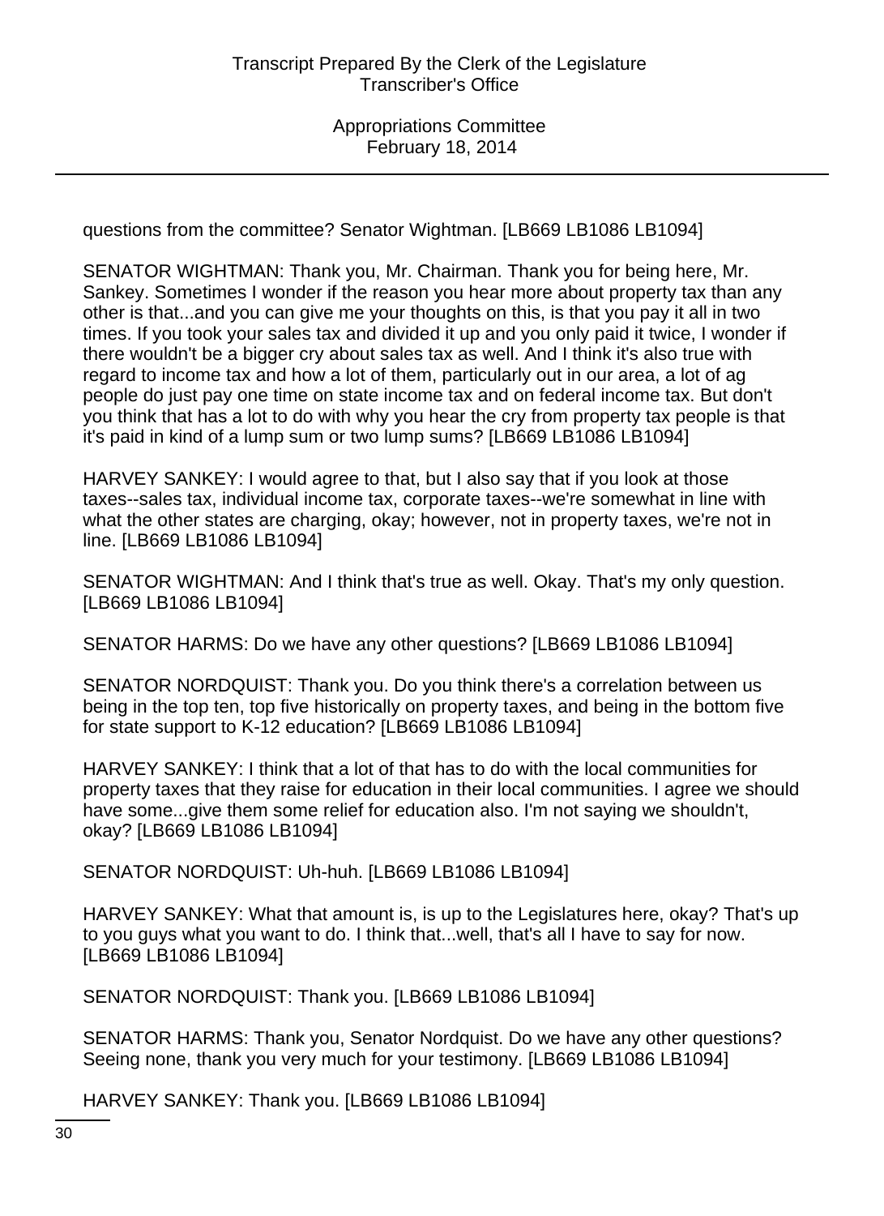questions from the committee? Senator Wightman. [LB669 LB1086 LB1094]

SENATOR WIGHTMAN: Thank you, Mr. Chairman. Thank you for being here, Mr. Sankey. Sometimes I wonder if the reason you hear more about property tax than any other is that...and you can give me your thoughts on this, is that you pay it all in two times. If you took your sales tax and divided it up and you only paid it twice, I wonder if there wouldn't be a bigger cry about sales tax as well. And I think it's also true with regard to income tax and how a lot of them, particularly out in our area, a lot of ag people do just pay one time on state income tax and on federal income tax. But don't you think that has a lot to do with why you hear the cry from property tax people is that it's paid in kind of a lump sum or two lump sums? [LB669 LB1086 LB1094]

HARVEY SANKEY: I would agree to that, but I also say that if you look at those taxes--sales tax, individual income tax, corporate taxes--we're somewhat in line with what the other states are charging, okay; however, not in property taxes, we're not in line. [LB669 LB1086 LB1094]

SENATOR WIGHTMAN: And I think that's true as well. Okay. That's my only question. [LB669 LB1086 LB1094]

SENATOR HARMS: Do we have any other questions? [LB669 LB1086 LB1094]

SENATOR NORDQUIST: Thank you. Do you think there's a correlation between us being in the top ten, top five historically on property taxes, and being in the bottom five for state support to K-12 education? [LB669 LB1086 LB1094]

HARVEY SANKEY: I think that a lot of that has to do with the local communities for property taxes that they raise for education in their local communities. I agree we should have some...give them some relief for education also. I'm not saying we shouldn't, okay? [LB669 LB1086 LB1094]

SENATOR NORDQUIST: Uh-huh. [LB669 LB1086 LB1094]

HARVEY SANKEY: What that amount is, is up to the Legislatures here, okay? That's up to you guys what you want to do. I think that...well, that's all I have to say for now. [LB669 LB1086 LB1094]

SENATOR NORDQUIST: Thank you. [LB669 LB1086 LB1094]

SENATOR HARMS: Thank you, Senator Nordquist. Do we have any other questions? Seeing none, thank you very much for your testimony. [LB669 LB1086 LB1094]

HARVEY SANKEY: Thank you. [LB669 LB1086 LB1094]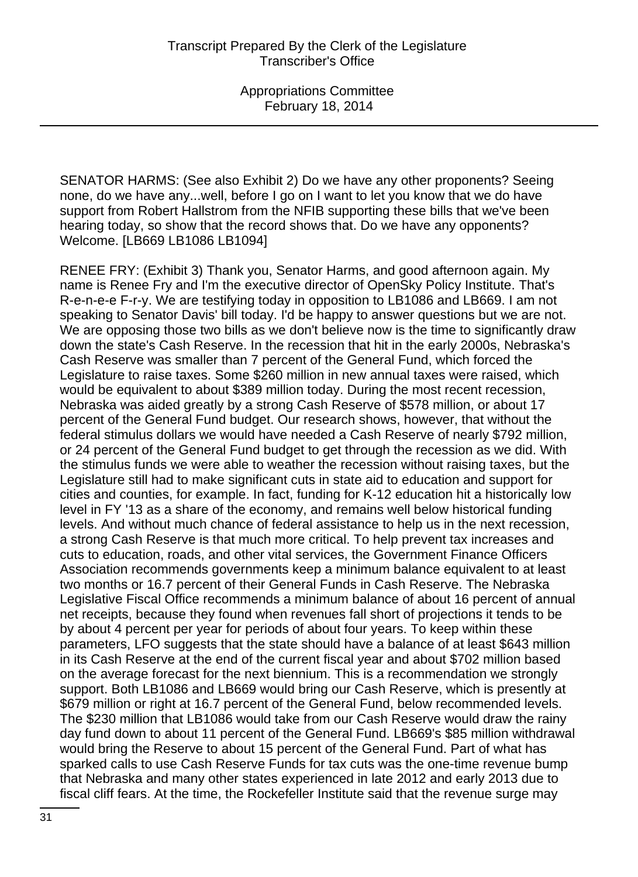SENATOR HARMS: (See also Exhibit 2) Do we have any other proponents? Seeing none, do we have any...well, before I go on I want to let you know that we do have support from Robert Hallstrom from the NFIB supporting these bills that we've been hearing today, so show that the record shows that. Do we have any opponents? Welcome. [LB669 LB1086 LB1094]

RENEE FRY: (Exhibit 3) Thank you, Senator Harms, and good afternoon again. My name is Renee Fry and I'm the executive director of OpenSky Policy Institute. That's R-e-n-e-e F-r-y. We are testifying today in opposition to LB1086 and LB669. I am not speaking to Senator Davis' bill today. I'd be happy to answer questions but we are not. We are opposing those two bills as we don't believe now is the time to significantly draw down the state's Cash Reserve. In the recession that hit in the early 2000s, Nebraska's Cash Reserve was smaller than 7 percent of the General Fund, which forced the Legislature to raise taxes. Some $260 million in new annual taxes were raised, which would be equivalent to about $389 million today. During the most recent recession, Nebraska was aided greatly by a strong Cash Reserve of $578 million, or about 17 percent of the General Fund budget. Our research shows, however, that without the federal stimulus dollars we would have needed a Cash Reserve of nearly $792 million, or 24 percent of the General Fund budget to get through the recession as we did. With the stimulus funds we were able to weather the recession without raising taxes, but the Legislature still had to make significant cuts in state aid to education and support for cities and counties, for example. In fact, funding for K-12 education hit a historically low level in FY '13 as a share of the economy, and remains well below historical funding levels. And without much chance of federal assistance to help us in the next recession, a strong Cash Reserve is that much more critical. To help prevent tax increases and cuts to education, roads, and other vital services, the Government Finance Officers Association recommends governments keep a minimum balance equivalent to at least two months or 16.7 percent of their General Funds in Cash Reserve. The Nebraska Legislative Fiscal Office recommends a minimum balance of about 16 percent of annual net receipts, because they found when revenues fall short of projections it tends to be by about 4 percent per year for periods of about four years. To keep within these parameters, LFO suggests that the state should have a balance of at least $643 million in its Cash Reserve at the end of the current fiscal year and about $702 million based on the average forecast for the next biennium. This is a recommendation we strongly support. Both LB1086 and LB669 would bring our Cash Reserve, which is presently at $679 million or right at 16.7 percent of the General Fund, below recommended levels. The $230 million that LB1086 would take from our Cash Reserve would draw the rainy day fund down to about 11 percent of the General Fund. LB669's $85 million withdrawal would bring the Reserve to about 15 percent of the General Fund. Part of what has sparked calls to use Cash Reserve Funds for tax cuts was the one-time revenue bump that Nebraska and many other states experienced in late 2012 and early 2013 due to fiscal cliff fears. At the time, the Rockefeller Institute said that the revenue surge may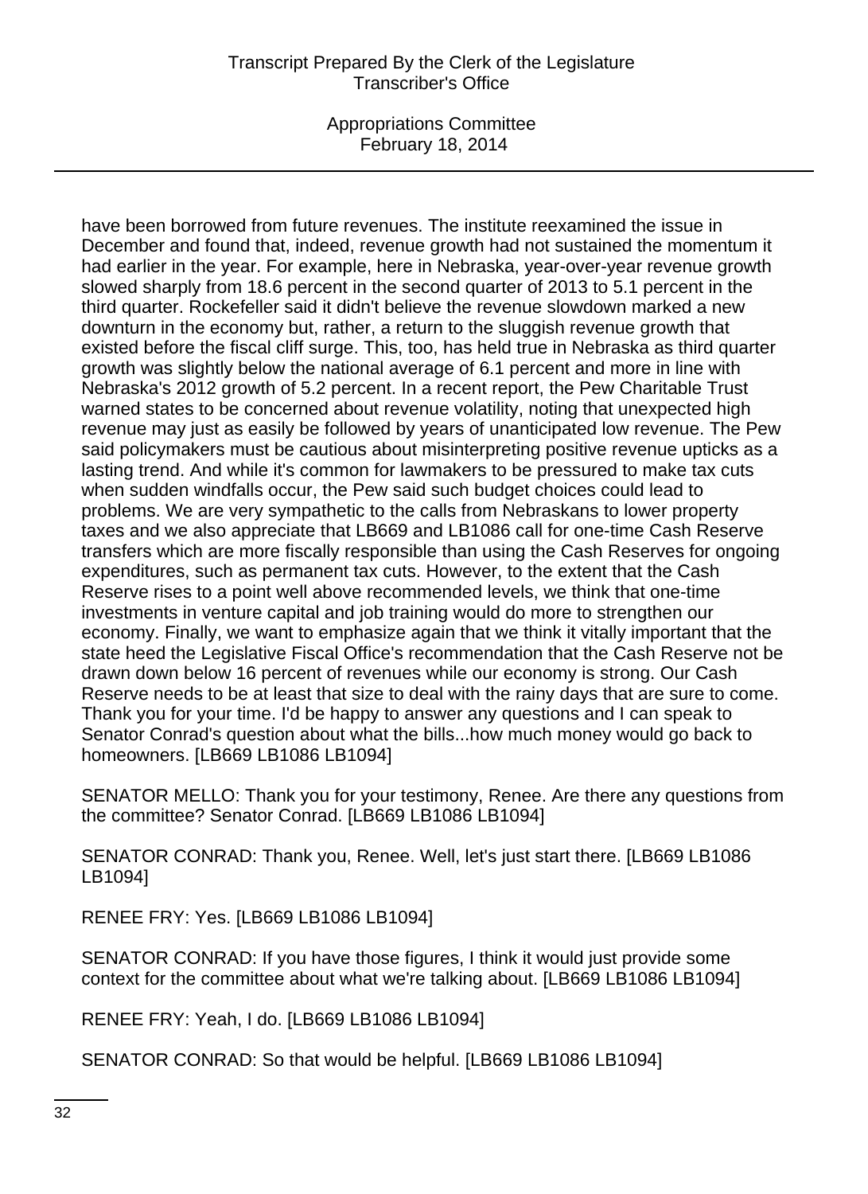have been borrowed from future revenues. The institute reexamined the issue in December and found that, indeed, revenue growth had not sustained the momentum it had earlier in the year. For example, here in Nebraska, year-over-year revenue growth slowed sharply from 18.6 percent in the second quarter of 2013 to 5.1 percent in the third quarter. Rockefeller said it didn't believe the revenue slowdown marked a new downturn in the economy but, rather, a return to the sluggish revenue growth that existed before the fiscal cliff surge. This, too, has held true in Nebraska as third quarter growth was slightly below the national average of 6.1 percent and more in line with Nebraska's 2012 growth of 5.2 percent. In a recent report, the Pew Charitable Trust warned states to be concerned about revenue volatility, noting that unexpected high revenue may just as easily be followed by years of unanticipated low revenue. The Pew said policymakers must be cautious about misinterpreting positive revenue upticks as a lasting trend. And while it's common for lawmakers to be pressured to make tax cuts when sudden windfalls occur, the Pew said such budget choices could lead to problems. We are very sympathetic to the calls from Nebraskans to lower property taxes and we also appreciate that LB669 and LB1086 call for one-time Cash Reserve transfers which are more fiscally responsible than using the Cash Reserves for ongoing expenditures, such as permanent tax cuts. However, to the extent that the Cash Reserve rises to a point well above recommended levels, we think that one-time investments in venture capital and job training would do more to strengthen our economy. Finally, we want to emphasize again that we think it vitally important that the state heed the Legislative Fiscal Office's recommendation that the Cash Reserve not be drawn down below 16 percent of revenues while our economy is strong. Our Cash Reserve needs to be at least that size to deal with the rainy days that are sure to come. Thank you for your time. I'd be happy to answer any questions and I can speak to Senator Conrad's question about what the bills...how much money would go back to homeowners. [LB669 LB1086 LB1094]

SENATOR MELLO: Thank you for your testimony, Renee. Are there any questions from the committee? Senator Conrad. [LB669 LB1086 LB1094]

SENATOR CONRAD: Thank you, Renee. Well, let's just start there. [LB669 LB1086 LB1094]

RENEE FRY: Yes. [LB669 LB1086 LB1094]

SENATOR CONRAD: If you have those figures, I think it would just provide some context for the committee about what we're talking about. [LB669 LB1086 LB1094]

RENEE FRY: Yeah, I do. [LB669 LB1086 LB1094]

SENATOR CONRAD: So that would be helpful. [LB669 LB1086 LB1094]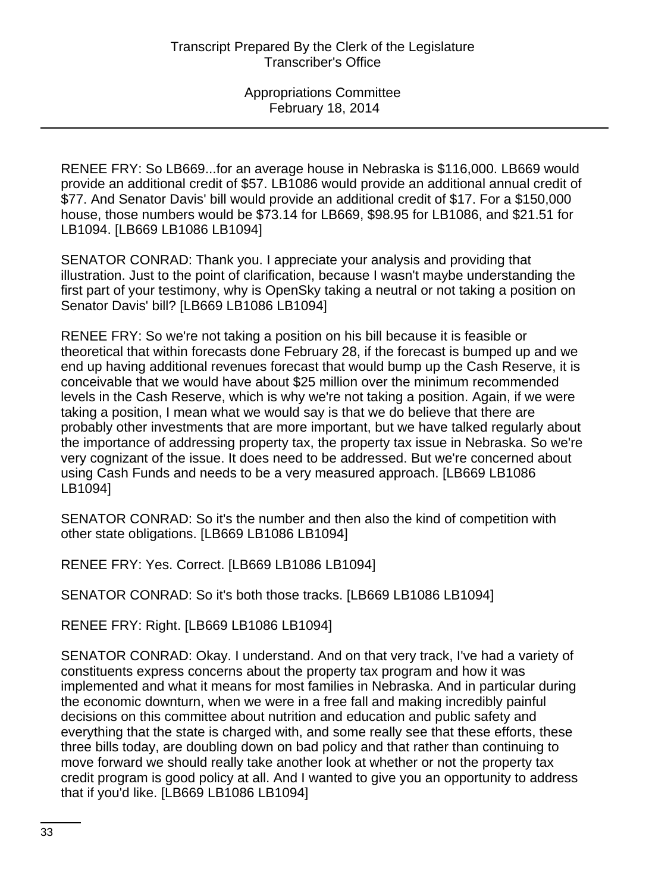RENEE FRY: So LB669...for an average house in Nebraska is $116,000. LB669 would provide an additional credit of $57. LB1086 would provide an additional annual credit of $77. And Senator Davis' bill would provide an additional credit of $17. For a $150,000 house, those numbers would be $73.14 for LB669, $98.95 for LB1086, and $21.51 for LB1094. [LB669 LB1086 LB1094]

SENATOR CONRAD: Thank you. I appreciate your analysis and providing that illustration. Just to the point of clarification, because I wasn't maybe understanding the first part of your testimony, why is OpenSky taking a neutral or not taking a position on Senator Davis' bill? [LB669 LB1086 LB1094]

RENEE FRY: So we're not taking a position on his bill because it is feasible or theoretical that within forecasts done February 28, if the forecast is bumped up and we end up having additional revenues forecast that would bump up the Cash Reserve, it is conceivable that we would have about $25 million over the minimum recommended levels in the Cash Reserve, which is why we're not taking a position. Again, if we were taking a position, I mean what we would say is that we do believe that there are probably other investments that are more important, but we have talked regularly about the importance of addressing property tax, the property tax issue in Nebraska. So we're very cognizant of the issue. It does need to be addressed. But we're concerned about using Cash Funds and needs to be a very measured approach. [LB669 LB1086 LB1094]

SENATOR CONRAD: So it's the number and then also the kind of competition with other state obligations. [LB669 LB1086 LB1094]

RENEE FRY: Yes. Correct. [LB669 LB1086 LB1094]

SENATOR CONRAD: So it's both those tracks. [LB669 LB1086 LB1094]

RENEE FRY: Right. [LB669 LB1086 LB1094]

SENATOR CONRAD: Okay. I understand. And on that very track, I've had a variety of constituents express concerns about the property tax program and how it was implemented and what it means for most families in Nebraska. And in particular during the economic downturn, when we were in a free fall and making incredibly painful decisions on this committee about nutrition and education and public safety and everything that the state is charged with, and some really see that these efforts, these three bills today, are doubling down on bad policy and that rather than continuing to move forward we should really take another look at whether or not the property tax credit program is good policy at all. And I wanted to give you an opportunity to address that if you'd like. [LB669 LB1086 LB1094]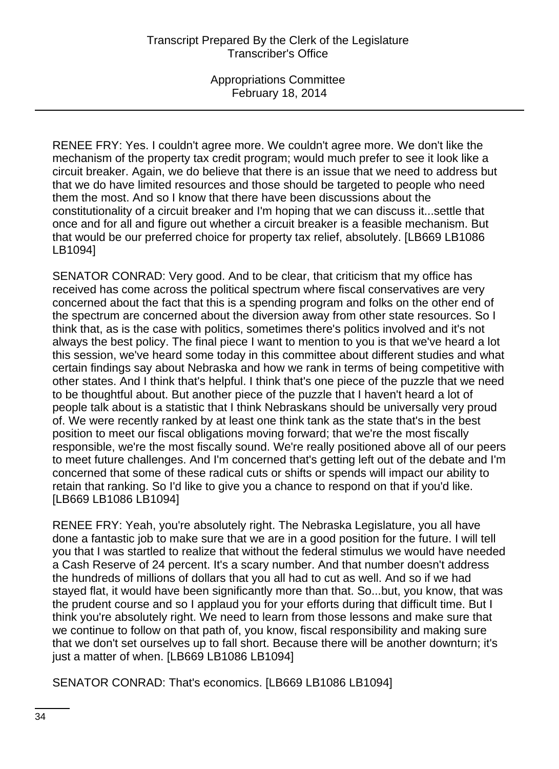RENEE FRY: Yes. I couldn't agree more. We couldn't agree more. We don't like the mechanism of the property tax credit program; would much prefer to see it look like a circuit breaker. Again, we do believe that there is an issue that we need to address but that we do have limited resources and those should be targeted to people who need them the most. And so I know that there have been discussions about the constitutionality of a circuit breaker and I'm hoping that we can discuss it...settle that once and for all and figure out whether a circuit breaker is a feasible mechanism. But that would be our preferred choice for property tax relief, absolutely. [LB669 LB1086 LB1094]

SENATOR CONRAD: Very good. And to be clear, that criticism that my office has received has come across the political spectrum where fiscal conservatives are very concerned about the fact that this is a spending program and folks on the other end of the spectrum are concerned about the diversion away from other state resources. So I think that, as is the case with politics, sometimes there's politics involved and it's not always the best policy. The final piece I want to mention to you is that we've heard a lot this session, we've heard some today in this committee about different studies and what certain findings say about Nebraska and how we rank in terms of being competitive with other states. And I think that's helpful. I think that's one piece of the puzzle that we need to be thoughtful about. But another piece of the puzzle that I haven't heard a lot of people talk about is a statistic that I think Nebraskans should be universally very proud of. We were recently ranked by at least one think tank as the state that's in the best position to meet our fiscal obligations moving forward; that we're the most fiscally responsible, we're the most fiscally sound. We're really positioned above all of our peers to meet future challenges. And I'm concerned that's getting left out of the debate and I'm concerned that some of these radical cuts or shifts or spends will impact our ability to retain that ranking. So I'd like to give you a chance to respond on that if you'd like. [LB669 LB1086 LB1094]

RENEE FRY: Yeah, you're absolutely right. The Nebraska Legislature, you all have done a fantastic job to make sure that we are in a good position for the future. I will tell you that I was startled to realize that without the federal stimulus we would have needed a Cash Reserve of 24 percent. It's a scary number. And that number doesn't address the hundreds of millions of dollars that you all had to cut as well. And so if we had stayed flat, it would have been significantly more than that. So...but, you know, that was the prudent course and so I applaud you for your efforts during that difficult time. But I think you're absolutely right. We need to learn from those lessons and make sure that we continue to follow on that path of, you know, fiscal responsibility and making sure that we don't set ourselves up to fall short. Because there will be another downturn; it's just a matter of when. [LB669 LB1086 LB1094]

SENATOR CONRAD: That's economics. [LB669 LB1086 LB1094]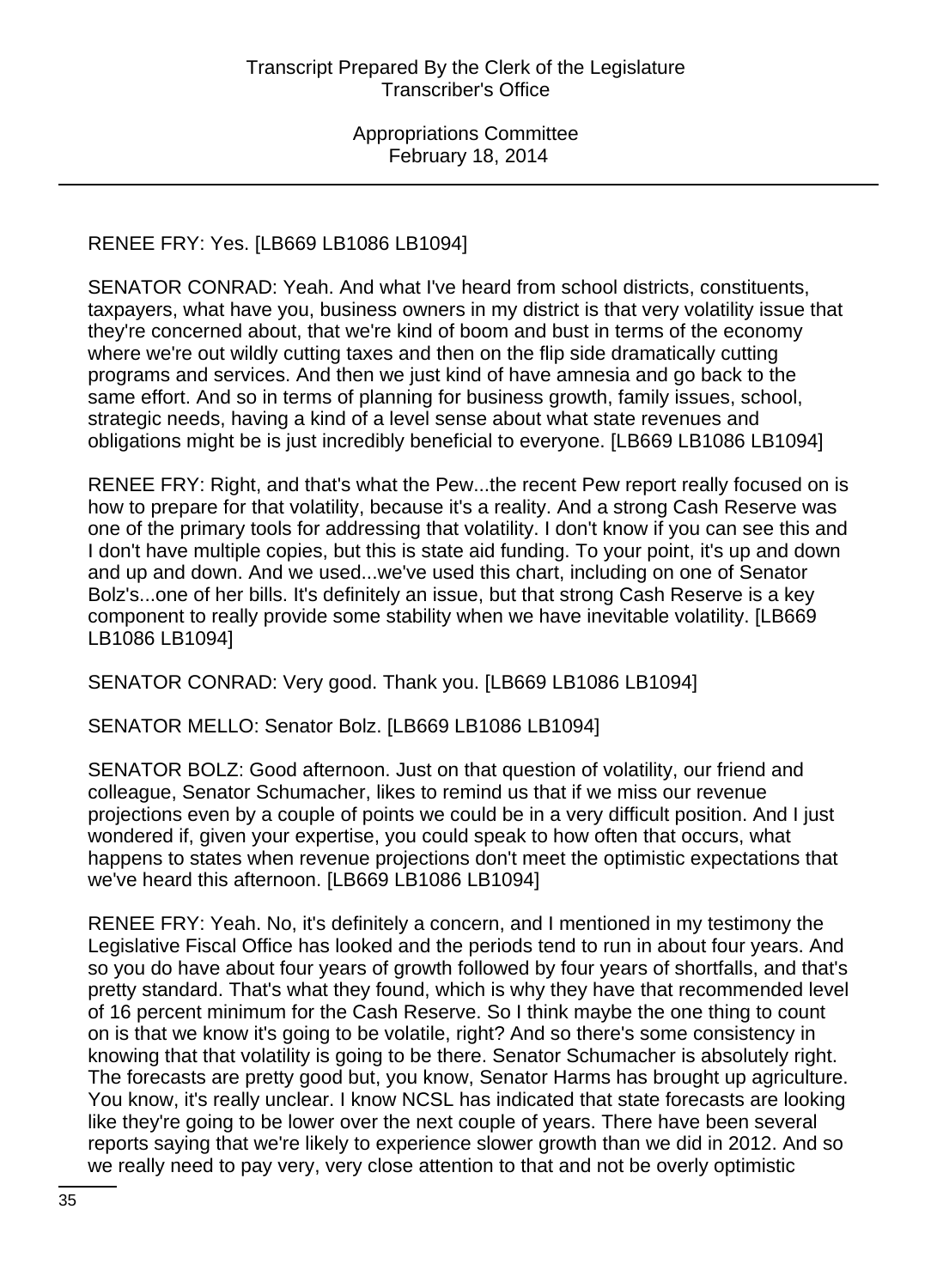RENEE FRY: Yes. [LB669 LB1086 LB1094]

SENATOR CONRAD: Yeah. And what I've heard from school districts, constituents, taxpayers, what have you, business owners in my district is that very volatility issue that they're concerned about, that we're kind of boom and bust in terms of the economy where we're out wildly cutting taxes and then on the flip side dramatically cutting programs and services. And then we just kind of have amnesia and go back to the same effort. And so in terms of planning for business growth, family issues, school, strategic needs, having a kind of a level sense about what state revenues and obligations might be is just incredibly beneficial to everyone. [LB669 LB1086 LB1094]

RENEE FRY: Right, and that's what the Pew...the recent Pew report really focused on is how to prepare for that volatility, because it's a reality. And a strong Cash Reserve was one of the primary tools for addressing that volatility. I don't know if you can see this and I don't have multiple copies, but this is state aid funding. To your point, it's up and down and up and down. And we used...we've used this chart, including on one of Senator Bolz's...one of her bills. It's definitely an issue, but that strong Cash Reserve is a key component to really provide some stability when we have inevitable volatility. [LB669 LB1086 LB1094]

SENATOR CONRAD: Very good. Thank you. [LB669 LB1086 LB1094]

SENATOR MELLO: Senator Bolz. [LB669 LB1086 LB1094]

SENATOR BOLZ: Good afternoon. Just on that question of volatility, our friend and colleague, Senator Schumacher, likes to remind us that if we miss our revenue projections even by a couple of points we could be in a very difficult position. And I just wondered if, given your expertise, you could speak to how often that occurs, what happens to states when revenue projections don't meet the optimistic expectations that we've heard this afternoon. [LB669 LB1086 LB1094]

RENEE FRY: Yeah. No, it's definitely a concern, and I mentioned in my testimony the Legislative Fiscal Office has looked and the periods tend to run in about four years. And so you do have about four years of growth followed by four years of shortfalls, and that's pretty standard. That's what they found, which is why they have that recommended level of 16 percent minimum for the Cash Reserve. So I think maybe the one thing to count on is that we know it's going to be volatile, right? And so there's some consistency in knowing that that volatility is going to be there. Senator Schumacher is absolutely right. The forecasts are pretty good but, you know, Senator Harms has brought up agriculture. You know, it's really unclear. I know NCSL has indicated that state forecasts are looking like they're going to be lower over the next couple of years. There have been several reports saying that we're likely to experience slower growth than we did in 2012. And so we really need to pay very, very close attention to that and not be overly optimistic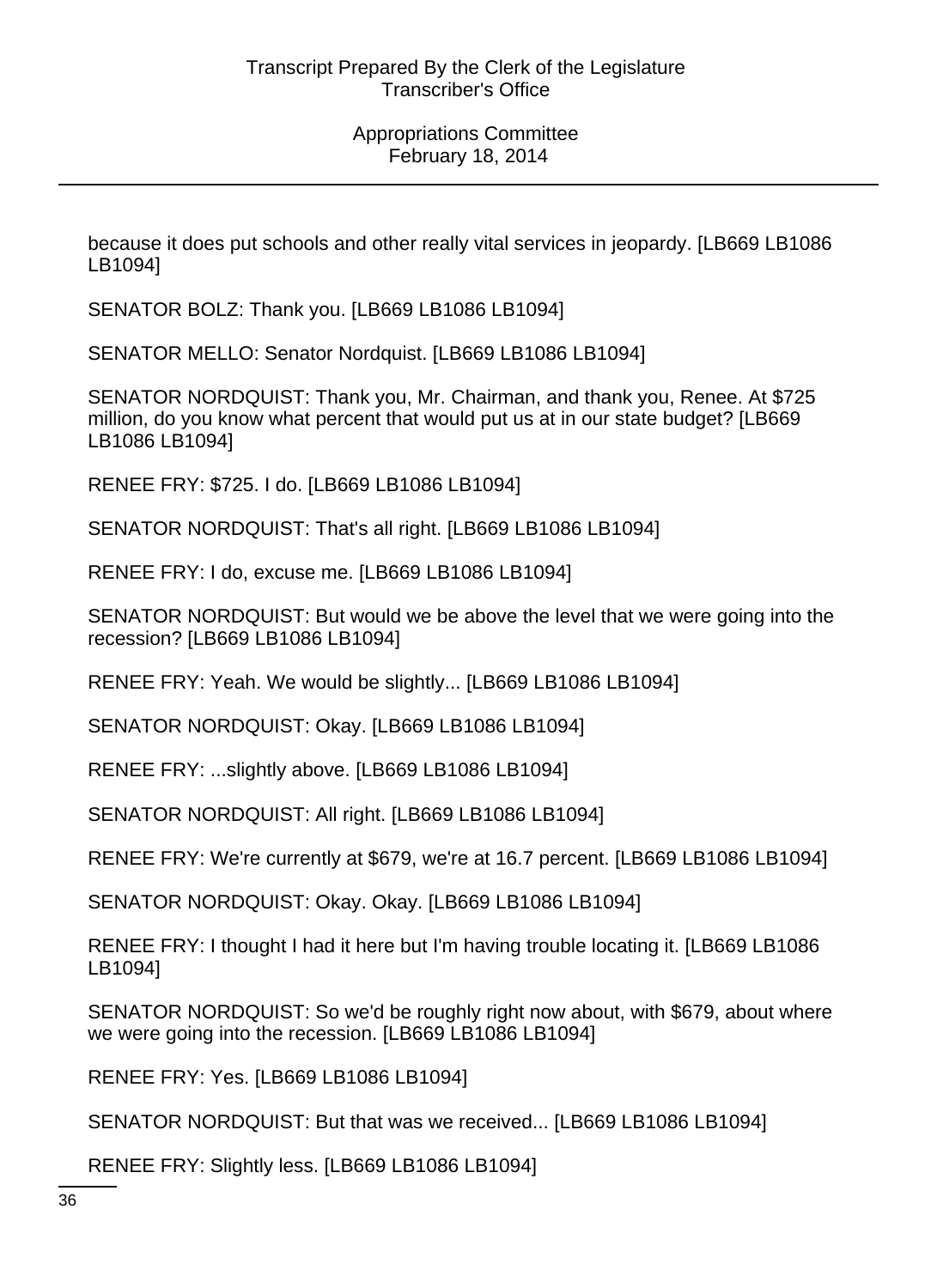because it does put schools and other really vital services in jeopardy. [LB669 LB1086 LB1094]

SENATOR BOLZ: Thank you. [LB669 LB1086 LB1094]

SENATOR MELLO: Senator Nordquist. [LB669 LB1086 LB1094]

SENATOR NORDQUIST: Thank you, Mr. Chairman, and thank you, Renee. At $725 million, do you know what percent that would put us at in our state budget? [LB669 LB1086 LB1094]

RENEE FRY: $725. I do. [LB669 LB1086 LB1094]

SENATOR NORDQUIST: That's all right. [LB669 LB1086 LB1094]

RENEE FRY: I do, excuse me. [LB669 LB1086 LB1094]

SENATOR NORDQUIST: But would we be above the level that we were going into the recession? [LB669 LB1086 LB1094]

RENEE FRY: Yeah. We would be slightly... [LB669 LB1086 LB1094]

SENATOR NORDQUIST: Okay. [LB669 LB1086 LB1094]

RENEE FRY: ...slightly above. [LB669 LB1086 LB1094]

SENATOR NORDQUIST: All right. [LB669 LB1086 LB1094]

RENEE FRY: We're currently at $679, we're at 16.7 percent. [LB669 LB1086 LB1094]

SENATOR NORDQUIST: Okay. Okay. [LB669 LB1086 LB1094]

RENEE FRY: I thought I had it here but I'm having trouble locating it. [LB669 LB1086 LB1094]

SENATOR NORDQUIST: So we'd be roughly right now about, with $679, about where we were going into the recession. [LB669 LB1086 LB1094]

RENEE FRY: Yes. [LB669 LB1086 LB1094]

SENATOR NORDQUIST: But that was we received... [LB669 LB1086 LB1094]

RENEE FRY: Slightly less. [LB669 LB1086 LB1094]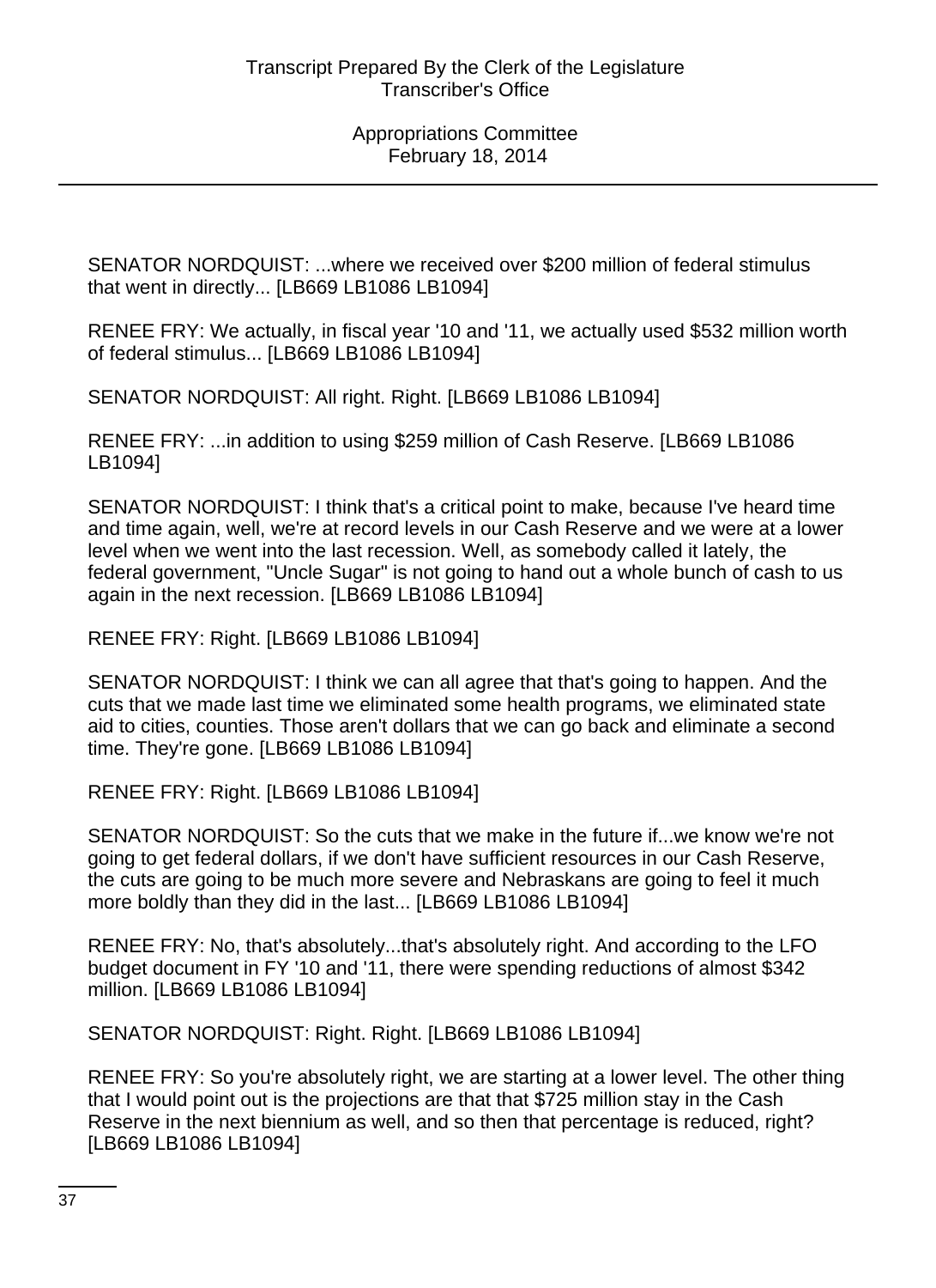SENATOR NORDQUIST: ...where we received over $200 million of federal stimulus that went in directly... [LB669 LB1086 LB1094]

RENEE FRY: We actually, in fiscal year '10 and '11, we actually used $532 million worth of federal stimulus... [LB669 LB1086 LB1094]

SENATOR NORDQUIST: All right. Right. [LB669 LB1086 LB1094]

RENEE FRY: ...in addition to using $259 million of Cash Reserve. [LB669 LB1086 LB1094]

SENATOR NORDQUIST: I think that's a critical point to make, because I've heard time and time again, well, we're at record levels in our Cash Reserve and we were at a lower level when we went into the last recession. Well, as somebody called it lately, the federal government, "Uncle Sugar" is not going to hand out a whole bunch of cash to us again in the next recession. [LB669 LB1086 LB1094]

RENEE FRY: Right. [LB669 LB1086 LB1094]

SENATOR NORDQUIST: I think we can all agree that that's going to happen. And the cuts that we made last time we eliminated some health programs, we eliminated state aid to cities, counties. Those aren't dollars that we can go back and eliminate a second time. They're gone. [LB669 LB1086 LB1094]

RENEE FRY: Right. [LB669 LB1086 LB1094]

SENATOR NORDQUIST: So the cuts that we make in the future if...we know we're not going to get federal dollars, if we don't have sufficient resources in our Cash Reserve, the cuts are going to be much more severe and Nebraskans are going to feel it much more boldly than they did in the last... [LB669 LB1086 LB1094]

RENEE FRY: No, that's absolutely...that's absolutely right. And according to the LFO budget document in FY '10 and '11, there were spending reductions of almost $342 million. [LB669 LB1086 LB1094]

SENATOR NORDQUIST: Right. Right. [LB669 LB1086 LB1094]

RENEE FRY: So you're absolutely right, we are starting at a lower level. The other thing that I would point out is the projections are that that $725 million stay in the Cash Reserve in the next biennium as well, and so then that percentage is reduced, right? [LB669 LB1086 LB1094]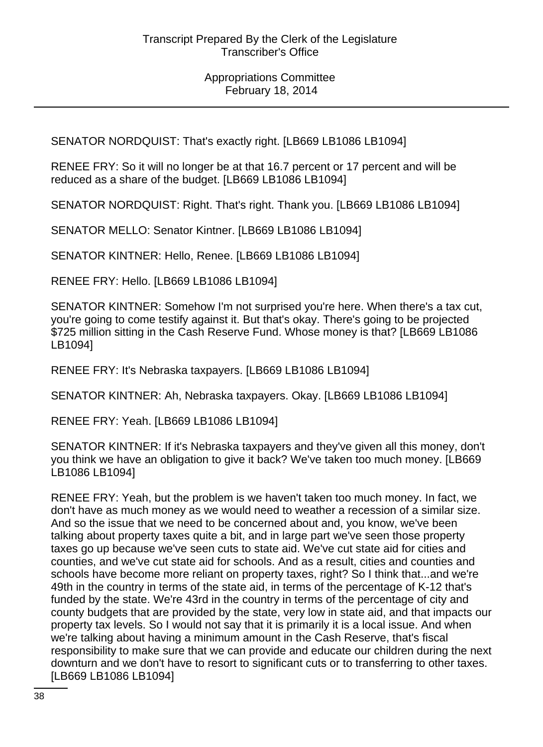SENATOR NORDQUIST: That's exactly right. [LB669 LB1086 LB1094]

RENEE FRY: So it will no longer be at that 16.7 percent or 17 percent and will be reduced as a share of the budget. [LB669 LB1086 LB1094]

SENATOR NORDQUIST: Right. That's right. Thank you. [LB669 LB1086 LB1094]

SENATOR MELLO: Senator Kintner. [LB669 LB1086 LB1094]

SENATOR KINTNER: Hello, Renee. [LB669 LB1086 LB1094]

RENEE FRY: Hello. [LB669 LB1086 LB1094]

SENATOR KINTNER: Somehow I'm not surprised you're here. When there's a tax cut, you're going to come testify against it. But that's okay. There's going to be projected $725 million sitting in the Cash Reserve Fund. Whose money is that? [LB669 LB1086 LB1094]

RENEE FRY: It's Nebraska taxpayers. [LB669 LB1086 LB1094]

SENATOR KINTNER: Ah, Nebraska taxpayers. Okay. [LB669 LB1086 LB1094]

RENEE FRY: Yeah. [LB669 LB1086 LB1094]

SENATOR KINTNER: If it's Nebraska taxpayers and they've given all this money, don't you think we have an obligation to give it back? We've taken too much money. [LB669 LB1086 LB1094]

RENEE FRY: Yeah, but the problem is we haven't taken too much money. In fact, we don't have as much money as we would need to weather a recession of a similar size. And so the issue that we need to be concerned about and, you know, we've been talking about property taxes quite a bit, and in large part we've seen those property taxes go up because we've seen cuts to state aid. We've cut state aid for cities and counties, and we've cut state aid for schools. And as a result, cities and counties and schools have become more reliant on property taxes, right? So I think that...and we're 49th in the country in terms of the state aid, in terms of the percentage of K-12 that's funded by the state. We're 43rd in the country in terms of the percentage of city and county budgets that are provided by the state, very low in state aid, and that impacts our property tax levels. So I would not say that it is primarily it is a local issue. And when we're talking about having a minimum amount in the Cash Reserve, that's fiscal responsibility to make sure that we can provide and educate our children during the next downturn and we don't have to resort to significant cuts or to transferring to other taxes. [LB669 LB1086 LB1094]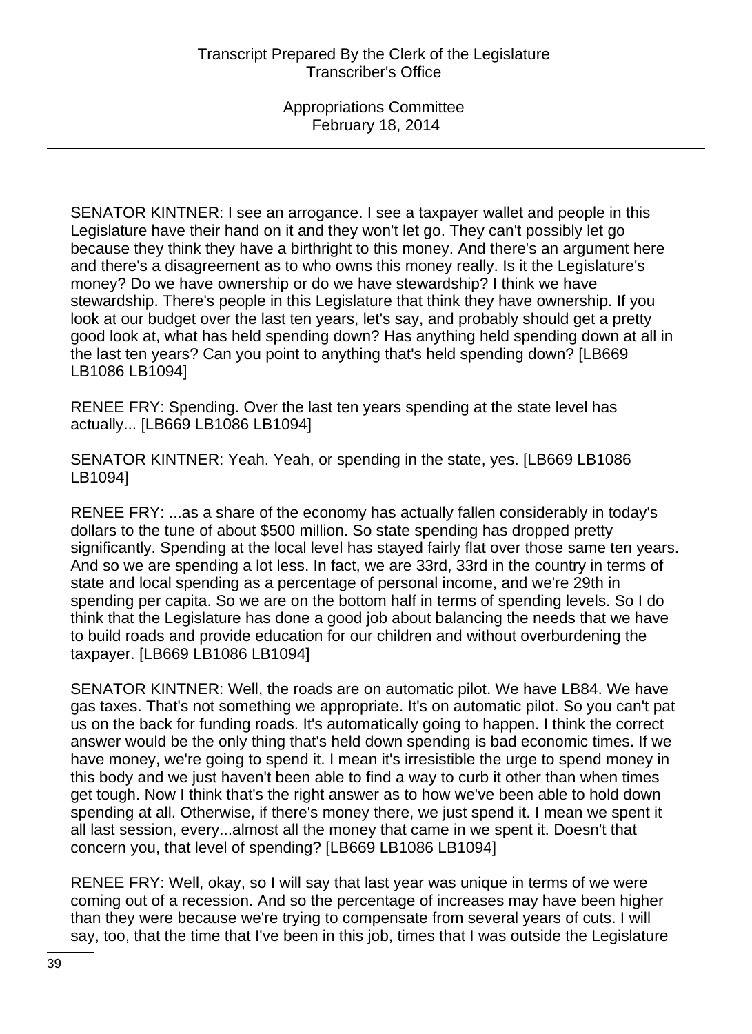SENATOR KINTNER: I see an arrogance. I see a taxpayer wallet and people in this Legislature have their hand on it and they won't let go. They can't possibly let go because they think they have a birthright to this money. And there's an argument here and there's a disagreement as to who owns this money really. Is it the Legislature's money? Do we have ownership or do we have stewardship? I think we have stewardship. There's people in this Legislature that think they have ownership. If you look at our budget over the last ten years, let's say, and probably should get a pretty good look at, what has held spending down? Has anything held spending down at all in the last ten years? Can you point to anything that's held spending down? [LB669 LB1086 LB1094]

RENEE FRY: Spending. Over the last ten years spending at the state level has actually... [LB669 LB1086 LB1094]

SENATOR KINTNER: Yeah. Yeah, or spending in the state, yes. [LB669 LB1086 LB1094]

RENEE FRY: ...as a share of the economy has actually fallen considerably in today's dollars to the tune of about $500 million. So state spending has dropped pretty significantly. Spending at the local level has stayed fairly flat over those same ten years. And so we are spending a lot less. In fact, we are 33rd, 33rd in the country in terms of state and local spending as a percentage of personal income, and we're 29th in spending per capita. So we are on the bottom half in terms of spending levels. So I do think that the Legislature has done a good job about balancing the needs that we have to build roads and provide education for our children and without overburdening the taxpayer. [LB669 LB1086 LB1094]

SENATOR KINTNER: Well, the roads are on automatic pilot. We have LB84. We have gas taxes. That's not something we appropriate. It's on automatic pilot. So you can't pat us on the back for funding roads. It's automatically going to happen. I think the correct answer would be the only thing that's held down spending is bad economic times. If we have money, we're going to spend it. I mean it's irresistible the urge to spend money in this body and we just haven't been able to find a way to curb it other than when times get tough. Now I think that's the right answer as to how we've been able to hold down spending at all. Otherwise, if there's money there, we just spend it. I mean we spent it all last session, every...almost all the money that came in we spent it. Doesn't that concern you, that level of spending? [LB669 LB1086 LB1094]

RENEE FRY: Well, okay, so I will say that last year was unique in terms of we were coming out of a recession. And so the percentage of increases may have been higher than they were because we're trying to compensate from several years of cuts. I will say, too, that the time that I've been in this job, times that I was outside the Legislature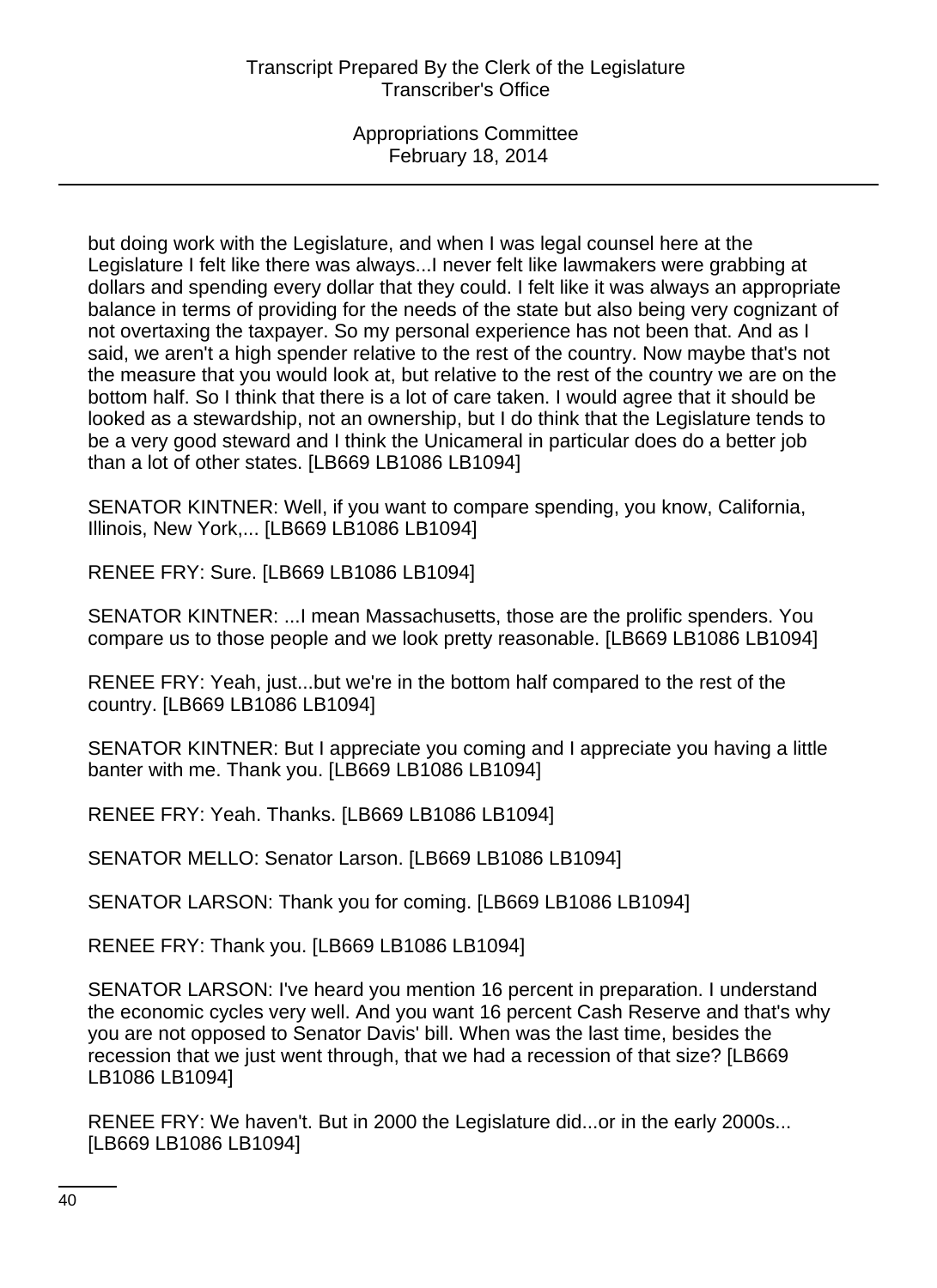but doing work with the Legislature, and when I was legal counsel here at the Legislature I felt like there was always...I never felt like lawmakers were grabbing at dollars and spending every dollar that they could. I felt like it was always an appropriate balance in terms of providing for the needs of the state but also being very cognizant of not overtaxing the taxpayer. So my personal experience has not been that. And as I said, we aren't a high spender relative to the rest of the country. Now maybe that's not the measure that you would look at, but relative to the rest of the country we are on the bottom half. So I think that there is a lot of care taken. I would agree that it should be looked as a stewardship, not an ownership, but I do think that the Legislature tends to be a very good steward and I think the Unicameral in particular does do a better job than a lot of other states. [LB669 LB1086 LB1094]

SENATOR KINTNER: Well, if you want to compare spending, you know, California, Illinois, New York,... [LB669 LB1086 LB1094]

RENEE FRY: Sure. [LB669 LB1086 LB1094]

SENATOR KINTNER: ...I mean Massachusetts, those are the prolific spenders. You compare us to those people and we look pretty reasonable. [LB669 LB1086 LB1094]

RENEE FRY: Yeah, just...but we're in the bottom half compared to the rest of the country. [LB669 LB1086 LB1094]

SENATOR KINTNER: But I appreciate you coming and I appreciate you having a little banter with me. Thank you. [LB669 LB1086 LB1094]

RENEE FRY: Yeah. Thanks. [LB669 LB1086 LB1094]

SENATOR MELLO: Senator Larson. [LB669 LB1086 LB1094]

SENATOR LARSON: Thank you for coming. [LB669 LB1086 LB1094]

RENEE FRY: Thank you. [LB669 LB1086 LB1094]

SENATOR LARSON: I've heard you mention 16 percent in preparation. I understand the economic cycles very well. And you want 16 percent Cash Reserve and that's why you are not opposed to Senator Davis' bill. When was the last time, besides the recession that we just went through, that we had a recession of that size? [LB669 LB1086 LB1094]

RENEE FRY: We haven't. But in 2000 the Legislature did...or in the early 2000s... [LB669 LB1086 LB1094]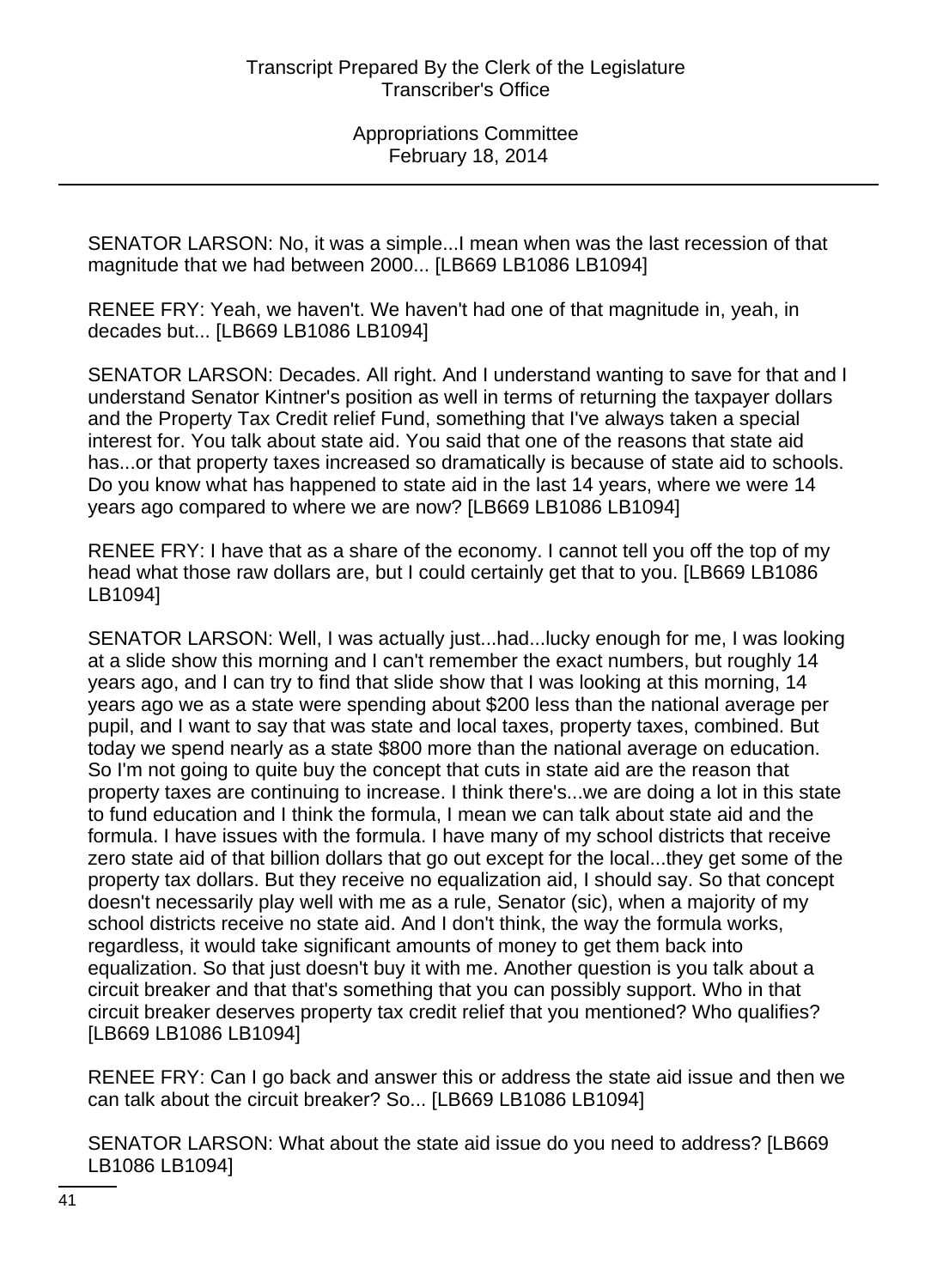SENATOR LARSON: No, it was a simple...I mean when was the last recession of that magnitude that we had between 2000... [LB669 LB1086 LB1094]

RENEE FRY: Yeah, we haven't. We haven't had one of that magnitude in, yeah, in decades but... [LB669 LB1086 LB1094]

SENATOR LARSON: Decades. All right. And I understand wanting to save for that and I understand Senator Kintner's position as well in terms of returning the taxpayer dollars and the Property Tax Credit relief Fund, something that I've always taken a special interest for. You talk about state aid. You said that one of the reasons that state aid has...or that property taxes increased so dramatically is because of state aid to schools. Do you know what has happened to state aid in the last 14 years, where we were 14 years ago compared to where we are now? [LB669 LB1086 LB1094]

RENEE FRY: I have that as a share of the economy. I cannot tell you off the top of my head what those raw dollars are, but I could certainly get that to you. [LB669 LB1086 LB1094]

SENATOR LARSON: Well, I was actually just...had...lucky enough for me, I was looking at a slide show this morning and I can't remember the exact numbers, but roughly 14 years ago, and I can try to find that slide show that I was looking at this morning, 14 years ago we as a state were spending about $200 less than the national average per pupil, and I want to say that was state and local taxes, property taxes, combined. But today we spend nearly as a state $800 more than the national average on education. So I'm not going to quite buy the concept that cuts in state aid are the reason that property taxes are continuing to increase. I think there's...we are doing a lot in this state to fund education and I think the formula, I mean we can talk about state aid and the formula. I have issues with the formula. I have many of my school districts that receive zero state aid of that billion dollars that go out except for the local...they get some of the property tax dollars. But they receive no equalization aid, I should say. So that concept doesn't necessarily play well with me as a rule, Senator (sic), when a majority of my school districts receive no state aid. And I don't think, the way the formula works, regardless, it would take significant amounts of money to get them back into equalization. So that just doesn't buy it with me. Another question is you talk about a circuit breaker and that that's something that you can possibly support. Who in that circuit breaker deserves property tax credit relief that you mentioned? Who qualifies? [LB669 LB1086 LB1094]

RENEE FRY: Can I go back and answer this or address the state aid issue and then we can talk about the circuit breaker? So... [LB669 LB1086 LB1094]

SENATOR LARSON: What about the state aid issue do you need to address? [LB669 LB1086 LB1094]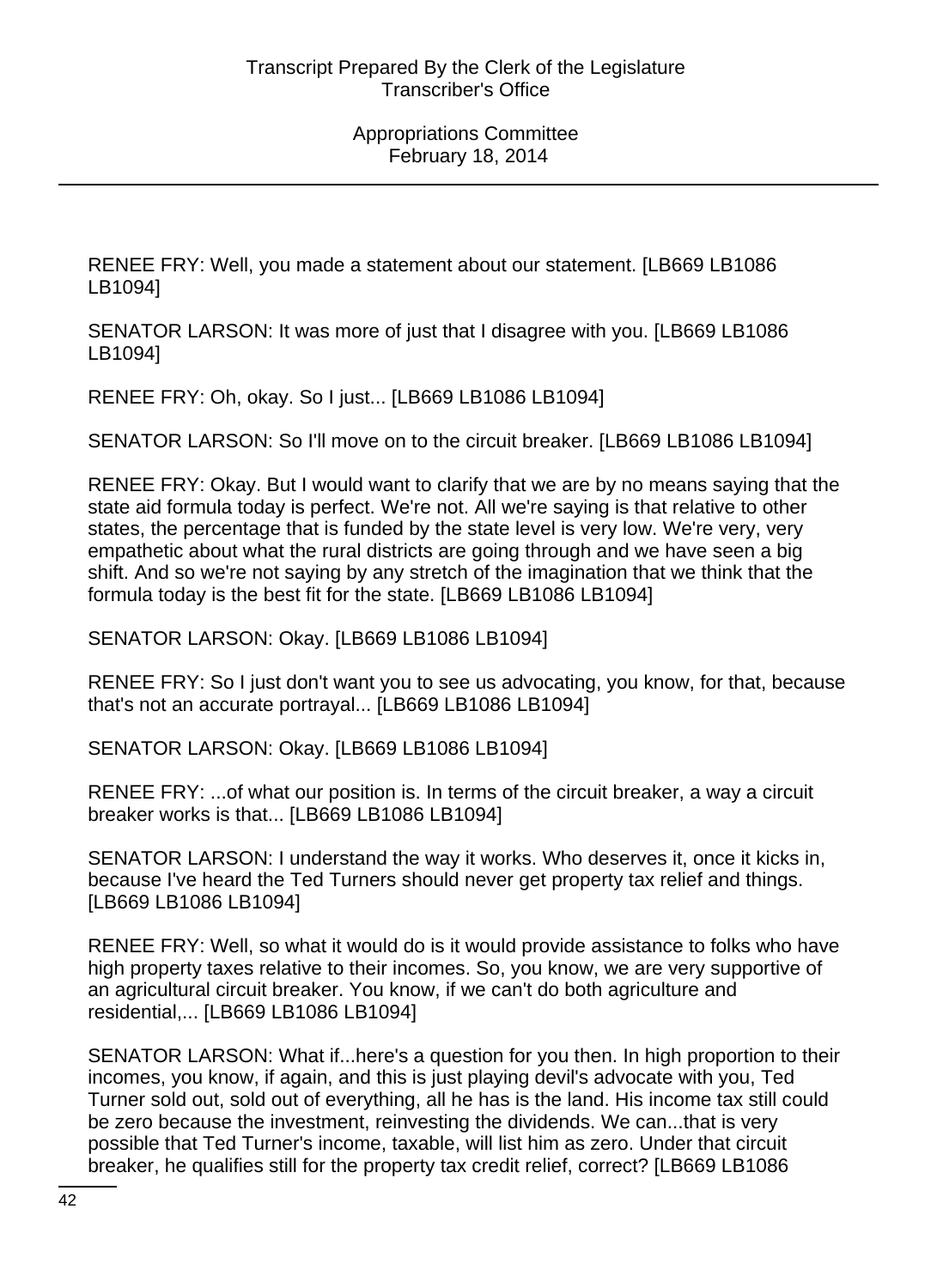RENEE FRY: Well, you made a statement about our statement. [LB669 LB1086 LB1094]

SENATOR LARSON: It was more of just that I disagree with you. [LB669 LB1086 LB1094]

RENEE FRY: Oh, okay. So I just... [LB669 LB1086 LB1094]

SENATOR LARSON: So I'll move on to the circuit breaker. [LB669 LB1086 LB1094]

RENEE FRY: Okay. But I would want to clarify that we are by no means saying that the state aid formula today is perfect. We're not. All we're saying is that relative to other states, the percentage that is funded by the state level is very low. We're very, very empathetic about what the rural districts are going through and we have seen a big shift. And so we're not saying by any stretch of the imagination that we think that the formula today is the best fit for the state. [LB669 LB1086 LB1094]

SENATOR LARSON: Okay. [LB669 LB1086 LB1094]

RENEE FRY: So I just don't want you to see us advocating, you know, for that, because that's not an accurate portrayal... [LB669 LB1086 LB1094]

SENATOR LARSON: Okay. [LB669 LB1086 LB1094]

RENEE FRY: ...of what our position is. In terms of the circuit breaker, a way a circuit breaker works is that... [LB669 LB1086 LB1094]

SENATOR LARSON: I understand the way it works. Who deserves it, once it kicks in, because I've heard the Ted Turners should never get property tax relief and things. [LB669 LB1086 LB1094]

RENEE FRY: Well, so what it would do is it would provide assistance to folks who have high property taxes relative to their incomes. So, you know, we are very supportive of an agricultural circuit breaker. You know, if we can't do both agriculture and residential,... [LB669 LB1086 LB1094]

SENATOR LARSON: What if...here's a question for you then. In high proportion to their incomes, you know, if again, and this is just playing devil's advocate with you, Ted Turner sold out, sold out of everything, all he has is the land. His income tax still could be zero because the investment, reinvesting the dividends. We can...that is very possible that Ted Turner's income, taxable, will list him as zero. Under that circuit breaker, he qualifies still for the property tax credit relief, correct? [LB669 LB1086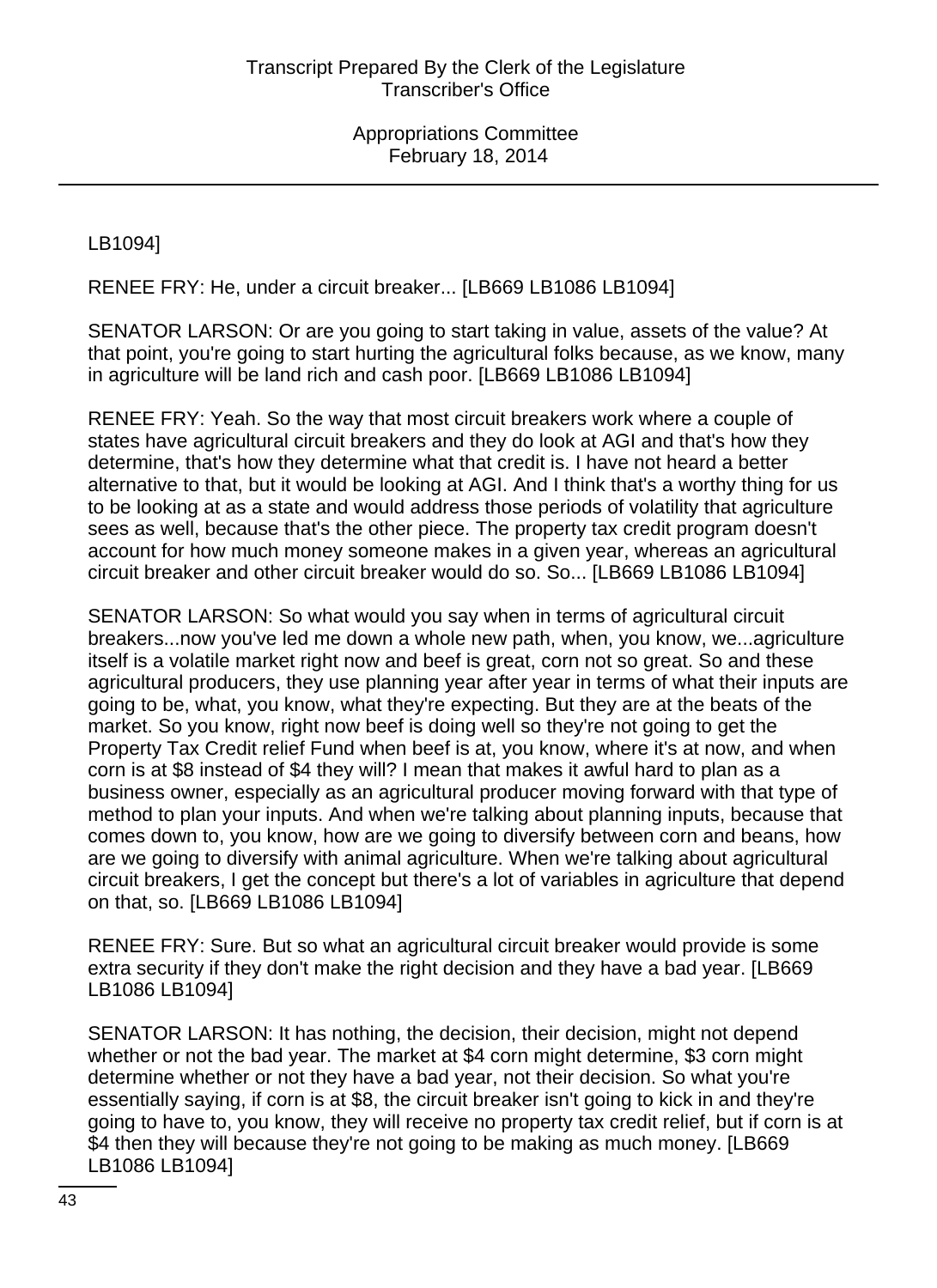LB1094]

RENEE FRY: He, under a circuit breaker... [LB669 LB1086 LB1094]

SENATOR LARSON: Or are you going to start taking in value, assets of the value? At that point, you're going to start hurting the agricultural folks because, as we know, many in agriculture will be land rich and cash poor. [LB669 LB1086 LB1094]

RENEE FRY: Yeah. So the way that most circuit breakers work where a couple of states have agricultural circuit breakers and they do look at AGI and that's how they determine, that's how they determine what that credit is. I have not heard a better alternative to that, but it would be looking at AGI. And I think that's a worthy thing for us to be looking at as a state and would address those periods of volatility that agriculture sees as well, because that's the other piece. The property tax credit program doesn't account for how much money someone makes in a given year, whereas an agricultural circuit breaker and other circuit breaker would do so. So... [LB669 LB1086 LB1094]

SENATOR LARSON: So what would you say when in terms of agricultural circuit breakers...now you've led me down a whole new path, when, you know, we...agriculture itself is a volatile market right now and beef is great, corn not so great. So and these agricultural producers, they use planning year after year in terms of what their inputs are going to be, what, you know, what they're expecting. But they are at the beats of the market. So you know, right now beef is doing well so they're not going to get the Property Tax Credit relief Fund when beef is at, you know, where it's at now, and when corn is at $8 instead of $4 they will? I mean that makes it awful hard to plan as a business owner, especially as an agricultural producer moving forward with that type of method to plan your inputs. And when we're talking about planning inputs, because that comes down to, you know, how are we going to diversify between corn and beans, how are we going to diversify with animal agriculture. When we're talking about agricultural circuit breakers, I get the concept but there's a lot of variables in agriculture that depend on that, so. [LB669 LB1086 LB1094]

RENEE FRY: Sure. But so what an agricultural circuit breaker would provide is some extra security if they don't make the right decision and they have a bad year. [LB669 LB1086 LB1094]

SENATOR LARSON: It has nothing, the decision, their decision, might not depend whether or not the bad year. The market at $4 corn might determine, $3 corn might determine whether or not they have a bad year, not their decision. So what you're essentially saying, if corn is at $8, the circuit breaker isn't going to kick in and they're going to have to, you know, they will receive no property tax credit relief, but if corn is at $4 then they will because they're not going to be making as much money. [LB669 LB1086 LB1094]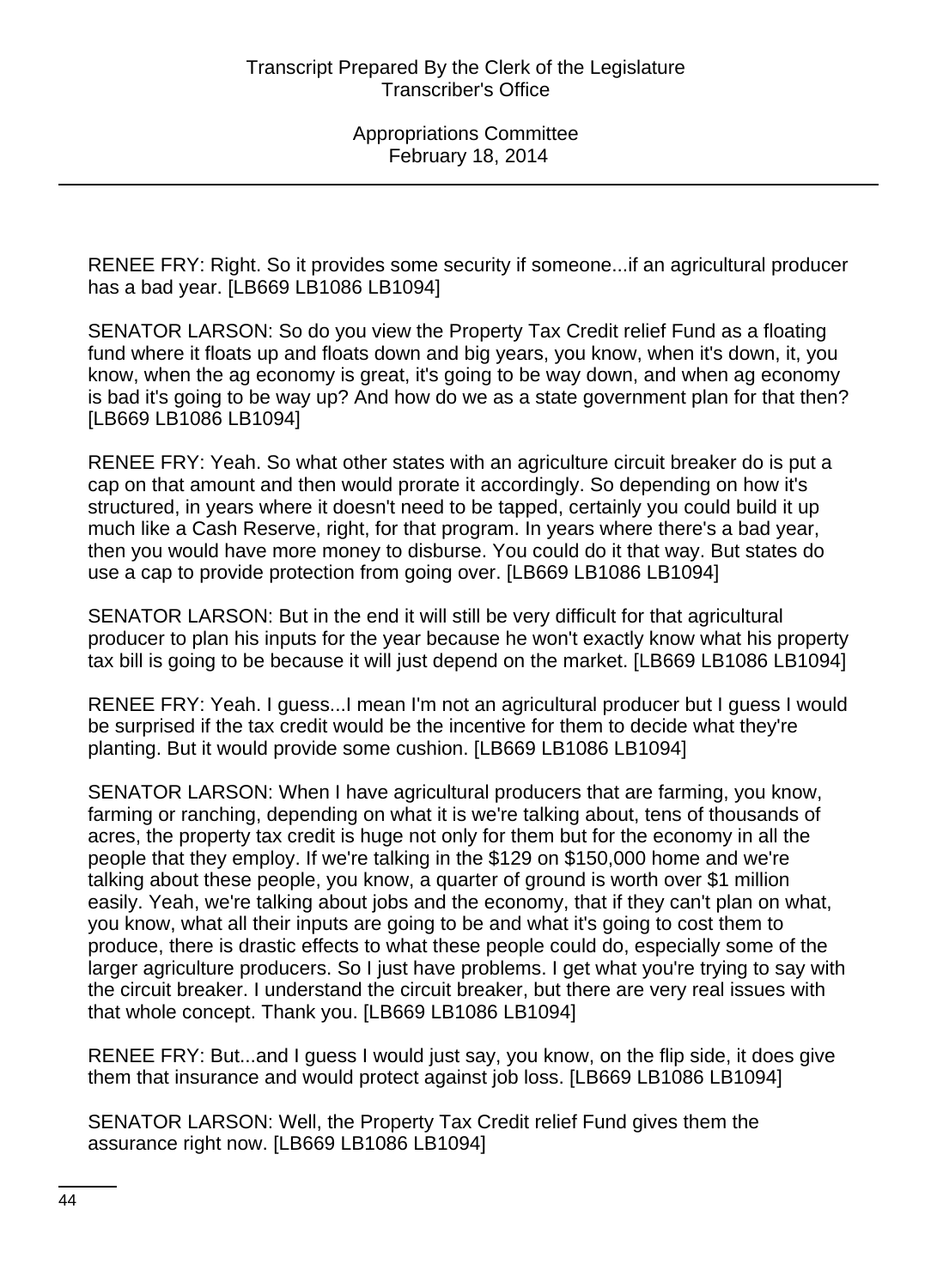RENEE FRY: Right. So it provides some security if someone...if an agricultural producer has a bad year. [LB669 LB1086 LB1094]

SENATOR LARSON: So do you view the Property Tax Credit relief Fund as a floating fund where it floats up and floats down and big years, you know, when it's down, it, you know, when the ag economy is great, it's going to be way down, and when ag economy is bad it's going to be way up? And how do we as a state government plan for that then? [LB669 LB1086 LB1094]

RENEE FRY: Yeah. So what other states with an agriculture circuit breaker do is put a cap on that amount and then would prorate it accordingly. So depending on how it's structured, in years where it doesn't need to be tapped, certainly you could build it up much like a Cash Reserve, right, for that program. In years where there's a bad year, then you would have more money to disburse. You could do it that way. But states do use a cap to provide protection from going over. [LB669 LB1086 LB1094]

SENATOR LARSON: But in the end it will still be very difficult for that agricultural producer to plan his inputs for the year because he won't exactly know what his property tax bill is going to be because it will just depend on the market. [LB669 LB1086 LB1094]

RENEE FRY: Yeah. I guess...I mean I'm not an agricultural producer but I guess I would be surprised if the tax credit would be the incentive for them to decide what they're planting. But it would provide some cushion. [LB669 LB1086 LB1094]

SENATOR LARSON: When I have agricultural producers that are farming, you know, farming or ranching, depending on what it is we're talking about, tens of thousands of acres, the property tax credit is huge not only for them but for the economy in all the people that they employ. If we're talking in the $129 on $150,000 home and we're talking about these people, you know, a quarter of ground is worth over $1 million easily. Yeah, we're talking about jobs and the economy, that if they can't plan on what, you know, what all their inputs are going to be and what it's going to cost them to produce, there is drastic effects to what these people could do, especially some of the larger agriculture producers. So I just have problems. I get what you're trying to say with the circuit breaker. I understand the circuit breaker, but there are very real issues with that whole concept. Thank you. [LB669 LB1086 LB1094]

RENEE FRY: But...and I guess I would just say, you know, on the flip side, it does give them that insurance and would protect against job loss. [LB669 LB1086 LB1094]

SENATOR LARSON: Well, the Property Tax Credit relief Fund gives them the assurance right now. [LB669 LB1086 LB1094]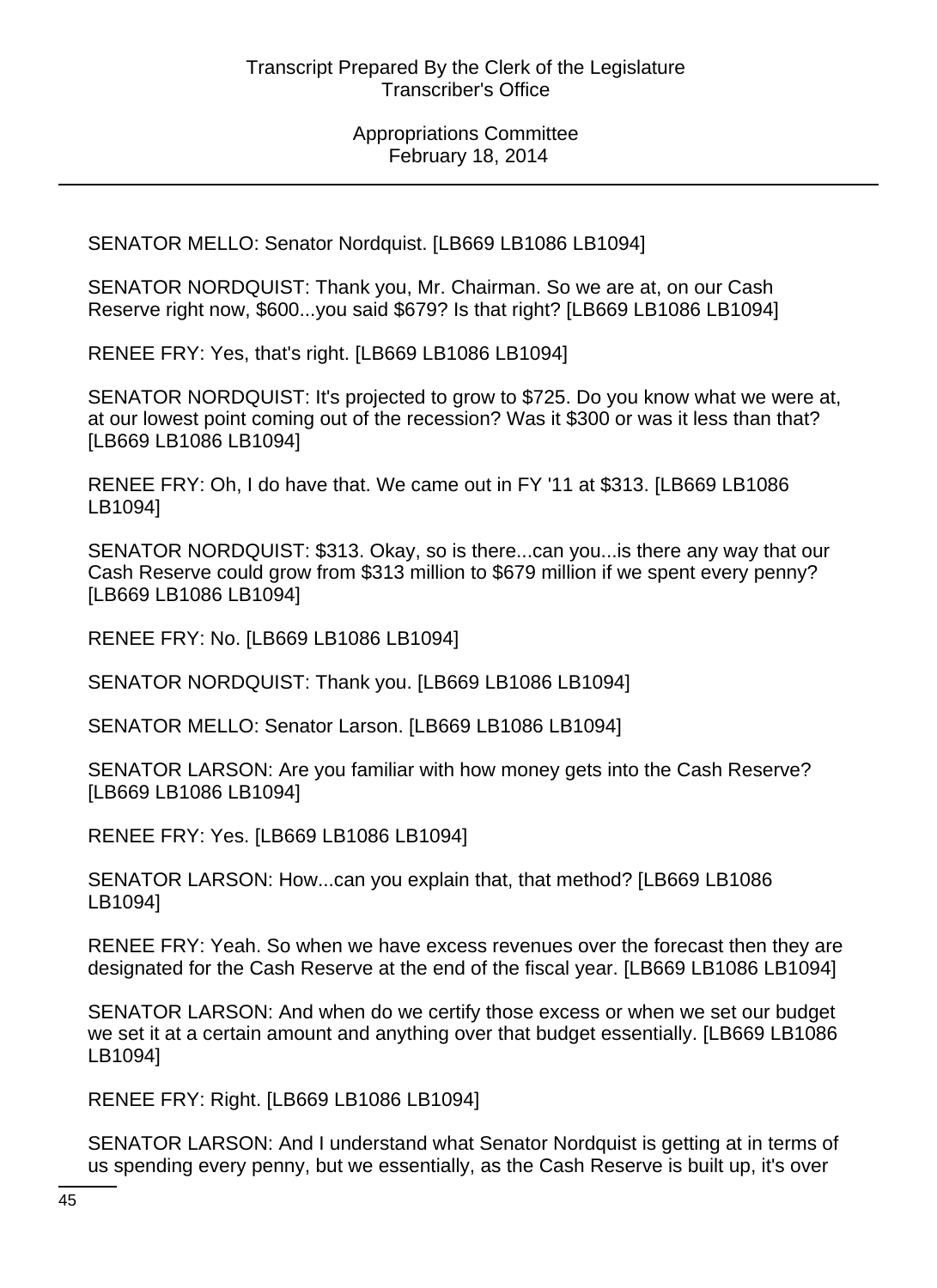SENATOR MELLO: Senator Nordquist. [LB669 LB1086 LB1094]

SENATOR NORDQUIST: Thank you, Mr. Chairman. So we are at, on our Cash Reserve right now, $600...you said $679? Is that right? [LB669 LB1086 LB1094]

RENEE FRY: Yes, that's right. [LB669 LB1086 LB1094]

SENATOR NORDQUIST: It's projected to grow to $725. Do you know what we were at, at our lowest point coming out of the recession? Was it $300 or was it less than that? [LB669 LB1086 LB1094]

RENEE FRY: Oh, I do have that. We came out in FY '11 at $313. [LB669 LB1086 LB1094]

SENATOR NORDQUIST: $313. Okay, so is there...can you...is there any way that our Cash Reserve could grow from $313 million to $679 million if we spent every penny? [LB669 LB1086 LB1094]

RENEE FRY: No. [LB669 LB1086 LB1094]

SENATOR NORDQUIST: Thank you. [LB669 LB1086 LB1094]

SENATOR MELLO: Senator Larson. [LB669 LB1086 LB1094]

SENATOR LARSON: Are you familiar with how money gets into the Cash Reserve? [LB669 LB1086 LB1094]

RENEE FRY: Yes. [LB669 LB1086 LB1094]

SENATOR LARSON: How...can you explain that, that method? [LB669 LB1086 LB1094]

RENEE FRY: Yeah. So when we have excess revenues over the forecast then they are designated for the Cash Reserve at the end of the fiscal year. [LB669 LB1086 LB1094]

SENATOR LARSON: And when do we certify those excess or when we set our budget we set it at a certain amount and anything over that budget essentially. [LB669 LB1086 LB1094]

RENEE FRY: Right. [LB669 LB1086 LB1094]

SENATOR LARSON: And I understand what Senator Nordquist is getting at in terms of us spending every penny, but we essentially, as the Cash Reserve is built up, it's over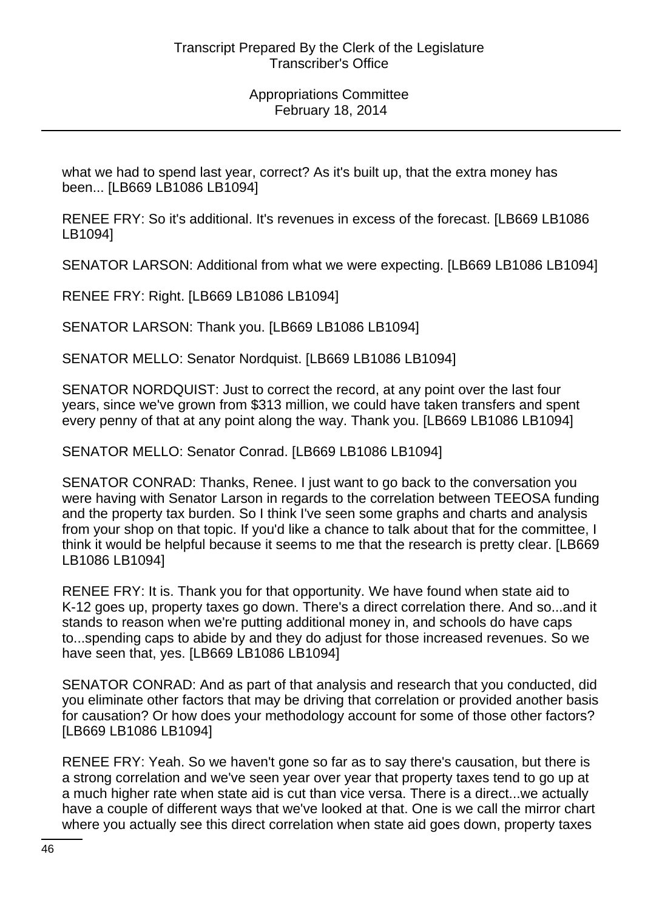what we had to spend last year, correct? As it's built up, that the extra money has been... [LB669 LB1086 LB1094]

RENEE FRY: So it's additional. It's revenues in excess of the forecast. [LB669 LB1086 LB1094]

SENATOR LARSON: Additional from what we were expecting. [LB669 LB1086 LB1094]

RENEE FRY: Right. [LB669 LB1086 LB1094]

SENATOR LARSON: Thank you. [LB669 LB1086 LB1094]

SENATOR MELLO: Senator Nordquist. [LB669 LB1086 LB1094]

SENATOR NORDQUIST: Just to correct the record, at any point over the last four years, since we've grown from $313 million, we could have taken transfers and spent every penny of that at any point along the way. Thank you. [LB669 LB1086 LB1094]

SENATOR MELLO: Senator Conrad. [LB669 LB1086 LB1094]

SENATOR CONRAD: Thanks, Renee. I just want to go back to the conversation you were having with Senator Larson in regards to the correlation between TEEOSA funding and the property tax burden. So I think I've seen some graphs and charts and analysis from your shop on that topic. If you'd like a chance to talk about that for the committee, I think it would be helpful because it seems to me that the research is pretty clear. [LB669 LB1086 LB1094]

RENEE FRY: It is. Thank you for that opportunity. We have found when state aid to K-12 goes up, property taxes go down. There's a direct correlation there. And so...and it stands to reason when we're putting additional money in, and schools do have caps to...spending caps to abide by and they do adjust for those increased revenues. So we have seen that, yes. [LB669 LB1086 LB1094]

SENATOR CONRAD: And as part of that analysis and research that you conducted, did you eliminate other factors that may be driving that correlation or provided another basis for causation? Or how does your methodology account for some of those other factors? [LB669 LB1086 LB1094]

RENEE FRY: Yeah. So we haven't gone so far as to say there's causation, but there is a strong correlation and we've seen year over year that property taxes tend to go up at a much higher rate when state aid is cut than vice versa. There is a direct...we actually have a couple of different ways that we've looked at that. One is we call the mirror chart where you actually see this direct correlation when state aid goes down, property taxes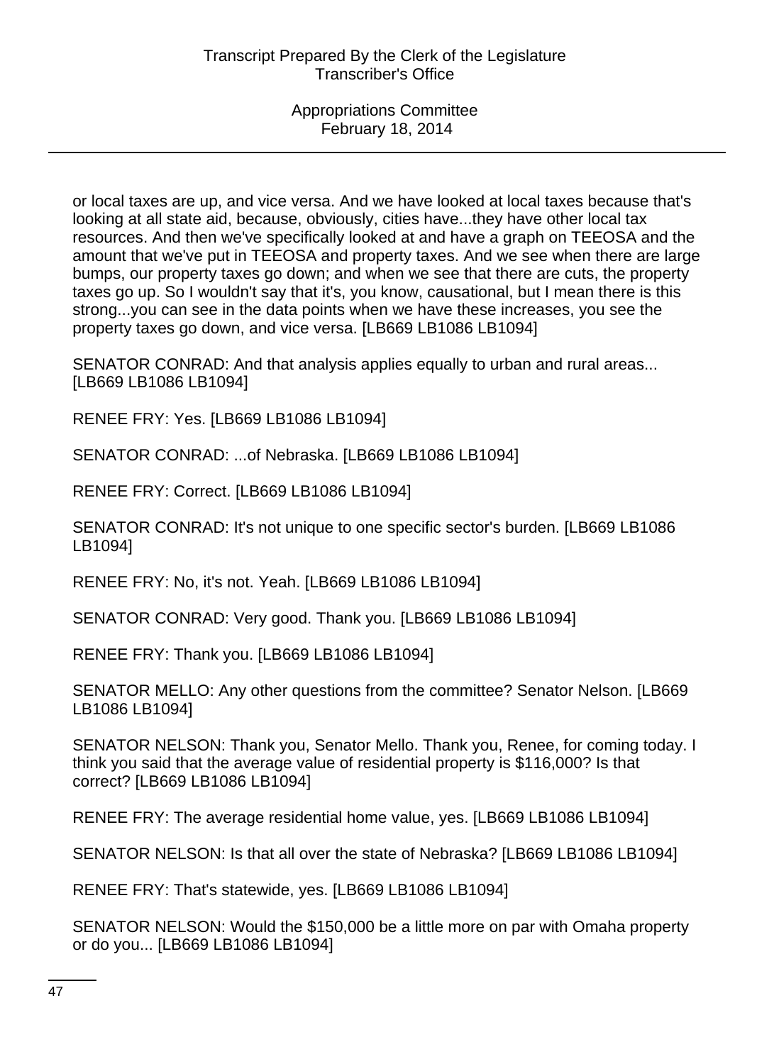or local taxes are up, and vice versa. And we have looked at local taxes because that's looking at all state aid, because, obviously, cities have...they have other local tax resources. And then we've specifically looked at and have a graph on TEEOSA and the amount that we've put in TEEOSA and property taxes. And we see when there are large bumps, our property taxes go down; and when we see that there are cuts, the property taxes go up. So I wouldn't say that it's, you know, causational, but I mean there is this strong...you can see in the data points when we have these increases, you see the property taxes go down, and vice versa. [LB669 LB1086 LB1094]

SENATOR CONRAD: And that analysis applies equally to urban and rural areas... [LB669 LB1086 LB1094]

RENEE FRY: Yes. [LB669 LB1086 LB1094]

SENATOR CONRAD: ...of Nebraska. [LB669 LB1086 LB1094]

RENEE FRY: Correct. [LB669 LB1086 LB1094]

SENATOR CONRAD: It's not unique to one specific sector's burden. [LB669 LB1086 LB1094]

RENEE FRY: No, it's not. Yeah. [LB669 LB1086 LB1094]

SENATOR CONRAD: Very good. Thank you. [LB669 LB1086 LB1094]

RENEE FRY: Thank you. [LB669 LB1086 LB1094]

SENATOR MELLO: Any other questions from the committee? Senator Nelson. [LB669 LB1086 LB1094]

SENATOR NELSON: Thank you, Senator Mello. Thank you, Renee, for coming today. I think you said that the average value of residential property is $116,000? Is that correct? [LB669 LB1086 LB1094]

RENEE FRY: The average residential home value, yes. [LB669 LB1086 LB1094]

SENATOR NELSON: Is that all over the state of Nebraska? [LB669 LB1086 LB1094]

RENEE FRY: That's statewide, yes. [LB669 LB1086 LB1094]

SENATOR NELSON: Would the $150,000 be a little more on par with Omaha property or do you... [LB669 LB1086 LB1094]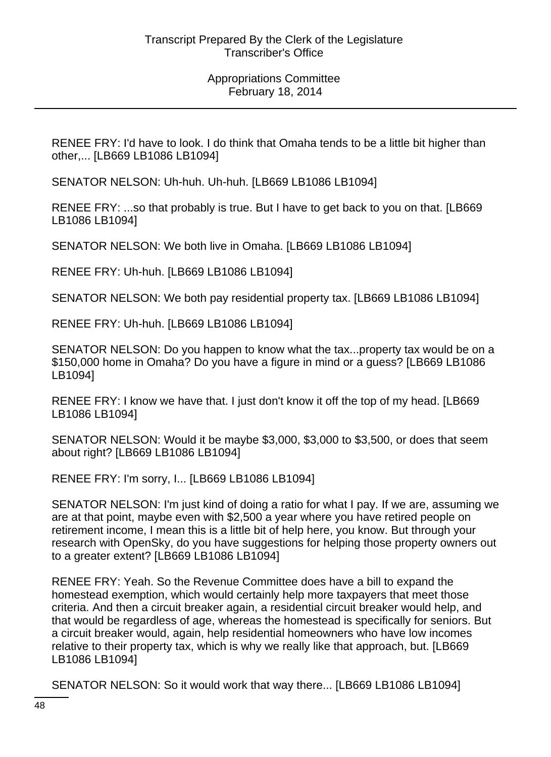RENEE FRY: I'd have to look. I do think that Omaha tends to be a little bit higher than other,... [LB669 LB1086 LB1094]

SENATOR NELSON: Uh-huh. Uh-huh. [LB669 LB1086 LB1094]

RENEE FRY: ...so that probably is true. But I have to get back to you on that. [LB669 LB1086 LB1094]

SENATOR NELSON: We both live in Omaha. [LB669 LB1086 LB1094]

RENEE FRY: Uh-huh. [LB669 LB1086 LB1094]

SENATOR NELSON: We both pay residential property tax. [LB669 LB1086 LB1094]

RENEE FRY: Uh-huh. [LB669 LB1086 LB1094]

SENATOR NELSON: Do you happen to know what the tax...property tax would be on a $150,000 home in Omaha? Do you have a figure in mind or a guess? [LB669 LB1086 LB1094]

RENEE FRY: I know we have that. I just don't know it off the top of my head. [LB669 LB1086 LB1094]

SENATOR NELSON: Would it be maybe $3,000, $3,000 to $3,500, or does that seem about right? [LB669 LB1086 LB1094]

RENEE FRY: I'm sorry, I... [LB669 LB1086 LB1094]

SENATOR NELSON: I'm just kind of doing a ratio for what I pay. If we are, assuming we are at that point, maybe even with $2,500 a year where you have retired people on retirement income, I mean this is a little bit of help here, you know. But through your research with OpenSky, do you have suggestions for helping those property owners out to a greater extent? [LB669 LB1086 LB1094]

RENEE FRY: Yeah. So the Revenue Committee does have a bill to expand the homestead exemption, which would certainly help more taxpayers that meet those criteria. And then a circuit breaker again, a residential circuit breaker would help, and that would be regardless of age, whereas the homestead is specifically for seniors. But a circuit breaker would, again, help residential homeowners who have low incomes relative to their property tax, which is why we really like that approach, but. [LB669 LB1086 LB1094]

SENATOR NELSON: So it would work that way there... [LB669 LB1086 LB1094]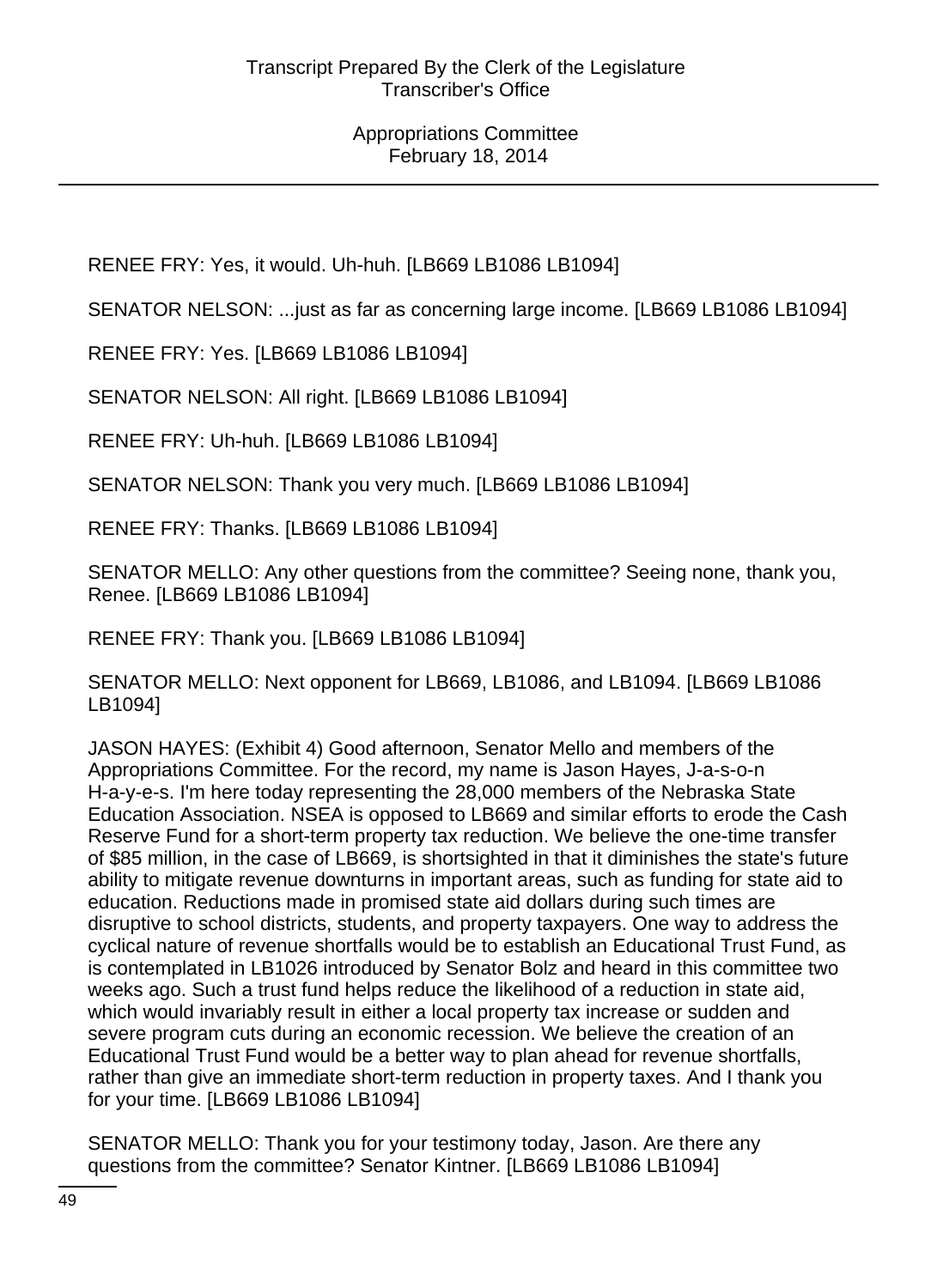RENEE FRY: Yes, it would. Uh-huh. [LB669 LB1086 LB1094]

SENATOR NELSON: ...just as far as concerning large income. [LB669 LB1086 LB1094]

RENEE FRY: Yes. [LB669 LB1086 LB1094]

SENATOR NELSON: All right. [LB669 LB1086 LB1094]

RENEE FRY: Uh-huh. [LB669 LB1086 LB1094]

SENATOR NELSON: Thank you very much. [LB669 LB1086 LB1094]

RENEE FRY: Thanks. [LB669 LB1086 LB1094]

SENATOR MELLO: Any other questions from the committee? Seeing none, thank you, Renee. [LB669 LB1086 LB1094]

RENEE FRY: Thank you. [LB669 LB1086 LB1094]

SENATOR MELLO: Next opponent for LB669, LB1086, and LB1094. [LB669 LB1086 LB1094]

JASON HAYES: (Exhibit 4) Good afternoon, Senator Mello and members of the Appropriations Committee. For the record, my name is Jason Hayes, J-a-s-o-n H-a-y-e-s. I'm here today representing the 28,000 members of the Nebraska State Education Association. NSEA is opposed to LB669 and similar efforts to erode the Cash Reserve Fund for a short-term property tax reduction. We believe the one-time transfer of $85 million, in the case of LB669, is shortsighted in that it diminishes the state's future ability to mitigate revenue downturns in important areas, such as funding for state aid to education. Reductions made in promised state aid dollars during such times are disruptive to school districts, students, and property taxpayers. One way to address the cyclical nature of revenue shortfalls would be to establish an Educational Trust Fund, as is contemplated in LB1026 introduced by Senator Bolz and heard in this committee two weeks ago. Such a trust fund helps reduce the likelihood of a reduction in state aid, which would invariably result in either a local property tax increase or sudden and severe program cuts during an economic recession. We believe the creation of an Educational Trust Fund would be a better way to plan ahead for revenue shortfalls, rather than give an immediate short-term reduction in property taxes. And I thank you for your time. [LB669 LB1086 LB1094]

SENATOR MELLO: Thank you for your testimony today, Jason. Are there any questions from the committee? Senator Kintner. [LB669 LB1086 LB1094]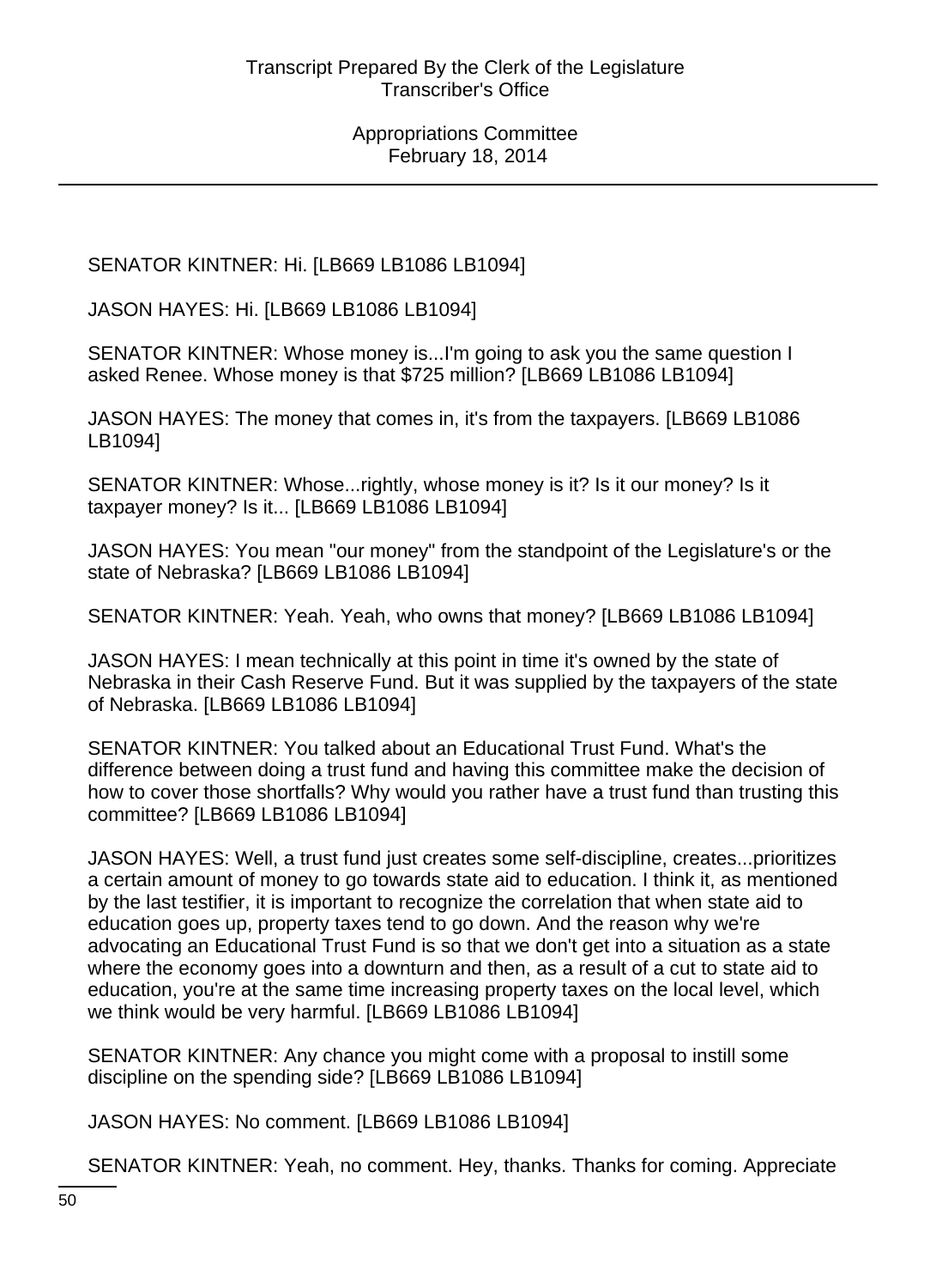SENATOR KINTNER: Hi. [LB669 LB1086 LB1094]

JASON HAYES: Hi. [LB669 LB1086 LB1094]

SENATOR KINTNER: Whose money is...I'm going to ask you the same question I asked Renee. Whose money is that $725 million? [LB669 LB1086 LB1094]

JASON HAYES: The money that comes in, it's from the taxpayers. [LB669 LB1086 LB1094]

SENATOR KINTNER: Whose...rightly, whose money is it? Is it our money? Is it taxpayer money? Is it... [LB669 LB1086 LB1094]

JASON HAYES: You mean "our money" from the standpoint of the Legislature's or the state of Nebraska? [LB669 LB1086 LB1094]

SENATOR KINTNER: Yeah. Yeah, who owns that money? [LB669 LB1086 LB1094]

JASON HAYES: I mean technically at this point in time it's owned by the state of Nebraska in their Cash Reserve Fund. But it was supplied by the taxpayers of the state of Nebraska. [LB669 LB1086 LB1094]

SENATOR KINTNER: You talked about an Educational Trust Fund. What's the difference between doing a trust fund and having this committee make the decision of how to cover those shortfalls? Why would you rather have a trust fund than trusting this committee? [LB669 LB1086 LB1094]

JASON HAYES: Well, a trust fund just creates some self-discipline, creates...prioritizes a certain amount of money to go towards state aid to education. I think it, as mentioned by the last testifier, it is important to recognize the correlation that when state aid to education goes up, property taxes tend to go down. And the reason why we're advocating an Educational Trust Fund is so that we don't get into a situation as a state where the economy goes into a downturn and then, as a result of a cut to state aid to education, you're at the same time increasing property taxes on the local level, which we think would be very harmful. [LB669 LB1086 LB1094]

SENATOR KINTNER: Any chance you might come with a proposal to instill some discipline on the spending side? [LB669 LB1086 LB1094]

JASON HAYES: No comment. [LB669 LB1086 LB1094]

SENATOR KINTNER: Yeah, no comment. Hey, thanks. Thanks for coming. Appreciate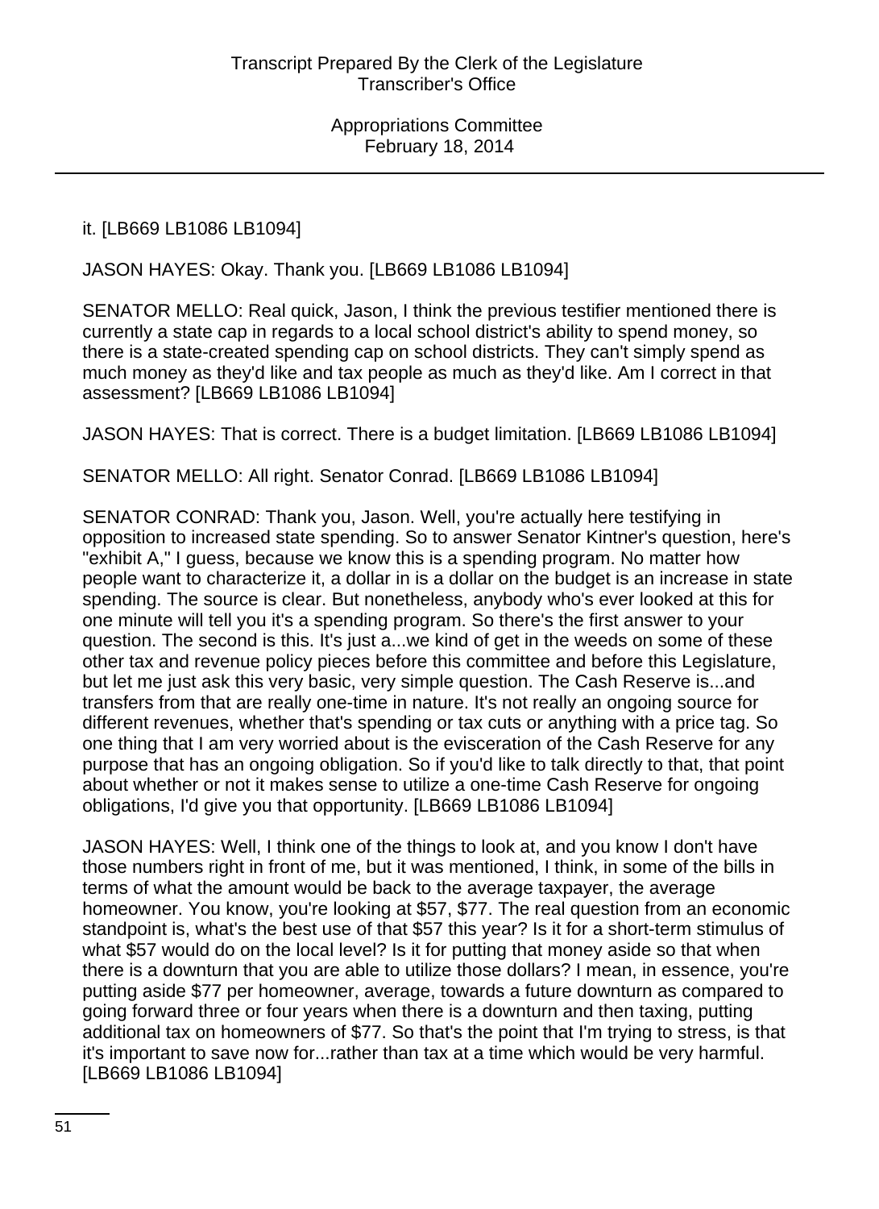it. [LB669 LB1086 LB1094]

JASON HAYES: Okay. Thank you. [LB669 LB1086 LB1094]

SENATOR MELLO: Real quick, Jason, I think the previous testifier mentioned there is currently a state cap in regards to a local school district's ability to spend money, so there is a state-created spending cap on school districts. They can't simply spend as much money as they'd like and tax people as much as they'd like. Am I correct in that assessment? [LB669 LB1086 LB1094]

JASON HAYES: That is correct. There is a budget limitation. [LB669 LB1086 LB1094]

SENATOR MELLO: All right. Senator Conrad. [LB669 LB1086 LB1094]

SENATOR CONRAD: Thank you, Jason. Well, you're actually here testifying in opposition to increased state spending. So to answer Senator Kintner's question, here's "exhibit A," I guess, because we know this is a spending program. No matter how people want to characterize it, a dollar in is a dollar on the budget is an increase in state spending. The source is clear. But nonetheless, anybody who's ever looked at this for one minute will tell you it's a spending program. So there's the first answer to your question. The second is this. It's just a...we kind of get in the weeds on some of these other tax and revenue policy pieces before this committee and before this Legislature, but let me just ask this very basic, very simple question. The Cash Reserve is...and transfers from that are really one-time in nature. It's not really an ongoing source for different revenues, whether that's spending or tax cuts or anything with a price tag. So one thing that I am very worried about is the evisceration of the Cash Reserve for any purpose that has an ongoing obligation. So if you'd like to talk directly to that, that point about whether or not it makes sense to utilize a one-time Cash Reserve for ongoing obligations, I'd give you that opportunity. [LB669 LB1086 LB1094]

JASON HAYES: Well, I think one of the things to look at, and you know I don't have those numbers right in front of me, but it was mentioned, I think, in some of the bills in terms of what the amount would be back to the average taxpayer, the average homeowner. You know, you're looking at $57, $77. The real question from an economic standpoint is, what's the best use of that $57 this year? Is it for a short-term stimulus of what $57 would do on the local level? Is it for putting that money aside so that when there is a downturn that you are able to utilize those dollars? I mean, in essence, you're putting aside $77 per homeowner, average, towards a future downturn as compared to going forward three or four years when there is a downturn and then taxing, putting additional tax on homeowners of $77. So that's the point that I'm trying to stress, is that it's important to save now for...rather than tax at a time which would be very harmful. [LB669 LB1086 LB1094]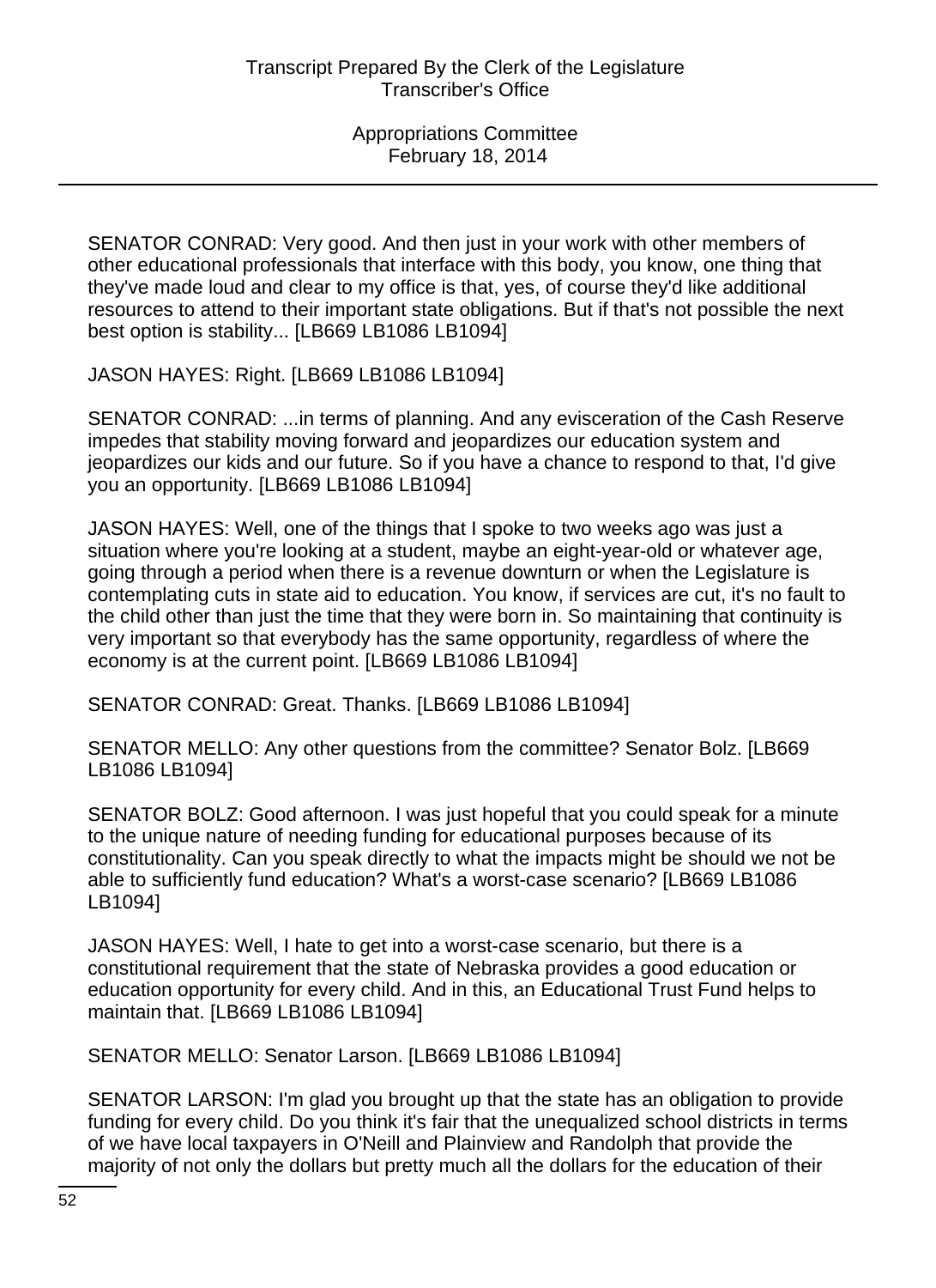SENATOR CONRAD: Very good. And then just in your work with other members of other educational professionals that interface with this body, you know, one thing that they've made loud and clear to my office is that, yes, of course they'd like additional resources to attend to their important state obligations. But if that's not possible the next best option is stability... [LB669 LB1086 LB1094]

JASON HAYES: Right. [LB669 LB1086 LB1094]

SENATOR CONRAD: ...in terms of planning. And any evisceration of the Cash Reserve impedes that stability moving forward and jeopardizes our education system and jeopardizes our kids and our future. So if you have a chance to respond to that, I'd give you an opportunity. [LB669 LB1086 LB1094]

JASON HAYES: Well, one of the things that I spoke to two weeks ago was just a situation where you're looking at a student, maybe an eight-year-old or whatever age, going through a period when there is a revenue downturn or when the Legislature is contemplating cuts in state aid to education. You know, if services are cut, it's no fault to the child other than just the time that they were born in. So maintaining that continuity is very important so that everybody has the same opportunity, regardless of where the economy is at the current point. [LB669 LB1086 LB1094]

SENATOR CONRAD: Great. Thanks. [LB669 LB1086 LB1094]

SENATOR MELLO: Any other questions from the committee? Senator Bolz. [LB669 LB1086 LB1094]

SENATOR BOLZ: Good afternoon. I was just hopeful that you could speak for a minute to the unique nature of needing funding for educational purposes because of its constitutionality. Can you speak directly to what the impacts might be should we not be able to sufficiently fund education? What's a worst-case scenario? [LB669 LB1086 LB1094]

JASON HAYES: Well, I hate to get into a worst-case scenario, but there is a constitutional requirement that the state of Nebraska provides a good education or education opportunity for every child. And in this, an Educational Trust Fund helps to maintain that. [LB669 LB1086 LB1094]

SENATOR MELLO: Senator Larson. [LB669 LB1086 LB1094]

SENATOR LARSON: I'm glad you brought up that the state has an obligation to provide funding for every child. Do you think it's fair that the unequalized school districts in terms of we have local taxpayers in O'Neill and Plainview and Randolph that provide the majority of not only the dollars but pretty much all the dollars for the education of their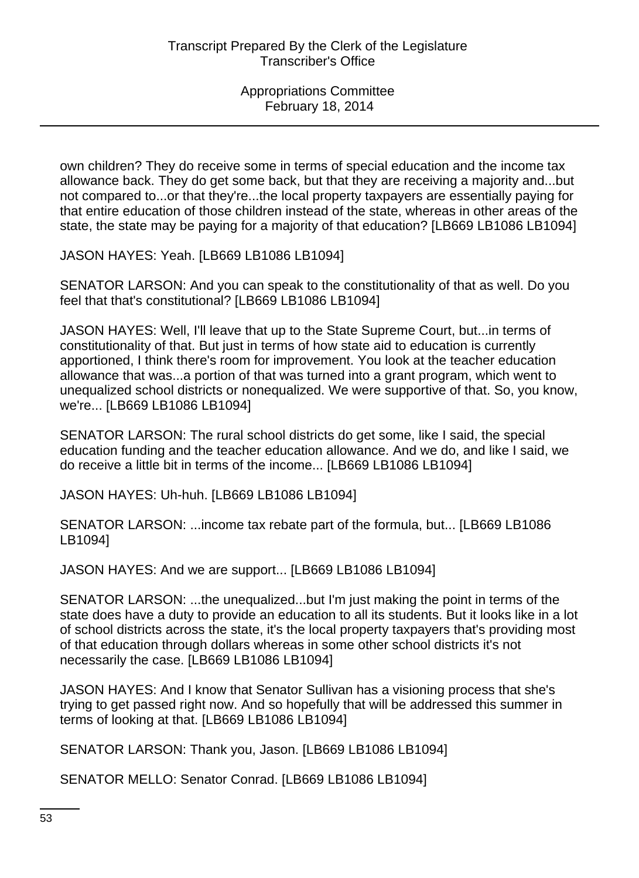own children? They do receive some in terms of special education and the income tax allowance back. They do get some back, but that they are receiving a majority and...but not compared to...or that they're...the local property taxpayers are essentially paying for that entire education of those children instead of the state, whereas in other areas of the state, the state may be paying for a majority of that education? [LB669 LB1086 LB1094]

JASON HAYES: Yeah. [LB669 LB1086 LB1094]

SENATOR LARSON: And you can speak to the constitutionality of that as well. Do you feel that that's constitutional? [LB669 LB1086 LB1094]

JASON HAYES: Well, I'll leave that up to the State Supreme Court, but...in terms of constitutionality of that. But just in terms of how state aid to education is currently apportioned, I think there's room for improvement. You look at the teacher education allowance that was...a portion of that was turned into a grant program, which went to unequalized school districts or nonequalized. We were supportive of that. So, you know, we're... [LB669 LB1086 LB1094]

SENATOR LARSON: The rural school districts do get some, like I said, the special education funding and the teacher education allowance. And we do, and like I said, we do receive a little bit in terms of the income... [LB669 LB1086 LB1094]

JASON HAYES: Uh-huh. [LB669 LB1086 LB1094]

SENATOR LARSON: ...income tax rebate part of the formula, but... [LB669 LB1086 LB1094]

JASON HAYES: And we are support... [LB669 LB1086 LB1094]

SENATOR LARSON: ...the unequalized...but I'm just making the point in terms of the state does have a duty to provide an education to all its students. But it looks like in a lot of school districts across the state, it's the local property taxpayers that's providing most of that education through dollars whereas in some other school districts it's not necessarily the case. [LB669 LB1086 LB1094]

JASON HAYES: And I know that Senator Sullivan has a visioning process that she's trying to get passed right now. And so hopefully that will be addressed this summer in terms of looking at that. [LB669 LB1086 LB1094]

SENATOR LARSON: Thank you, Jason. [LB669 LB1086 LB1094]

SENATOR MELLO: Senator Conrad. [LB669 LB1086 LB1094]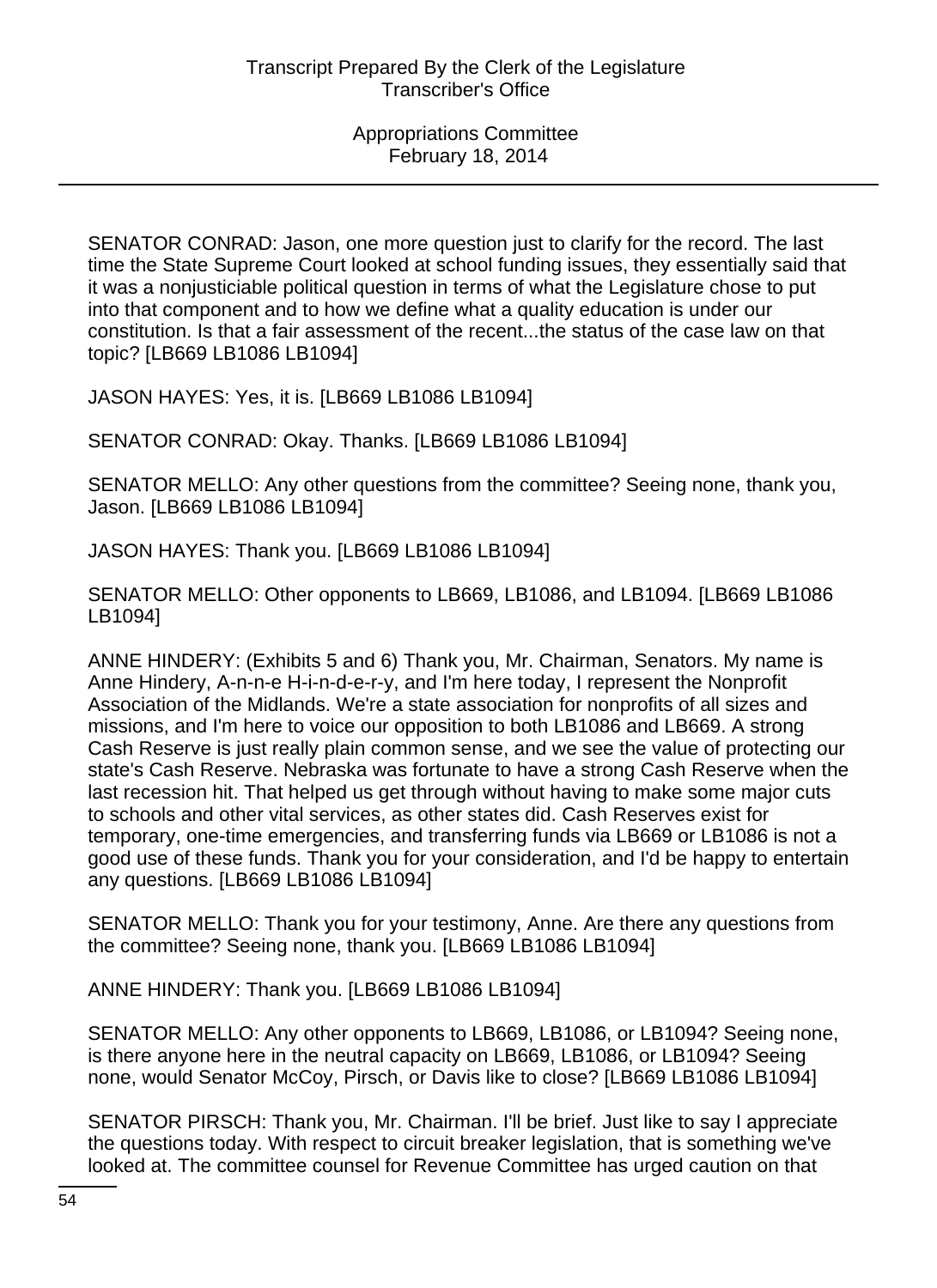SENATOR CONRAD: Jason, one more question just to clarify for the record. The last time the State Supreme Court looked at school funding issues, they essentially said that it was a nonjusticiable political question in terms of what the Legislature chose to put into that component and to how we define what a quality education is under our constitution. Is that a fair assessment of the recent...the status of the case law on that topic? [LB669 LB1086 LB1094]

JASON HAYES: Yes, it is. [LB669 LB1086 LB1094]

SENATOR CONRAD: Okay. Thanks. [LB669 LB1086 LB1094]

SENATOR MELLO: Any other questions from the committee? Seeing none, thank you, Jason. [LB669 LB1086 LB1094]

JASON HAYES: Thank you. [LB669 LB1086 LB1094]

SENATOR MELLO: Other opponents to LB669, LB1086, and LB1094. [LB669 LB1086 LB1094]

ANNE HINDERY: (Exhibits 5 and 6) Thank you, Mr. Chairman, Senators. My name is Anne Hindery, A-n-n-e H-i-n-d-e-r-y, and I'm here today, I represent the Nonprofit Association of the Midlands. We're a state association for nonprofits of all sizes and missions, and I'm here to voice our opposition to both LB1086 and LB669. A strong Cash Reserve is just really plain common sense, and we see the value of protecting our state's Cash Reserve. Nebraska was fortunate to have a strong Cash Reserve when the last recession hit. That helped us get through without having to make some major cuts to schools and other vital services, as other states did. Cash Reserves exist for temporary, one-time emergencies, and transferring funds via LB669 or LB1086 is not a good use of these funds. Thank you for your consideration, and I'd be happy to entertain any questions. [LB669 LB1086 LB1094]

SENATOR MELLO: Thank you for your testimony, Anne. Are there any questions from the committee? Seeing none, thank you. [LB669 LB1086 LB1094]

ANNE HINDERY: Thank you. [LB669 LB1086 LB1094]

SENATOR MELLO: Any other opponents to LB669, LB1086, or LB1094? Seeing none, is there anyone here in the neutral capacity on LB669, LB1086, or LB1094? Seeing none, would Senator McCoy, Pirsch, or Davis like to close? [LB669 LB1086 LB1094]

SENATOR PIRSCH: Thank you, Mr. Chairman. I'll be brief. Just like to say I appreciate the questions today. With respect to circuit breaker legislation, that is something we've looked at. The committee counsel for Revenue Committee has urged caution on that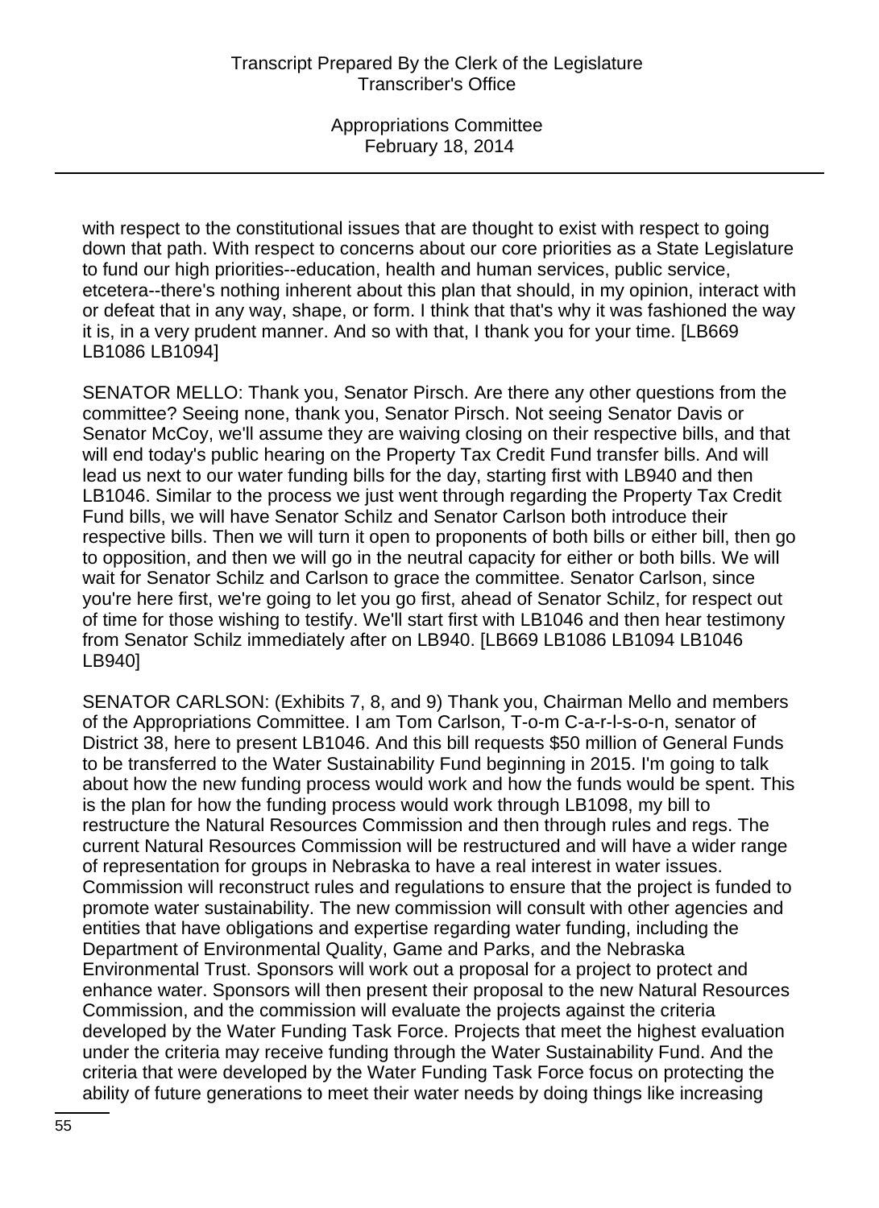with respect to the constitutional issues that are thought to exist with respect to going down that path. With respect to concerns about our core priorities as a State Legislature to fund our high priorities--education, health and human services, public service, etcetera--there's nothing inherent about this plan that should, in my opinion, interact with or defeat that in any way, shape, or form. I think that that's why it was fashioned the way it is, in a very prudent manner. And so with that, I thank you for your time. [LB669 LB1086 LB1094]

SENATOR MELLO: Thank you, Senator Pirsch. Are there any other questions from the committee? Seeing none, thank you, Senator Pirsch. Not seeing Senator Davis or Senator McCoy, we'll assume they are waiving closing on their respective bills, and that will end today's public hearing on the Property Tax Credit Fund transfer bills. And will lead us next to our water funding bills for the day, starting first with LB940 and then LB1046. Similar to the process we just went through regarding the Property Tax Credit Fund bills, we will have Senator Schilz and Senator Carlson both introduce their respective bills. Then we will turn it open to proponents of both bills or either bill, then go to opposition, and then we will go in the neutral capacity for either or both bills. We will wait for Senator Schilz and Carlson to grace the committee. Senator Carlson, since you're here first, we're going to let you go first, ahead of Senator Schilz, for respect out of time for those wishing to testify. We'll start first with LB1046 and then hear testimony from Senator Schilz immediately after on LB940. [LB669 LB1086 LB1094 LB1046 LB940]

SENATOR CARLSON: (Exhibits 7, 8, and 9) Thank you, Chairman Mello and members of the Appropriations Committee. I am Tom Carlson, T-o-m C-a-r-l-s-o-n, senator of District 38, here to present LB1046. And this bill requests $50 million of General Funds to be transferred to the Water Sustainability Fund beginning in 2015. I'm going to talk about how the new funding process would work and how the funds would be spent. This is the plan for how the funding process would work through LB1098, my bill to restructure the Natural Resources Commission and then through rules and regs. The current Natural Resources Commission will be restructured and will have a wider range of representation for groups in Nebraska to have a real interest in water issues. Commission will reconstruct rules and regulations to ensure that the project is funded to promote water sustainability. The new commission will consult with other agencies and entities that have obligations and expertise regarding water funding, including the Department of Environmental Quality, Game and Parks, and the Nebraska Environmental Trust. Sponsors will work out a proposal for a project to protect and enhance water. Sponsors will then present their proposal to the new Natural Resources Commission, and the commission will evaluate the projects against the criteria developed by the Water Funding Task Force. Projects that meet the highest evaluation under the criteria may receive funding through the Water Sustainability Fund. And the criteria that were developed by the Water Funding Task Force focus on protecting the ability of future generations to meet their water needs by doing things like increasing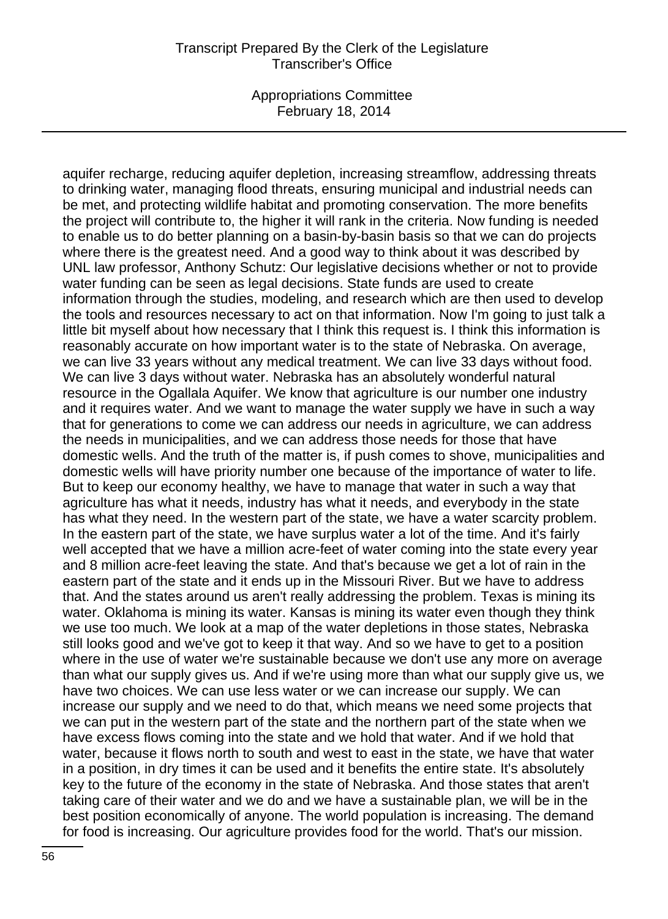aquifer recharge, reducing aquifer depletion, increasing streamflow, addressing threats to drinking water, managing flood threats, ensuring municipal and industrial needs can be met, and protecting wildlife habitat and promoting conservation. The more benefits the project will contribute to, the higher it will rank in the criteria. Now funding is needed to enable us to do better planning on a basin-by-basin basis so that we can do projects where there is the greatest need. And a good way to think about it was described by UNL law professor, Anthony Schutz: Our legislative decisions whether or not to provide water funding can be seen as legal decisions. State funds are used to create information through the studies, modeling, and research which are then used to develop the tools and resources necessary to act on that information. Now I'm going to just talk a little bit myself about how necessary that I think this request is. I think this information is reasonably accurate on how important water is to the state of Nebraska. On average, we can live 33 years without any medical treatment. We can live 33 days without food. We can live 3 days without water. Nebraska has an absolutely wonderful natural resource in the Ogallala Aquifer. We know that agriculture is our number one industry and it requires water. And we want to manage the water supply we have in such a way that for generations to come we can address our needs in agriculture, we can address the needs in municipalities, and we can address those needs for those that have domestic wells. And the truth of the matter is, if push comes to shove, municipalities and domestic wells will have priority number one because of the importance of water to life. But to keep our economy healthy, we have to manage that water in such a way that agriculture has what it needs, industry has what it needs, and everybody in the state has what they need. In the western part of the state, we have a water scarcity problem. In the eastern part of the state, we have surplus water a lot of the time. And it's fairly well accepted that we have a million acre-feet of water coming into the state every year and 8 million acre-feet leaving the state. And that's because we get a lot of rain in the eastern part of the state and it ends up in the Missouri River. But we have to address that. And the states around us aren't really addressing the problem. Texas is mining its water. Oklahoma is mining its water. Kansas is mining its water even though they think we use too much. We look at a map of the water depletions in those states, Nebraska still looks good and we've got to keep it that way. And so we have to get to a position where in the use of water we're sustainable because we don't use any more on average than what our supply gives us. And if we're using more than what our supply give us, we have two choices. We can use less water or we can increase our supply. We can increase our supply and we need to do that, which means we need some projects that we can put in the western part of the state and the northern part of the state when we have excess flows coming into the state and we hold that water. And if we hold that water, because it flows north to south and west to east in the state, we have that water in a position, in dry times it can be used and it benefits the entire state. It's absolutely key to the future of the economy in the state of Nebraska. And those states that aren't taking care of their water and we do and we have a sustainable plan, we will be in the best position economically of anyone. The world population is increasing. The demand for food is increasing. Our agriculture provides food for the world. That's our mission.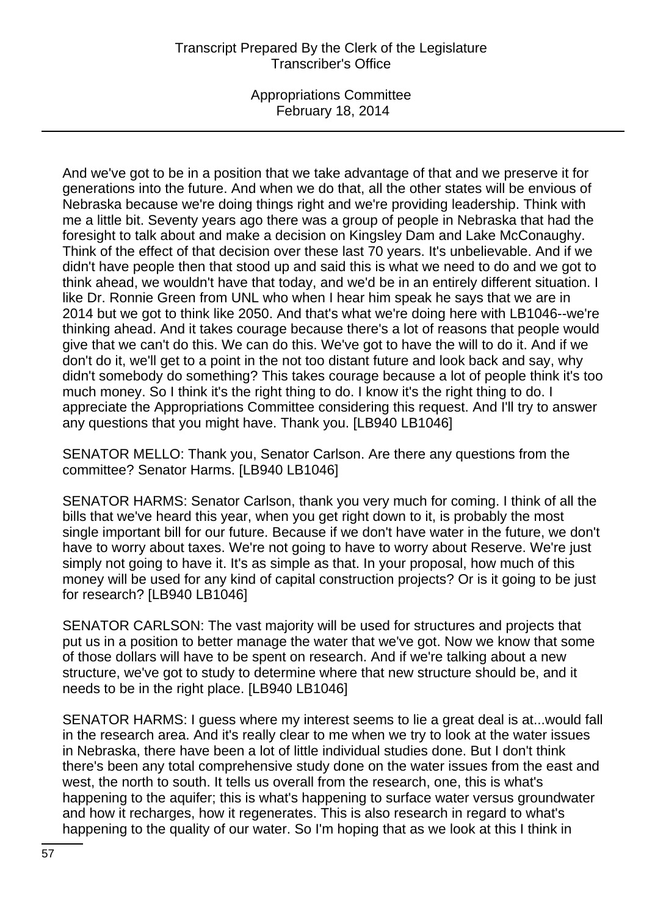And we've got to be in a position that we take advantage of that and we preserve it for generations into the future. And when we do that, all the other states will be envious of Nebraska because we're doing things right and we're providing leadership. Think with me a little bit. Seventy years ago there was a group of people in Nebraska that had the foresight to talk about and make a decision on Kingsley Dam and Lake McConaughy. Think of the effect of that decision over these last 70 years. It's unbelievable. And if we didn't have people then that stood up and said this is what we need to do and we got to think ahead, we wouldn't have that today, and we'd be in an entirely different situation. I like Dr. Ronnie Green from UNL who when I hear him speak he says that we are in 2014 but we got to think like 2050. And that's what we're doing here with LB1046--we're thinking ahead. And it takes courage because there's a lot of reasons that people would give that we can't do this. We can do this. We've got to have the will to do it. And if we don't do it, we'll get to a point in the not too distant future and look back and say, why didn't somebody do something? This takes courage because a lot of people think it's too much money. So I think it's the right thing to do. I know it's the right thing to do. I appreciate the Appropriations Committee considering this request. And I'll try to answer any questions that you might have. Thank you. [LB940 LB1046]

SENATOR MELLO: Thank you, Senator Carlson. Are there any questions from the committee? Senator Harms. [LB940 LB1046]

SENATOR HARMS: Senator Carlson, thank you very much for coming. I think of all the bills that we've heard this year, when you get right down to it, is probably the most single important bill for our future. Because if we don't have water in the future, we don't have to worry about taxes. We're not going to have to worry about Reserve. We're just simply not going to have it. It's as simple as that. In your proposal, how much of this money will be used for any kind of capital construction projects? Or is it going to be just for research? [LB940 LB1046]

SENATOR CARLSON: The vast majority will be used for structures and projects that put us in a position to better manage the water that we've got. Now we know that some of those dollars will have to be spent on research. And if we're talking about a new structure, we've got to study to determine where that new structure should be, and it needs to be in the right place. [LB940 LB1046]

SENATOR HARMS: I guess where my interest seems to lie a great deal is at...would fall in the research area. And it's really clear to me when we try to look at the water issues in Nebraska, there have been a lot of little individual studies done. But I don't think there's been any total comprehensive study done on the water issues from the east and west, the north to south. It tells us overall from the research, one, this is what's happening to the aquifer; this is what's happening to surface water versus groundwater and how it recharges, how it regenerates. This is also research in regard to what's happening to the quality of our water. So I'm hoping that as we look at this I think in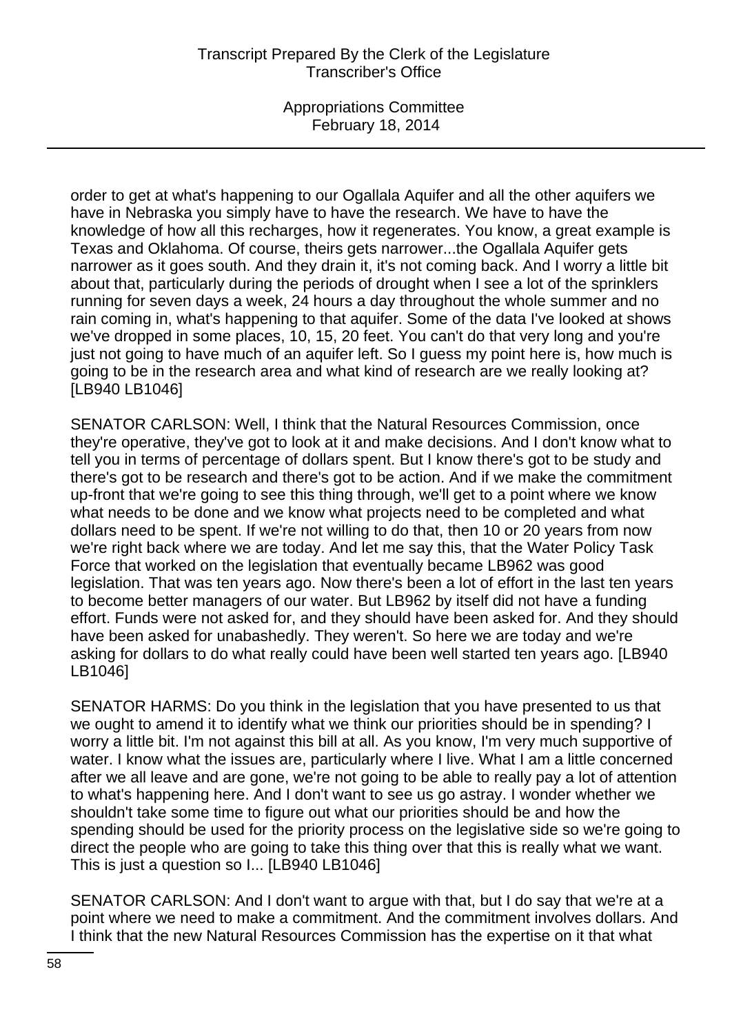order to get at what's happening to our Ogallala Aquifer and all the other aquifers we have in Nebraska you simply have to have the research. We have to have the knowledge of how all this recharges, how it regenerates. You know, a great example is Texas and Oklahoma. Of course, theirs gets narrower...the Ogallala Aquifer gets narrower as it goes south. And they drain it, it's not coming back. And I worry a little bit about that, particularly during the periods of drought when I see a lot of the sprinklers running for seven days a week, 24 hours a day throughout the whole summer and no rain coming in, what's happening to that aquifer. Some of the data I've looked at shows we've dropped in some places, 10, 15, 20 feet. You can't do that very long and you're just not going to have much of an aquifer left. So I guess my point here is, how much is going to be in the research area and what kind of research are we really looking at? [LB940 LB1046]

SENATOR CARLSON: Well, I think that the Natural Resources Commission, once they're operative, they've got to look at it and make decisions. And I don't know what to tell you in terms of percentage of dollars spent. But I know there's got to be study and there's got to be research and there's got to be action. And if we make the commitment up-front that we're going to see this thing through, we'll get to a point where we know what needs to be done and we know what projects need to be completed and what dollars need to be spent. If we're not willing to do that, then 10 or 20 years from now we're right back where we are today. And let me say this, that the Water Policy Task Force that worked on the legislation that eventually became LB962 was good legislation. That was ten years ago. Now there's been a lot of effort in the last ten years to become better managers of our water. But LB962 by itself did not have a funding effort. Funds were not asked for, and they should have been asked for. And they should have been asked for unabashedly. They weren't. So here we are today and we're asking for dollars to do what really could have been well started ten years ago. [LB940 LB1046]

SENATOR HARMS: Do you think in the legislation that you have presented to us that we ought to amend it to identify what we think our priorities should be in spending? I worry a little bit. I'm not against this bill at all. As you know, I'm very much supportive of water. I know what the issues are, particularly where I live. What I am a little concerned after we all leave and are gone, we're not going to be able to really pay a lot of attention to what's happening here. And I don't want to see us go astray. I wonder whether we shouldn't take some time to figure out what our priorities should be and how the spending should be used for the priority process on the legislative side so we're going to direct the people who are going to take this thing over that this is really what we want. This is just a question so I... [LB940 LB1046]

SENATOR CARLSON: And I don't want to argue with that, but I do say that we're at a point where we need to make a commitment. And the commitment involves dollars. And I think that the new Natural Resources Commission has the expertise on it that what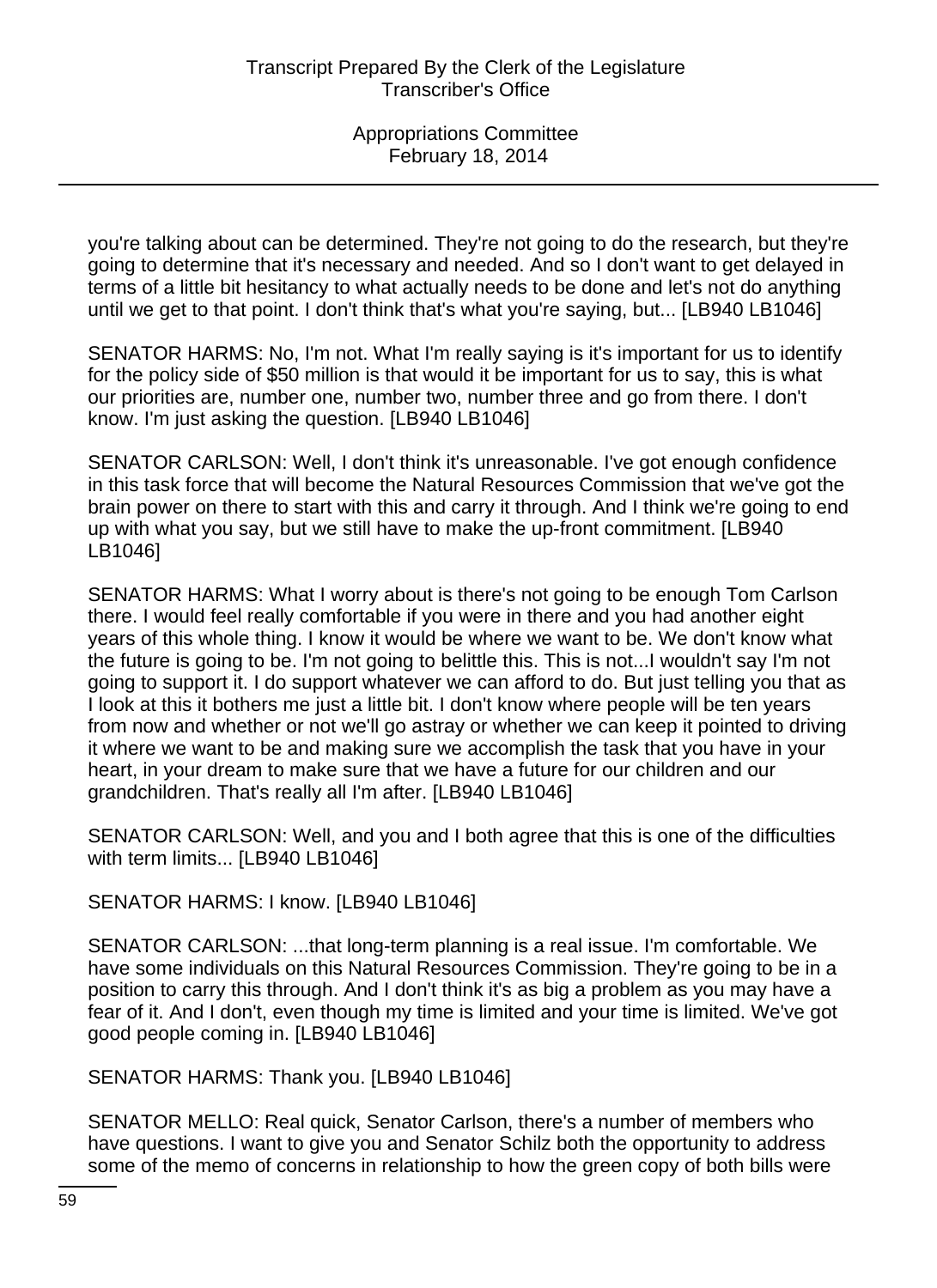you're talking about can be determined. They're not going to do the research, but they're going to determine that it's necessary and needed. And so I don't want to get delayed in terms of a little bit hesitancy to what actually needs to be done and let's not do anything until we get to that point. I don't think that's what you're saying, but... [LB940 LB1046]

SENATOR HARMS: No, I'm not. What I'm really saying is it's important for us to identify for the policy side of $50 million is that would it be important for us to say, this is what our priorities are, number one, number two, number three and go from there. I don't know. I'm just asking the question. [LB940 LB1046]

SENATOR CARLSON: Well, I don't think it's unreasonable. I've got enough confidence in this task force that will become the Natural Resources Commission that we've got the brain power on there to start with this and carry it through. And I think we're going to end up with what you say, but we still have to make the up-front commitment. [LB940 LB1046]

SENATOR HARMS: What I worry about is there's not going to be enough Tom Carlson there. I would feel really comfortable if you were in there and you had another eight years of this whole thing. I know it would be where we want to be. We don't know what the future is going to be. I'm not going to belittle this. This is not...I wouldn't say I'm not going to support it. I do support whatever we can afford to do. But just telling you that as I look at this it bothers me just a little bit. I don't know where people will be ten years from now and whether or not we'll go astray or whether we can keep it pointed to driving it where we want to be and making sure we accomplish the task that you have in your heart, in your dream to make sure that we have a future for our children and our grandchildren. That's really all I'm after. [LB940 LB1046]

SENATOR CARLSON: Well, and you and I both agree that this is one of the difficulties with term limits... [LB940 LB1046]

SENATOR HARMS: I know. [LB940 LB1046]

SENATOR CARLSON: ...that long-term planning is a real issue. I'm comfortable. We have some individuals on this Natural Resources Commission. They're going to be in a position to carry this through. And I don't think it's as big a problem as you may have a fear of it. And I don't, even though my time is limited and your time is limited. We've got good people coming in. [LB940 LB1046]

SENATOR HARMS: Thank you. [LB940 LB1046]

SENATOR MELLO: Real quick, Senator Carlson, there's a number of members who have questions. I want to give you and Senator Schilz both the opportunity to address some of the memo of concerns in relationship to how the green copy of both bills were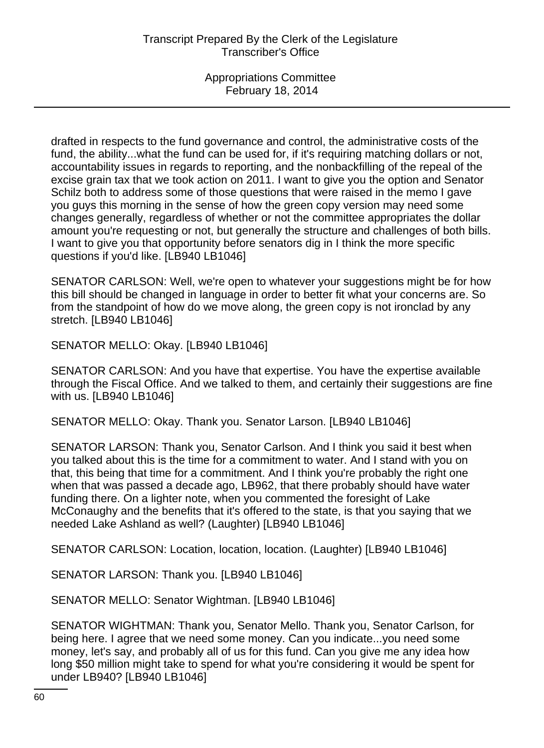drafted in respects to the fund governance and control, the administrative costs of the fund, the ability...what the fund can be used for, if it's requiring matching dollars or not, accountability issues in regards to reporting, and the nonbackfilling of the repeal of the excise grain tax that we took action on 2011. I want to give you the option and Senator Schilz both to address some of those questions that were raised in the memo I gave you guys this morning in the sense of how the green copy version may need some changes generally, regardless of whether or not the committee appropriates the dollar amount you're requesting or not, but generally the structure and challenges of both bills. I want to give you that opportunity before senators dig in I think the more specific questions if you'd like. [LB940 LB1046]

SENATOR CARLSON: Well, we're open to whatever your suggestions might be for how this bill should be changed in language in order to better fit what your concerns are. So from the standpoint of how do we move along, the green copy is not ironclad by any stretch. [LB940 LB1046]

SENATOR MELLO: Okay. [LB940 LB1046]

SENATOR CARLSON: And you have that expertise. You have the expertise available through the Fiscal Office. And we talked to them, and certainly their suggestions are fine with us. [LB940 LB1046]

SENATOR MELLO: Okay. Thank you. Senator Larson. [LB940 LB1046]

SENATOR LARSON: Thank you, Senator Carlson. And I think you said it best when you talked about this is the time for a commitment to water. And I stand with you on that, this being that time for a commitment. And I think you're probably the right one when that was passed a decade ago, LB962, that there probably should have water funding there. On a lighter note, when you commented the foresight of Lake McConaughy and the benefits that it's offered to the state, is that you saying that we needed Lake Ashland as well? (Laughter) [LB940 LB1046]

SENATOR CARLSON: Location, location, location. (Laughter) [LB940 LB1046]

SENATOR LARSON: Thank you. [LB940 LB1046]

SENATOR MELLO: Senator Wightman. [LB940 LB1046]

SENATOR WIGHTMAN: Thank you, Senator Mello. Thank you, Senator Carlson, for being here. I agree that we need some money. Can you indicate...you need some money, let's say, and probably all of us for this fund. Can you give me any idea how long $50 million might take to spend for what you're considering it would be spent for under LB940? [LB940 LB1046]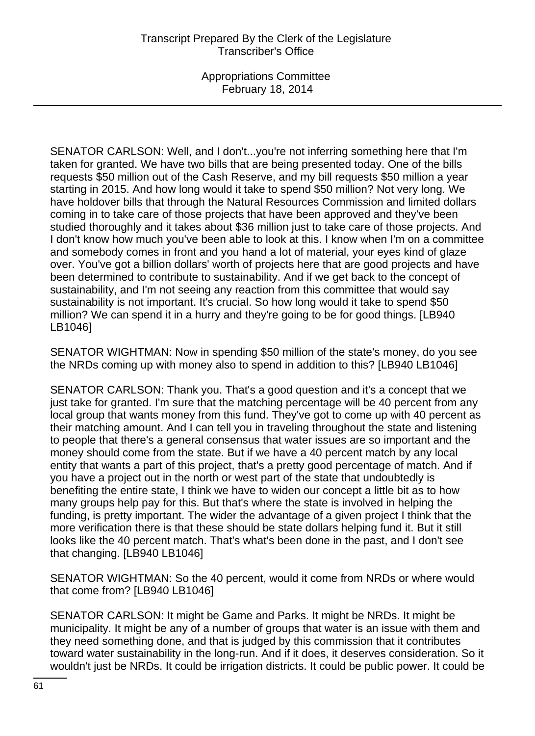SENATOR CARLSON: Well, and I don't...you're not inferring something here that I'm taken for granted. We have two bills that are being presented today. One of the bills requests $50 million out of the Cash Reserve, and my bill requests $50 million a year starting in 2015. And how long would it take to spend $50 million? Not very long. We have holdover bills that through the Natural Resources Commission and limited dollars coming in to take care of those projects that have been approved and they've been studied thoroughly and it takes about $36 million just to take care of those projects. And I don't know how much you've been able to look at this. I know when I'm on a committee and somebody comes in front and you hand a lot of material, your eyes kind of glaze over. You've got a billion dollars' worth of projects here that are good projects and have been determined to contribute to sustainability. And if we get back to the concept of sustainability, and I'm not seeing any reaction from this committee that would say sustainability is not important. It's crucial. So how long would it take to spend $50 million? We can spend it in a hurry and they're going to be for good things. [LB940 LB1046]

SENATOR WIGHTMAN: Now in spending $50 million of the state's money, do you see the NRDs coming up with money also to spend in addition to this? [LB940 LB1046]

SENATOR CARLSON: Thank you. That's a good question and it's a concept that we just take for granted. I'm sure that the matching percentage will be 40 percent from any local group that wants money from this fund. They've got to come up with 40 percent as their matching amount. And I can tell you in traveling throughout the state and listening to people that there's a general consensus that water issues are so important and the money should come from the state. But if we have a 40 percent match by any local entity that wants a part of this project, that's a pretty good percentage of match. And if you have a project out in the north or west part of the state that undoubtedly is benefiting the entire state, I think we have to widen our concept a little bit as to how many groups help pay for this. But that's where the state is involved in helping the funding, is pretty important. The wider the advantage of a given project I think that the more verification there is that these should be state dollars helping fund it. But it still looks like the 40 percent match. That's what's been done in the past, and I don't see that changing. [LB940 LB1046]

SENATOR WIGHTMAN: So the 40 percent, would it come from NRDs or where would that come from? [LB940 LB1046]

SENATOR CARLSON: It might be Game and Parks. It might be NRDs. It might be municipality. It might be any of a number of groups that water is an issue with them and they need something done, and that is judged by this commission that it contributes toward water sustainability in the long-run. And if it does, it deserves consideration. So it wouldn't just be NRDs. It could be irrigation districts. It could be public power. It could be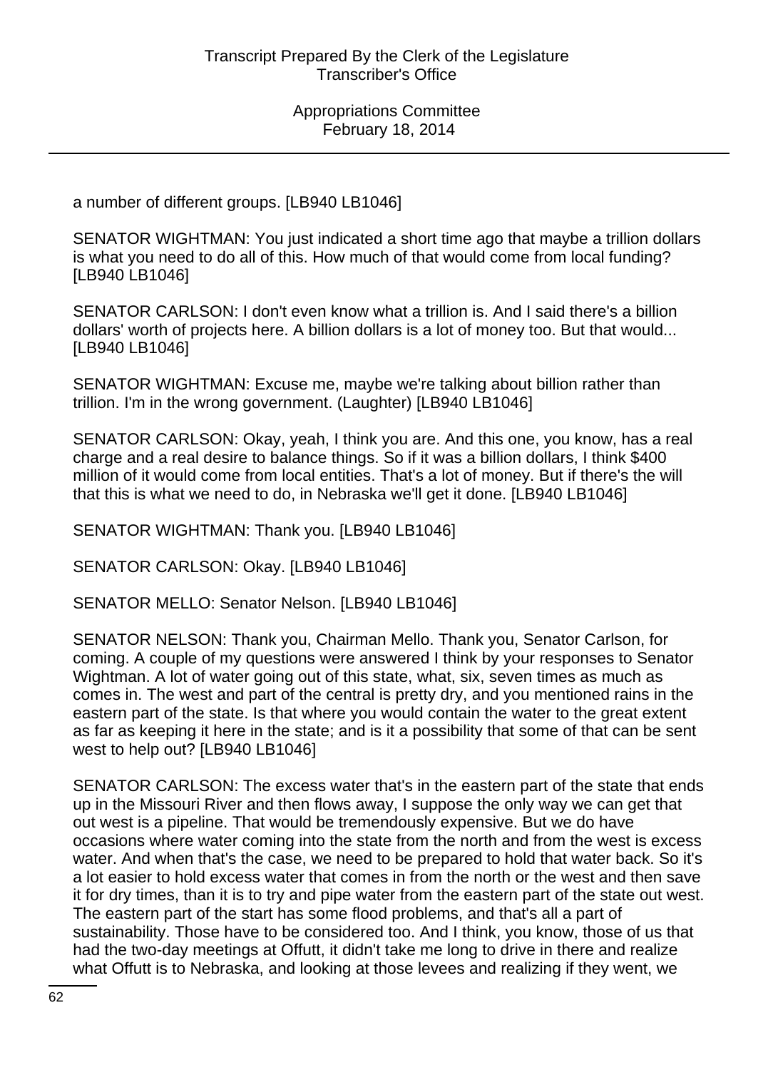a number of different groups. [LB940 LB1046]

SENATOR WIGHTMAN: You just indicated a short time ago that maybe a trillion dollars is what you need to do all of this. How much of that would come from local funding? [LB940 LB1046]

SENATOR CARLSON: I don't even know what a trillion is. And I said there's a billion dollars' worth of projects here. A billion dollars is a lot of money too. But that would... [LB940 LB1046]

SENATOR WIGHTMAN: Excuse me, maybe we're talking about billion rather than trillion. I'm in the wrong government. (Laughter) [LB940 LB1046]

SENATOR CARLSON: Okay, yeah, I think you are. And this one, you know, has a real charge and a real desire to balance things. So if it was a billion dollars, I think $400 million of it would come from local entities. That's a lot of money. But if there's the will that this is what we need to do, in Nebraska we'll get it done. [LB940 LB1046]

SENATOR WIGHTMAN: Thank you. [LB940 LB1046]

SENATOR CARLSON: Okay. [LB940 LB1046]

SENATOR MELLO: Senator Nelson. [LB940 LB1046]

SENATOR NELSON: Thank you, Chairman Mello. Thank you, Senator Carlson, for coming. A couple of my questions were answered I think by your responses to Senator Wightman. A lot of water going out of this state, what, six, seven times as much as comes in. The west and part of the central is pretty dry, and you mentioned rains in the eastern part of the state. Is that where you would contain the water to the great extent as far as keeping it here in the state; and is it a possibility that some of that can be sent west to help out? [LB940 LB1046]

SENATOR CARLSON: The excess water that's in the eastern part of the state that ends up in the Missouri River and then flows away, I suppose the only way we can get that out west is a pipeline. That would be tremendously expensive. But we do have occasions where water coming into the state from the north and from the west is excess water. And when that's the case, we need to be prepared to hold that water back. So it's a lot easier to hold excess water that comes in from the north or the west and then save it for dry times, than it is to try and pipe water from the eastern part of the state out west. The eastern part of the start has some flood problems, and that's all a part of sustainability. Those have to be considered too. And I think, you know, those of us that had the two-day meetings at Offutt, it didn't take me long to drive in there and realize what Offutt is to Nebraska, and looking at those levees and realizing if they went, we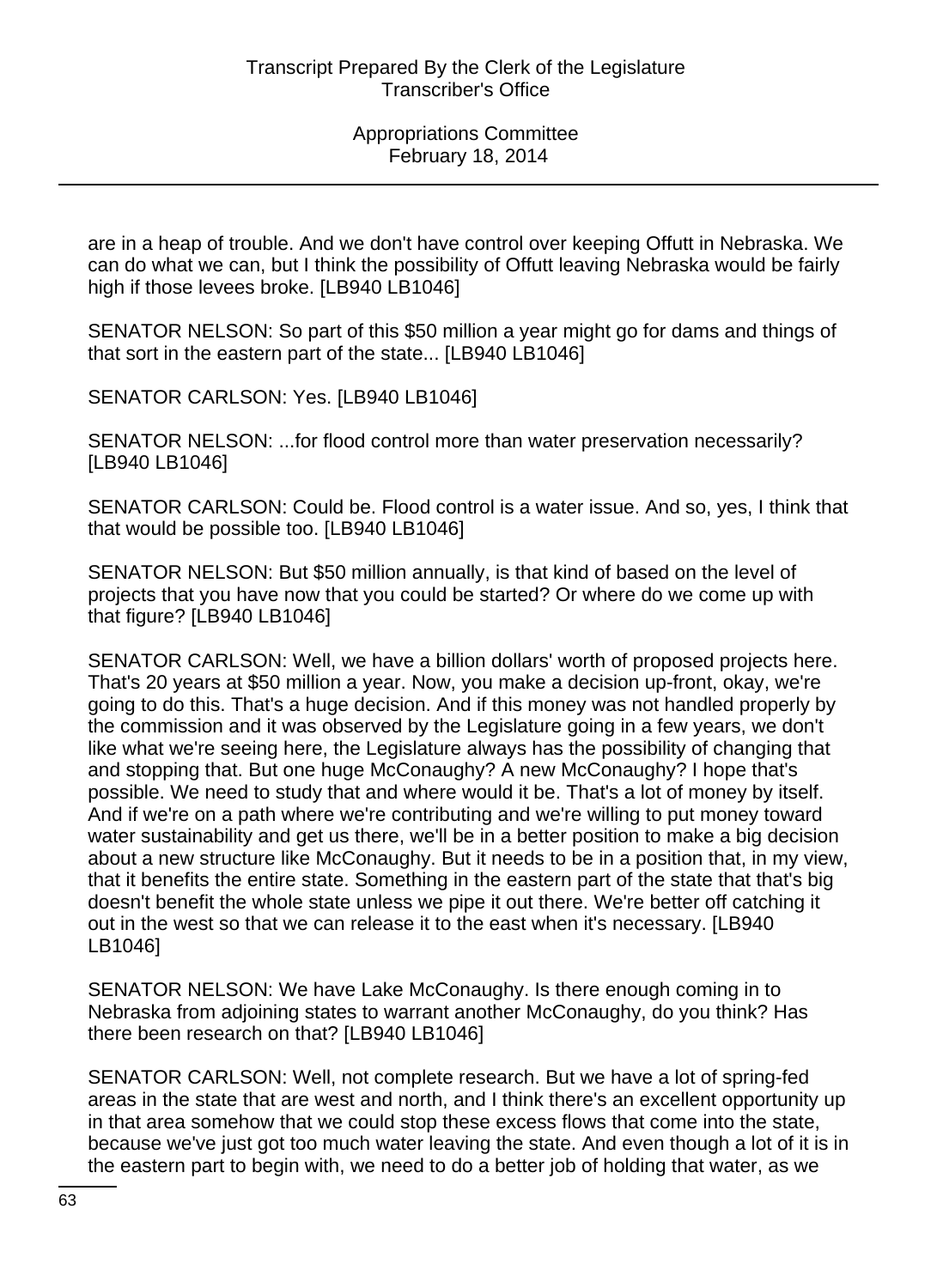are in a heap of trouble. And we don't have control over keeping Offutt in Nebraska. We can do what we can, but I think the possibility of Offutt leaving Nebraska would be fairly high if those levees broke. [LB940 LB1046]

SENATOR NELSON: So part of this $50 million a year might go for dams and things of that sort in the eastern part of the state... [LB940 LB1046]

SENATOR CARLSON: Yes. [LB940 LB1046]

SENATOR NELSON: ...for flood control more than water preservation necessarily? [LB940 LB1046]

SENATOR CARLSON: Could be. Flood control is a water issue. And so, yes, I think that that would be possible too. [LB940 LB1046]

SENATOR NELSON: But $50 million annually, is that kind of based on the level of projects that you have now that you could be started? Or where do we come up with that figure? [LB940 LB1046]

SENATOR CARLSON: Well, we have a billion dollars' worth of proposed projects here. That's 20 years at $50 million a year. Now, you make a decision up-front, okay, we're going to do this. That's a huge decision. And if this money was not handled properly by the commission and it was observed by the Legislature going in a few years, we don't like what we're seeing here, the Legislature always has the possibility of changing that and stopping that. But one huge McConaughy? A new McConaughy? I hope that's possible. We need to study that and where would it be. That's a lot of money by itself. And if we're on a path where we're contributing and we're willing to put money toward water sustainability and get us there, we'll be in a better position to make a big decision about a new structure like McConaughy. But it needs to be in a position that, in my view, that it benefits the entire state. Something in the eastern part of the state that that's big doesn't benefit the whole state unless we pipe it out there. We're better off catching it out in the west so that we can release it to the east when it's necessary. [LB940 LB1046]

SENATOR NELSON: We have Lake McConaughy. Is there enough coming in to Nebraska from adjoining states to warrant another McConaughy, do you think? Has there been research on that? [LB940 LB1046]

SENATOR CARLSON: Well, not complete research. But we have a lot of spring-fed areas in the state that are west and north, and I think there's an excellent opportunity up in that area somehow that we could stop these excess flows that come into the state, because we've just got too much water leaving the state. And even though a lot of it is in the eastern part to begin with, we need to do a better job of holding that water, as we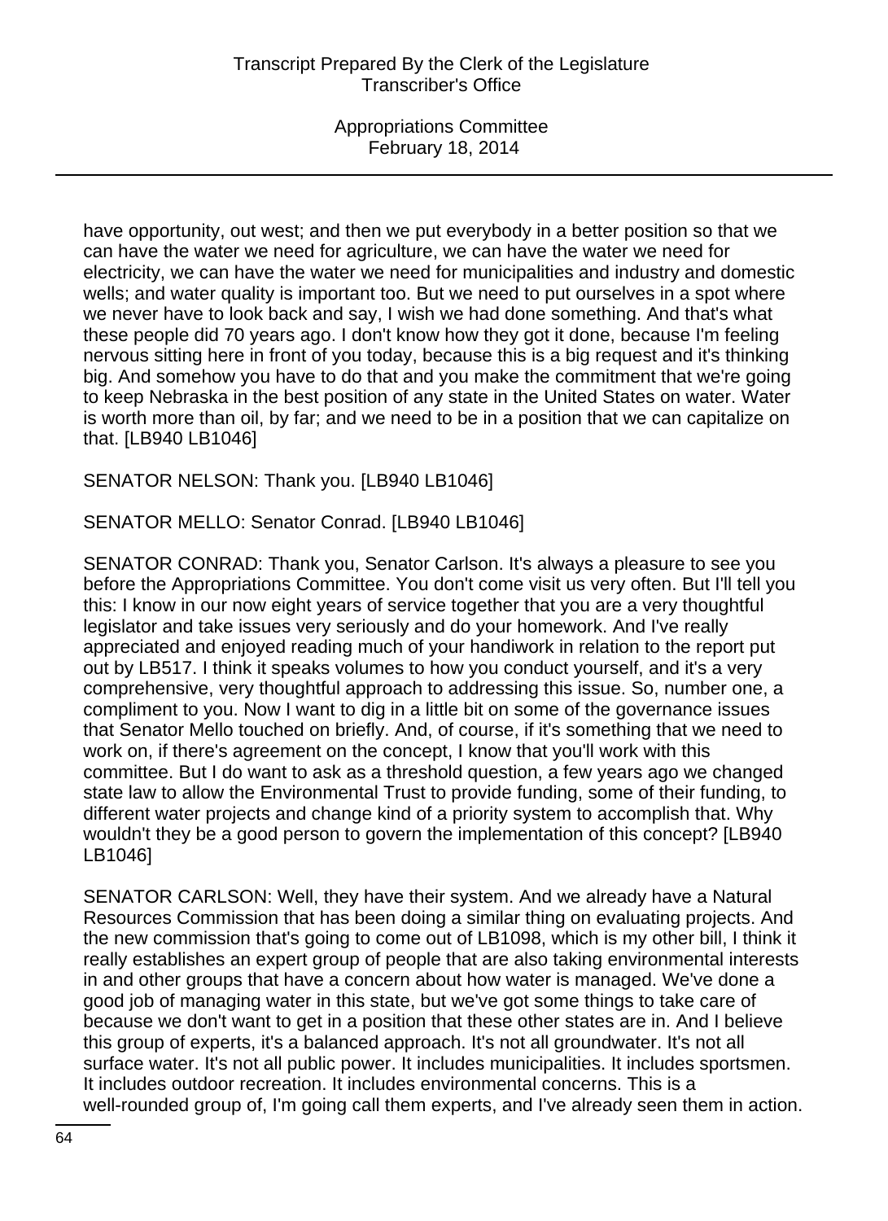have opportunity, out west; and then we put everybody in a better position so that we can have the water we need for agriculture, we can have the water we need for electricity, we can have the water we need for municipalities and industry and domestic wells; and water quality is important too. But we need to put ourselves in a spot where we never have to look back and say, I wish we had done something. And that's what these people did 70 years ago. I don't know how they got it done, because I'm feeling nervous sitting here in front of you today, because this is a big request and it's thinking big. And somehow you have to do that and you make the commitment that we're going to keep Nebraska in the best position of any state in the United States on water. Water is worth more than oil, by far; and we need to be in a position that we can capitalize on that. [LB940 LB1046]

SENATOR NELSON: Thank you. [LB940 LB1046]

SENATOR MELLO: Senator Conrad. [LB940 LB1046]

SENATOR CONRAD: Thank you, Senator Carlson. It's always a pleasure to see you before the Appropriations Committee. You don't come visit us very often. But I'll tell you this: I know in our now eight years of service together that you are a very thoughtful legislator and take issues very seriously and do your homework. And I've really appreciated and enjoyed reading much of your handiwork in relation to the report put out by LB517. I think it speaks volumes to how you conduct yourself, and it's a very comprehensive, very thoughtful approach to addressing this issue. So, number one, a compliment to you. Now I want to dig in a little bit on some of the governance issues that Senator Mello touched on briefly. And, of course, if it's something that we need to work on, if there's agreement on the concept, I know that you'll work with this committee. But I do want to ask as a threshold question, a few years ago we changed state law to allow the Environmental Trust to provide funding, some of their funding, to different water projects and change kind of a priority system to accomplish that. Why wouldn't they be a good person to govern the implementation of this concept? [LB940 LB1046]

SENATOR CARLSON: Well, they have their system. And we already have a Natural Resources Commission that has been doing a similar thing on evaluating projects. And the new commission that's going to come out of LB1098, which is my other bill, I think it really establishes an expert group of people that are also taking environmental interests in and other groups that have a concern about how water is managed. We've done a good job of managing water in this state, but we've got some things to take care of because we don't want to get in a position that these other states are in. And I believe this group of experts, it's a balanced approach. It's not all groundwater. It's not all surface water. It's not all public power. It includes municipalities. It includes sportsmen. It includes outdoor recreation. It includes environmental concerns. This is a well-rounded group of, I'm going call them experts, and I've already seen them in action.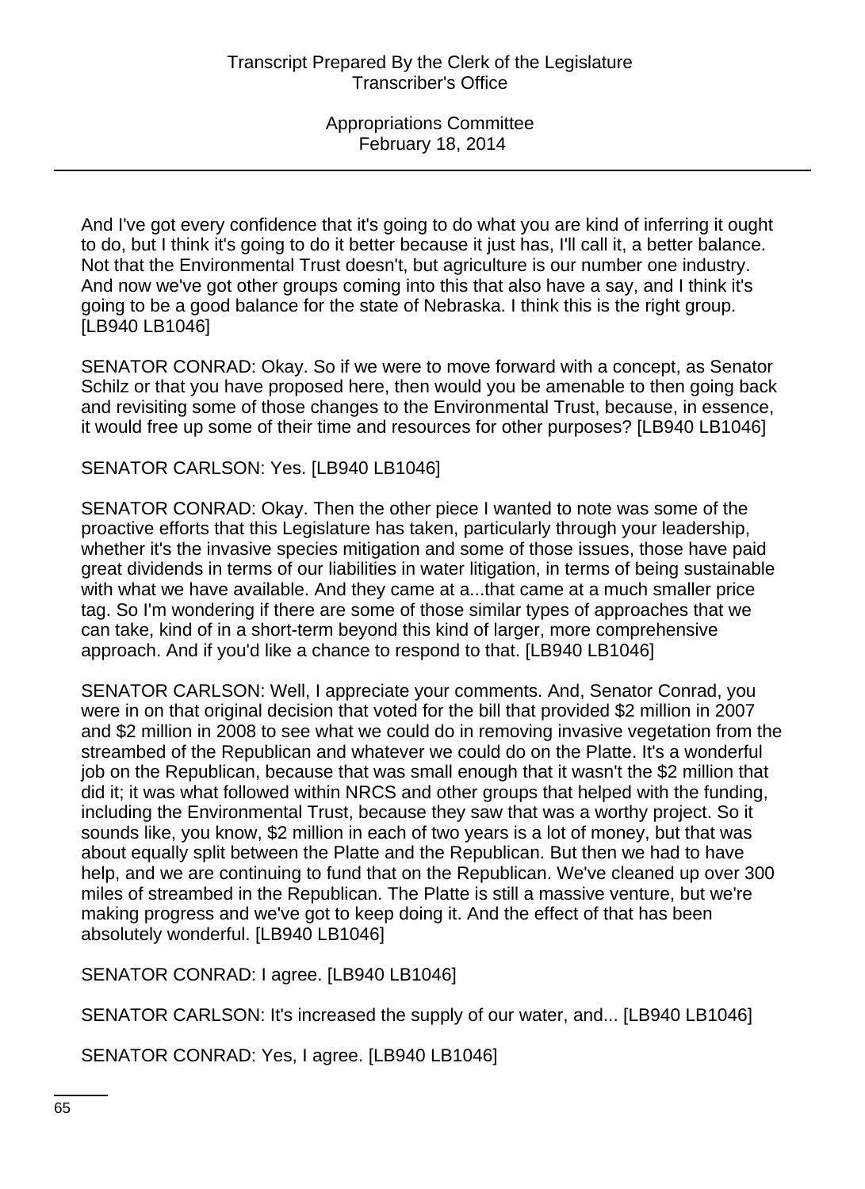And I've got every confidence that it's going to do what you are kind of inferring it ought to do, but I think it's going to do it better because it just has, I'll call it, a better balance. Not that the Environmental Trust doesn't, but agriculture is our number one industry. And now we've got other groups coming into this that also have a say, and I think it's going to be a good balance for the state of Nebraska. I think this is the right group. [LB940 LB1046]

SENATOR CONRAD: Okay. So if we were to move forward with a concept, as Senator Schilz or that you have proposed here, then would you be amenable to then going back and revisiting some of those changes to the Environmental Trust, because, in essence, it would free up some of their time and resources for other purposes? [LB940 LB1046]

SENATOR CARLSON: Yes. [LB940 LB1046]

SENATOR CONRAD: Okay. Then the other piece I wanted to note was some of the proactive efforts that this Legislature has taken, particularly through your leadership, whether it's the invasive species mitigation and some of those issues, those have paid great dividends in terms of our liabilities in water litigation, in terms of being sustainable with what we have available. And they came at a...that came at a much smaller price tag. So I'm wondering if there are some of those similar types of approaches that we can take, kind of in a short-term beyond this kind of larger, more comprehensive approach. And if you'd like a chance to respond to that. [LB940 LB1046]

SENATOR CARLSON: Well, I appreciate your comments. And, Senator Conrad, you were in on that original decision that voted for the bill that provided $2 million in 2007 and $2 million in 2008 to see what we could do in removing invasive vegetation from the streambed of the Republican and whatever we could do on the Platte. It's a wonderful job on the Republican, because that was small enough that it wasn't the $2 million that did it; it was what followed within NRCS and other groups that helped with the funding, including the Environmental Trust, because they saw that was a worthy project. So it sounds like, you know, $2 million in each of two years is a lot of money, but that was about equally split between the Platte and the Republican. But then we had to have help, and we are continuing to fund that on the Republican. We've cleaned up over 300 miles of streambed in the Republican. The Platte is still a massive venture, but we're making progress and we've got to keep doing it. And the effect of that has been absolutely wonderful. [LB940 LB1046]

SENATOR CONRAD: I agree. [LB940 LB1046]

SENATOR CARLSON: It's increased the supply of our water, and... [LB940 LB1046]

SENATOR CONRAD: Yes, I agree. [LB940 LB1046]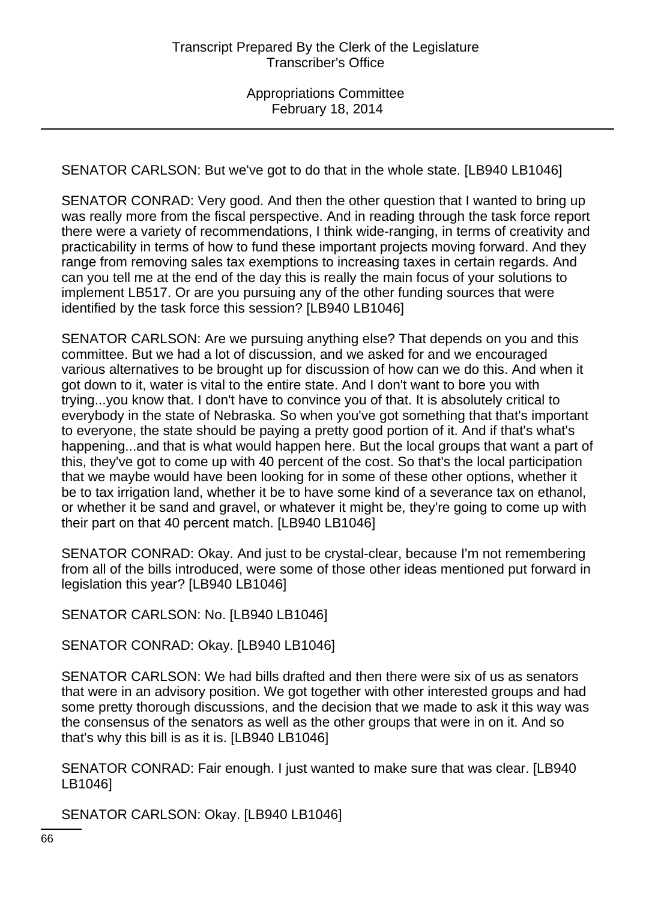SENATOR CARLSON: But we've got to do that in the whole state. [LB940 LB1046]

SENATOR CONRAD: Very good. And then the other question that I wanted to bring up was really more from the fiscal perspective. And in reading through the task force report there were a variety of recommendations, I think wide-ranging, in terms of creativity and practicability in terms of how to fund these important projects moving forward. And they range from removing sales tax exemptions to increasing taxes in certain regards. And can you tell me at the end of the day this is really the main focus of your solutions to implement LB517. Or are you pursuing any of the other funding sources that were identified by the task force this session? [LB940 LB1046]

SENATOR CARLSON: Are we pursuing anything else? That depends on you and this committee. But we had a lot of discussion, and we asked for and we encouraged various alternatives to be brought up for discussion of how can we do this. And when it got down to it, water is vital to the entire state. And I don't want to bore you with trying...you know that. I don't have to convince you of that. It is absolutely critical to everybody in the state of Nebraska. So when you've got something that that's important to everyone, the state should be paying a pretty good portion of it. And if that's what's happening...and that is what would happen here. But the local groups that want a part of this, they've got to come up with 40 percent of the cost. So that's the local participation that we maybe would have been looking for in some of these other options, whether it be to tax irrigation land, whether it be to have some kind of a severance tax on ethanol, or whether it be sand and gravel, or whatever it might be, they're going to come up with their part on that 40 percent match. [LB940 LB1046]

SENATOR CONRAD: Okay. And just to be crystal-clear, because I'm not remembering from all of the bills introduced, were some of those other ideas mentioned put forward in legislation this year? [LB940 LB1046]

SENATOR CARLSON: No. [LB940 LB1046]

SENATOR CONRAD: Okay. [LB940 LB1046]

SENATOR CARLSON: We had bills drafted and then there were six of us as senators that were in an advisory position. We got together with other interested groups and had some pretty thorough discussions, and the decision that we made to ask it this way was the consensus of the senators as well as the other groups that were in on it. And so that's why this bill is as it is. [LB940 LB1046]

SENATOR CONRAD: Fair enough. I just wanted to make sure that was clear. [LB940 LB1046]

SENATOR CARLSON: Okay. [LB940 LB1046]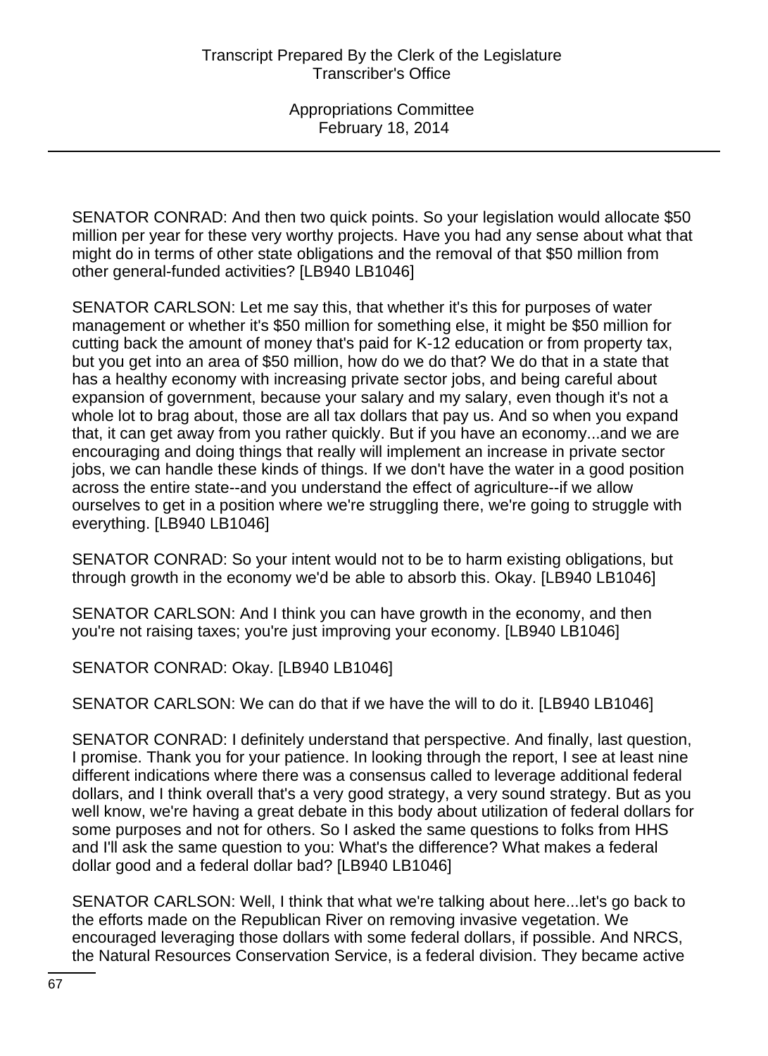SENATOR CONRAD: And then two quick points. So your legislation would allocate $50 million per year for these very worthy projects. Have you had any sense about what that might do in terms of other state obligations and the removal of that $50 million from other general-funded activities? [LB940 LB1046]

SENATOR CARLSON: Let me say this, that whether it's this for purposes of water management or whether it's $50 million for something else, it might be $50 million for cutting back the amount of money that's paid for K-12 education or from property tax, but you get into an area of $50 million, how do we do that? We do that in a state that has a healthy economy with increasing private sector jobs, and being careful about expansion of government, because your salary and my salary, even though it's not a whole lot to brag about, those are all tax dollars that pay us. And so when you expand that, it can get away from you rather quickly. But if you have an economy...and we are encouraging and doing things that really will implement an increase in private sector jobs, we can handle these kinds of things. If we don't have the water in a good position across the entire state--and you understand the effect of agriculture--if we allow ourselves to get in a position where we're struggling there, we're going to struggle with everything. [LB940 LB1046]

SENATOR CONRAD: So your intent would not to be to harm existing obligations, but through growth in the economy we'd be able to absorb this. Okay. [LB940 LB1046]

SENATOR CARLSON: And I think you can have growth in the economy, and then you're not raising taxes; you're just improving your economy. [LB940 LB1046]

SENATOR CONRAD: Okay. [LB940 LB1046]

SENATOR CARLSON: We can do that if we have the will to do it. [LB940 LB1046]

SENATOR CONRAD: I definitely understand that perspective. And finally, last question, I promise. Thank you for your patience. In looking through the report, I see at least nine different indications where there was a consensus called to leverage additional federal dollars, and I think overall that's a very good strategy, a very sound strategy. But as you well know, we're having a great debate in this body about utilization of federal dollars for some purposes and not for others. So I asked the same questions to folks from HHS and I'll ask the same question to you: What's the difference? What makes a federal dollar good and a federal dollar bad? [LB940 LB1046]

SENATOR CARLSON: Well, I think that what we're talking about here...let's go back to the efforts made on the Republican River on removing invasive vegetation. We encouraged leveraging those dollars with some federal dollars, if possible. And NRCS, the Natural Resources Conservation Service, is a federal division. They became active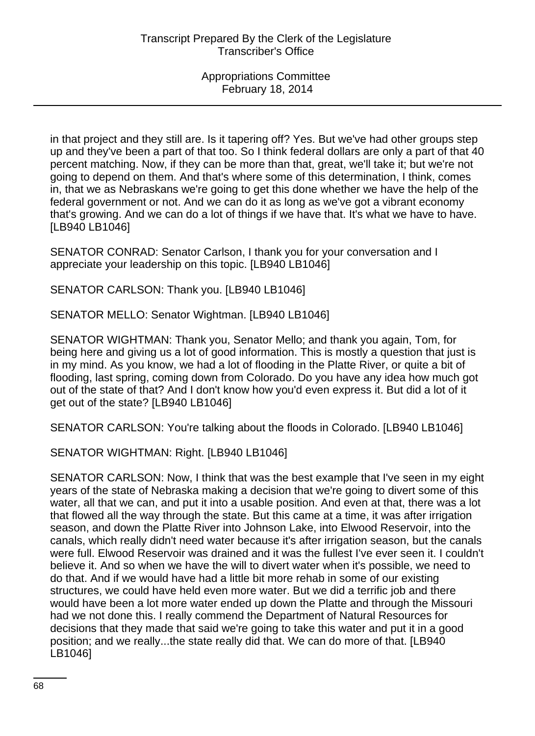in that project and they still are. Is it tapering off? Yes. But we've had other groups step up and they've been a part of that too. So I think federal dollars are only a part of that 40 percent matching. Now, if they can be more than that, great, we'll take it; but we're not going to depend on them. And that's where some of this determination, I think, comes in, that we as Nebraskans we're going to get this done whether we have the help of the federal government or not. And we can do it as long as we've got a vibrant economy that's growing. And we can do a lot of things if we have that. It's what we have to have. [LB940 LB1046]

SENATOR CONRAD: Senator Carlson, I thank you for your conversation and I appreciate your leadership on this topic. [LB940 LB1046]

SENATOR CARLSON: Thank you. [LB940 LB1046]

SENATOR MELLO: Senator Wightman. [LB940 LB1046]

SENATOR WIGHTMAN: Thank you, Senator Mello; and thank you again, Tom, for being here and giving us a lot of good information. This is mostly a question that just is in my mind. As you know, we had a lot of flooding in the Platte River, or quite a bit of flooding, last spring, coming down from Colorado. Do you have any idea how much got out of the state of that? And I don't know how you'd even express it. But did a lot of it get out of the state? [LB940 LB1046]

SENATOR CARLSON: You're talking about the floods in Colorado. [LB940 LB1046]

SENATOR WIGHTMAN: Right. [LB940 LB1046]

SENATOR CARLSON: Now, I think that was the best example that I've seen in my eight years of the state of Nebraska making a decision that we're going to divert some of this water, all that we can, and put it into a usable position. And even at that, there was a lot that flowed all the way through the state. But this came at a time, it was after irrigation season, and down the Platte River into Johnson Lake, into Elwood Reservoir, into the canals, which really didn't need water because it's after irrigation season, but the canals were full. Elwood Reservoir was drained and it was the fullest I've ever seen it. I couldn't believe it. And so when we have the will to divert water when it's possible, we need to do that. And if we would have had a little bit more rehab in some of our existing structures, we could have held even more water. But we did a terrific job and there would have been a lot more water ended up down the Platte and through the Missouri had we not done this. I really commend the Department of Natural Resources for decisions that they made that said we're going to take this water and put it in a good position; and we really...the state really did that. We can do more of that. [LB940 LB1046]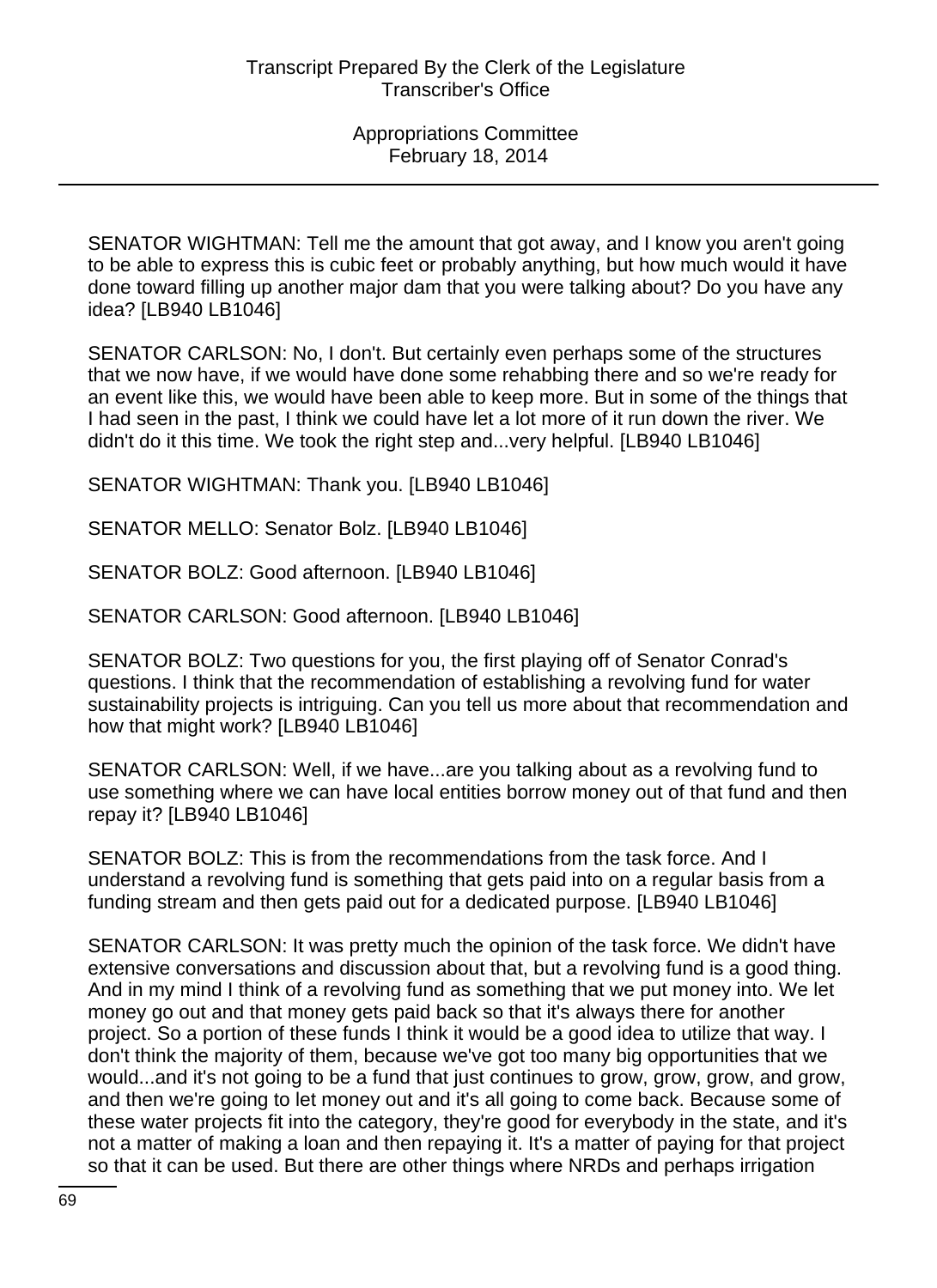SENATOR WIGHTMAN: Tell me the amount that got away, and I know you aren't going to be able to express this is cubic feet or probably anything, but how much would it have done toward filling up another major dam that you were talking about? Do you have any idea? [LB940 LB1046]

SENATOR CARLSON: No, I don't. But certainly even perhaps some of the structures that we now have, if we would have done some rehabbing there and so we're ready for an event like this, we would have been able to keep more. But in some of the things that I had seen in the past, I think we could have let a lot more of it run down the river. We didn't do it this time. We took the right step and...very helpful. [LB940 LB1046]

SENATOR WIGHTMAN: Thank you. [LB940 LB1046]

SENATOR MELLO: Senator Bolz. [LB940 LB1046]

SENATOR BOLZ: Good afternoon. [LB940 LB1046]

SENATOR CARLSON: Good afternoon. [LB940 LB1046]

SENATOR BOLZ: Two questions for you, the first playing off of Senator Conrad's questions. I think that the recommendation of establishing a revolving fund for water sustainability projects is intriguing. Can you tell us more about that recommendation and how that might work? [LB940 LB1046]

SENATOR CARLSON: Well, if we have...are you talking about as a revolving fund to use something where we can have local entities borrow money out of that fund and then repay it? [LB940 LB1046]

SENATOR BOLZ: This is from the recommendations from the task force. And I understand a revolving fund is something that gets paid into on a regular basis from a funding stream and then gets paid out for a dedicated purpose. [LB940 LB1046]

SENATOR CARLSON: It was pretty much the opinion of the task force. We didn't have extensive conversations and discussion about that, but a revolving fund is a good thing. And in my mind I think of a revolving fund as something that we put money into. We let money go out and that money gets paid back so that it's always there for another project. So a portion of these funds I think it would be a good idea to utilize that way. I don't think the majority of them, because we've got too many big opportunities that we would...and it's not going to be a fund that just continues to grow, grow, grow, and grow, and then we're going to let money out and it's all going to come back. Because some of these water projects fit into the category, they're good for everybody in the state, and it's not a matter of making a loan and then repaying it. It's a matter of paying for that project so that it can be used. But there are other things where NRDs and perhaps irrigation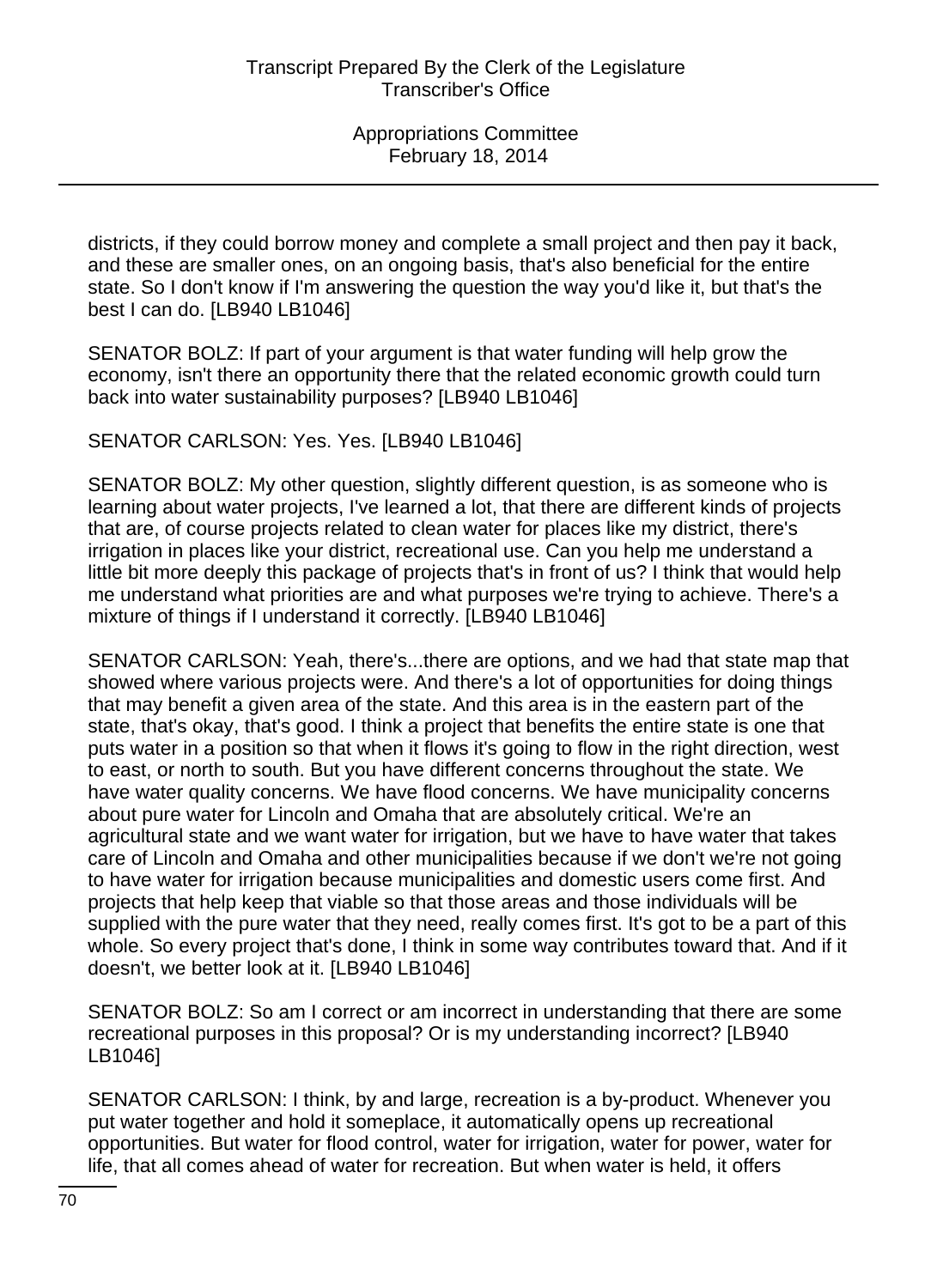districts, if they could borrow money and complete a small project and then pay it back, and these are smaller ones, on an ongoing basis, that's also beneficial for the entire state. So I don't know if I'm answering the question the way you'd like it, but that's the best I can do. [LB940 LB1046]

SENATOR BOLZ: If part of your argument is that water funding will help grow the economy, isn't there an opportunity there that the related economic growth could turn back into water sustainability purposes? [LB940 LB1046]

SENATOR CARLSON: Yes. Yes. [LB940 LB1046]

SENATOR BOLZ: My other question, slightly different question, is as someone who is learning about water projects, I've learned a lot, that there are different kinds of projects that are, of course projects related to clean water for places like my district, there's irrigation in places like your district, recreational use. Can you help me understand a little bit more deeply this package of projects that's in front of us? I think that would help me understand what priorities are and what purposes we're trying to achieve. There's a mixture of things if I understand it correctly. [LB940 LB1046]

SENATOR CARLSON: Yeah, there's...there are options, and we had that state map that showed where various projects were. And there's a lot of opportunities for doing things that may benefit a given area of the state. And this area is in the eastern part of the state, that's okay, that's good. I think a project that benefits the entire state is one that puts water in a position so that when it flows it's going to flow in the right direction, west to east, or north to south. But you have different concerns throughout the state. We have water quality concerns. We have flood concerns. We have municipality concerns about pure water for Lincoln and Omaha that are absolutely critical. We're an agricultural state and we want water for irrigation, but we have to have water that takes care of Lincoln and Omaha and other municipalities because if we don't we're not going to have water for irrigation because municipalities and domestic users come first. And projects that help keep that viable so that those areas and those individuals will be supplied with the pure water that they need, really comes first. It's got to be a part of this whole. So every project that's done, I think in some way contributes toward that. And if it doesn't, we better look at it. [LB940 LB1046]

SENATOR BOLZ: So am I correct or am incorrect in understanding that there are some recreational purposes in this proposal? Or is my understanding incorrect? [LB940 LB1046]

SENATOR CARLSON: I think, by and large, recreation is a by-product. Whenever you put water together and hold it someplace, it automatically opens up recreational opportunities. But water for flood control, water for irrigation, water for power, water for life, that all comes ahead of water for recreation. But when water is held, it offers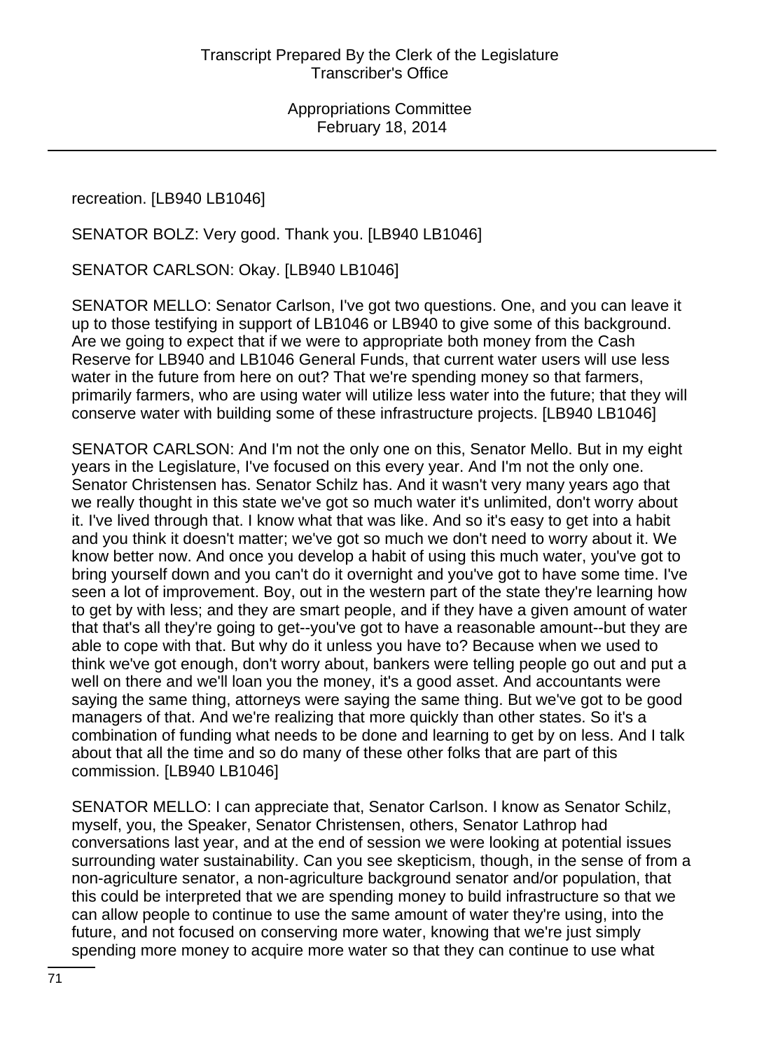recreation. [LB940 LB1046]

SENATOR BOLZ: Very good. Thank you. [LB940 LB1046]

SENATOR CARLSON: Okay. [LB940 LB1046]

SENATOR MELLO: Senator Carlson, I've got two questions. One, and you can leave it up to those testifying in support of LB1046 or LB940 to give some of this background. Are we going to expect that if we were to appropriate both money from the Cash Reserve for LB940 and LB1046 General Funds, that current water users will use less water in the future from here on out? That we're spending money so that farmers, primarily farmers, who are using water will utilize less water into the future; that they will conserve water with building some of these infrastructure projects. [LB940 LB1046]

SENATOR CARLSON: And I'm not the only one on this, Senator Mello. But in my eight years in the Legislature, I've focused on this every year. And I'm not the only one. Senator Christensen has. Senator Schilz has. And it wasn't very many years ago that we really thought in this state we've got so much water it's unlimited, don't worry about it. I've lived through that. I know what that was like. And so it's easy to get into a habit and you think it doesn't matter; we've got so much we don't need to worry about it. We know better now. And once you develop a habit of using this much water, you've got to bring yourself down and you can't do it overnight and you've got to have some time. I've seen a lot of improvement. Boy, out in the western part of the state they're learning how to get by with less; and they are smart people, and if they have a given amount of water that that's all they're going to get--you've got to have a reasonable amount--but they are able to cope with that. But why do it unless you have to? Because when we used to think we've got enough, don't worry about, bankers were telling people go out and put a well on there and we'll loan you the money, it's a good asset. And accountants were saying the same thing, attorneys were saying the same thing. But we've got to be good managers of that. And we're realizing that more quickly than other states. So it's a combination of funding what needs to be done and learning to get by on less. And I talk about that all the time and so do many of these other folks that are part of this commission. [LB940 LB1046]

SENATOR MELLO: I can appreciate that, Senator Carlson. I know as Senator Schilz, myself, you, the Speaker, Senator Christensen, others, Senator Lathrop had conversations last year, and at the end of session we were looking at potential issues surrounding water sustainability. Can you see skepticism, though, in the sense of from a non-agriculture senator, a non-agriculture background senator and/or population, that this could be interpreted that we are spending money to build infrastructure so that we can allow people to continue to use the same amount of water they're using, into the future, and not focused on conserving more water, knowing that we're just simply spending more money to acquire more water so that they can continue to use what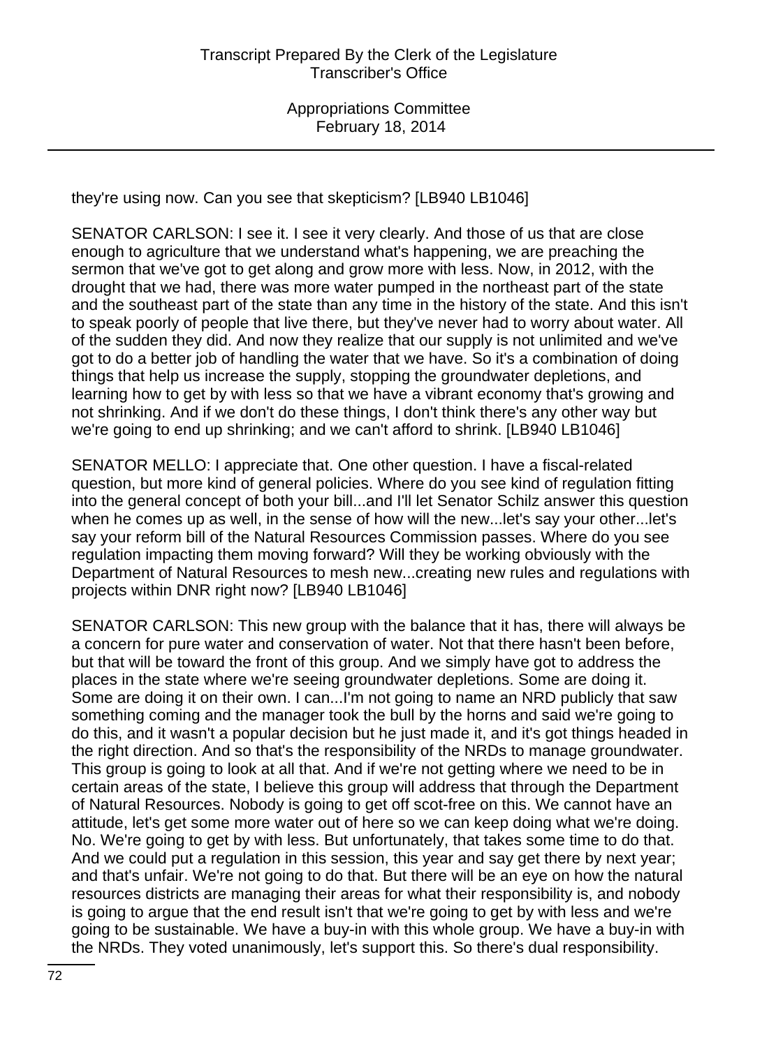they're using now. Can you see that skepticism? [LB940 LB1046]

SENATOR CARLSON: I see it. I see it very clearly. And those of us that are close enough to agriculture that we understand what's happening, we are preaching the sermon that we've got to get along and grow more with less. Now, in 2012, with the drought that we had, there was more water pumped in the northeast part of the state and the southeast part of the state than any time in the history of the state. And this isn't to speak poorly of people that live there, but they've never had to worry about water. All of the sudden they did. And now they realize that our supply is not unlimited and we've got to do a better job of handling the water that we have. So it's a combination of doing things that help us increase the supply, stopping the groundwater depletions, and learning how to get by with less so that we have a vibrant economy that's growing and not shrinking. And if we don't do these things, I don't think there's any other way but we're going to end up shrinking; and we can't afford to shrink. [LB940 LB1046]

SENATOR MELLO: I appreciate that. One other question. I have a fiscal-related question, but more kind of general policies. Where do you see kind of regulation fitting into the general concept of both your bill...and I'll let Senator Schilz answer this question when he comes up as well, in the sense of how will the new...let's say your other...let's say your reform bill of the Natural Resources Commission passes. Where do you see regulation impacting them moving forward? Will they be working obviously with the Department of Natural Resources to mesh new...creating new rules and regulations with projects within DNR right now? [LB940 LB1046]

SENATOR CARLSON: This new group with the balance that it has, there will always be a concern for pure water and conservation of water. Not that there hasn't been before, but that will be toward the front of this group. And we simply have got to address the places in the state where we're seeing groundwater depletions. Some are doing it. Some are doing it on their own. I can...I'm not going to name an NRD publicly that saw something coming and the manager took the bull by the horns and said we're going to do this, and it wasn't a popular decision but he just made it, and it's got things headed in the right direction. And so that's the responsibility of the NRDs to manage groundwater. This group is going to look at all that. And if we're not getting where we need to be in certain areas of the state, I believe this group will address that through the Department of Natural Resources. Nobody is going to get off scot-free on this. We cannot have an attitude, let's get some more water out of here so we can keep doing what we're doing. No. We're going to get by with less. But unfortunately, that takes some time to do that. And we could put a regulation in this session, this year and say get there by next year; and that's unfair. We're not going to do that. But there will be an eye on how the natural resources districts are managing their areas for what their responsibility is, and nobody is going to argue that the end result isn't that we're going to get by with less and we're going to be sustainable. We have a buy-in with this whole group. We have a buy-in with the NRDs. They voted unanimously, let's support this. So there's dual responsibility.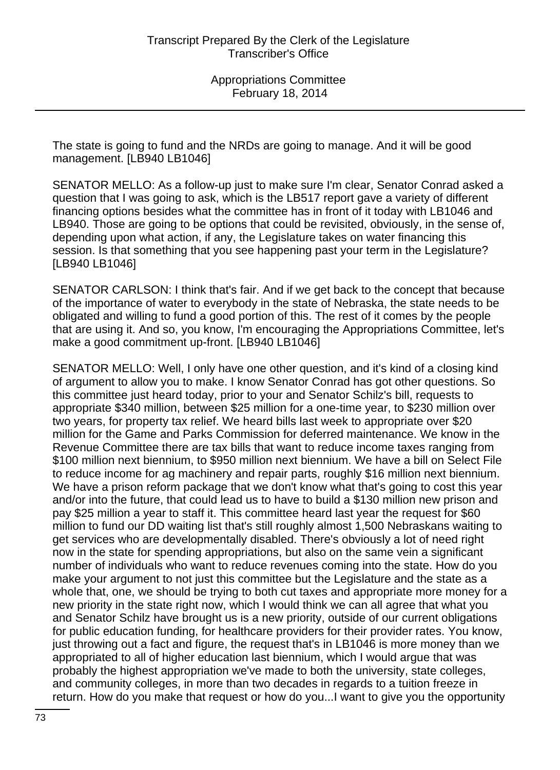The state is going to fund and the NRDs are going to manage. And it will be good management. [LB940 LB1046]

SENATOR MELLO: As a follow-up just to make sure I'm clear, Senator Conrad asked a question that I was going to ask, which is the LB517 report gave a variety of different financing options besides what the committee has in front of it today with LB1046 and LB940. Those are going to be options that could be revisited, obviously, in the sense of, depending upon what action, if any, the Legislature takes on water financing this session. Is that something that you see happening past your term in the Legislature? [LB940 LB1046]

SENATOR CARLSON: I think that's fair. And if we get back to the concept that because of the importance of water to everybody in the state of Nebraska, the state needs to be obligated and willing to fund a good portion of this. The rest of it comes by the people that are using it. And so, you know, I'm encouraging the Appropriations Committee, let's make a good commitment up-front. [LB940 LB1046]

SENATOR MELLO: Well, I only have one other question, and it's kind of a closing kind of argument to allow you to make. I know Senator Conrad has got other questions. So this committee just heard today, prior to your and Senator Schilz's bill, requests to appropriate $340 million, between $25 million for a one-time year, to $230 million over two years, for property tax relief. We heard bills last week to appropriate over $20 million for the Game and Parks Commission for deferred maintenance. We know in the Revenue Committee there are tax bills that want to reduce income taxes ranging from $100 million next biennium, to $950 million next biennium. We have a bill on Select File to reduce income for ag machinery and repair parts, roughly $16 million next biennium. We have a prison reform package that we don't know what that's going to cost this year and/or into the future, that could lead us to have to build a $130 million new prison and pay $25 million a year to staff it. This committee heard last year the request for $60 million to fund our DD waiting list that's still roughly almost 1,500 Nebraskans waiting to get services who are developmentally disabled. There's obviously a lot of need right now in the state for spending appropriations, but also on the same vein a significant number of individuals who want to reduce revenues coming into the state. How do you make your argument to not just this committee but the Legislature and the state as a whole that, one, we should be trying to both cut taxes and appropriate more money for a new priority in the state right now, which I would think we can all agree that what you and Senator Schilz have brought us is a new priority, outside of our current obligations for public education funding, for healthcare providers for their provider rates. You know, just throwing out a fact and figure, the request that's in LB1046 is more money than we appropriated to all of higher education last biennium, which I would argue that was probably the highest appropriation we've made to both the university, state colleges, and community colleges, in more than two decades in regards to a tuition freeze in return. How do you make that request or how do you...I want to give you the opportunity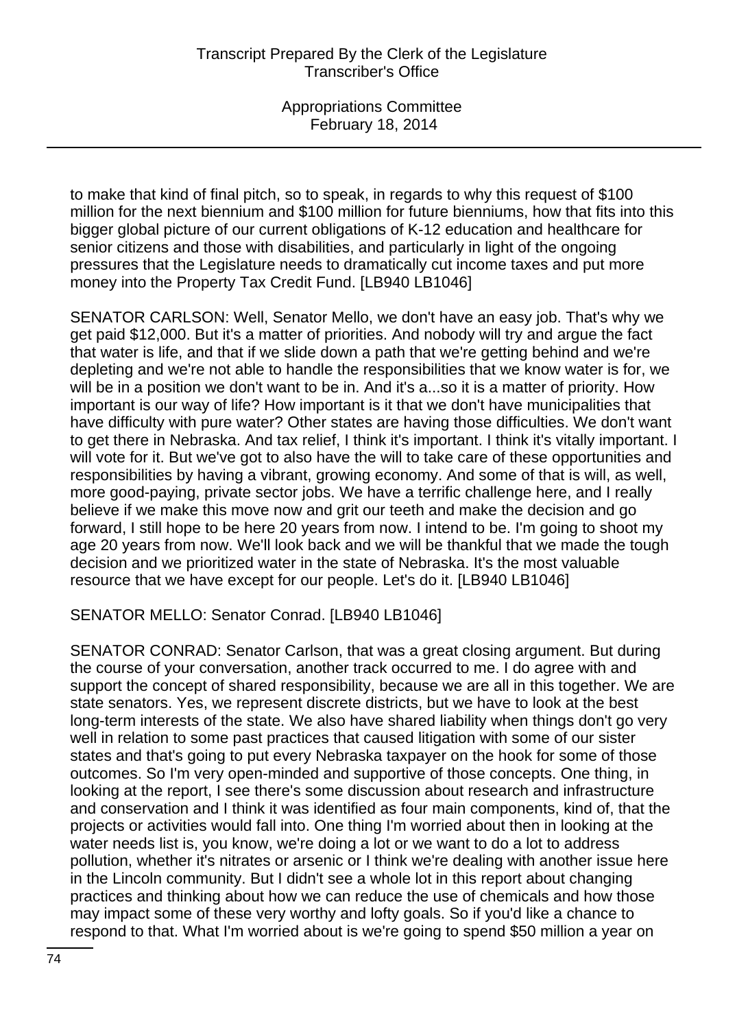to make that kind of final pitch, so to speak, in regards to why this request of $100 million for the next biennium and $100 million for future bienniums, how that fits into this bigger global picture of our current obligations of K-12 education and healthcare for senior citizens and those with disabilities, and particularly in light of the ongoing pressures that the Legislature needs to dramatically cut income taxes and put more money into the Property Tax Credit Fund. [LB940 LB1046]

SENATOR CARLSON: Well, Senator Mello, we don't have an easy job. That's why we get paid $12,000. But it's a matter of priorities. And nobody will try and argue the fact that water is life, and that if we slide down a path that we're getting behind and we're depleting and we're not able to handle the responsibilities that we know water is for, we will be in a position we don't want to be in. And it's a...so it is a matter of priority. How important is our way of life? How important is it that we don't have municipalities that have difficulty with pure water? Other states are having those difficulties. We don't want to get there in Nebraska. And tax relief, I think it's important. I think it's vitally important. I will vote for it. But we've got to also have the will to take care of these opportunities and responsibilities by having a vibrant, growing economy. And some of that is will, as well, more good-paying, private sector jobs. We have a terrific challenge here, and I really believe if we make this move now and grit our teeth and make the decision and go forward, I still hope to be here 20 years from now. I intend to be. I'm going to shoot my age 20 years from now. We'll look back and we will be thankful that we made the tough decision and we prioritized water in the state of Nebraska. It's the most valuable resource that we have except for our people. Let's do it. [LB940 LB1046]

SENATOR MELLO: Senator Conrad. [LB940 LB1046]

SENATOR CONRAD: Senator Carlson, that was a great closing argument. But during the course of your conversation, another track occurred to me. I do agree with and support the concept of shared responsibility, because we are all in this together. We are state senators. Yes, we represent discrete districts, but we have to look at the best long-term interests of the state. We also have shared liability when things don't go very well in relation to some past practices that caused litigation with some of our sister states and that's going to put every Nebraska taxpayer on the hook for some of those outcomes. So I'm very open-minded and supportive of those concepts. One thing, in looking at the report, I see there's some discussion about research and infrastructure and conservation and I think it was identified as four main components, kind of, that the projects or activities would fall into. One thing I'm worried about then in looking at the water needs list is, you know, we're doing a lot or we want to do a lot to address pollution, whether it's nitrates or arsenic or I think we're dealing with another issue here in the Lincoln community. But I didn't see a whole lot in this report about changing practices and thinking about how we can reduce the use of chemicals and how those may impact some of these very worthy and lofty goals. So if you'd like a chance to respond to that. What I'm worried about is we're going to spend $50 million a year on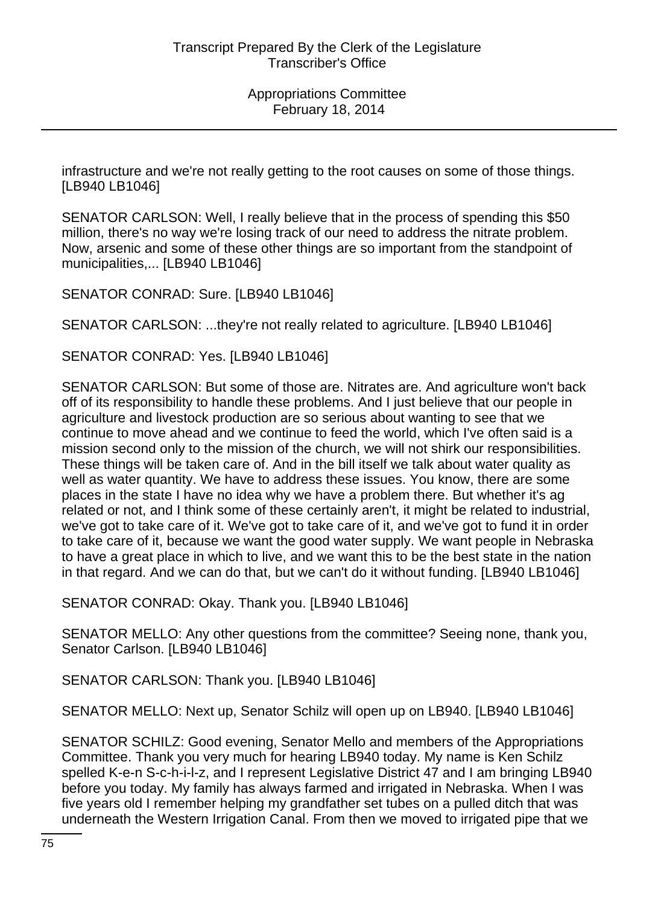infrastructure and we're not really getting to the root causes on some of those things. [LB940 LB1046]

SENATOR CARLSON: Well, I really believe that in the process of spending this $50 million, there's no way we're losing track of our need to address the nitrate problem. Now, arsenic and some of these other things are so important from the standpoint of municipalities,... [LB940 LB1046]

SENATOR CONRAD: Sure. [LB940 LB1046]

SENATOR CARLSON: ...they're not really related to agriculture. [LB940 LB1046]

SENATOR CONRAD: Yes. [LB940 LB1046]

SENATOR CARLSON: But some of those are. Nitrates are. And agriculture won't back off of its responsibility to handle these problems. And I just believe that our people in agriculture and livestock production are so serious about wanting to see that we continue to move ahead and we continue to feed the world, which I've often said is a mission second only to the mission of the church, we will not shirk our responsibilities. These things will be taken care of. And in the bill itself we talk about water quality as well as water quantity. We have to address these issues. You know, there are some places in the state I have no idea why we have a problem there. But whether it's ag related or not, and I think some of these certainly aren't, it might be related to industrial, we've got to take care of it. We've got to take care of it, and we've got to fund it in order to take care of it, because we want the good water supply. We want people in Nebraska to have a great place in which to live, and we want this to be the best state in the nation in that regard. And we can do that, but we can't do it without funding. [LB940 LB1046]

SENATOR CONRAD: Okay. Thank you. [LB940 LB1046]

SENATOR MELLO: Any other questions from the committee? Seeing none, thank you, Senator Carlson. [LB940 LB1046]

SENATOR CARLSON: Thank you. [LB940 LB1046]

SENATOR MELLO: Next up, Senator Schilz will open up on LB940. [LB940 LB1046]

SENATOR SCHILZ: Good evening, Senator Mello and members of the Appropriations Committee. Thank you very much for hearing LB940 today. My name is Ken Schilz spelled K-e-n S-c-h-i-l-z, and I represent Legislative District 47 and I am bringing LB940 before you today. My family has always farmed and irrigated in Nebraska. When I was five years old I remember helping my grandfather set tubes on a pulled ditch that was underneath the Western Irrigation Canal. From then we moved to irrigated pipe that we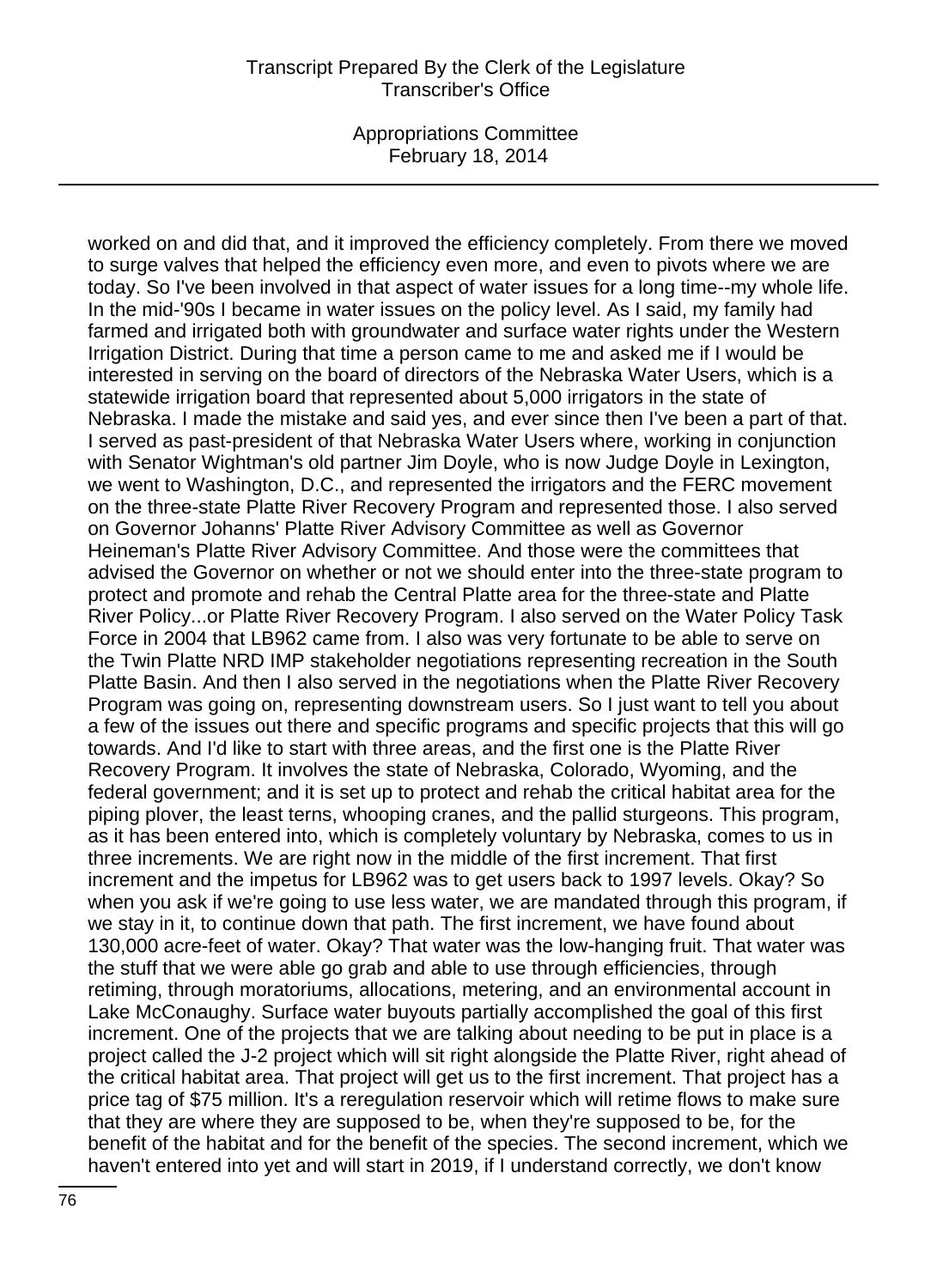worked on and did that, and it improved the efficiency completely. From there we moved to surge valves that helped the efficiency even more, and even to pivots where we are today. So I've been involved in that aspect of water issues for a long time--my whole life. In the mid-'90s I became in water issues on the policy level. As I said, my family had farmed and irrigated both with groundwater and surface water rights under the Western Irrigation District. During that time a person came to me and asked me if I would be interested in serving on the board of directors of the Nebraska Water Users, which is a statewide irrigation board that represented about 5,000 irrigators in the state of Nebraska. I made the mistake and said yes, and ever since then I've been a part of that. I served as past-president of that Nebraska Water Users where, working in conjunction with Senator Wightman's old partner Jim Doyle, who is now Judge Doyle in Lexington, we went to Washington, D.C., and represented the irrigators and the FERC movement on the three-state Platte River Recovery Program and represented those. I also served on Governor Johanns' Platte River Advisory Committee as well as Governor Heineman's Platte River Advisory Committee. And those were the committees that advised the Governor on whether or not we should enter into the three-state program to protect and promote and rehab the Central Platte area for the three-state and Platte River Policy...or Platte River Recovery Program. I also served on the Water Policy Task Force in 2004 that LB962 came from. I also was very fortunate to be able to serve on the Twin Platte NRD IMP stakeholder negotiations representing recreation in the South Platte Basin. And then I also served in the negotiations when the Platte River Recovery Program was going on, representing downstream users. So I just want to tell you about a few of the issues out there and specific programs and specific projects that this will go towards. And I'd like to start with three areas, and the first one is the Platte River Recovery Program. It involves the state of Nebraska, Colorado, Wyoming, and the federal government; and it is set up to protect and rehab the critical habitat area for the piping plover, the least terns, whooping cranes, and the pallid sturgeons. This program, as it has been entered into, which is completely voluntary by Nebraska, comes to us in three increments. We are right now in the middle of the first increment. That first increment and the impetus for LB962 was to get users back to 1997 levels. Okay? So when you ask if we're going to use less water, we are mandated through this program, if we stay in it, to continue down that path. The first increment, we have found about 130,000 acre-feet of water. Okay? That water was the low-hanging fruit. That water was the stuff that we were able go grab and able to use through efficiencies, through retiming, through moratoriums, allocations, metering, and an environmental account in Lake McConaughy. Surface water buyouts partially accomplished the goal of this first increment. One of the projects that we are talking about needing to be put in place is a project called the J-2 project which will sit right alongside the Platte River, right ahead of the critical habitat area. That project will get us to the first increment. That project has a price tag of $75 million. It's a reregulation reservoir which will retime flows to make sure that they are where they are supposed to be, when they're supposed to be, for the benefit of the habitat and for the benefit of the species. The second increment, which we haven't entered into yet and will start in 2019, if I understand correctly, we don't know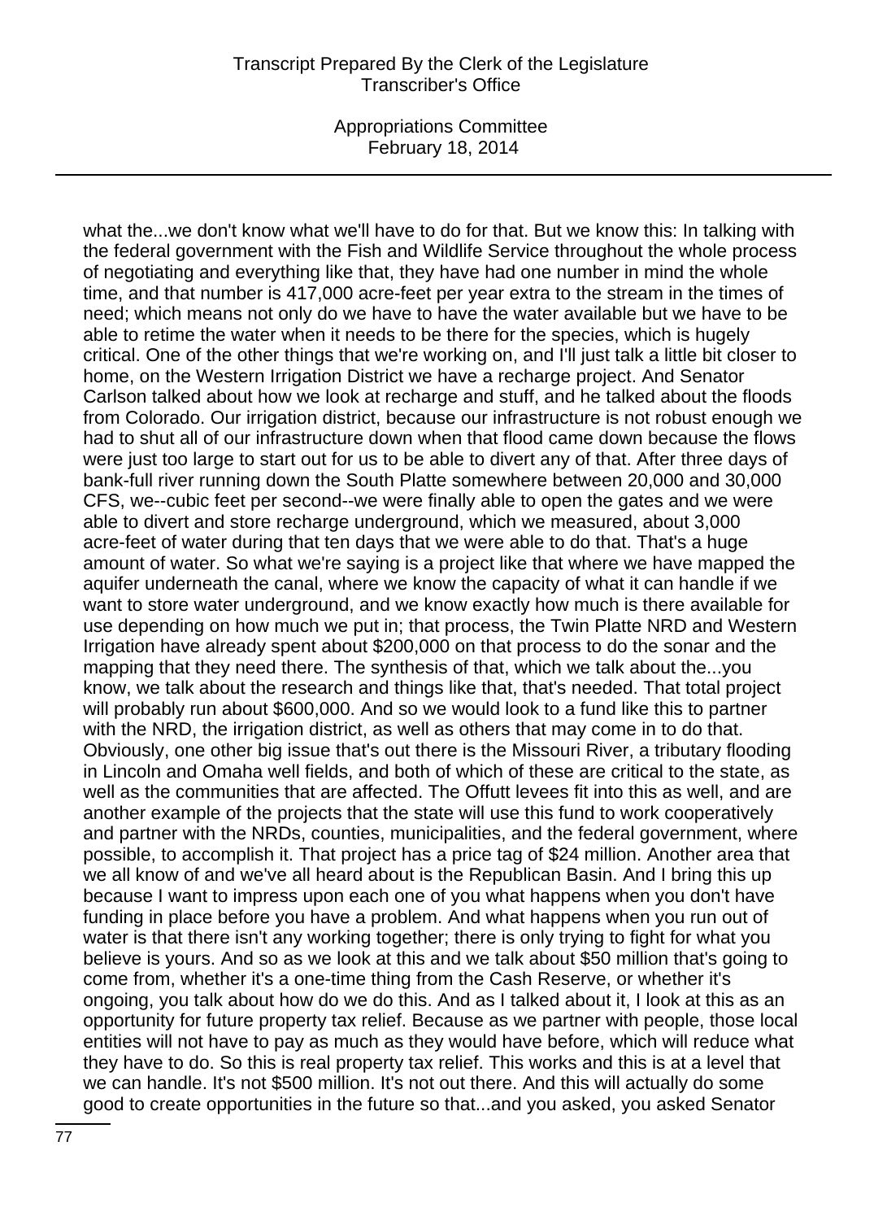what the...we don't know what we'll have to do for that. But we know this: In talking with the federal government with the Fish and Wildlife Service throughout the whole process of negotiating and everything like that, they have had one number in mind the whole time, and that number is 417,000 acre-feet per year extra to the stream in the times of need; which means not only do we have to have the water available but we have to be able to retime the water when it needs to be there for the species, which is hugely critical. One of the other things that we're working on, and I'll just talk a little bit closer to home, on the Western Irrigation District we have a recharge project. And Senator Carlson talked about how we look at recharge and stuff, and he talked about the floods from Colorado. Our irrigation district, because our infrastructure is not robust enough we had to shut all of our infrastructure down when that flood came down because the flows were just too large to start out for us to be able to divert any of that. After three days of bank-full river running down the South Platte somewhere between 20,000 and 30,000 CFS, we--cubic feet per second--we were finally able to open the gates and we were able to divert and store recharge underground, which we measured, about 3,000 acre-feet of water during that ten days that we were able to do that. That's a huge amount of water. So what we're saying is a project like that where we have mapped the aquifer underneath the canal, where we know the capacity of what it can handle if we want to store water underground, and we know exactly how much is there available for use depending on how much we put in; that process, the Twin Platte NRD and Western Irrigation have already spent about $200,000 on that process to do the sonar and the mapping that they need there. The synthesis of that, which we talk about the...you know, we talk about the research and things like that, that's needed. That total project will probably run about $600,000. And so we would look to a fund like this to partner with the NRD, the irrigation district, as well as others that may come in to do that. Obviously, one other big issue that's out there is the Missouri River, a tributary flooding in Lincoln and Omaha well fields, and both of which of these are critical to the state, as well as the communities that are affected. The Offutt levees fit into this as well, and are another example of the projects that the state will use this fund to work cooperatively and partner with the NRDs, counties, municipalities, and the federal government, where possible, to accomplish it. That project has a price tag of $24 million. Another area that we all know of and we've all heard about is the Republican Basin. And I bring this up because I want to impress upon each one of you what happens when you don't have funding in place before you have a problem. And what happens when you run out of water is that there isn't any working together; there is only trying to fight for what you believe is yours. And so as we look at this and we talk about $50 million that's going to come from, whether it's a one-time thing from the Cash Reserve, or whether it's ongoing, you talk about how do we do this. And as I talked about it, I look at this as an opportunity for future property tax relief. Because as we partner with people, those local entities will not have to pay as much as they would have before, which will reduce what they have to do. So this is real property tax relief. This works and this is at a level that we can handle. It's not $500 million. It's not out there. And this will actually do some good to create opportunities in the future so that...and you asked, you asked Senator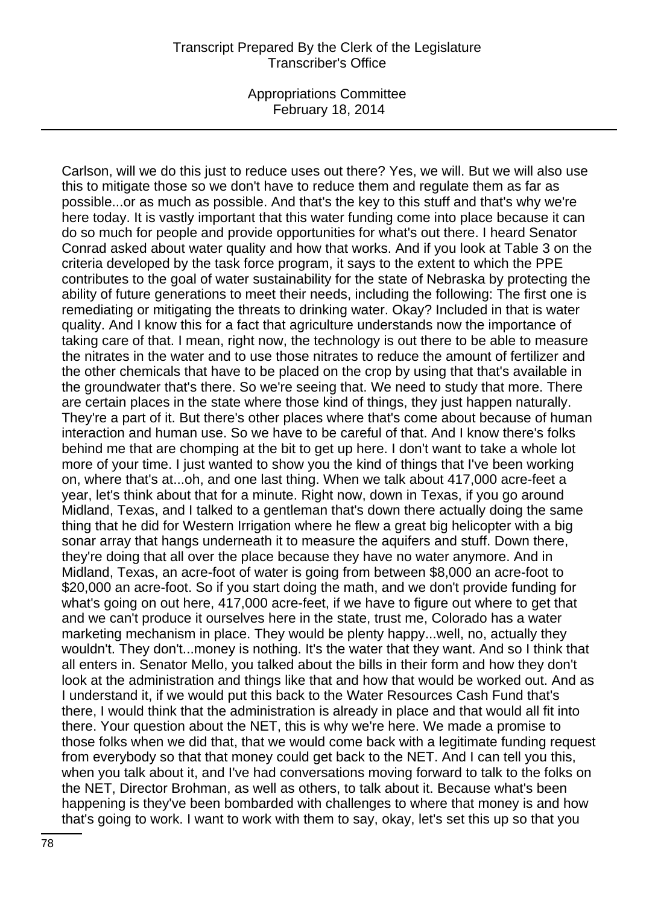Carlson, will we do this just to reduce uses out there? Yes, we will. But we will also use this to mitigate those so we don't have to reduce them and regulate them as far as possible...or as much as possible. And that's the key to this stuff and that's why we're here today. It is vastly important that this water funding come into place because it can do so much for people and provide opportunities for what's out there. I heard Senator Conrad asked about water quality and how that works. And if you look at Table 3 on the criteria developed by the task force program, it says to the extent to which the PPE contributes to the goal of water sustainability for the state of Nebraska by protecting the ability of future generations to meet their needs, including the following: The first one is remediating or mitigating the threats to drinking water. Okay? Included in that is water quality. And I know this for a fact that agriculture understands now the importance of taking care of that. I mean, right now, the technology is out there to be able to measure the nitrates in the water and to use those nitrates to reduce the amount of fertilizer and the other chemicals that have to be placed on the crop by using that that's available in the groundwater that's there. So we're seeing that. We need to study that more. There are certain places in the state where those kind of things, they just happen naturally. They're a part of it. But there's other places where that's come about because of human interaction and human use. So we have to be careful of that. And I know there's folks behind me that are chomping at the bit to get up here. I don't want to take a whole lot more of your time. I just wanted to show you the kind of things that I've been working on, where that's at...oh, and one last thing. When we talk about 417,000 acre-feet a year, let's think about that for a minute. Right now, down in Texas, if you go around Midland, Texas, and I talked to a gentleman that's down there actually doing the same thing that he did for Western Irrigation where he flew a great big helicopter with a big sonar array that hangs underneath it to measure the aquifers and stuff. Down there, they're doing that all over the place because they have no water anymore. And in Midland, Texas, an acre-foot of water is going from between $8,000 an acre-foot to $20,000 an acre-foot. So if you start doing the math, and we don't provide funding for what's going on out here, 417,000 acre-feet, if we have to figure out where to get that and we can't produce it ourselves here in the state, trust me, Colorado has a water marketing mechanism in place. They would be plenty happy...well, no, actually they wouldn't. They don't...money is nothing. It's the water that they want. And so I think that all enters in. Senator Mello, you talked about the bills in their form and how they don't look at the administration and things like that and how that would be worked out. And as I understand it, if we would put this back to the Water Resources Cash Fund that's there, I would think that the administration is already in place and that would all fit into there. Your question about the NET, this is why we're here. We made a promise to those folks when we did that, that we would come back with a legitimate funding request from everybody so that that money could get back to the NET. And I can tell you this, when you talk about it, and I've had conversations moving forward to talk to the folks on the NET, Director Brohman, as well as others, to talk about it. Because what's been happening is they've been bombarded with challenges to where that money is and how that's going to work. I want to work with them to say, okay, let's set this up so that you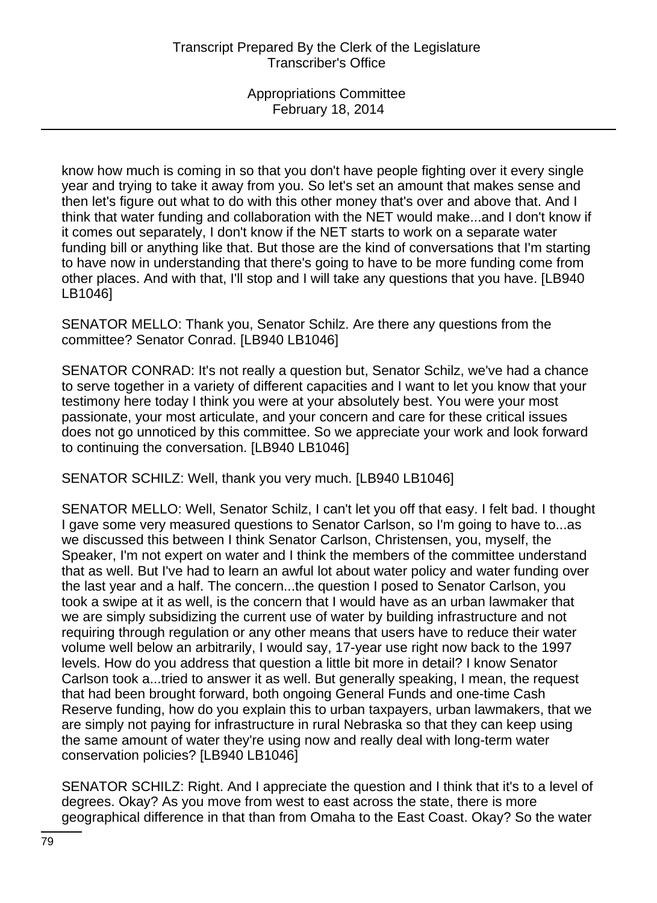know how much is coming in so that you don't have people fighting over it every single year and trying to take it away from you. So let's set an amount that makes sense and then let's figure out what to do with this other money that's over and above that. And I think that water funding and collaboration with the NET would make...and I don't know if it comes out separately, I don't know if the NET starts to work on a separate water funding bill or anything like that. But those are the kind of conversations that I'm starting to have now in understanding that there's going to have to be more funding come from other places. And with that, I'll stop and I will take any questions that you have. [LB940 LB1046]

SENATOR MELLO: Thank you, Senator Schilz. Are there any questions from the committee? Senator Conrad. [LB940 LB1046]

SENATOR CONRAD: It's not really a question but, Senator Schilz, we've had a chance to serve together in a variety of different capacities and I want to let you know that your testimony here today I think you were at your absolutely best. You were your most passionate, your most articulate, and your concern and care for these critical issues does not go unnoticed by this committee. So we appreciate your work and look forward to continuing the conversation. [LB940 LB1046]

SENATOR SCHILZ: Well, thank you very much. [LB940 LB1046]

SENATOR MELLO: Well, Senator Schilz, I can't let you off that easy. I felt bad. I thought I gave some very measured questions to Senator Carlson, so I'm going to have to...as we discussed this between I think Senator Carlson, Christensen, you, myself, the Speaker, I'm not expert on water and I think the members of the committee understand that as well. But I've had to learn an awful lot about water policy and water funding over the last year and a half. The concern...the question I posed to Senator Carlson, you took a swipe at it as well, is the concern that I would have as an urban lawmaker that we are simply subsidizing the current use of water by building infrastructure and not requiring through regulation or any other means that users have to reduce their water volume well below an arbitrarily, I would say, 17-year use right now back to the 1997 levels. How do you address that question a little bit more in detail? I know Senator Carlson took a...tried to answer it as well. But generally speaking, I mean, the request that had been brought forward, both ongoing General Funds and one-time Cash Reserve funding, how do you explain this to urban taxpayers, urban lawmakers, that we are simply not paying for infrastructure in rural Nebraska so that they can keep using the same amount of water they're using now and really deal with long-term water conservation policies? [LB940 LB1046]

SENATOR SCHILZ: Right. And I appreciate the question and I think that it's to a level of degrees. Okay? As you move from west to east across the state, there is more geographical difference in that than from Omaha to the East Coast. Okay? So the water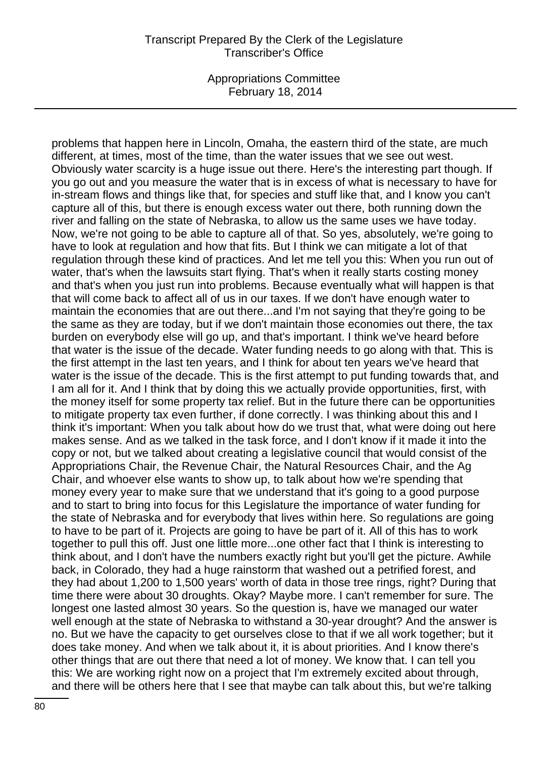problems that happen here in Lincoln, Omaha, the eastern third of the state, are much different, at times, most of the time, than the water issues that we see out west. Obviously water scarcity is a huge issue out there. Here's the interesting part though. If you go out and you measure the water that is in excess of what is necessary to have for in-stream flows and things like that, for species and stuff like that, and I know you can't capture all of this, but there is enough excess water out there, both running down the river and falling on the state of Nebraska, to allow us the same uses we have today. Now, we're not going to be able to capture all of that. So yes, absolutely, we're going to have to look at regulation and how that fits. But I think we can mitigate a lot of that regulation through these kind of practices. And let me tell you this: When you run out of water, that's when the lawsuits start flying. That's when it really starts costing money and that's when you just run into problems. Because eventually what will happen is that that will come back to affect all of us in our taxes. If we don't have enough water to maintain the economies that are out there...and I'm not saying that they're going to be the same as they are today, but if we don't maintain those economies out there, the tax burden on everybody else will go up, and that's important. I think we've heard before that water is the issue of the decade. Water funding needs to go along with that. This is the first attempt in the last ten years, and I think for about ten years we've heard that water is the issue of the decade. This is the first attempt to put funding towards that, and I am all for it. And I think that by doing this we actually provide opportunities, first, with the money itself for some property tax relief. But in the future there can be opportunities to mitigate property tax even further, if done correctly. I was thinking about this and I think it's important: When you talk about how do we trust that, what were doing out here makes sense. And as we talked in the task force, and I don't know if it made it into the copy or not, but we talked about creating a legislative council that would consist of the Appropriations Chair, the Revenue Chair, the Natural Resources Chair, and the Ag Chair, and whoever else wants to show up, to talk about how we're spending that money every year to make sure that we understand that it's going to a good purpose and to start to bring into focus for this Legislature the importance of water funding for the state of Nebraska and for everybody that lives within here. So regulations are going to have to be part of it. Projects are going to have be part of it. All of this has to work together to pull this off. Just one little more...one other fact that I think is interesting to think about, and I don't have the numbers exactly right but you'll get the picture. Awhile back, in Colorado, they had a huge rainstorm that washed out a petrified forest, and they had about 1,200 to 1,500 years' worth of data in those tree rings, right? During that time there were about 30 droughts. Okay? Maybe more. I can't remember for sure. The longest one lasted almost 30 years. So the question is, have we managed our water well enough at the state of Nebraska to withstand a 30-year drought? And the answer is no. But we have the capacity to get ourselves close to that if we all work together; but it does take money. And when we talk about it, it is about priorities. And I know there's other things that are out there that need a lot of money. We know that. I can tell you this: We are working right now on a project that I'm extremely excited about through, and there will be others here that I see that maybe can talk about this, but we're talking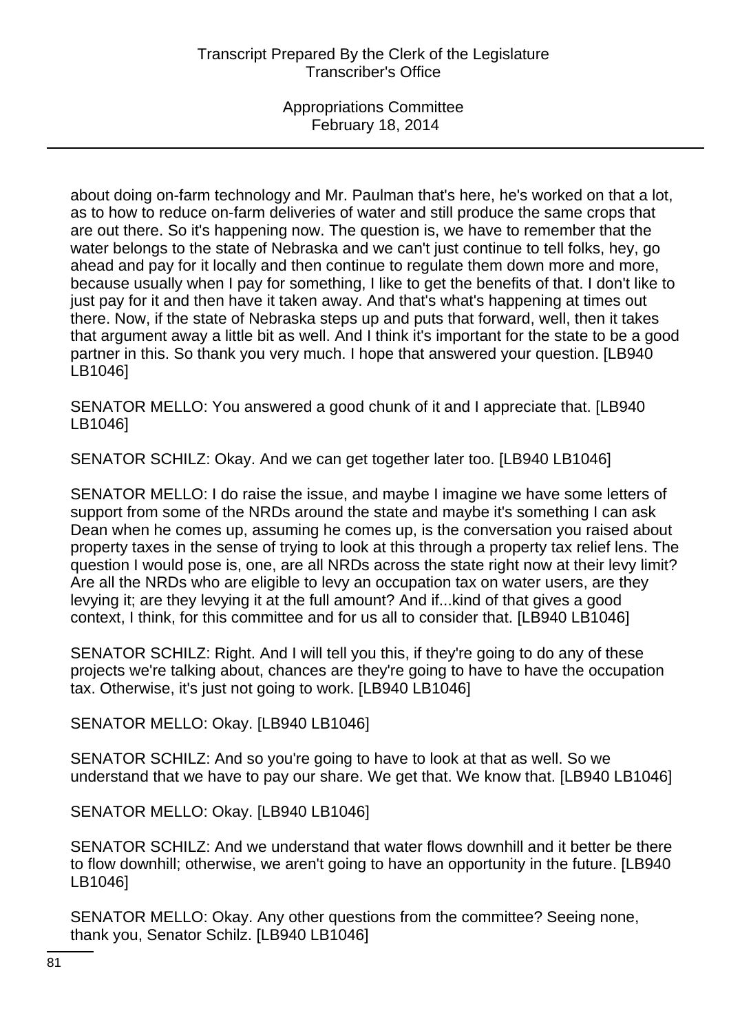about doing on-farm technology and Mr. Paulman that's here, he's worked on that a lot, as to how to reduce on-farm deliveries of water and still produce the same crops that are out there. So it's happening now. The question is, we have to remember that the water belongs to the state of Nebraska and we can't just continue to tell folks, hey, go ahead and pay for it locally and then continue to regulate them down more and more, because usually when I pay for something, I like to get the benefits of that. I don't like to just pay for it and then have it taken away. And that's what's happening at times out there. Now, if the state of Nebraska steps up and puts that forward, well, then it takes that argument away a little bit as well. And I think it's important for the state to be a good partner in this. So thank you very much. I hope that answered your question. [LB940 LB1046]

SENATOR MELLO: You answered a good chunk of it and I appreciate that. [LB940 LB1046]

SENATOR SCHILZ: Okay. And we can get together later too. [LB940 LB1046]

SENATOR MELLO: I do raise the issue, and maybe I imagine we have some letters of support from some of the NRDs around the state and maybe it's something I can ask Dean when he comes up, assuming he comes up, is the conversation you raised about property taxes in the sense of trying to look at this through a property tax relief lens. The question I would pose is, one, are all NRDs across the state right now at their levy limit? Are all the NRDs who are eligible to levy an occupation tax on water users, are they levying it; are they levying it at the full amount? And if...kind of that gives a good context, I think, for this committee and for us all to consider that. [LB940 LB1046]

SENATOR SCHILZ: Right. And I will tell you this, if they're going to do any of these projects we're talking about, chances are they're going to have to have the occupation tax. Otherwise, it's just not going to work. [LB940 LB1046]

SENATOR MELLO: Okay. [LB940 LB1046]

SENATOR SCHILZ: And so you're going to have to look at that as well. So we understand that we have to pay our share. We get that. We know that. [LB940 LB1046]

SENATOR MELLO: Okay. [LB940 LB1046]

SENATOR SCHILZ: And we understand that water flows downhill and it better be there to flow downhill; otherwise, we aren't going to have an opportunity in the future. [LB940 LB1046]

SENATOR MELLO: Okay. Any other questions from the committee? Seeing none, thank you, Senator Schilz. [LB940 LB1046]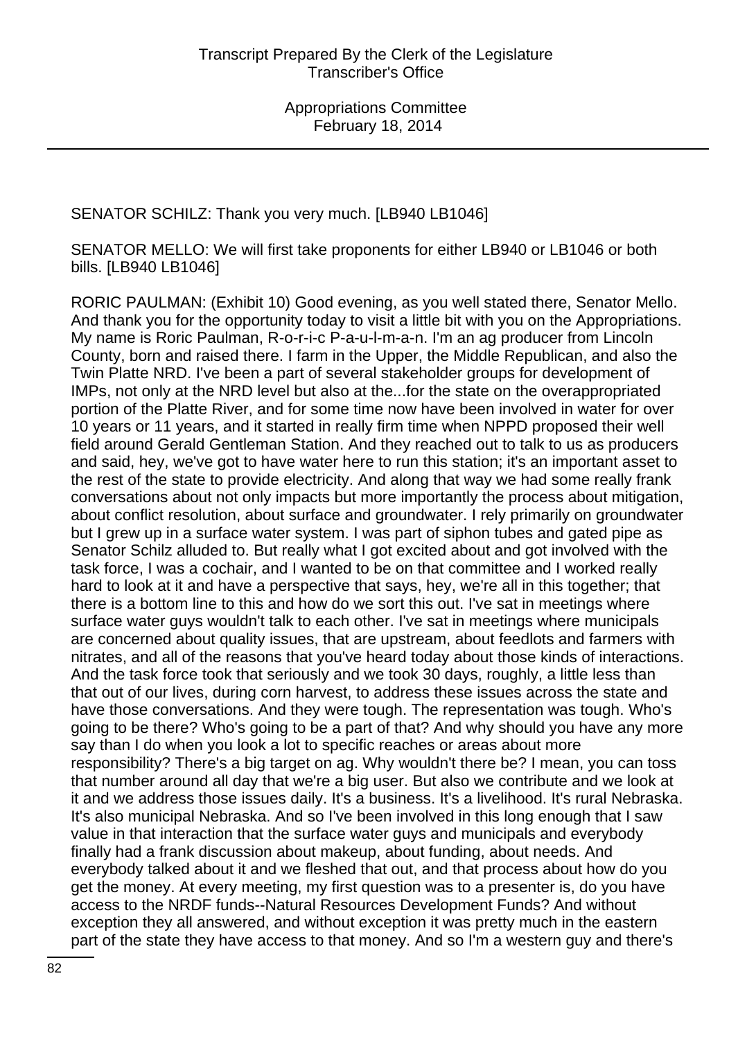SENATOR SCHILZ: Thank you very much. [LB940 LB1046]

SENATOR MELLO: We will first take proponents for either LB940 or LB1046 or both bills. [LB940 LB1046]

RORIC PAULMAN: (Exhibit 10) Good evening, as you well stated there, Senator Mello. And thank you for the opportunity today to visit a little bit with you on the Appropriations. My name is Roric Paulman, R-o-r-i-c P-a-u-l-m-a-n. I'm an ag producer from Lincoln County, born and raised there. I farm in the Upper, the Middle Republican, and also the Twin Platte NRD. I've been a part of several stakeholder groups for development of IMPs, not only at the NRD level but also at the...for the state on the overappropriated portion of the Platte River, and for some time now have been involved in water for over 10 years or 11 years, and it started in really firm time when NPPD proposed their well field around Gerald Gentleman Station. And they reached out to talk to us as producers and said, hey, we've got to have water here to run this station; it's an important asset to the rest of the state to provide electricity. And along that way we had some really frank conversations about not only impacts but more importantly the process about mitigation, about conflict resolution, about surface and groundwater. I rely primarily on groundwater but I grew up in a surface water system. I was part of siphon tubes and gated pipe as Senator Schilz alluded to. But really what I got excited about and got involved with the task force, I was a cochair, and I wanted to be on that committee and I worked really hard to look at it and have a perspective that says, hey, we're all in this together; that there is a bottom line to this and how do we sort this out. I've sat in meetings where surface water guys wouldn't talk to each other. I've sat in meetings where municipals are concerned about quality issues, that are upstream, about feedlots and farmers with nitrates, and all of the reasons that you've heard today about those kinds of interactions. And the task force took that seriously and we took 30 days, roughly, a little less than that out of our lives, during corn harvest, to address these issues across the state and have those conversations. And they were tough. The representation was tough. Who's going to be there? Who's going to be a part of that? And why should you have any more say than I do when you look a lot to specific reaches or areas about more responsibility? There's a big target on ag. Why wouldn't there be? I mean, you can toss that number around all day that we're a big user. But also we contribute and we look at it and we address those issues daily. It's a business. It's a livelihood. It's rural Nebraska. It's also municipal Nebraska. And so I've been involved in this long enough that I saw value in that interaction that the surface water guys and municipals and everybody finally had a frank discussion about makeup, about funding, about needs. And everybody talked about it and we fleshed that out, and that process about how do you get the money. At every meeting, my first question was to a presenter is, do you have access to the NRDF funds--Natural Resources Development Funds? And without exception they all answered, and without exception it was pretty much in the eastern part of the state they have access to that money. And so I'm a western guy and there's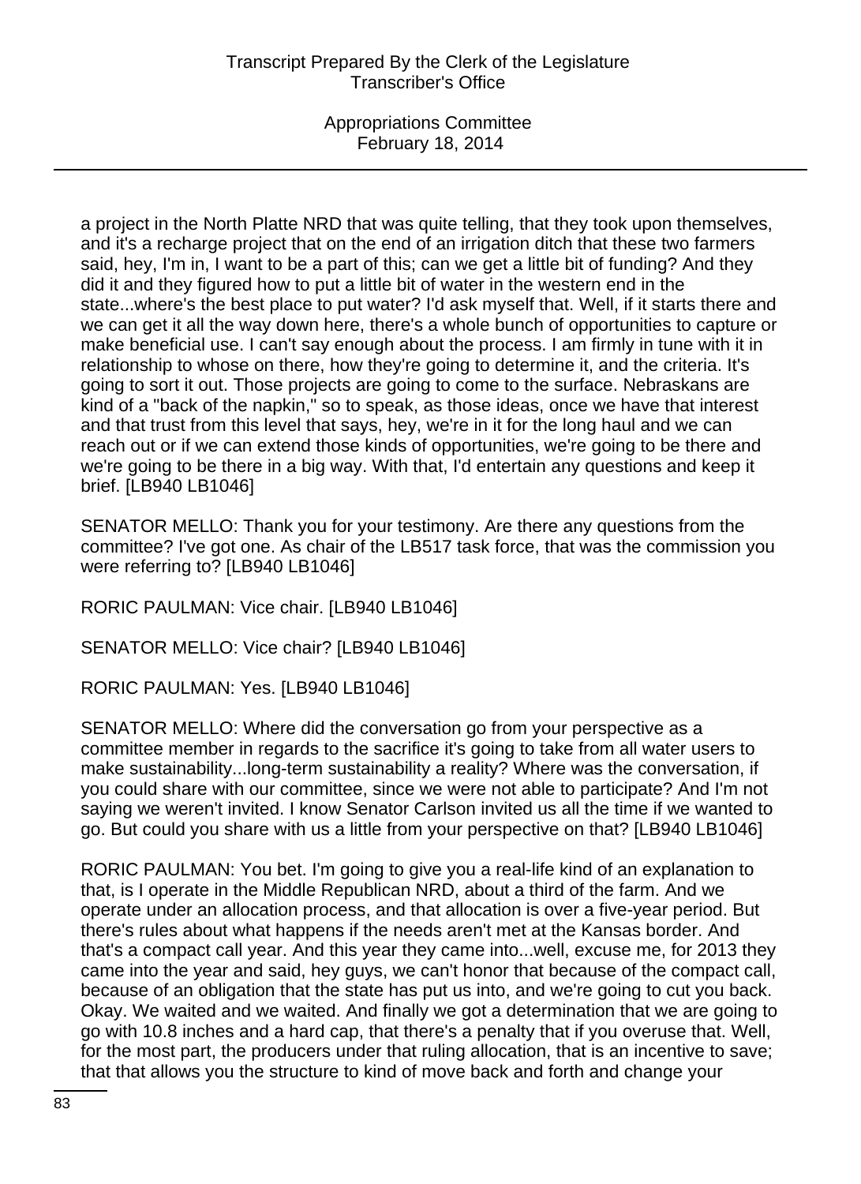a project in the North Platte NRD that was quite telling, that they took upon themselves, and it's a recharge project that on the end of an irrigation ditch that these two farmers said, hey, I'm in, I want to be a part of this; can we get a little bit of funding? And they did it and they figured how to put a little bit of water in the western end in the state...where's the best place to put water? I'd ask myself that. Well, if it starts there and we can get it all the way down here, there's a whole bunch of opportunities to capture or make beneficial use. I can't say enough about the process. I am firmly in tune with it in relationship to whose on there, how they're going to determine it, and the criteria. It's going to sort it out. Those projects are going to come to the surface. Nebraskans are kind of a "back of the napkin," so to speak, as those ideas, once we have that interest and that trust from this level that says, hey, we're in it for the long haul and we can reach out or if we can extend those kinds of opportunities, we're going to be there and we're going to be there in a big way. With that, I'd entertain any questions and keep it brief. [LB940 LB1046]

SENATOR MELLO: Thank you for your testimony. Are there any questions from the committee? I've got one. As chair of the LB517 task force, that was the commission you were referring to? [LB940 LB1046]

RORIC PAULMAN: Vice chair. [LB940 LB1046]

SENATOR MELLO: Vice chair? [LB940 LB1046]

RORIC PAULMAN: Yes. [LB940 LB1046]

SENATOR MELLO: Where did the conversation go from your perspective as a committee member in regards to the sacrifice it's going to take from all water users to make sustainability...long-term sustainability a reality? Where was the conversation, if you could share with our committee, since we were not able to participate? And I'm not saying we weren't invited. I know Senator Carlson invited us all the time if we wanted to go. But could you share with us a little from your perspective on that? [LB940 LB1046]

RORIC PAULMAN: You bet. I'm going to give you a real-life kind of an explanation to that, is I operate in the Middle Republican NRD, about a third of the farm. And we operate under an allocation process, and that allocation is over a five-year period. But there's rules about what happens if the needs aren't met at the Kansas border. And that's a compact call year. And this year they came into...well, excuse me, for 2013 they came into the year and said, hey guys, we can't honor that because of the compact call, because of an obligation that the state has put us into, and we're going to cut you back. Okay. We waited and we waited. And finally we got a determination that we are going to go with 10.8 inches and a hard cap, that there's a penalty that if you overuse that. Well, for the most part, the producers under that ruling allocation, that is an incentive to save; that that allows you the structure to kind of move back and forth and change your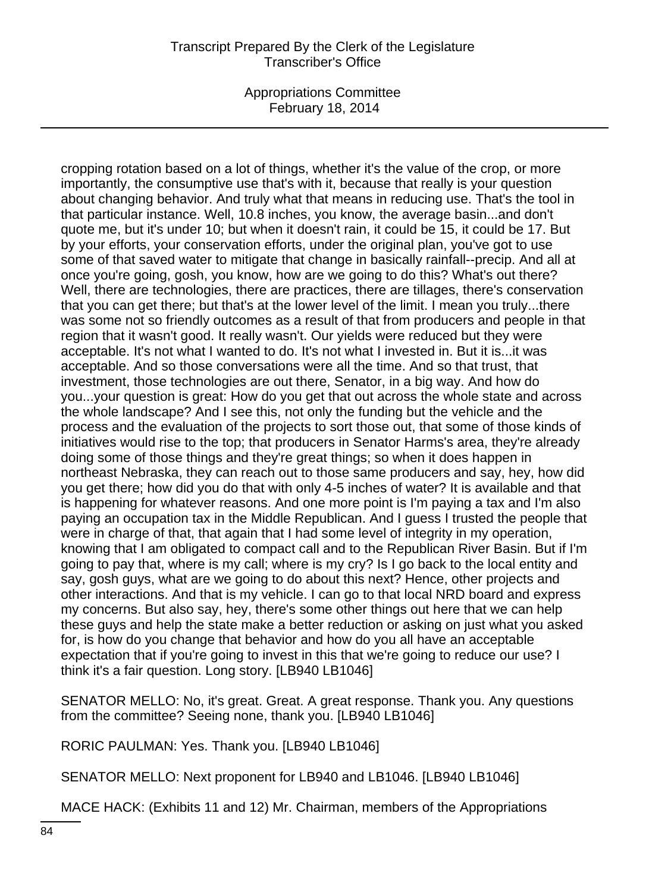cropping rotation based on a lot of things, whether it's the value of the crop, or more importantly, the consumptive use that's with it, because that really is your question about changing behavior. And truly what that means in reducing use. That's the tool in that particular instance. Well, 10.8 inches, you know, the average basin...and don't quote me, but it's under 10; but when it doesn't rain, it could be 15, it could be 17. But by your efforts, your conservation efforts, under the original plan, you've got to use some of that saved water to mitigate that change in basically rainfall--precip. And all at once you're going, gosh, you know, how are we going to do this? What's out there? Well, there are technologies, there are practices, there are tillages, there's conservation that you can get there; but that's at the lower level of the limit. I mean you truly...there was some not so friendly outcomes as a result of that from producers and people in that region that it wasn't good. It really wasn't. Our yields were reduced but they were acceptable. It's not what I wanted to do. It's not what I invested in. But it is...it was acceptable. And so those conversations were all the time. And so that trust, that investment, those technologies are out there, Senator, in a big way. And how do you...your question is great: How do you get that out across the whole state and across the whole landscape? And I see this, not only the funding but the vehicle and the process and the evaluation of the projects to sort those out, that some of those kinds of initiatives would rise to the top; that producers in Senator Harms's area, they're already doing some of those things and they're great things; so when it does happen in northeast Nebraska, they can reach out to those same producers and say, hey, how did you get there; how did you do that with only 4-5 inches of water? It is available and that is happening for whatever reasons. And one more point is I'm paying a tax and I'm also paying an occupation tax in the Middle Republican. And I guess I trusted the people that were in charge of that, that again that I had some level of integrity in my operation, knowing that I am obligated to compact call and to the Republican River Basin. But if I'm going to pay that, where is my call; where is my cry? Is I go back to the local entity and say, gosh guys, what are we going to do about this next? Hence, other projects and other interactions. And that is my vehicle. I can go to that local NRD board and express my concerns. But also say, hey, there's some other things out here that we can help these guys and help the state make a better reduction or asking on just what you asked for, is how do you change that behavior and how do you all have an acceptable expectation that if you're going to invest in this that we're going to reduce our use? I think it's a fair question. Long story. [LB940 LB1046]

SENATOR MELLO: No, it's great. Great. A great response. Thank you. Any questions from the committee? Seeing none, thank you. [LB940 LB1046]

RORIC PAULMAN: Yes. Thank you. [LB940 LB1046]

SENATOR MELLO: Next proponent for LB940 and LB1046. [LB940 LB1046]

MACE HACK: (Exhibits 11 and 12) Mr. Chairman, members of the Appropriations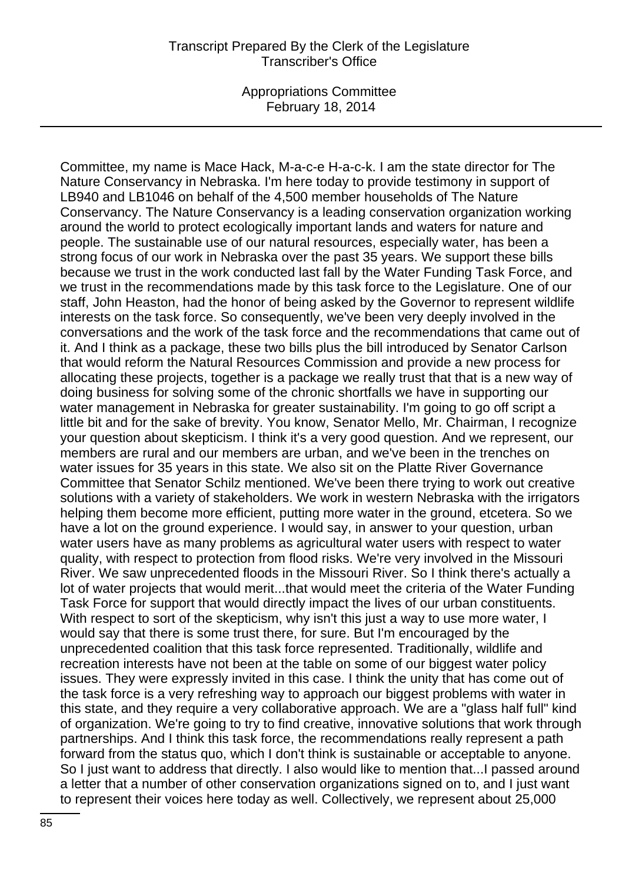Committee, my name is Mace Hack, M-a-c-e H-a-c-k. I am the state director for The Nature Conservancy in Nebraska. I'm here today to provide testimony in support of LB940 and LB1046 on behalf of the 4,500 member households of The Nature Conservancy. The Nature Conservancy is a leading conservation organization working around the world to protect ecologically important lands and waters for nature and people. The sustainable use of our natural resources, especially water, has been a strong focus of our work in Nebraska over the past 35 years. We support these bills because we trust in the work conducted last fall by the Water Funding Task Force, and we trust in the recommendations made by this task force to the Legislature. One of our staff, John Heaston, had the honor of being asked by the Governor to represent wildlife interests on the task force. So consequently, we've been very deeply involved in the conversations and the work of the task force and the recommendations that came out of it. And I think as a package, these two bills plus the bill introduced by Senator Carlson that would reform the Natural Resources Commission and provide a new process for allocating these projects, together is a package we really trust that that is a new way of doing business for solving some of the chronic shortfalls we have in supporting our water management in Nebraska for greater sustainability. I'm going to go off script a little bit and for the sake of brevity. You know, Senator Mello, Mr. Chairman, I recognize your question about skepticism. I think it's a very good question. And we represent, our members are rural and our members are urban, and we've been in the trenches on water issues for 35 years in this state. We also sit on the Platte River Governance Committee that Senator Schilz mentioned. We've been there trying to work out creative solutions with a variety of stakeholders. We work in western Nebraska with the irrigators helping them become more efficient, putting more water in the ground, etcetera. So we have a lot on the ground experience. I would say, in answer to your question, urban water users have as many problems as agricultural water users with respect to water quality, with respect to protection from flood risks. We're very involved in the Missouri River. We saw unprecedented floods in the Missouri River. So I think there's actually a lot of water projects that would merit...that would meet the criteria of the Water Funding Task Force for support that would directly impact the lives of our urban constituents. With respect to sort of the skepticism, why isn't this just a way to use more water, I would say that there is some trust there, for sure. But I'm encouraged by the unprecedented coalition that this task force represented. Traditionally, wildlife and recreation interests have not been at the table on some of our biggest water policy issues. They were expressly invited in this case. I think the unity that has come out of the task force is a very refreshing way to approach our biggest problems with water in this state, and they require a very collaborative approach. We are a "glass half full" kind of organization. We're going to try to find creative, innovative solutions that work through partnerships. And I think this task force, the recommendations really represent a path forward from the status quo, which I don't think is sustainable or acceptable to anyone. So I just want to address that directly. I also would like to mention that...I passed around a letter that a number of other conservation organizations signed on to, and I just want to represent their voices here today as well. Collectively, we represent about 25,000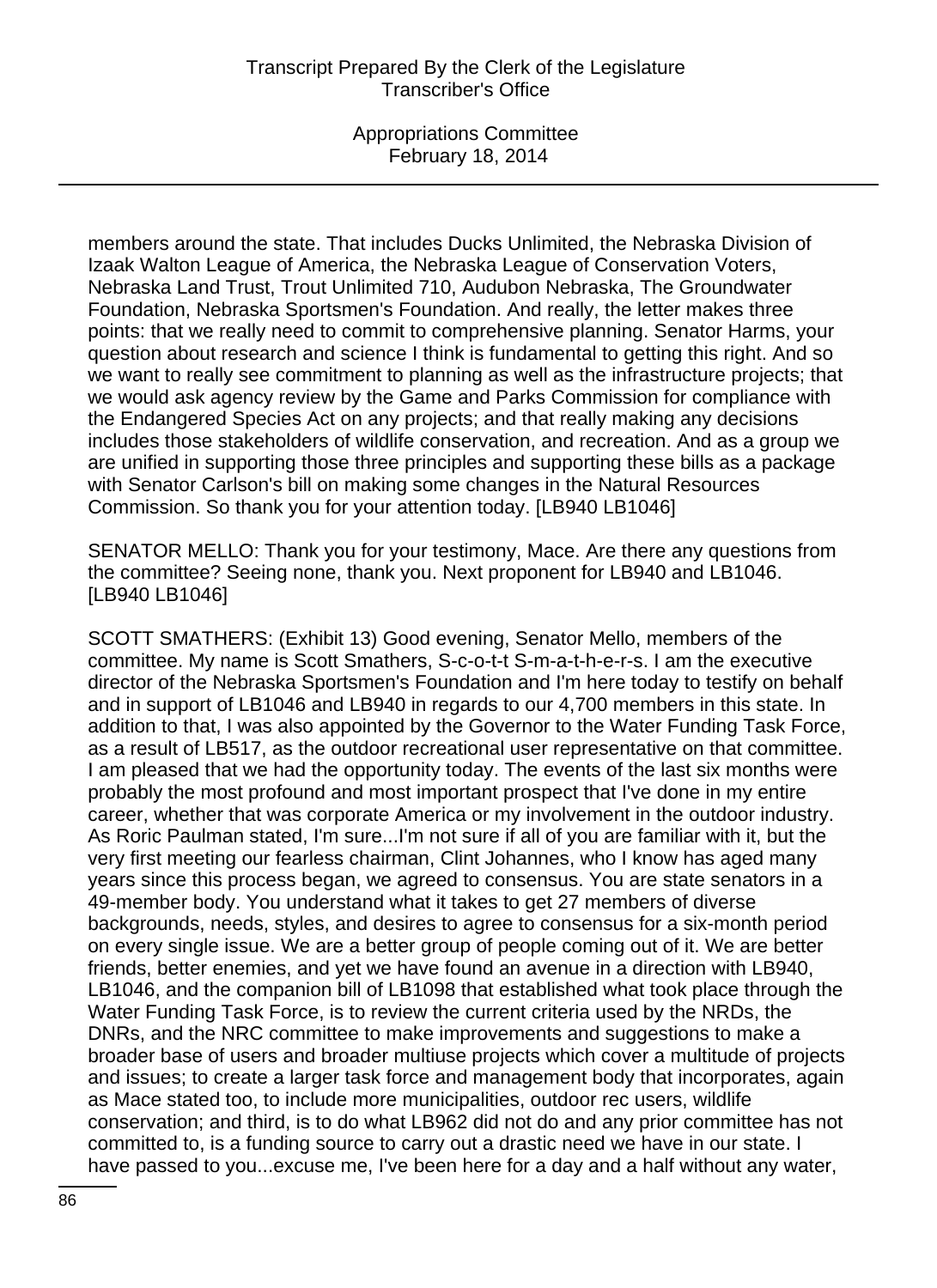members around the state. That includes Ducks Unlimited, the Nebraska Division of Izaak Walton League of America, the Nebraska League of Conservation Voters, Nebraska Land Trust, Trout Unlimited 710, Audubon Nebraska, The Groundwater Foundation, Nebraska Sportsmen's Foundation. And really, the letter makes three points: that we really need to commit to comprehensive planning. Senator Harms, your question about research and science I think is fundamental to getting this right. And so we want to really see commitment to planning as well as the infrastructure projects; that we would ask agency review by the Game and Parks Commission for compliance with the Endangered Species Act on any projects; and that really making any decisions includes those stakeholders of wildlife conservation, and recreation. And as a group we are unified in supporting those three principles and supporting these bills as a package with Senator Carlson's bill on making some changes in the Natural Resources Commission. So thank you for your attention today. [LB940 LB1046]

SENATOR MELLO: Thank you for your testimony, Mace. Are there any questions from the committee? Seeing none, thank you. Next proponent for LB940 and LB1046. [LB940 LB1046]

SCOTT SMATHERS: (Exhibit 13) Good evening, Senator Mello, members of the committee. My name is Scott Smathers, S-c-o-t-t S-m-a-t-h-e-r-s. I am the executive director of the Nebraska Sportsmen's Foundation and I'm here today to testify on behalf and in support of LB1046 and LB940 in regards to our 4,700 members in this state. In addition to that, I was also appointed by the Governor to the Water Funding Task Force, as a result of LB517, as the outdoor recreational user representative on that committee. I am pleased that we had the opportunity today. The events of the last six months were probably the most profound and most important prospect that I've done in my entire career, whether that was corporate America or my involvement in the outdoor industry. As Roric Paulman stated, I'm sure...I'm not sure if all of you are familiar with it, but the very first meeting our fearless chairman, Clint Johannes, who I know has aged many years since this process began, we agreed to consensus. You are state senators in a 49-member body. You understand what it takes to get 27 members of diverse backgrounds, needs, styles, and desires to agree to consensus for a six-month period on every single issue. We are a better group of people coming out of it. We are better friends, better enemies, and yet we have found an avenue in a direction with LB940, LB1046, and the companion bill of LB1098 that established what took place through the Water Funding Task Force, is to review the current criteria used by the NRDs, the DNRs, and the NRC committee to make improvements and suggestions to make a broader base of users and broader multiuse projects which cover a multitude of projects and issues; to create a larger task force and management body that incorporates, again as Mace stated too, to include more municipalities, outdoor rec users, wildlife conservation; and third, is to do what LB962 did not do and any prior committee has not committed to, is a funding source to carry out a drastic need we have in our state. I have passed to you...excuse me, I've been here for a day and a half without any water,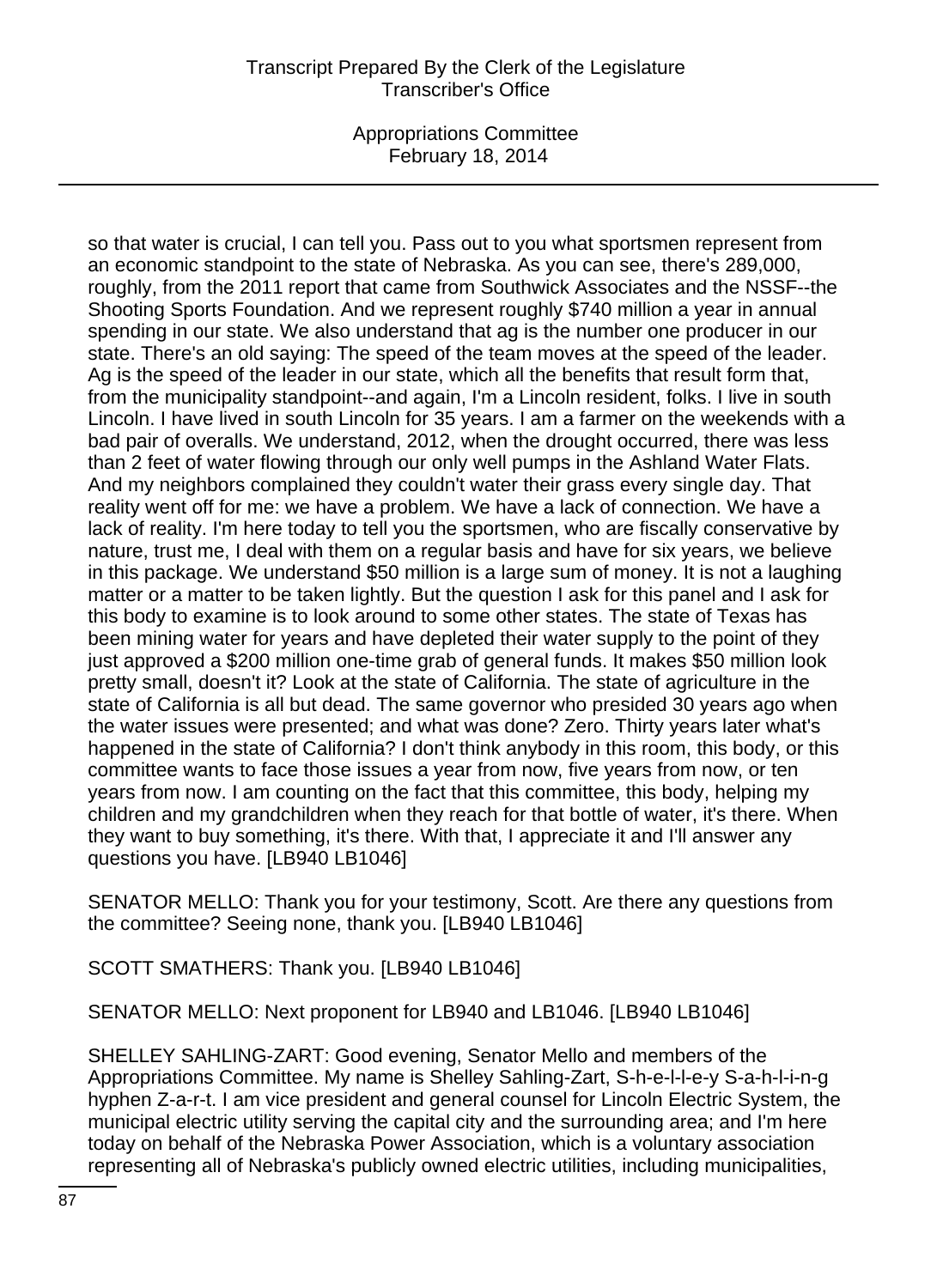so that water is crucial, I can tell you. Pass out to you what sportsmen represent from an economic standpoint to the state of Nebraska. As you can see, there's 289,000, roughly, from the 2011 report that came from Southwick Associates and the NSSF--the Shooting Sports Foundation. And we represent roughly $740 million a year in annual spending in our state. We also understand that ag is the number one producer in our state. There's an old saying: The speed of the team moves at the speed of the leader. Ag is the speed of the leader in our state, which all the benefits that result form that, from the municipality standpoint--and again, I'm a Lincoln resident, folks. I live in south Lincoln. I have lived in south Lincoln for 35 years. I am a farmer on the weekends with a bad pair of overalls. We understand, 2012, when the drought occurred, there was less than 2 feet of water flowing through our only well pumps in the Ashland Water Flats. And my neighbors complained they couldn't water their grass every single day. That reality went off for me: we have a problem. We have a lack of connection. We have a lack of reality. I'm here today to tell you the sportsmen, who are fiscally conservative by nature, trust me, I deal with them on a regular basis and have for six years, we believe in this package. We understand $50 million is a large sum of money. It is not a laughing matter or a matter to be taken lightly. But the question I ask for this panel and I ask for this body to examine is to look around to some other states. The state of Texas has been mining water for years and have depleted their water supply to the point of they just approved a $200 million one-time grab of general funds. It makes $50 million look pretty small, doesn't it? Look at the state of California. The state of agriculture in the state of California is all but dead. The same governor who presided 30 years ago when the water issues were presented; and what was done? Zero. Thirty years later what's happened in the state of California? I don't think anybody in this room, this body, or this committee wants to face those issues a year from now, five years from now, or ten years from now. I am counting on the fact that this committee, this body, helping my children and my grandchildren when they reach for that bottle of water, it's there. When they want to buy something, it's there. With that, I appreciate it and I'll answer any questions you have. [LB940 LB1046]

SENATOR MELLO: Thank you for your testimony, Scott. Are there any questions from the committee? Seeing none, thank you. [LB940 LB1046]

SCOTT SMATHERS: Thank you. [LB940 LB1046]

SENATOR MELLO: Next proponent for LB940 and LB1046. [LB940 LB1046]

SHELLEY SAHLING-ZART: Good evening, Senator Mello and members of the Appropriations Committee. My name is Shelley Sahling-Zart, S-h-e-l-l-e-y S-a-h-l-i-n-g hyphen Z-a-r-t. I am vice president and general counsel for Lincoln Electric System, the municipal electric utility serving the capital city and the surrounding area; and I'm here today on behalf of the Nebraska Power Association, which is a voluntary association representing all of Nebraska's publicly owned electric utilities, including municipalities,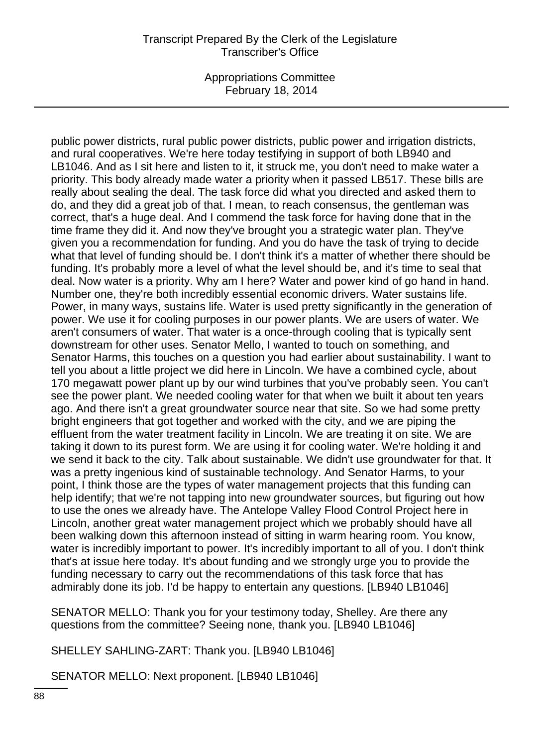public power districts, rural public power districts, public power and irrigation districts, and rural cooperatives. We're here today testifying in support of both LB940 and LB1046. And as I sit here and listen to it, it struck me, you don't need to make water a priority. This body already made water a priority when it passed LB517. These bills are really about sealing the deal. The task force did what you directed and asked them to do, and they did a great job of that. I mean, to reach consensus, the gentleman was correct, that's a huge deal. And I commend the task force for having done that in the time frame they did it. And now they've brought you a strategic water plan. They've given you a recommendation for funding. And you do have the task of trying to decide what that level of funding should be. I don't think it's a matter of whether there should be funding. It's probably more a level of what the level should be, and it's time to seal that deal. Now water is a priority. Why am I here? Water and power kind of go hand in hand. Number one, they're both incredibly essential economic drivers. Water sustains life. Power, in many ways, sustains life. Water is used pretty significantly in the generation of power. We use it for cooling purposes in our power plants. We are users of water. We aren't consumers of water. That water is a once-through cooling that is typically sent downstream for other uses. Senator Mello, I wanted to touch on something, and Senator Harms, this touches on a question you had earlier about sustainability. I want to tell you about a little project we did here in Lincoln. We have a combined cycle, about 170 megawatt power plant up by our wind turbines that you've probably seen. You can't see the power plant. We needed cooling water for that when we built it about ten years ago. And there isn't a great groundwater source near that site. So we had some pretty bright engineers that got together and worked with the city, and we are piping the effluent from the water treatment facility in Lincoln. We are treating it on site. We are taking it down to its purest form. We are using it for cooling water. We're holding it and we send it back to the city. Talk about sustainable. We didn't use groundwater for that. It was a pretty ingenious kind of sustainable technology. And Senator Harms, to your point, I think those are the types of water management projects that this funding can help identify; that we're not tapping into new groundwater sources, but figuring out how to use the ones we already have. The Antelope Valley Flood Control Project here in Lincoln, another great water management project which we probably should have all been walking down this afternoon instead of sitting in warm hearing room. You know, water is incredibly important to power. It's incredibly important to all of you. I don't think that's at issue here today. It's about funding and we strongly urge you to provide the funding necessary to carry out the recommendations of this task force that has admirably done its job. I'd be happy to entertain any questions. [LB940 LB1046]

SENATOR MELLO: Thank you for your testimony today, Shelley. Are there any questions from the committee? Seeing none, thank you. [LB940 LB1046]

SHELLEY SAHLING-ZART: Thank you. [LB940 LB1046]

SENATOR MELLO: Next proponent. [LB940 LB1046]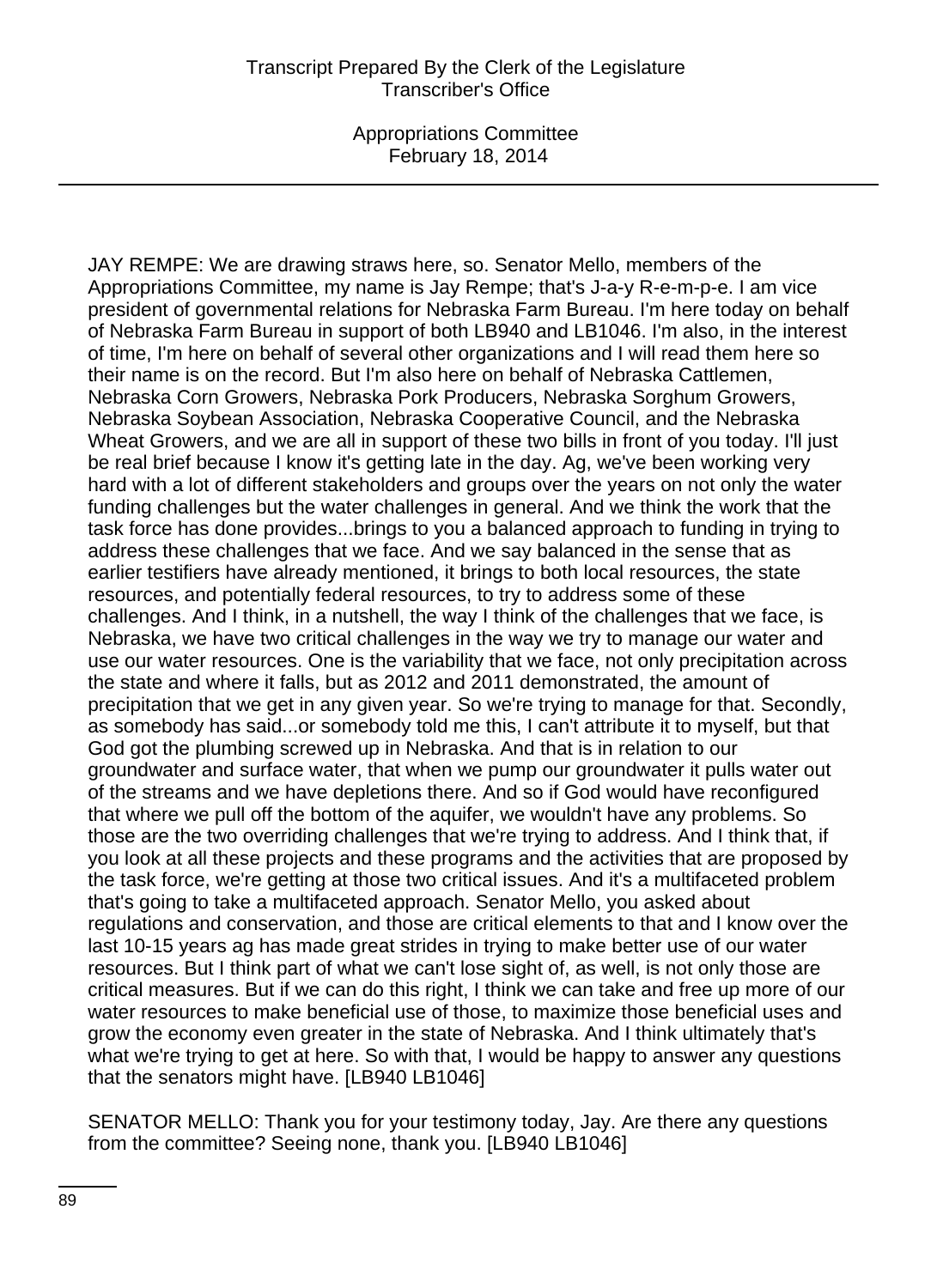JAY REMPE: We are drawing straws here, so. Senator Mello, members of the Appropriations Committee, my name is Jay Rempe; that's J-a-y R-e-m-p-e. I am vice president of governmental relations for Nebraska Farm Bureau. I'm here today on behalf of Nebraska Farm Bureau in support of both LB940 and LB1046. I'm also, in the interest of time, I'm here on behalf of several other organizations and I will read them here so their name is on the record. But I'm also here on behalf of Nebraska Cattlemen, Nebraska Corn Growers, Nebraska Pork Producers, Nebraska Sorghum Growers, Nebraska Soybean Association, Nebraska Cooperative Council, and the Nebraska Wheat Growers, and we are all in support of these two bills in front of you today. I'll just be real brief because I know it's getting late in the day. Ag, we've been working very hard with a lot of different stakeholders and groups over the years on not only the water funding challenges but the water challenges in general. And we think the work that the task force has done provides...brings to you a balanced approach to funding in trying to address these challenges that we face. And we say balanced in the sense that as earlier testifiers have already mentioned, it brings to both local resources, the state resources, and potentially federal resources, to try to address some of these challenges. And I think, in a nutshell, the way I think of the challenges that we face, is Nebraska, we have two critical challenges in the way we try to manage our water and use our water resources. One is the variability that we face, not only precipitation across the state and where it falls, but as 2012 and 2011 demonstrated, the amount of precipitation that we get in any given year. So we're trying to manage for that. Secondly, as somebody has said...or somebody told me this, I can't attribute it to myself, but that God got the plumbing screwed up in Nebraska. And that is in relation to our groundwater and surface water, that when we pump our groundwater it pulls water out of the streams and we have depletions there. And so if God would have reconfigured that where we pull off the bottom of the aquifer, we wouldn't have any problems. So those are the two overriding challenges that we're trying to address. And I think that, if you look at all these projects and these programs and the activities that are proposed by the task force, we're getting at those two critical issues. And it's a multifaceted problem that's going to take a multifaceted approach. Senator Mello, you asked about regulations and conservation, and those are critical elements to that and I know over the last 10-15 years ag has made great strides in trying to make better use of our water resources. But I think part of what we can't lose sight of, as well, is not only those are critical measures. But if we can do this right, I think we can take and free up more of our water resources to make beneficial use of those, to maximize those beneficial uses and grow the economy even greater in the state of Nebraska. And I think ultimately that's what we're trying to get at here. So with that, I would be happy to answer any questions that the senators might have. [LB940 LB1046]

SENATOR MELLO: Thank you for your testimony today, Jay. Are there any questions from the committee? Seeing none, thank you. [LB940 LB1046]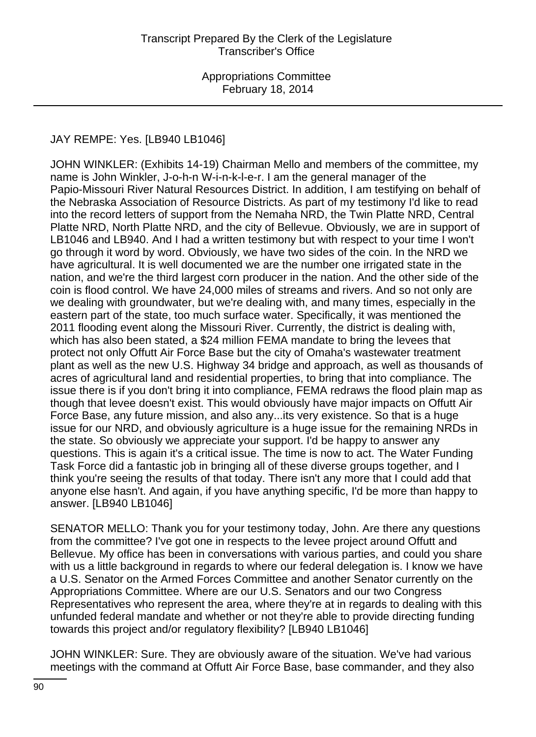JAY REMPE: Yes. [LB940 LB1046]

JOHN WINKLER: (Exhibits 14-19) Chairman Mello and members of the committee, my name is John Winkler, J-o-h-n W-i-n-k-l-e-r. I am the general manager of the Papio-Missouri River Natural Resources District. In addition, I am testifying on behalf of the Nebraska Association of Resource Districts. As part of my testimony I'd like to read into the record letters of support from the Nemaha NRD, the Twin Platte NRD, Central Platte NRD, North Platte NRD, and the city of Bellevue. Obviously, we are in support of LB1046 and LB940. And I had a written testimony but with respect to your time I won't go through it word by word. Obviously, we have two sides of the coin. In the NRD we have agricultural. It is well documented we are the number one irrigated state in the nation, and we're the third largest corn producer in the nation. And the other side of the coin is flood control. We have 24,000 miles of streams and rivers. And so not only are we dealing with groundwater, but we're dealing with, and many times, especially in the eastern part of the state, too much surface water. Specifically, it was mentioned the 2011 flooding event along the Missouri River. Currently, the district is dealing with, which has also been stated, a $24 million FEMA mandate to bring the levees that protect not only Offutt Air Force Base but the city of Omaha's wastewater treatment plant as well as the new U.S. Highway 34 bridge and approach, as well as thousands of acres of agricultural land and residential properties, to bring that into compliance. The issue there is if you don't bring it into compliance, FEMA redraws the flood plain map as though that levee doesn't exist. This would obviously have major impacts on Offutt Air Force Base, any future mission, and also any...its very existence. So that is a huge issue for our NRD, and obviously agriculture is a huge issue for the remaining NRDs in the state. So obviously we appreciate your support. I'd be happy to answer any questions. This is again it's a critical issue. The time is now to act. The Water Funding Task Force did a fantastic job in bringing all of these diverse groups together, and I think you're seeing the results of that today. There isn't any more that I could add that anyone else hasn't. And again, if you have anything specific, I'd be more than happy to answer. [LB940 LB1046]

SENATOR MELLO: Thank you for your testimony today, John. Are there any questions from the committee? I've got one in respects to the levee project around Offutt and Bellevue. My office has been in conversations with various parties, and could you share with us a little background in regards to where our federal delegation is. I know we have a U.S. Senator on the Armed Forces Committee and another Senator currently on the Appropriations Committee. Where are our U.S. Senators and our two Congress Representatives who represent the area, where they're at in regards to dealing with this unfunded federal mandate and whether or not they're able to provide directing funding towards this project and/or regulatory flexibility? [LB940 LB1046]

JOHN WINKLER: Sure. They are obviously aware of the situation. We've had various meetings with the command at Offutt Air Force Base, base commander, and they also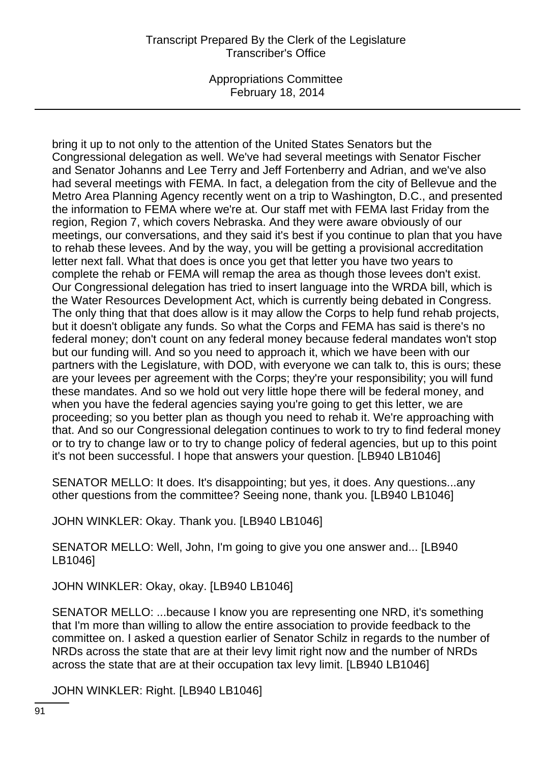bring it up to not only to the attention of the United States Senators but the Congressional delegation as well. We've had several meetings with Senator Fischer and Senator Johanns and Lee Terry and Jeff Fortenberry and Adrian, and we've also had several meetings with FEMA. In fact, a delegation from the city of Bellevue and the Metro Area Planning Agency recently went on a trip to Washington, D.C., and presented the information to FEMA where we're at. Our staff met with FEMA last Friday from the region, Region 7, which covers Nebraska. And they were aware obviously of our meetings, our conversations, and they said it's best if you continue to plan that you have to rehab these levees. And by the way, you will be getting a provisional accreditation letter next fall. What that does is once you get that letter you have two years to complete the rehab or FEMA will remap the area as though those levees don't exist. Our Congressional delegation has tried to insert language into the WRDA bill, which is the Water Resources Development Act, which is currently being debated in Congress. The only thing that that does allow is it may allow the Corps to help fund rehab projects, but it doesn't obligate any funds. So what the Corps and FEMA has said is there's no federal money; don't count on any federal money because federal mandates won't stop but our funding will. And so you need to approach it, which we have been with our partners with the Legislature, with DOD, with everyone we can talk to, this is ours; these are your levees per agreement with the Corps; they're your responsibility; you will fund these mandates. And so we hold out very little hope there will be federal money, and when you have the federal agencies saying you're going to get this letter, we are proceeding; so you better plan as though you need to rehab it. We're approaching with that. And so our Congressional delegation continues to work to try to find federal money or to try to change law or to try to change policy of federal agencies, but up to this point it's not been successful. I hope that answers your question. [LB940 LB1046]

SENATOR MELLO: It does. It's disappointing; but yes, it does. Any questions...any other questions from the committee? Seeing none, thank you. [LB940 LB1046]

JOHN WINKLER: Okay. Thank you. [LB940 LB1046]

SENATOR MELLO: Well, John, I'm going to give you one answer and... [LB940 LB1046]

JOHN WINKLER: Okay, okay. [LB940 LB1046]

SENATOR MELLO: ...because I know you are representing one NRD, it's something that I'm more than willing to allow the entire association to provide feedback to the committee on. I asked a question earlier of Senator Schilz in regards to the number of NRDs across the state that are at their levy limit right now and the number of NRDs across the state that are at their occupation tax levy limit. [LB940 LB1046]

JOHN WINKLER: Right. [LB940 LB1046]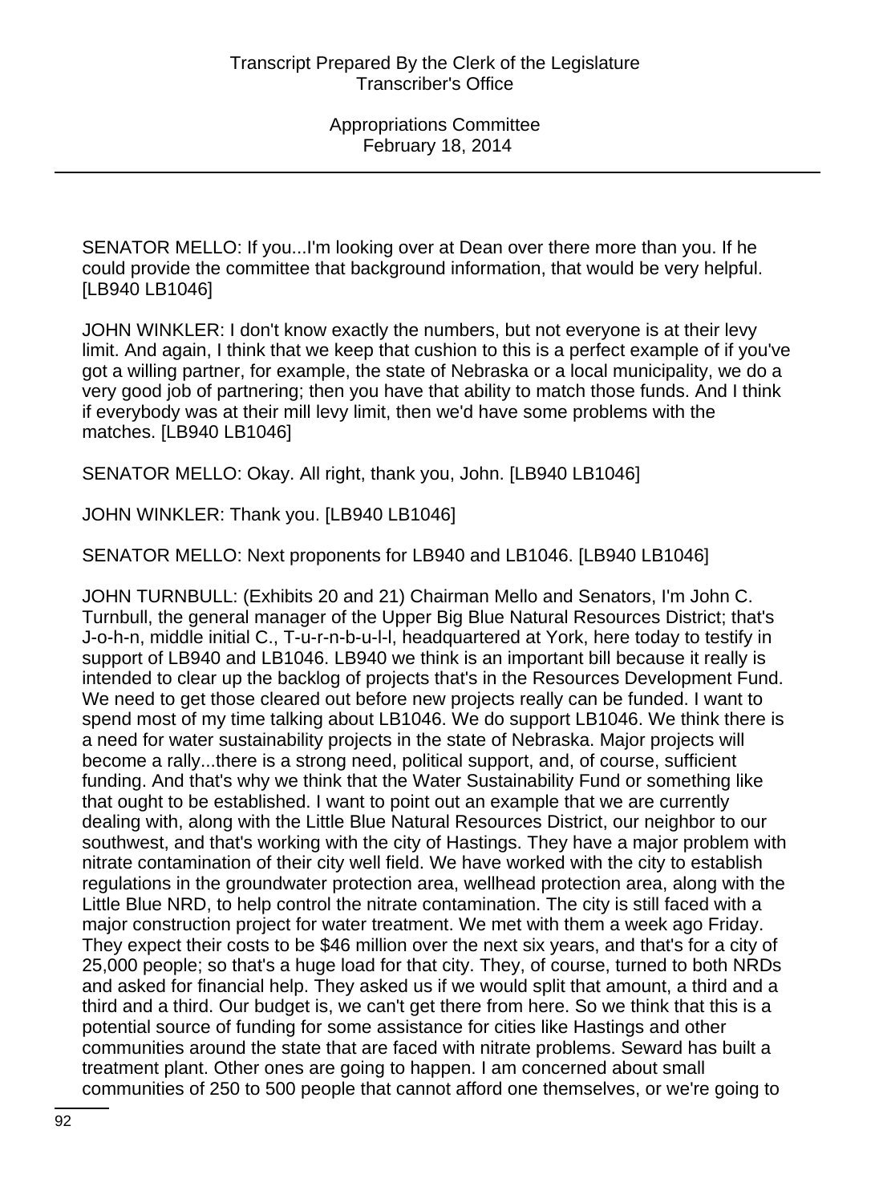SENATOR MELLO: If you...I'm looking over at Dean over there more than you. If he could provide the committee that background information, that would be very helpful. [LB940 LB1046]

JOHN WINKLER: I don't know exactly the numbers, but not everyone is at their levy limit. And again, I think that we keep that cushion to this is a perfect example of if you've got a willing partner, for example, the state of Nebraska or a local municipality, we do a very good job of partnering; then you have that ability to match those funds. And I think if everybody was at their mill levy limit, then we'd have some problems with the matches. [LB940 LB1046]

SENATOR MELLO: Okay. All right, thank you, John. [LB940 LB1046]

JOHN WINKLER: Thank you. [LB940 LB1046]

SENATOR MELLO: Next proponents for LB940 and LB1046. [LB940 LB1046]

JOHN TURNBULL: (Exhibits 20 and 21) Chairman Mello and Senators, I'm John C. Turnbull, the general manager of the Upper Big Blue Natural Resources District; that's J-o-h-n, middle initial C., T-u-r-n-b-u-l-l, headquartered at York, here today to testify in support of LB940 and LB1046. LB940 we think is an important bill because it really is intended to clear up the backlog of projects that's in the Resources Development Fund. We need to get those cleared out before new projects really can be funded. I want to spend most of my time talking about LB1046. We do support LB1046. We think there is a need for water sustainability projects in the state of Nebraska. Major projects will become a rally...there is a strong need, political support, and, of course, sufficient funding. And that's why we think that the Water Sustainability Fund or something like that ought to be established. I want to point out an example that we are currently dealing with, along with the Little Blue Natural Resources District, our neighbor to our southwest, and that's working with the city of Hastings. They have a major problem with nitrate contamination of their city well field. We have worked with the city to establish regulations in the groundwater protection area, wellhead protection area, along with the Little Blue NRD, to help control the nitrate contamination. The city is still faced with a major construction project for water treatment. We met with them a week ago Friday. They expect their costs to be $46 million over the next six years, and that's for a city of 25,000 people; so that's a huge load for that city. They, of course, turned to both NRDs and asked for financial help. They asked us if we would split that amount, a third and a third and a third. Our budget is, we can't get there from here. So we think that this is a potential source of funding for some assistance for cities like Hastings and other communities around the state that are faced with nitrate problems. Seward has built a treatment plant. Other ones are going to happen. I am concerned about small communities of 250 to 500 people that cannot afford one themselves, or we're going to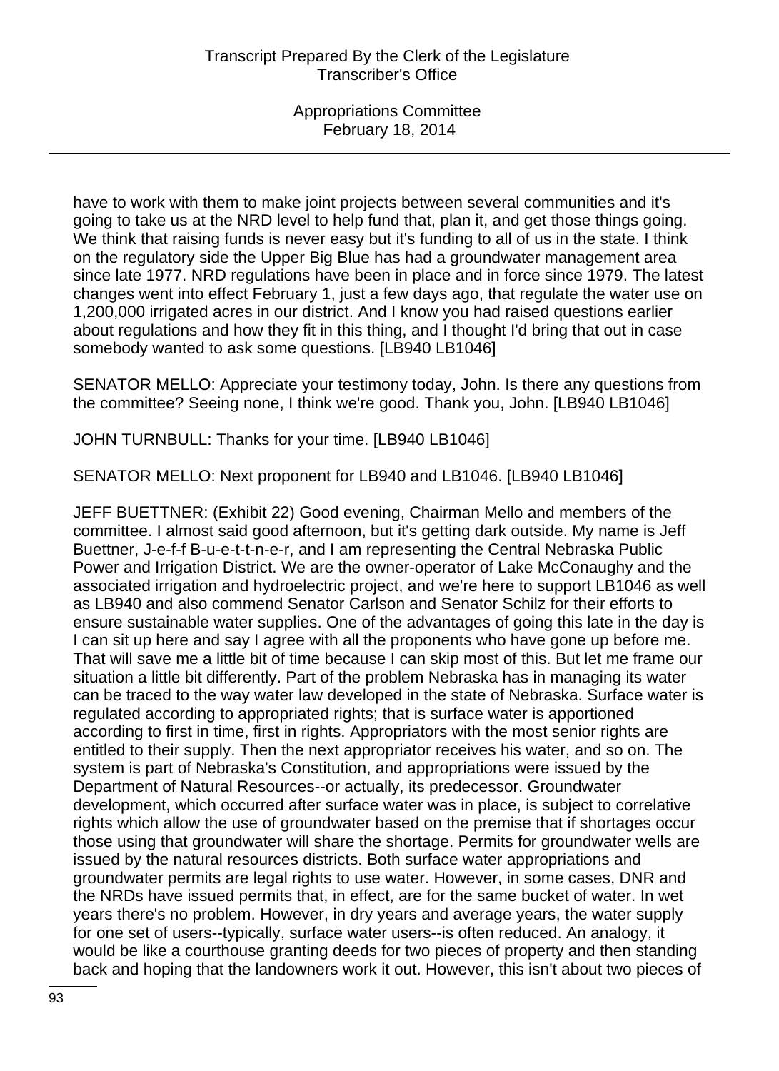have to work with them to make joint projects between several communities and it's going to take us at the NRD level to help fund that, plan it, and get those things going. We think that raising funds is never easy but it's funding to all of us in the state. I think on the regulatory side the Upper Big Blue has had a groundwater management area since late 1977. NRD regulations have been in place and in force since 1979. The latest changes went into effect February 1, just a few days ago, that regulate the water use on 1,200,000 irrigated acres in our district. And I know you had raised questions earlier about regulations and how they fit in this thing, and I thought I'd bring that out in case somebody wanted to ask some questions. [LB940 LB1046]

SENATOR MELLO: Appreciate your testimony today, John. Is there any questions from the committee? Seeing none, I think we're good. Thank you, John. [LB940 LB1046]

JOHN TURNBULL: Thanks for your time. [LB940 LB1046]

SENATOR MELLO: Next proponent for LB940 and LB1046. [LB940 LB1046]

JEFF BUETTNER: (Exhibit 22) Good evening, Chairman Mello and members of the committee. I almost said good afternoon, but it's getting dark outside. My name is Jeff Buettner, J-e-f-f B-u-e-t-t-n-e-r, and I am representing the Central Nebraska Public Power and Irrigation District. We are the owner-operator of Lake McConaughy and the associated irrigation and hydroelectric project, and we're here to support LB1046 as well as LB940 and also commend Senator Carlson and Senator Schilz for their efforts to ensure sustainable water supplies. One of the advantages of going this late in the day is I can sit up here and say I agree with all the proponents who have gone up before me. That will save me a little bit of time because I can skip most of this. But let me frame our situation a little bit differently. Part of the problem Nebraska has in managing its water can be traced to the way water law developed in the state of Nebraska. Surface water is regulated according to appropriated rights; that is surface water is apportioned according to first in time, first in rights. Appropriators with the most senior rights are entitled to their supply. Then the next appropriator receives his water, and so on. The system is part of Nebraska's Constitution, and appropriations were issued by the Department of Natural Resources--or actually, its predecessor. Groundwater development, which occurred after surface water was in place, is subject to correlative rights which allow the use of groundwater based on the premise that if shortages occur those using that groundwater will share the shortage. Permits for groundwater wells are issued by the natural resources districts. Both surface water appropriations and groundwater permits are legal rights to use water. However, in some cases, DNR and the NRDs have issued permits that, in effect, are for the same bucket of water. In wet years there's no problem. However, in dry years and average years, the water supply for one set of users--typically, surface water users--is often reduced. An analogy, it would be like a courthouse granting deeds for two pieces of property and then standing back and hoping that the landowners work it out. However, this isn't about two pieces of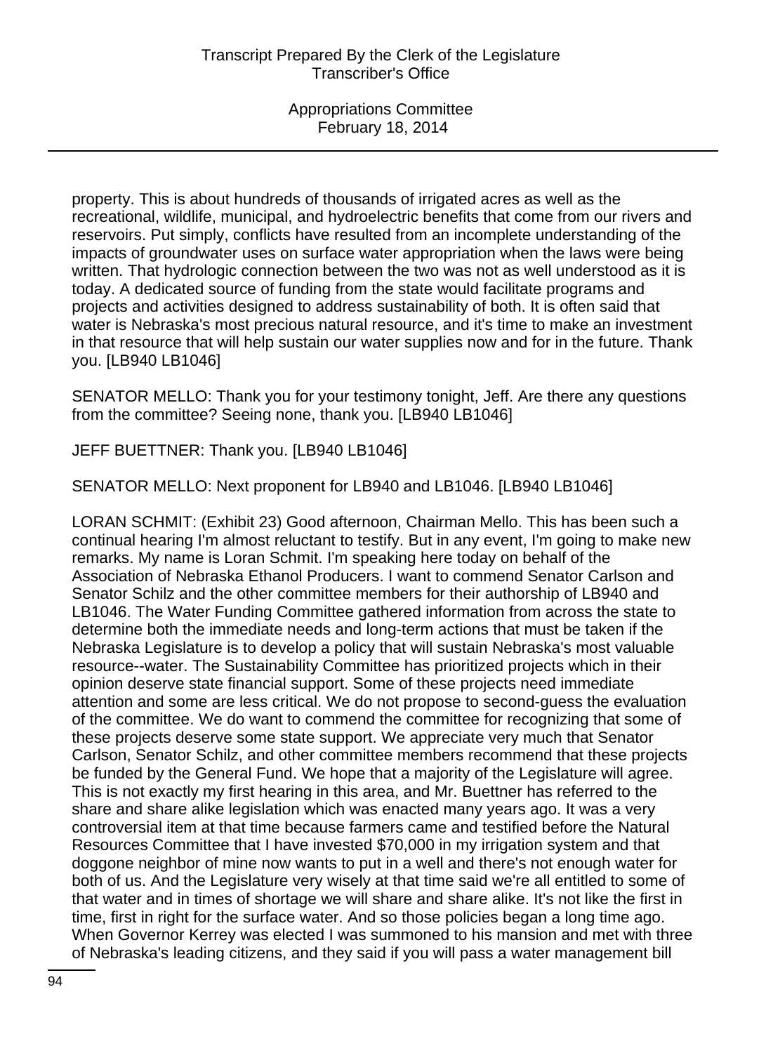property. This is about hundreds of thousands of irrigated acres as well as the recreational, wildlife, municipal, and hydroelectric benefits that come from our rivers and reservoirs. Put simply, conflicts have resulted from an incomplete understanding of the impacts of groundwater uses on surface water appropriation when the laws were being written. That hydrologic connection between the two was not as well understood as it is today. A dedicated source of funding from the state would facilitate programs and projects and activities designed to address sustainability of both. It is often said that water is Nebraska's most precious natural resource, and it's time to make an investment in that resource that will help sustain our water supplies now and for in the future. Thank you. [LB940 LB1046]

SENATOR MELLO: Thank you for your testimony tonight, Jeff. Are there any questions from the committee? Seeing none, thank you. [LB940 LB1046]

JEFF BUETTNER: Thank you. [LB940 LB1046]

SENATOR MELLO: Next proponent for LB940 and LB1046. [LB940 LB1046]

LORAN SCHMIT: (Exhibit 23) Good afternoon, Chairman Mello. This has been such a continual hearing I'm almost reluctant to testify. But in any event, I'm going to make new remarks. My name is Loran Schmit. I'm speaking here today on behalf of the Association of Nebraska Ethanol Producers. I want to commend Senator Carlson and Senator Schilz and the other committee members for their authorship of LB940 and LB1046. The Water Funding Committee gathered information from across the state to determine both the immediate needs and long-term actions that must be taken if the Nebraska Legislature is to develop a policy that will sustain Nebraska's most valuable resource--water. The Sustainability Committee has prioritized projects which in their opinion deserve state financial support. Some of these projects need immediate attention and some are less critical. We do not propose to second-guess the evaluation of the committee. We do want to commend the committee for recognizing that some of these projects deserve some state support. We appreciate very much that Senator Carlson, Senator Schilz, and other committee members recommend that these projects be funded by the General Fund. We hope that a majority of the Legislature will agree. This is not exactly my first hearing in this area, and Mr. Buettner has referred to the share and share alike legislation which was enacted many years ago. It was a very controversial item at that time because farmers came and testified before the Natural Resources Committee that I have invested $70,000 in my irrigation system and that doggone neighbor of mine now wants to put in a well and there's not enough water for both of us. And the Legislature very wisely at that time said we're all entitled to some of that water and in times of shortage we will share and share alike. It's not like the first in time, first in right for the surface water. And so those policies began a long time ago. When Governor Kerrey was elected I was summoned to his mansion and met with three of Nebraska's leading citizens, and they said if you will pass a water management bill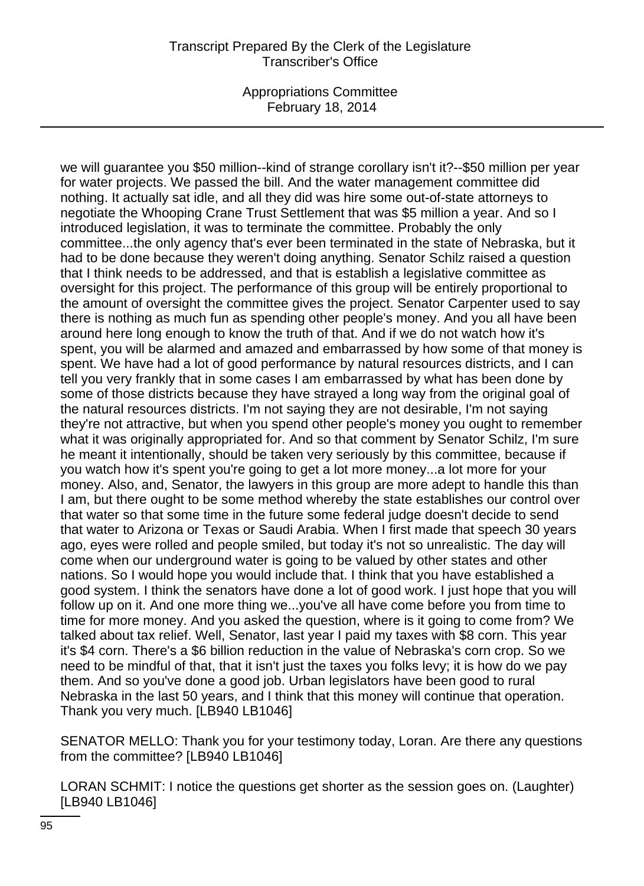we will guarantee you $50 million--kind of strange corollary isn't it?--$50 million per year for water projects. We passed the bill. And the water management committee did nothing. It actually sat idle, and all they did was hire some out-of-state attorneys to negotiate the Whooping Crane Trust Settlement that was $5 million a year. And so I introduced legislation, it was to terminate the committee. Probably the only committee...the only agency that's ever been terminated in the state of Nebraska, but it had to be done because they weren't doing anything. Senator Schilz raised a question that I think needs to be addressed, and that is establish a legislative committee as oversight for this project. The performance of this group will be entirely proportional to the amount of oversight the committee gives the project. Senator Carpenter used to say there is nothing as much fun as spending other people's money. And you all have been around here long enough to know the truth of that. And if we do not watch how it's spent, you will be alarmed and amazed and embarrassed by how some of that money is spent. We have had a lot of good performance by natural resources districts, and I can tell you very frankly that in some cases I am embarrassed by what has been done by some of those districts because they have strayed a long way from the original goal of the natural resources districts. I'm not saying they are not desirable, I'm not saying they're not attractive, but when you spend other people's money you ought to remember what it was originally appropriated for. And so that comment by Senator Schilz, I'm sure he meant it intentionally, should be taken very seriously by this committee, because if you watch how it's spent you're going to get a lot more money...a lot more for your money. Also, and, Senator, the lawyers in this group are more adept to handle this than I am, but there ought to be some method whereby the state establishes our control over that water so that some time in the future some federal judge doesn't decide to send that water to Arizona or Texas or Saudi Arabia. When I first made that speech 30 years ago, eyes were rolled and people smiled, but today it's not so unrealistic. The day will come when our underground water is going to be valued by other states and other nations. So I would hope you would include that. I think that you have established a good system. I think the senators have done a lot of good work. I just hope that you will follow up on it. And one more thing we...you've all have come before you from time to time for more money. And you asked the question, where is it going to come from? We talked about tax relief. Well, Senator, last year I paid my taxes with $8 corn. This year it's $4 corn. There's a $6 billion reduction in the value of Nebraska's corn crop. So we need to be mindful of that, that it isn't just the taxes you folks levy; it is how do we pay them. And so you've done a good job. Urban legislators have been good to rural Nebraska in the last 50 years, and I think that this money will continue that operation. Thank you very much. [LB940 LB1046]

SENATOR MELLO: Thank you for your testimony today, Loran. Are there any questions from the committee? [LB940 LB1046]

LORAN SCHMIT: I notice the questions get shorter as the session goes on. (Laughter) [LB940 LB1046]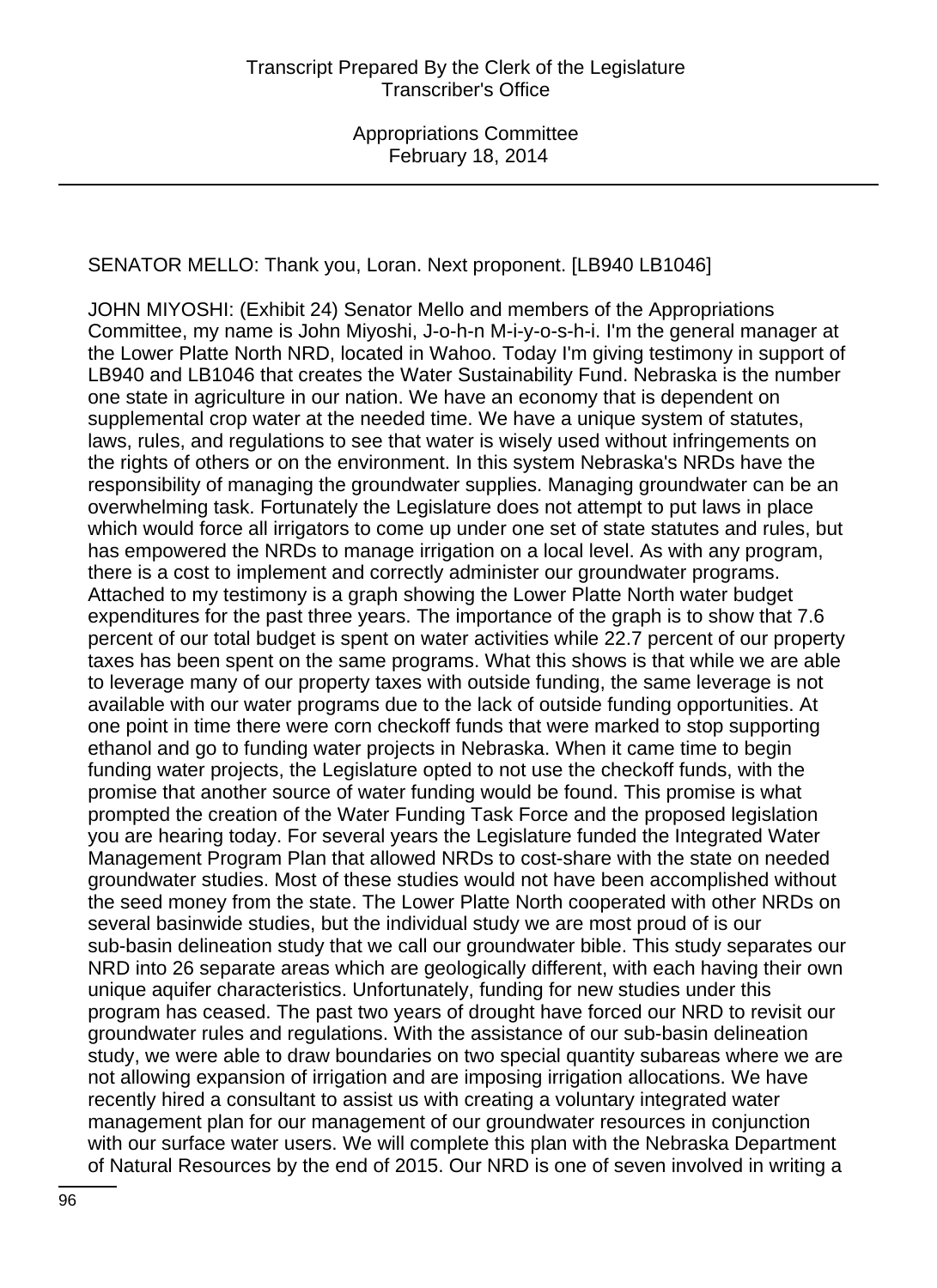SENATOR MELLO: Thank you, Loran. Next proponent. [LB940 LB1046]

JOHN MIYOSHI: (Exhibit 24) Senator Mello and members of the Appropriations Committee, my name is John Miyoshi, J-o-h-n M-i-y-o-s-h-i. I'm the general manager at the Lower Platte North NRD, located in Wahoo. Today I'm giving testimony in support of LB940 and LB1046 that creates the Water Sustainability Fund. Nebraska is the number one state in agriculture in our nation. We have an economy that is dependent on supplemental crop water at the needed time. We have a unique system of statutes, laws, rules, and regulations to see that water is wisely used without infringements on the rights of others or on the environment. In this system Nebraska's NRDs have the responsibility of managing the groundwater supplies. Managing groundwater can be an overwhelming task. Fortunately the Legislature does not attempt to put laws in place which would force all irrigators to come up under one set of state statutes and rules, but has empowered the NRDs to manage irrigation on a local level. As with any program, there is a cost to implement and correctly administer our groundwater programs. Attached to my testimony is a graph showing the Lower Platte North water budget expenditures for the past three years. The importance of the graph is to show that 7.6 percent of our total budget is spent on water activities while 22.7 percent of our property taxes has been spent on the same programs. What this shows is that while we are able to leverage many of our property taxes with outside funding, the same leverage is not available with our water programs due to the lack of outside funding opportunities. At one point in time there were corn checkoff funds that were marked to stop supporting ethanol and go to funding water projects in Nebraska. When it came time to begin funding water projects, the Legislature opted to not use the checkoff funds, with the promise that another source of water funding would be found. This promise is what prompted the creation of the Water Funding Task Force and the proposed legislation you are hearing today. For several years the Legislature funded the Integrated Water Management Program Plan that allowed NRDs to cost-share with the state on needed groundwater studies. Most of these studies would not have been accomplished without the seed money from the state. The Lower Platte North cooperated with other NRDs on several basinwide studies, but the individual study we are most proud of is our sub-basin delineation study that we call our groundwater bible. This study separates our NRD into 26 separate areas which are geologically different, with each having their own unique aquifer characteristics. Unfortunately, funding for new studies under this program has ceased. The past two years of drought have forced our NRD to revisit our groundwater rules and regulations. With the assistance of our sub-basin delineation study, we were able to draw boundaries on two special quantity subareas where we are not allowing expansion of irrigation and are imposing irrigation allocations. We have recently hired a consultant to assist us with creating a voluntary integrated water management plan for our management of our groundwater resources in conjunction with our surface water users. We will complete this plan with the Nebraska Department of Natural Resources by the end of 2015. Our NRD is one of seven involved in writing a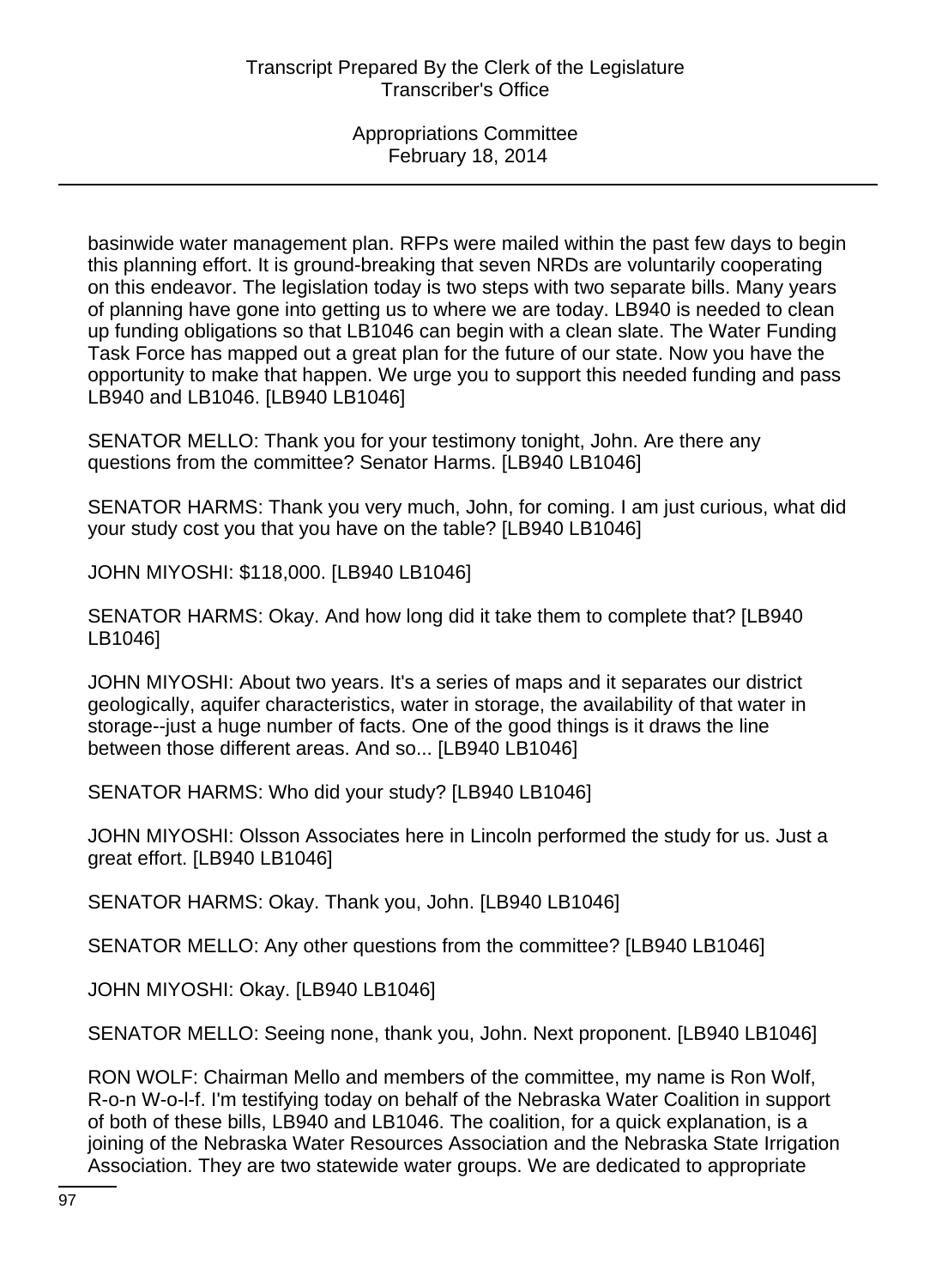basinwide water management plan. RFPs were mailed within the past few days to begin this planning effort. It is ground-breaking that seven NRDs are voluntarily cooperating on this endeavor. The legislation today is two steps with two separate bills. Many years of planning have gone into getting us to where we are today. LB940 is needed to clean up funding obligations so that LB1046 can begin with a clean slate. The Water Funding Task Force has mapped out a great plan for the future of our state. Now you have the opportunity to make that happen. We urge you to support this needed funding and pass LB940 and LB1046. [LB940 LB1046]

SENATOR MELLO: Thank you for your testimony tonight, John. Are there any questions from the committee? Senator Harms. [LB940 LB1046]

SENATOR HARMS: Thank you very much, John, for coming. I am just curious, what did your study cost you that you have on the table? [LB940 LB1046]

JOHN MIYOSHI: $118,000. [LB940 LB1046]

SENATOR HARMS: Okay. And how long did it take them to complete that? [LB940 LB1046]

JOHN MIYOSHI: About two years. It's a series of maps and it separates our district geologically, aquifer characteristics, water in storage, the availability of that water in storage--just a huge number of facts. One of the good things is it draws the line between those different areas. And so... [LB940 LB1046]

SENATOR HARMS: Who did your study? [LB940 LB1046]

JOHN MIYOSHI: Olsson Associates here in Lincoln performed the study for us. Just a great effort. [LB940 LB1046]

SENATOR HARMS: Okay. Thank you, John. [LB940 LB1046]

SENATOR MELLO: Any other questions from the committee? [LB940 LB1046]

JOHN MIYOSHI: Okay. [LB940 LB1046]

SENATOR MELLO: Seeing none, thank you, John. Next proponent. [LB940 LB1046]

RON WOLF: Chairman Mello and members of the committee, my name is Ron Wolf, R-o-n W-o-l-f. I'm testifying today on behalf of the Nebraska Water Coalition in support of both of these bills, LB940 and LB1046. The coalition, for a quick explanation, is a joining of the Nebraska Water Resources Association and the Nebraska State Irrigation Association. They are two statewide water groups. We are dedicated to appropriate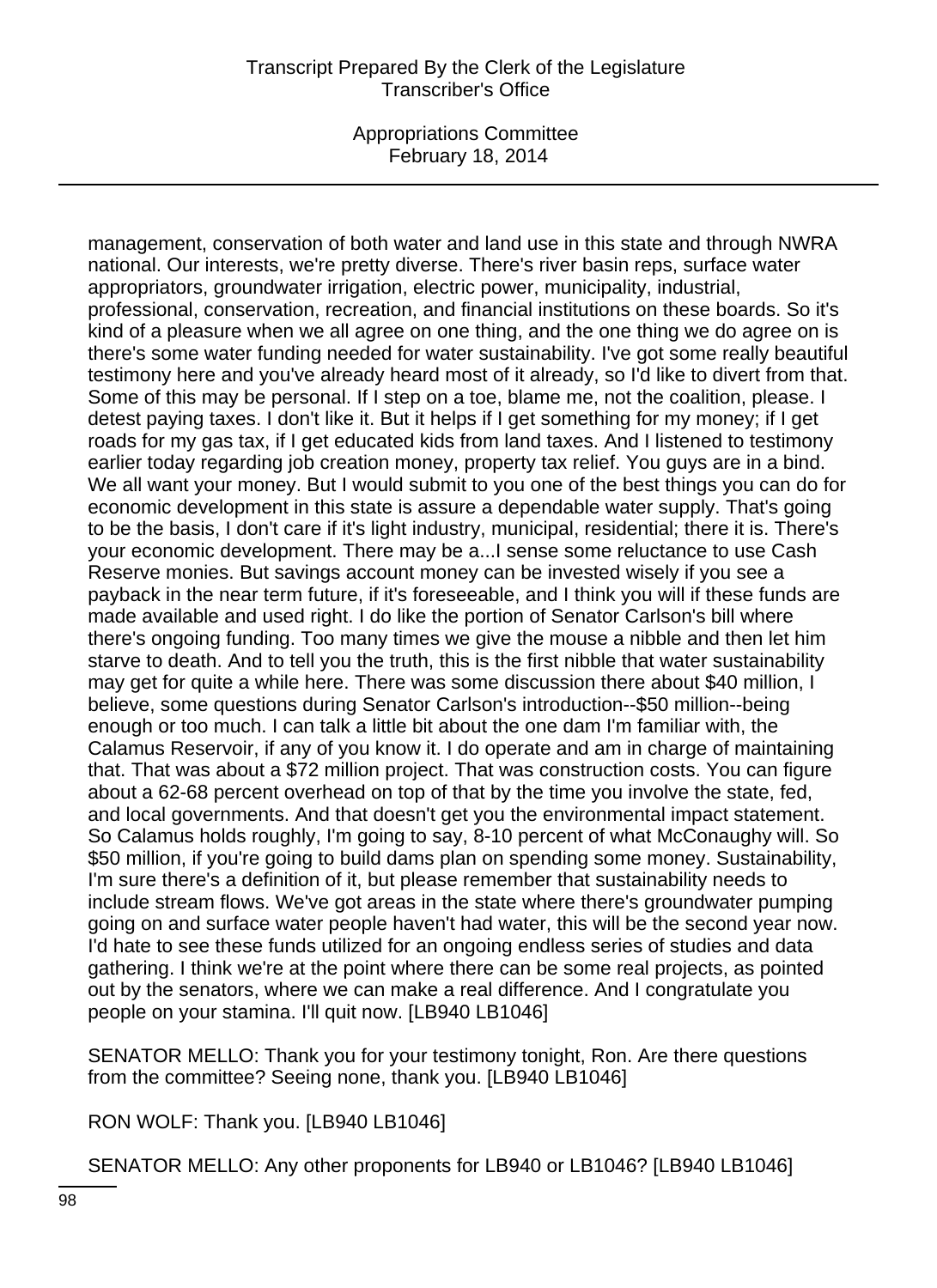management, conservation of both water and land use in this state and through NWRA national. Our interests, we're pretty diverse. There's river basin reps, surface water appropriators, groundwater irrigation, electric power, municipality, industrial, professional, conservation, recreation, and financial institutions on these boards. So it's kind of a pleasure when we all agree on one thing, and the one thing we do agree on is there's some water funding needed for water sustainability. I've got some really beautiful testimony here and you've already heard most of it already, so I'd like to divert from that. Some of this may be personal. If I step on a toe, blame me, not the coalition, please. I detest paying taxes. I don't like it. But it helps if I get something for my money; if I get roads for my gas tax, if I get educated kids from land taxes. And I listened to testimony earlier today regarding job creation money, property tax relief. You guys are in a bind. We all want your money. But I would submit to you one of the best things you can do for economic development in this state is assure a dependable water supply. That's going to be the basis, I don't care if it's light industry, municipal, residential; there it is. There's your economic development. There may be a...I sense some reluctance to use Cash Reserve monies. But savings account money can be invested wisely if you see a payback in the near term future, if it's foreseeable, and I think you will if these funds are made available and used right. I do like the portion of Senator Carlson's bill where there's ongoing funding. Too many times we give the mouse a nibble and then let him starve to death. And to tell you the truth, this is the first nibble that water sustainability may get for quite a while here. There was some discussion there about $40 million, I believe, some questions during Senator Carlson's introduction--$50 million--being enough or too much. I can talk a little bit about the one dam I'm familiar with, the Calamus Reservoir, if any of you know it. I do operate and am in charge of maintaining that. That was about a $72 million project. That was construction costs. You can figure about a 62-68 percent overhead on top of that by the time you involve the state, fed, and local governments. And that doesn't get you the environmental impact statement. So Calamus holds roughly, I'm going to say, 8-10 percent of what McConaughy will. So $50 million, if you're going to build dams plan on spending some money. Sustainability, I'm sure there's a definition of it, but please remember that sustainability needs to include stream flows. We've got areas in the state where there's groundwater pumping going on and surface water people haven't had water, this will be the second year now. I'd hate to see these funds utilized for an ongoing endless series of studies and data gathering. I think we're at the point where there can be some real projects, as pointed out by the senators, where we can make a real difference. And I congratulate you people on your stamina. I'll quit now. [LB940 LB1046]

SENATOR MELLO: Thank you for your testimony tonight, Ron. Are there questions from the committee? Seeing none, thank you. [LB940 LB1046]

RON WOLF: Thank you. [LB940 LB1046]

SENATOR MELLO: Any other proponents for LB940 or LB1046? [LB940 LB1046]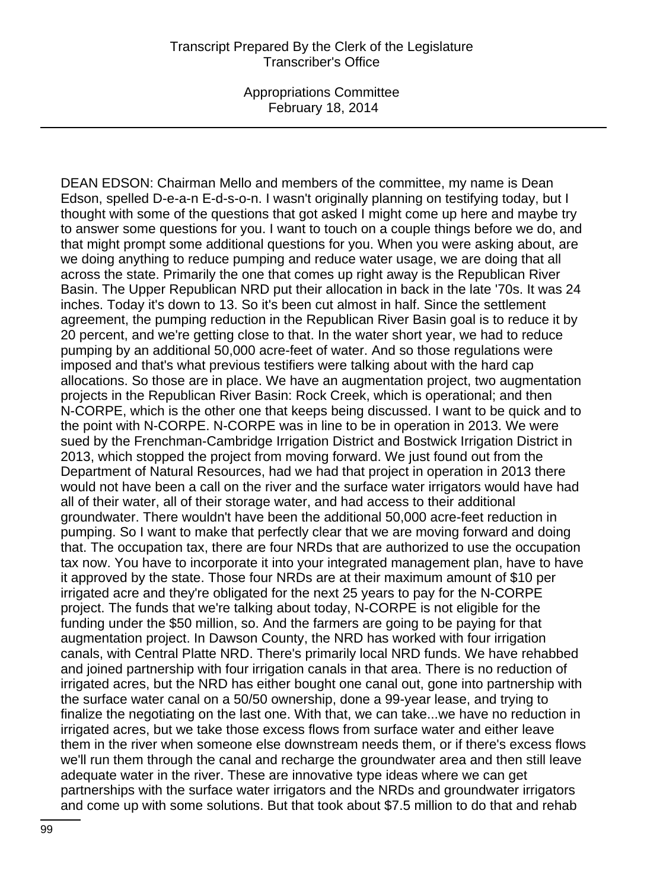DEAN EDSON: Chairman Mello and members of the committee, my name is Dean Edson, spelled D-e-a-n E-d-s-o-n. I wasn't originally planning on testifying today, but I thought with some of the questions that got asked I might come up here and maybe try to answer some questions for you. I want to touch on a couple things before we do, and that might prompt some additional questions for you. When you were asking about, are we doing anything to reduce pumping and reduce water usage, we are doing that all across the state. Primarily the one that comes up right away is the Republican River Basin. The Upper Republican NRD put their allocation in back in the late '70s. It was 24 inches. Today it's down to 13. So it's been cut almost in half. Since the settlement agreement, the pumping reduction in the Republican River Basin goal is to reduce it by 20 percent, and we're getting close to that. In the water short year, we had to reduce pumping by an additional 50,000 acre-feet of water. And so those regulations were imposed and that's what previous testifiers were talking about with the hard cap allocations. So those are in place. We have an augmentation project, two augmentation projects in the Republican River Basin: Rock Creek, which is operational; and then N-CORPE, which is the other one that keeps being discussed. I want to be quick and to the point with N-CORPE. N-CORPE was in line to be in operation in 2013. We were sued by the Frenchman-Cambridge Irrigation District and Bostwick Irrigation District in 2013, which stopped the project from moving forward. We just found out from the Department of Natural Resources, had we had that project in operation in 2013 there would not have been a call on the river and the surface water irrigators would have had all of their water, all of their storage water, and had access to their additional groundwater. There wouldn't have been the additional 50,000 acre-feet reduction in pumping. So I want to make that perfectly clear that we are moving forward and doing that. The occupation tax, there are four NRDs that are authorized to use the occupation tax now. You have to incorporate it into your integrated management plan, have to have it approved by the state. Those four NRDs are at their maximum amount of $10 per irrigated acre and they're obligated for the next 25 years to pay for the N-CORPE project. The funds that we're talking about today, N-CORPE is not eligible for the funding under the $50 million, so. And the farmers are going to be paying for that augmentation project. In Dawson County, the NRD has worked with four irrigation canals, with Central Platte NRD. There's primarily local NRD funds. We have rehabbed and joined partnership with four irrigation canals in that area. There is no reduction of irrigated acres, but the NRD has either bought one canal out, gone into partnership with the surface water canal on a 50/50 ownership, done a 99-year lease, and trying to finalize the negotiating on the last one. With that, we can take...we have no reduction in irrigated acres, but we take those excess flows from surface water and either leave them in the river when someone else downstream needs them, or if there's excess flows we'll run them through the canal and recharge the groundwater area and then still leave adequate water in the river. These are innovative type ideas where we can get partnerships with the surface water irrigators and the NRDs and groundwater irrigators and come up with some solutions. But that took about $7.5 million to do that and rehab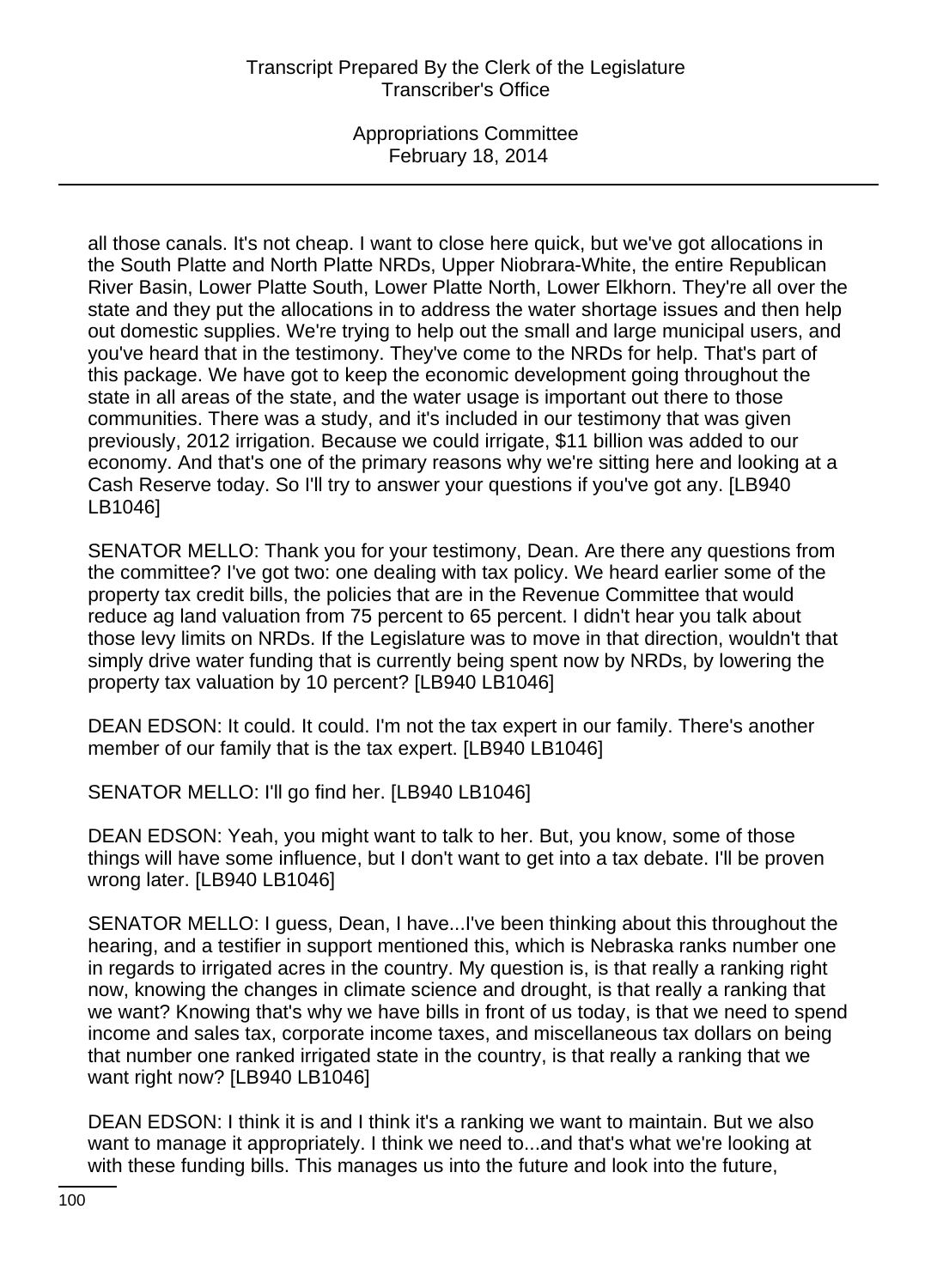all those canals. It's not cheap. I want to close here quick, but we've got allocations in the South Platte and North Platte NRDs, Upper Niobrara-White, the entire Republican River Basin, Lower Platte South, Lower Platte North, Lower Elkhorn. They're all over the state and they put the allocations in to address the water shortage issues and then help out domestic supplies. We're trying to help out the small and large municipal users, and you've heard that in the testimony. They've come to the NRDs for help. That's part of this package. We have got to keep the economic development going throughout the state in all areas of the state, and the water usage is important out there to those communities. There was a study, and it's included in our testimony that was given previously, 2012 irrigation. Because we could irrigate, $11 billion was added to our economy. And that's one of the primary reasons why we're sitting here and looking at a Cash Reserve today. So I'll try to answer your questions if you've got any. [LB940 LB1046]

SENATOR MELLO: Thank you for your testimony, Dean. Are there any questions from the committee? I've got two: one dealing with tax policy. We heard earlier some of the property tax credit bills, the policies that are in the Revenue Committee that would reduce ag land valuation from 75 percent to 65 percent. I didn't hear you talk about those levy limits on NRDs. If the Legislature was to move in that direction, wouldn't that simply drive water funding that is currently being spent now by NRDs, by lowering the property tax valuation by 10 percent? [LB940 LB1046]

DEAN EDSON: It could. It could. I'm not the tax expert in our family. There's another member of our family that is the tax expert. [LB940 LB1046]

SENATOR MELLO: I'll go find her. [LB940 LB1046]

DEAN EDSON: Yeah, you might want to talk to her. But, you know, some of those things will have some influence, but I don't want to get into a tax debate. I'll be proven wrong later. [LB940 LB1046]

SENATOR MELLO: I guess, Dean, I have...I've been thinking about this throughout the hearing, and a testifier in support mentioned this, which is Nebraska ranks number one in regards to irrigated acres in the country. My question is, is that really a ranking right now, knowing the changes in climate science and drought, is that really a ranking that we want? Knowing that's why we have bills in front of us today, is that we need to spend income and sales tax, corporate income taxes, and miscellaneous tax dollars on being that number one ranked irrigated state in the country, is that really a ranking that we want right now? [LB940 LB1046]

DEAN EDSON: I think it is and I think it's a ranking we want to maintain. But we also want to manage it appropriately. I think we need to...and that's what we're looking at with these funding bills. This manages us into the future and look into the future,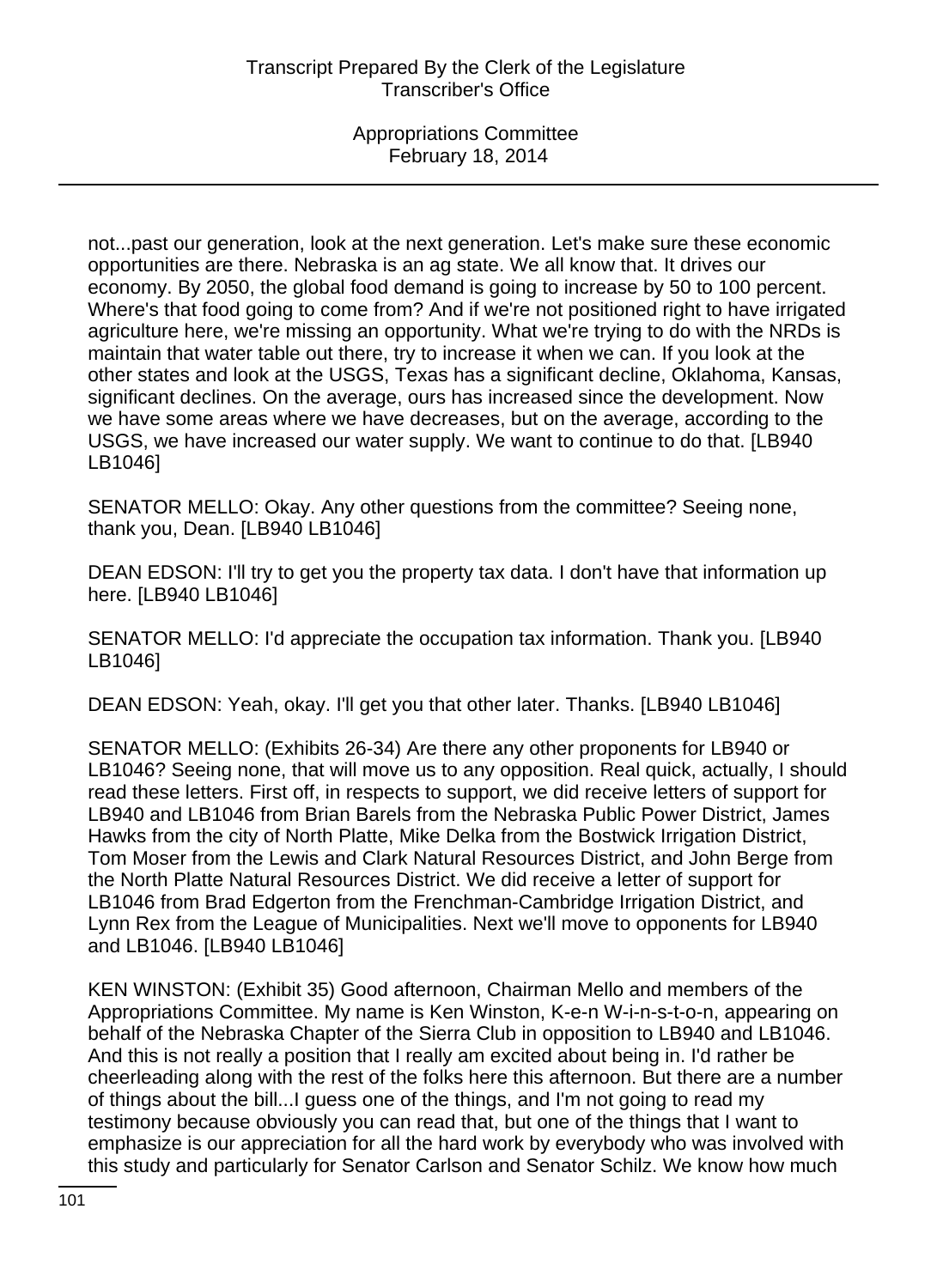not...past our generation, look at the next generation. Let's make sure these economic opportunities are there. Nebraska is an ag state. We all know that. It drives our economy. By 2050, the global food demand is going to increase by 50 to 100 percent. Where's that food going to come from? And if we're not positioned right to have irrigated agriculture here, we're missing an opportunity. What we're trying to do with the NRDs is maintain that water table out there, try to increase it when we can. If you look at the other states and look at the USGS, Texas has a significant decline, Oklahoma, Kansas, significant declines. On the average, ours has increased since the development. Now we have some areas where we have decreases, but on the average, according to the USGS, we have increased our water supply. We want to continue to do that. [LB940 LB1046]

SENATOR MELLO: Okay. Any other questions from the committee? Seeing none, thank you, Dean. [LB940 LB1046]

DEAN EDSON: I'll try to get you the property tax data. I don't have that information up here. [LB940 LB1046]

SENATOR MELLO: I'd appreciate the occupation tax information. Thank you. [LB940 LB1046]

DEAN EDSON: Yeah, okay. I'll get you that other later. Thanks. [LB940 LB1046]

SENATOR MELLO: (Exhibits 26-34) Are there any other proponents for LB940 or LB1046? Seeing none, that will move us to any opposition. Real quick, actually, I should read these letters. First off, in respects to support, we did receive letters of support for LB940 and LB1046 from Brian Barels from the Nebraska Public Power District, James Hawks from the city of North Platte, Mike Delka from the Bostwick Irrigation District, Tom Moser from the Lewis and Clark Natural Resources District, and John Berge from the North Platte Natural Resources District. We did receive a letter of support for LB1046 from Brad Edgerton from the Frenchman-Cambridge Irrigation District, and Lynn Rex from the League of Municipalities. Next we'll move to opponents for LB940 and LB1046. [LB940 LB1046]

KEN WINSTON: (Exhibit 35) Good afternoon, Chairman Mello and members of the Appropriations Committee. My name is Ken Winston, K-e-n W-i-n-s-t-o-n, appearing on behalf of the Nebraska Chapter of the Sierra Club in opposition to LB940 and LB1046. And this is not really a position that I really am excited about being in. I'd rather be cheerleading along with the rest of the folks here this afternoon. But there are a number of things about the bill...I guess one of the things, and I'm not going to read my testimony because obviously you can read that, but one of the things that I want to emphasize is our appreciation for all the hard work by everybody who was involved with this study and particularly for Senator Carlson and Senator Schilz. We know how much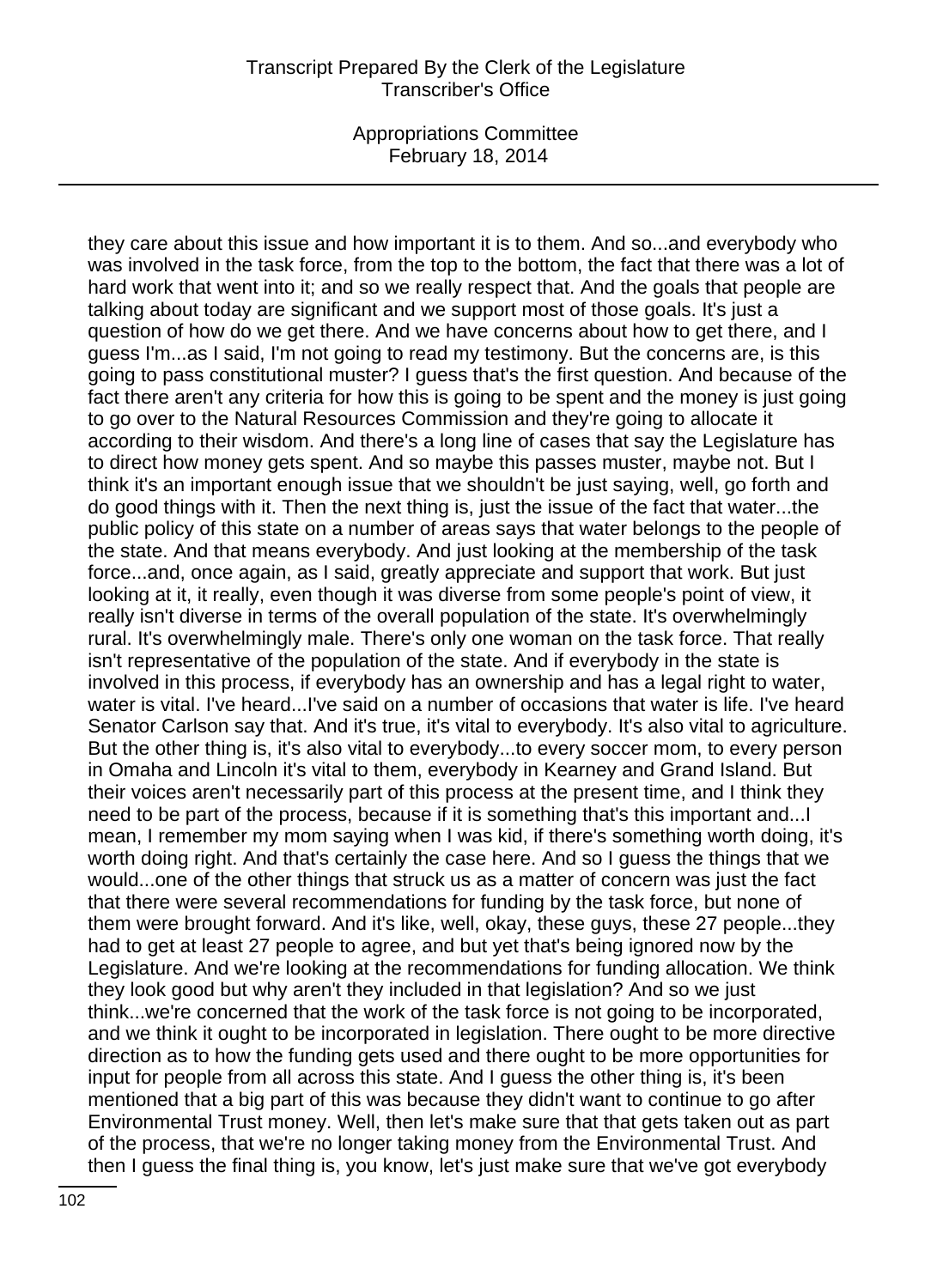they care about this issue and how important it is to them. And so...and everybody who was involved in the task force, from the top to the bottom, the fact that there was a lot of hard work that went into it; and so we really respect that. And the goals that people are talking about today are significant and we support most of those goals. It's just a question of how do we get there. And we have concerns about how to get there, and I guess I'm...as I said, I'm not going to read my testimony. But the concerns are, is this going to pass constitutional muster? I guess that's the first question. And because of the fact there aren't any criteria for how this is going to be spent and the money is just going to go over to the Natural Resources Commission and they're going to allocate it according to their wisdom. And there's a long line of cases that say the Legislature has to direct how money gets spent. And so maybe this passes muster, maybe not. But I think it's an important enough issue that we shouldn't be just saying, well, go forth and do good things with it. Then the next thing is, just the issue of the fact that water...the public policy of this state on a number of areas says that water belongs to the people of the state. And that means everybody. And just looking at the membership of the task force...and, once again, as I said, greatly appreciate and support that work. But just looking at it, it really, even though it was diverse from some people's point of view, it really isn't diverse in terms of the overall population of the state. It's overwhelmingly rural. It's overwhelmingly male. There's only one woman on the task force. That really isn't representative of the population of the state. And if everybody in the state is involved in this process, if everybody has an ownership and has a legal right to water, water is vital. I've heard...I've said on a number of occasions that water is life. I've heard Senator Carlson say that. And it's true, it's vital to everybody. It's also vital to agriculture. But the other thing is, it's also vital to everybody...to every soccer mom, to every person in Omaha and Lincoln it's vital to them, everybody in Kearney and Grand Island. But their voices aren't necessarily part of this process at the present time, and I think they need to be part of the process, because if it is something that's this important and...I mean, I remember my mom saying when I was kid, if there's something worth doing, it's worth doing right. And that's certainly the case here. And so I guess the things that we would...one of the other things that struck us as a matter of concern was just the fact that there were several recommendations for funding by the task force, but none of them were brought forward. And it's like, well, okay, these guys, these 27 people...they had to get at least 27 people to agree, and but yet that's being ignored now by the Legislature. And we're looking at the recommendations for funding allocation. We think they look good but why aren't they included in that legislation? And so we just think...we're concerned that the work of the task force is not going to be incorporated, and we think it ought to be incorporated in legislation. There ought to be more directive direction as to how the funding gets used and there ought to be more opportunities for input for people from all across this state. And I guess the other thing is, it's been mentioned that a big part of this was because they didn't want to continue to go after Environmental Trust money. Well, then let's make sure that that gets taken out as part of the process, that we're no longer taking money from the Environmental Trust. And then I guess the final thing is, you know, let's just make sure that we've got everybody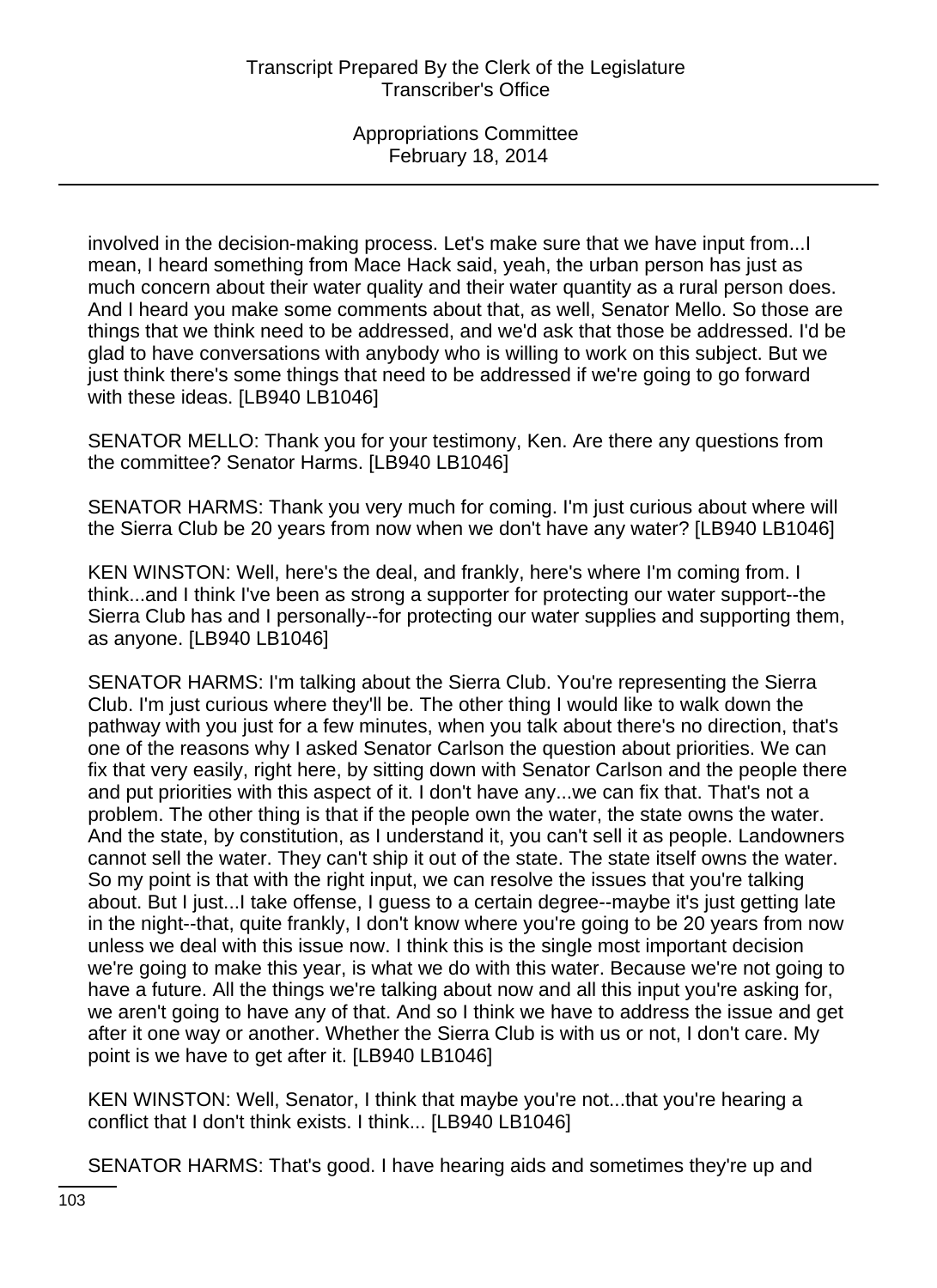involved in the decision-making process. Let's make sure that we have input from...I mean, I heard something from Mace Hack said, yeah, the urban person has just as much concern about their water quality and their water quantity as a rural person does. And I heard you make some comments about that, as well, Senator Mello. So those are things that we think need to be addressed, and we'd ask that those be addressed. I'd be glad to have conversations with anybody who is willing to work on this subject. But we just think there's some things that need to be addressed if we're going to go forward with these ideas. [LB940 LB1046]

SENATOR MELLO: Thank you for your testimony, Ken. Are there any questions from the committee? Senator Harms. [LB940 LB1046]

SENATOR HARMS: Thank you very much for coming. I'm just curious about where will the Sierra Club be 20 years from now when we don't have any water? [LB940 LB1046]

KEN WINSTON: Well, here's the deal, and frankly, here's where I'm coming from. I think...and I think I've been as strong a supporter for protecting our water support--the Sierra Club has and I personally--for protecting our water supplies and supporting them, as anyone. [LB940 LB1046]

SENATOR HARMS: I'm talking about the Sierra Club. You're representing the Sierra Club. I'm just curious where they'll be. The other thing I would like to walk down the pathway with you just for a few minutes, when you talk about there's no direction, that's one of the reasons why I asked Senator Carlson the question about priorities. We can fix that very easily, right here, by sitting down with Senator Carlson and the people there and put priorities with this aspect of it. I don't have any...we can fix that. That's not a problem. The other thing is that if the people own the water, the state owns the water. And the state, by constitution, as I understand it, you can't sell it as people. Landowners cannot sell the water. They can't ship it out of the state. The state itself owns the water. So my point is that with the right input, we can resolve the issues that you're talking about. But I just...I take offense, I guess to a certain degree--maybe it's just getting late in the night--that, quite frankly, I don't know where you're going to be 20 years from now unless we deal with this issue now. I think this is the single most important decision we're going to make this year, is what we do with this water. Because we're not going to have a future. All the things we're talking about now and all this input you're asking for, we aren't going to have any of that. And so I think we have to address the issue and get after it one way or another. Whether the Sierra Club is with us or not, I don't care. My point is we have to get after it. [LB940 LB1046]

KEN WINSTON: Well, Senator, I think that maybe you're not...that you're hearing a conflict that I don't think exists. I think... [LB940 LB1046]

SENATOR HARMS: That's good. I have hearing aids and sometimes they're up and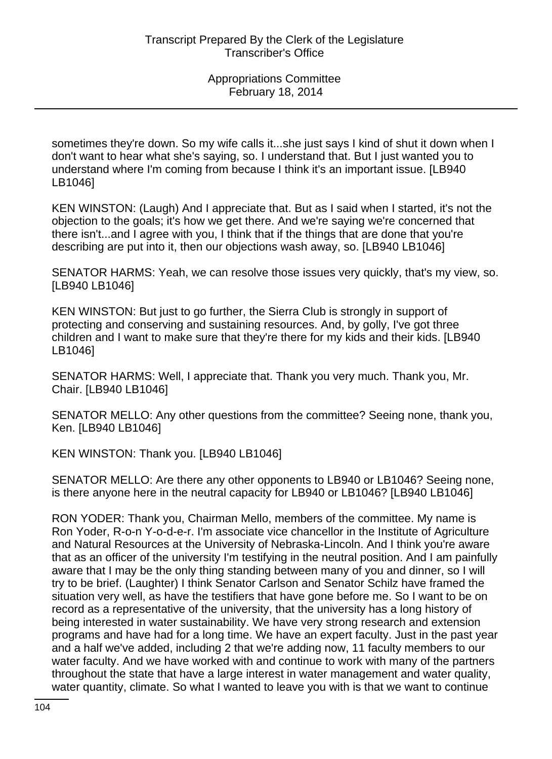sometimes they're down. So my wife calls it...she just says I kind of shut it down when I don't want to hear what she's saying, so. I understand that. But I just wanted you to understand where I'm coming from because I think it's an important issue. [LB940 LB1046]

KEN WINSTON: (Laugh) And I appreciate that. But as I said when I started, it's not the objection to the goals; it's how we get there. And we're saying we're concerned that there isn't...and I agree with you, I think that if the things that are done that you're describing are put into it, then our objections wash away, so. [LB940 LB1046]

SENATOR HARMS: Yeah, we can resolve those issues very quickly, that's my view, so. [LB940 LB1046]

KEN WINSTON: But just to go further, the Sierra Club is strongly in support of protecting and conserving and sustaining resources. And, by golly, I've got three children and I want to make sure that they're there for my kids and their kids. [LB940 LB1046]

SENATOR HARMS: Well, I appreciate that. Thank you very much. Thank you, Mr. Chair. [LB940 LB1046]

SENATOR MELLO: Any other questions from the committee? Seeing none, thank you, Ken. [LB940 LB1046]

KEN WINSTON: Thank you. [LB940 LB1046]

SENATOR MELLO: Are there any other opponents to LB940 or LB1046? Seeing none, is there anyone here in the neutral capacity for LB940 or LB1046? [LB940 LB1046]

RON YODER: Thank you, Chairman Mello, members of the committee. My name is Ron Yoder, R-o-n Y-o-d-e-r. I'm associate vice chancellor in the Institute of Agriculture and Natural Resources at the University of Nebraska-Lincoln. And I think you're aware that as an officer of the university I'm testifying in the neutral position. And I am painfully aware that I may be the only thing standing between many of you and dinner, so I will try to be brief. (Laughter) I think Senator Carlson and Senator Schilz have framed the situation very well, as have the testifiers that have gone before me. So I want to be on record as a representative of the university, that the university has a long history of being interested in water sustainability. We have very strong research and extension programs and have had for a long time. We have an expert faculty. Just in the past year and a half we've added, including 2 that we're adding now, 11 faculty members to our water faculty. And we have worked with and continue to work with many of the partners throughout the state that have a large interest in water management and water quality, water quantity, climate. So what I wanted to leave you with is that we want to continue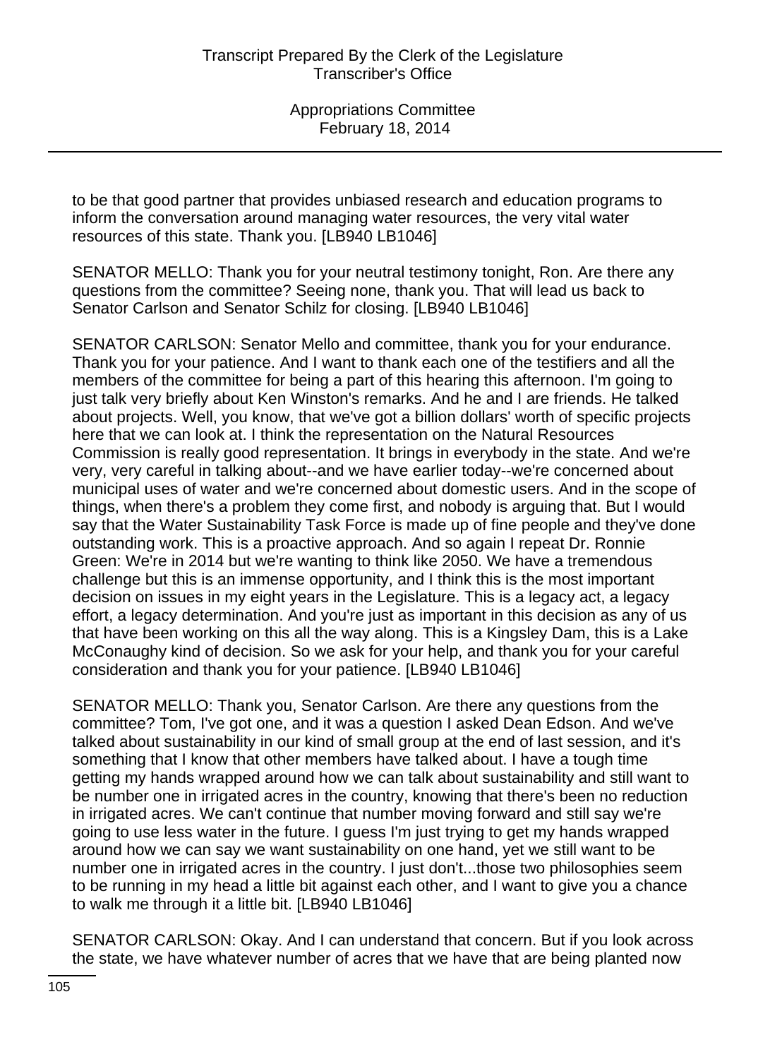to be that good partner that provides unbiased research and education programs to inform the conversation around managing water resources, the very vital water resources of this state. Thank you. [LB940 LB1046]

SENATOR MELLO: Thank you for your neutral testimony tonight, Ron. Are there any questions from the committee? Seeing none, thank you. That will lead us back to Senator Carlson and Senator Schilz for closing. [LB940 LB1046]

SENATOR CARLSON: Senator Mello and committee, thank you for your endurance. Thank you for your patience. And I want to thank each one of the testifiers and all the members of the committee for being a part of this hearing this afternoon. I'm going to just talk very briefly about Ken Winston's remarks. And he and I are friends. He talked about projects. Well, you know, that we've got a billion dollars' worth of specific projects here that we can look at. I think the representation on the Natural Resources Commission is really good representation. It brings in everybody in the state. And we're very, very careful in talking about--and we have earlier today--we're concerned about municipal uses of water and we're concerned about domestic users. And in the scope of things, when there's a problem they come first, and nobody is arguing that. But I would say that the Water Sustainability Task Force is made up of fine people and they've done outstanding work. This is a proactive approach. And so again I repeat Dr. Ronnie Green: We're in 2014 but we're wanting to think like 2050. We have a tremendous challenge but this is an immense opportunity, and I think this is the most important decision on issues in my eight years in the Legislature. This is a legacy act, a legacy effort, a legacy determination. And you're just as important in this decision as any of us that have been working on this all the way along. This is a Kingsley Dam, this is a Lake McConaughy kind of decision. So we ask for your help, and thank you for your careful consideration and thank you for your patience. [LB940 LB1046]

SENATOR MELLO: Thank you, Senator Carlson. Are there any questions from the committee? Tom, I've got one, and it was a question I asked Dean Edson. And we've talked about sustainability in our kind of small group at the end of last session, and it's something that I know that other members have talked about. I have a tough time getting my hands wrapped around how we can talk about sustainability and still want to be number one in irrigated acres in the country, knowing that there's been no reduction in irrigated acres. We can't continue that number moving forward and still say we're going to use less water in the future. I guess I'm just trying to get my hands wrapped around how we can say we want sustainability on one hand, yet we still want to be number one in irrigated acres in the country. I just don't...those two philosophies seem to be running in my head a little bit against each other, and I want to give you a chance to walk me through it a little bit. [LB940 LB1046]

SENATOR CARLSON: Okay. And I can understand that concern. But if you look across the state, we have whatever number of acres that we have that are being planted now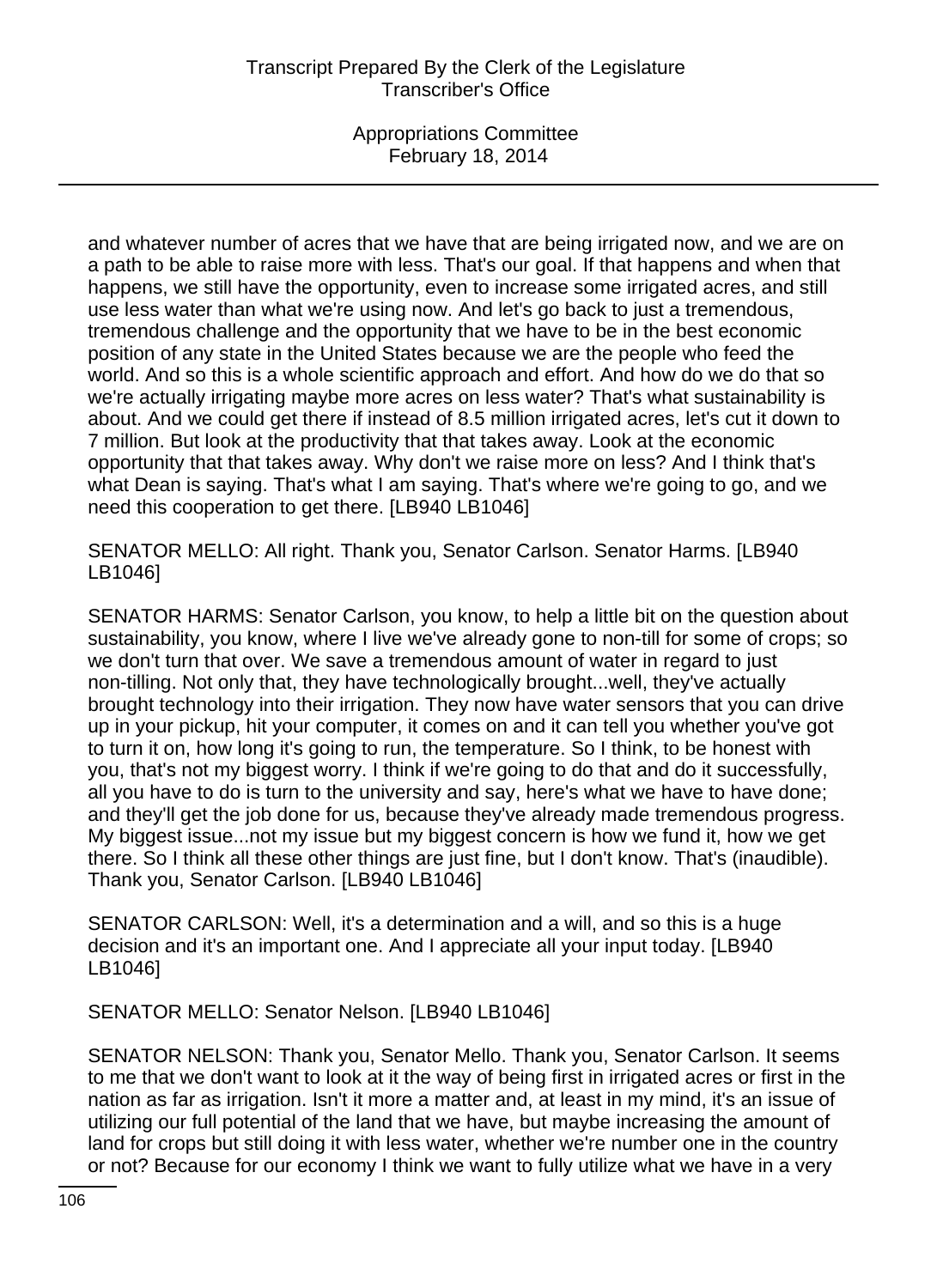and whatever number of acres that we have that are being irrigated now, and we are on a path to be able to raise more with less. That's our goal. If that happens and when that happens, we still have the opportunity, even to increase some irrigated acres, and still use less water than what we're using now. And let's go back to just a tremendous, tremendous challenge and the opportunity that we have to be in the best economic position of any state in the United States because we are the people who feed the world. And so this is a whole scientific approach and effort. And how do we do that so we're actually irrigating maybe more acres on less water? That's what sustainability is about. And we could get there if instead of 8.5 million irrigated acres, let's cut it down to 7 million. But look at the productivity that that takes away. Look at the economic opportunity that that takes away. Why don't we raise more on less? And I think that's what Dean is saying. That's what I am saying. That's where we're going to go, and we need this cooperation to get there. [LB940 LB1046]

SENATOR MELLO: All right. Thank you, Senator Carlson. Senator Harms. [LB940 LB1046]

SENATOR HARMS: Senator Carlson, you know, to help a little bit on the question about sustainability, you know, where I live we've already gone to non-till for some of crops; so we don't turn that over. We save a tremendous amount of water in regard to just non-tilling. Not only that, they have technologically brought...well, they've actually brought technology into their irrigation. They now have water sensors that you can drive up in your pickup, hit your computer, it comes on and it can tell you whether you've got to turn it on, how long it's going to run, the temperature. So I think, to be honest with you, that's not my biggest worry. I think if we're going to do that and do it successfully, all you have to do is turn to the university and say, here's what we have to have done; and they'll get the job done for us, because they've already made tremendous progress. My biggest issue...not my issue but my biggest concern is how we fund it, how we get there. So I think all these other things are just fine, but I don't know. That's (inaudible). Thank you, Senator Carlson. [LB940 LB1046]

SENATOR CARLSON: Well, it's a determination and a will, and so this is a huge decision and it's an important one. And I appreciate all your input today. [LB940 LB1046]

SENATOR MELLO: Senator Nelson. [LB940 LB1046]

SENATOR NELSON: Thank you, Senator Mello. Thank you, Senator Carlson. It seems to me that we don't want to look at it the way of being first in irrigated acres or first in the nation as far as irrigation. Isn't it more a matter and, at least in my mind, it's an issue of utilizing our full potential of the land that we have, but maybe increasing the amount of land for crops but still doing it with less water, whether we're number one in the country or not? Because for our economy I think we want to fully utilize what we have in a very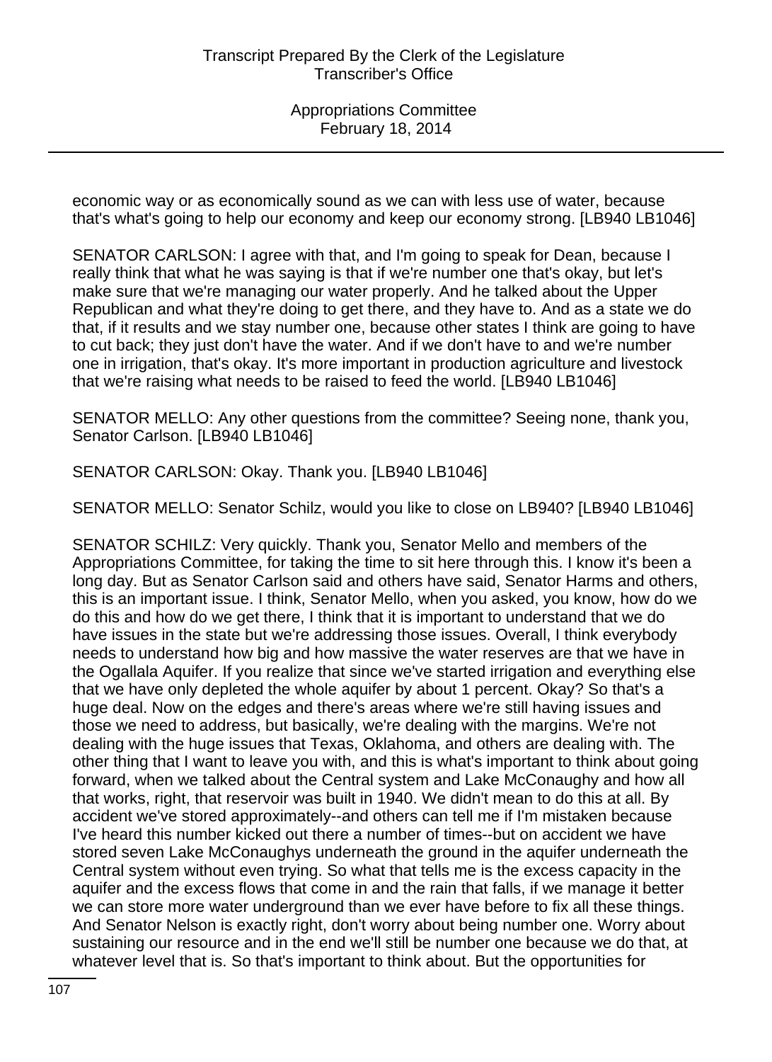economic way or as economically sound as we can with less use of water, because that's what's going to help our economy and keep our economy strong. [LB940 LB1046]

SENATOR CARLSON: I agree with that, and I'm going to speak for Dean, because I really think that what he was saying is that if we're number one that's okay, but let's make sure that we're managing our water properly. And he talked about the Upper Republican and what they're doing to get there, and they have to. And as a state we do that, if it results and we stay number one, because other states I think are going to have to cut back; they just don't have the water. And if we don't have to and we're number one in irrigation, that's okay. It's more important in production agriculture and livestock that we're raising what needs to be raised to feed the world. [LB940 LB1046]

SENATOR MELLO: Any other questions from the committee? Seeing none, thank you, Senator Carlson. [LB940 LB1046]

SENATOR CARLSON: Okay. Thank you. [LB940 LB1046]

SENATOR MELLO: Senator Schilz, would you like to close on LB940? [LB940 LB1046]

SENATOR SCHILZ: Very quickly. Thank you, Senator Mello and members of the Appropriations Committee, for taking the time to sit here through this. I know it's been a long day. But as Senator Carlson said and others have said, Senator Harms and others, this is an important issue. I think, Senator Mello, when you asked, you know, how do we do this and how do we get there, I think that it is important to understand that we do have issues in the state but we're addressing those issues. Overall, I think everybody needs to understand how big and how massive the water reserves are that we have in the Ogallala Aquifer. If you realize that since we've started irrigation and everything else that we have only depleted the whole aquifer by about 1 percent. Okay? So that's a huge deal. Now on the edges and there's areas where we're still having issues and those we need to address, but basically, we're dealing with the margins. We're not dealing with the huge issues that Texas, Oklahoma, and others are dealing with. The other thing that I want to leave you with, and this is what's important to think about going forward, when we talked about the Central system and Lake McConaughy and how all that works, right, that reservoir was built in 1940. We didn't mean to do this at all. By accident we've stored approximately--and others can tell me if I'm mistaken because I've heard this number kicked out there a number of times--but on accident we have stored seven Lake McConaughys underneath the ground in the aquifer underneath the Central system without even trying. So what that tells me is the excess capacity in the aquifer and the excess flows that come in and the rain that falls, if we manage it better we can store more water underground than we ever have before to fix all these things. And Senator Nelson is exactly right, don't worry about being number one. Worry about sustaining our resource and in the end we'll still be number one because we do that, at whatever level that is. So that's important to think about. But the opportunities for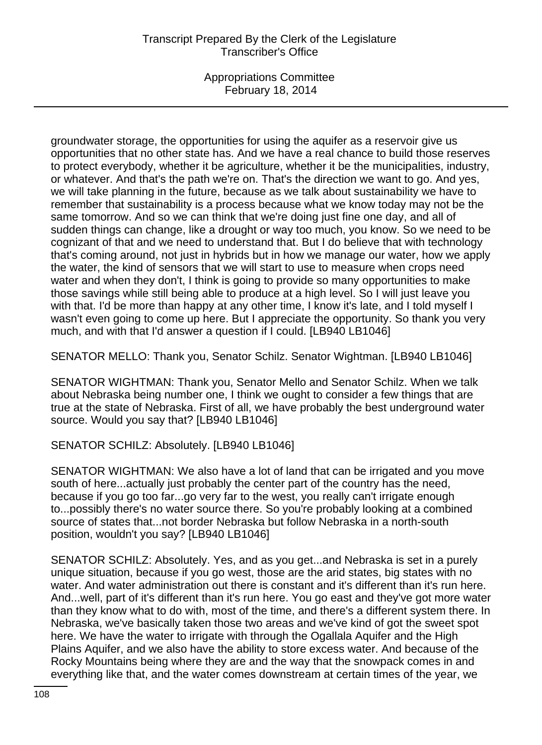groundwater storage, the opportunities for using the aquifer as a reservoir give us opportunities that no other state has. And we have a real chance to build those reserves to protect everybody, whether it be agriculture, whether it be the municipalities, industry, or whatever. And that's the path we're on. That's the direction we want to go. And yes, we will take planning in the future, because as we talk about sustainability we have to remember that sustainability is a process because what we know today may not be the same tomorrow. And so we can think that we're doing just fine one day, and all of sudden things can change, like a drought or way too much, you know. So we need to be cognizant of that and we need to understand that. But I do believe that with technology that's coming around, not just in hybrids but in how we manage our water, how we apply the water, the kind of sensors that we will start to use to measure when crops need water and when they don't, I think is going to provide so many opportunities to make those savings while still being able to produce at a high level. So I will just leave you with that. I'd be more than happy at any other time, I know it's late, and I told myself I wasn't even going to come up here. But I appreciate the opportunity. So thank you very much, and with that I'd answer a question if I could. [LB940 LB1046]

SENATOR MELLO: Thank you, Senator Schilz. Senator Wightman. [LB940 LB1046]

SENATOR WIGHTMAN: Thank you, Senator Mello and Senator Schilz. When we talk about Nebraska being number one, I think we ought to consider a few things that are true at the state of Nebraska. First of all, we have probably the best underground water source. Would you say that? [LB940 LB1046]

SENATOR SCHILZ: Absolutely. [LB940 LB1046]

SENATOR WIGHTMAN: We also have a lot of land that can be irrigated and you move south of here...actually just probably the center part of the country has the need, because if you go too far...go very far to the west, you really can't irrigate enough to...possibly there's no water source there. So you're probably looking at a combined source of states that...not border Nebraska but follow Nebraska in a north-south position, wouldn't you say? [LB940 LB1046]

SENATOR SCHILZ: Absolutely. Yes, and as you get...and Nebraska is set in a purely unique situation, because if you go west, those are the arid states, big states with no water. And water administration out there is constant and it's different than it's run here. And...well, part of it's different than it's run here. You go east and they've got more water than they know what to do with, most of the time, and there's a different system there. In Nebraska, we've basically taken those two areas and we've kind of got the sweet spot here. We have the water to irrigate with through the Ogallala Aquifer and the High Plains Aquifer, and we also have the ability to store excess water. And because of the Rocky Mountains being where they are and the way that the snowpack comes in and everything like that, and the water comes downstream at certain times of the year, we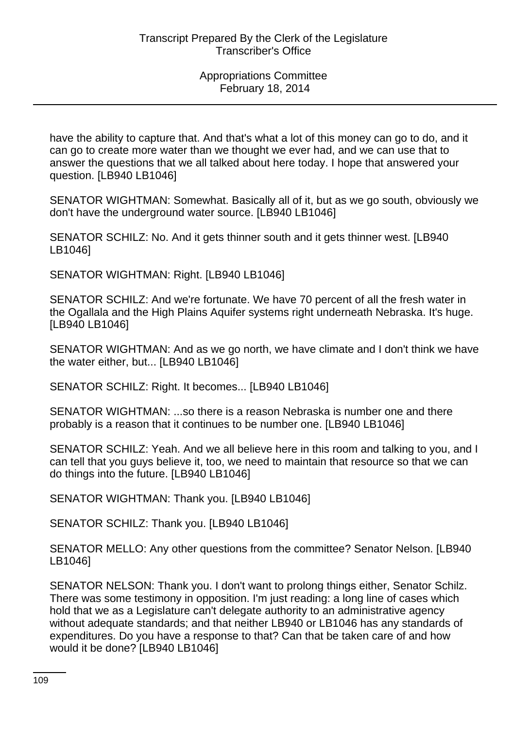have the ability to capture that. And that's what a lot of this money can go to do, and it can go to create more water than we thought we ever had, and we can use that to answer the questions that we all talked about here today. I hope that answered your question. [LB940 LB1046]

SENATOR WIGHTMAN: Somewhat. Basically all of it, but as we go south, obviously we don't have the underground water source. [LB940 LB1046]

SENATOR SCHILZ: No. And it gets thinner south and it gets thinner west. [LB940 LB1046]

SENATOR WIGHTMAN: Right. [LB940 LB1046]

SENATOR SCHILZ: And we're fortunate. We have 70 percent of all the fresh water in the Ogallala and the High Plains Aquifer systems right underneath Nebraska. It's huge. [LB940 LB1046]

SENATOR WIGHTMAN: And as we go north, we have climate and I don't think we have the water either, but... [LB940 LB1046]

SENATOR SCHILZ: Right. It becomes... [LB940 LB1046]

SENATOR WIGHTMAN: ...so there is a reason Nebraska is number one and there probably is a reason that it continues to be number one. [LB940 LB1046]

SENATOR SCHILZ: Yeah. And we all believe here in this room and talking to you, and I can tell that you guys believe it, too, we need to maintain that resource so that we can do things into the future. [LB940 LB1046]

SENATOR WIGHTMAN: Thank you. [LB940 LB1046]

SENATOR SCHILZ: Thank you. [LB940 LB1046]

SENATOR MELLO: Any other questions from the committee? Senator Nelson. [LB940 LB1046]

SENATOR NELSON: Thank you. I don't want to prolong things either, Senator Schilz. There was some testimony in opposition. I'm just reading: a long line of cases which hold that we as a Legislature can't delegate authority to an administrative agency without adequate standards; and that neither LB940 or LB1046 has any standards of expenditures. Do you have a response to that? Can that be taken care of and how would it be done? [LB940 LB1046]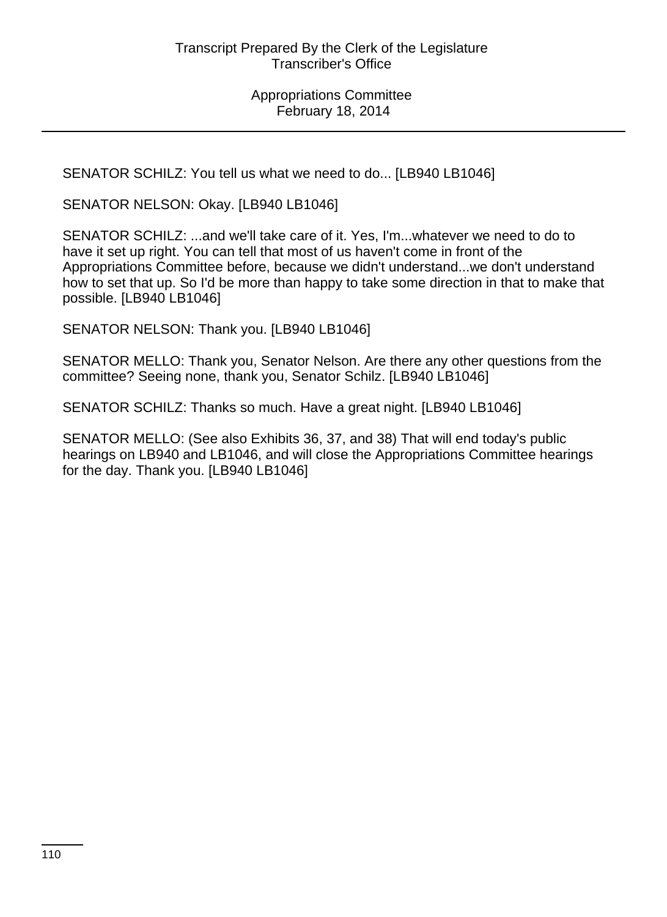SENATOR SCHILZ: You tell us what we need to do... [LB940 LB1046]

SENATOR NELSON: Okay. [LB940 LB1046]

SENATOR SCHILZ: ...and we'll take care of it. Yes, I'm...whatever we need to do to have it set up right. You can tell that most of us haven't come in front of the Appropriations Committee before, because we didn't understand...we don't understand how to set that up. So I'd be more than happy to take some direction in that to make that possible. [LB940 LB1046]

SENATOR NELSON: Thank you. [LB940 LB1046]

SENATOR MELLO: Thank you, Senator Nelson. Are there any other questions from the committee? Seeing none, thank you, Senator Schilz. [LB940 LB1046]

SENATOR SCHILZ: Thanks so much. Have a great night. [LB940 LB1046]

SENATOR MELLO: (See also Exhibits 36, 37, and 38) That will end today's public hearings on LB940 and LB1046, and will close the Appropriations Committee hearings for the day. Thank you. [LB940 LB1046]